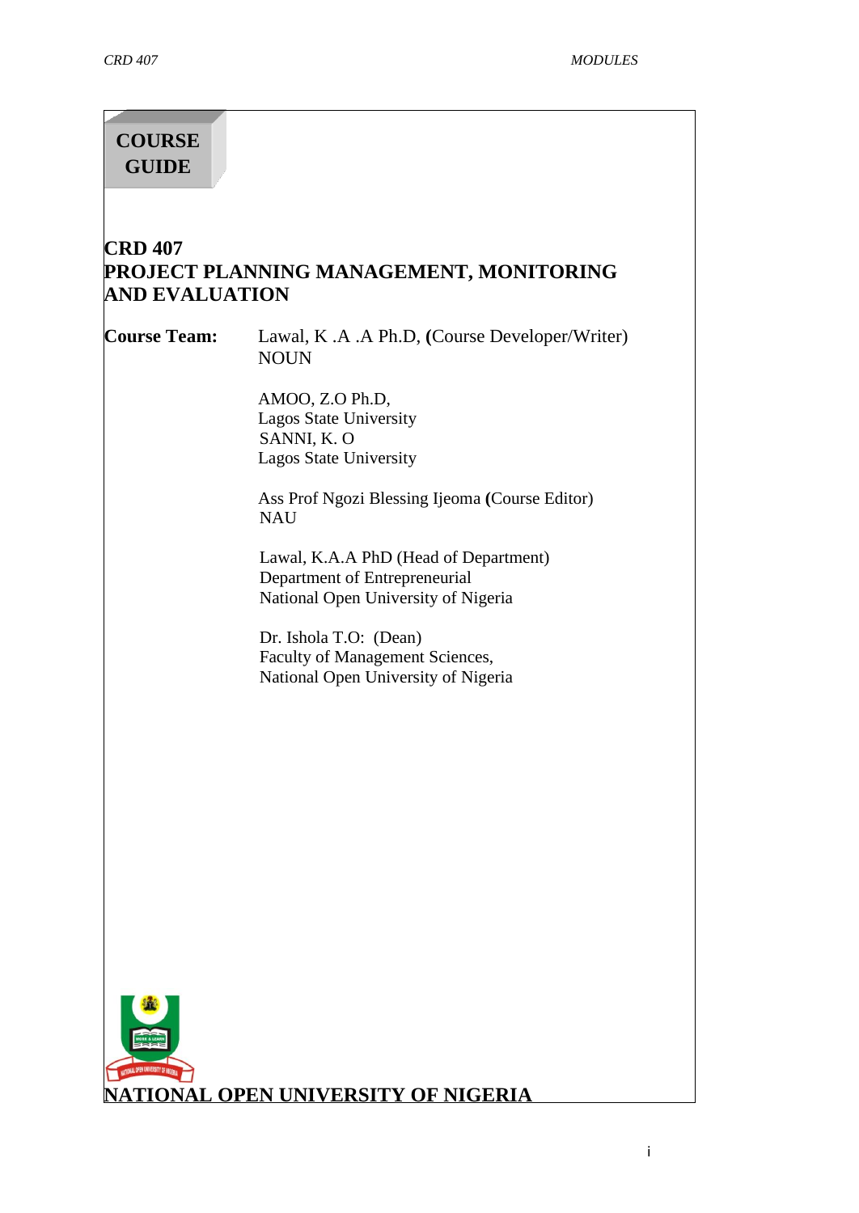# COURSE GUIDE

## CRD 407
## PROJECT PLANNING MANAGEMENT, MONITORING AND EVALUATION

**Course Team:** Lawal, K .A .A Ph.D, **(**Course Developer/Writer)
NOUN

AMOO, Z.O Ph.D,
Lagos State University
SANNI, K. O
Lagos State University

Ass Prof Ngozi Blessing Ijeoma **(**Course Editor)
NAU

Lawal, K.A.A PhD (Head of Department)
Department of Entrepreneurial
National Open University of Nigeria

Dr. Ishola T.O: (Dean)
Faculty of Management Sciences,
National Open University of Nigeria

**NATIONAL OPEN UNIVERSITY OF NIGERIA**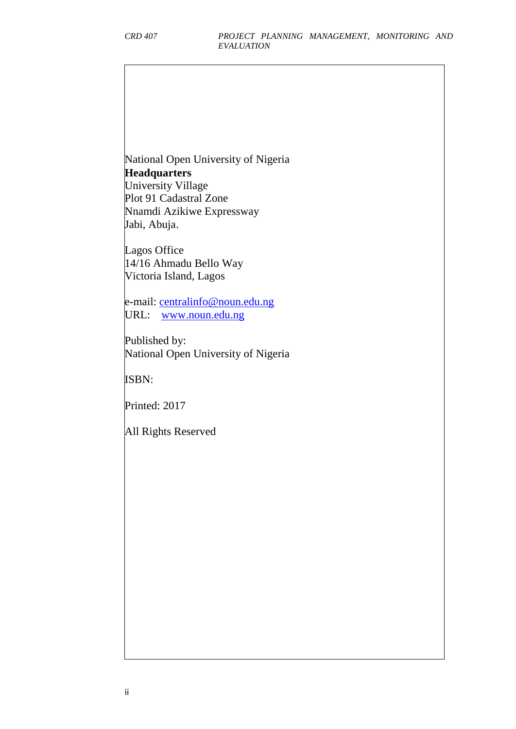National Open University of Nigeria
**Headquarters**
University Village
Plot 91 Cadastral Zone
Nnamdi Azikiwe Expressway
Jabi, Abuja.

Lagos Office
14/16 Ahmadu Bello Way
Victoria Island, Lagos

e-mail: centralinfo@noun.edu.ng
URL: www.noun.edu.ng

Published by:
National Open University of Nigeria

ISBN:

Printed: 2017

All Rights Reserved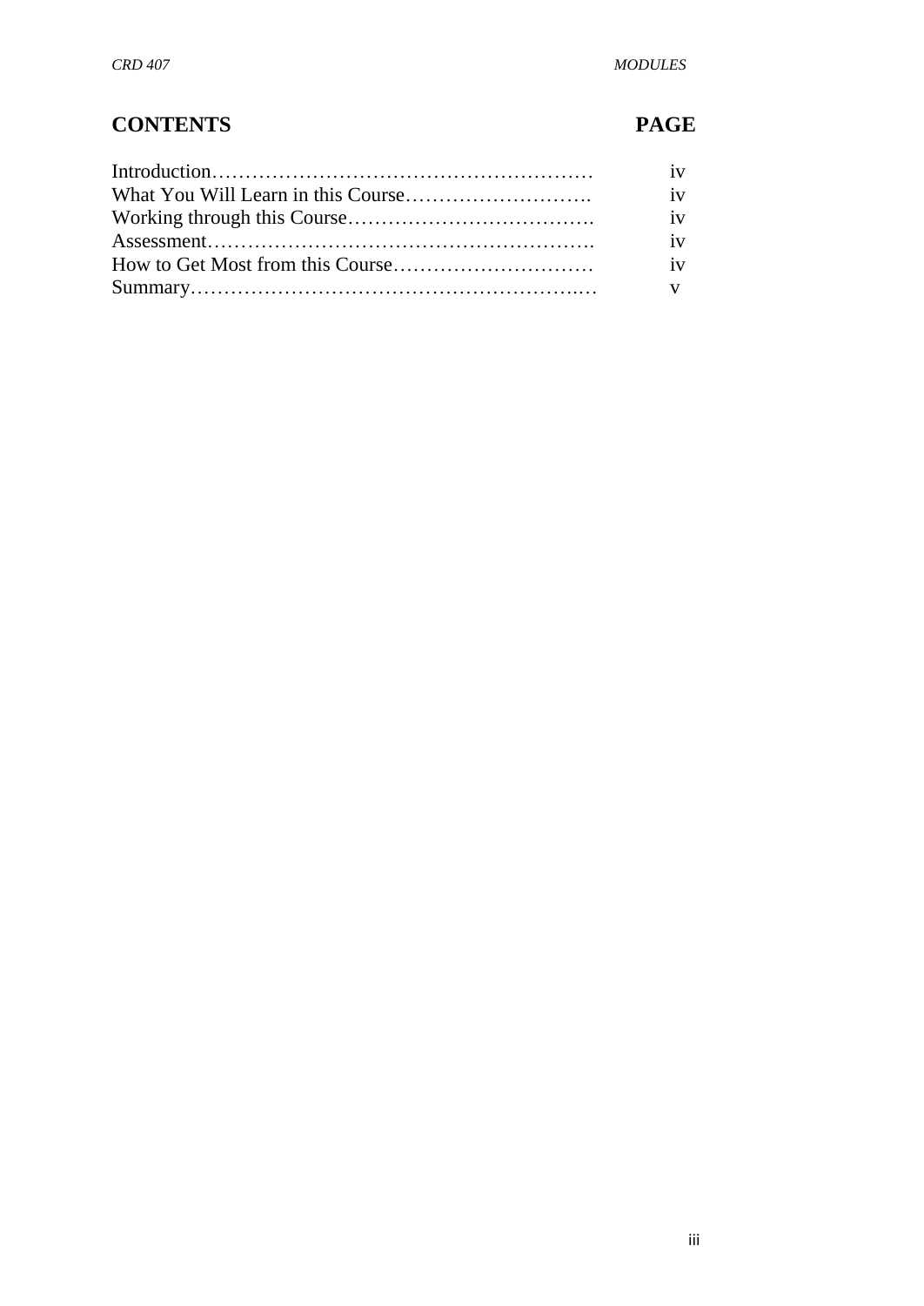# CONTENTS

| CONTENTS | PAGE |
|---|---|
| Introduction…………………………………………………… | iv |
| What You Will Learn in this Course………………………. | iv |
| Working through this Course………………………………. | iv |
| Assessment…………………………………………………. | iv |
| How to Get Most from this Course………………………… | iv |
| Summary………………………………………………..… | v |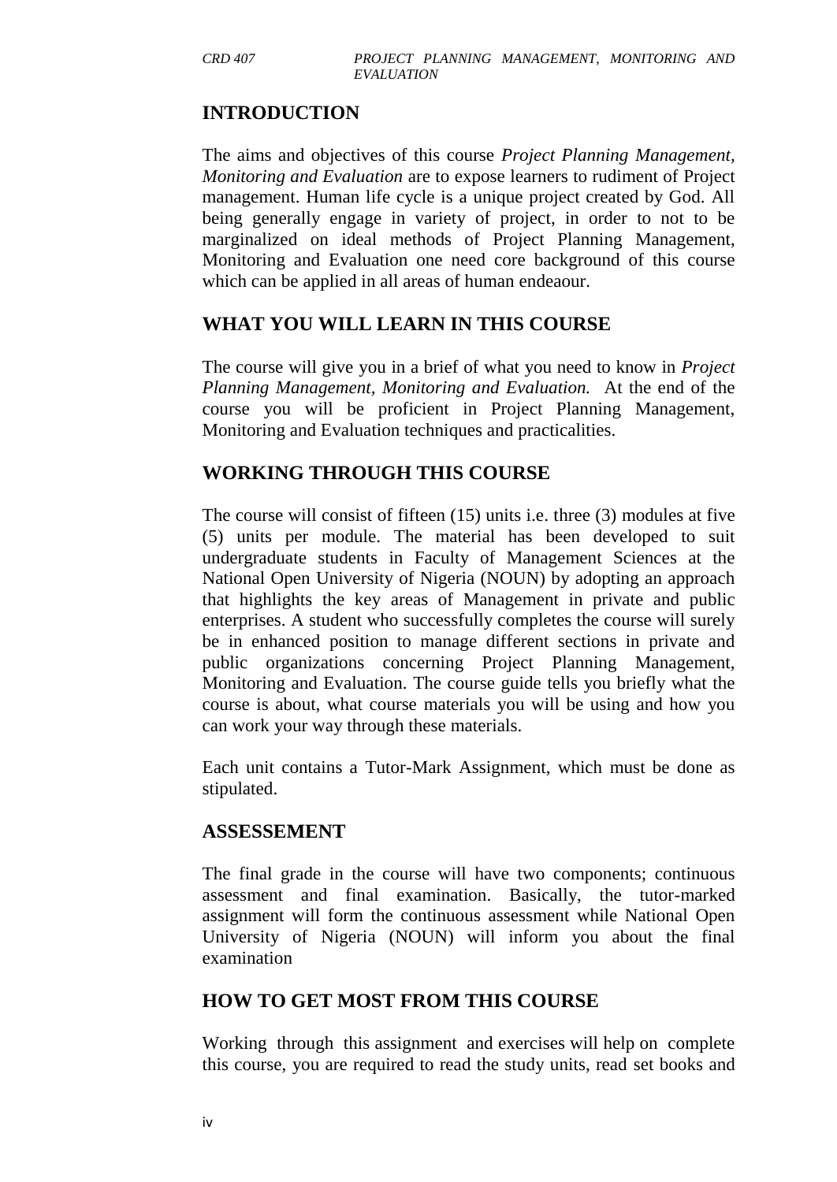## INTRODUCTION

The aims and objectives of this course *Project Planning Management, Monitoring and Evaluation* are to expose learners to rudiment of Project management. Human life cycle is a unique project created by God. All being generally engage in variety of project, in order to not to be marginalized on ideal methods of Project Planning Management, Monitoring and Evaluation one need core background of this course which can be applied in all areas of human endeaour.

## WHAT YOU WILL LEARN IN THIS COURSE

The course will give you in a brief of what you need to know in *Project Planning Management, Monitoring and Evaluation.* At the end of the course you will be proficient in Project Planning Management, Monitoring and Evaluation techniques and practicalities.

## WORKING THROUGH THIS COURSE

The course will consist of fifteen (15) units i.e. three (3) modules at five (5) units per module. The material has been developed to suit undergraduate students in Faculty of Management Sciences at the National Open University of Nigeria (NOUN) by adopting an approach that highlights the key areas of Management in private and public enterprises. A student who successfully completes the course will surely be in enhanced position to manage different sections in private and public organizations concerning Project Planning Management, Monitoring and Evaluation. The course guide tells you briefly what the course is about, what course materials you will be using and how you can work your way through these materials.

Each unit contains a Tutor-Mark Assignment, which must be done as stipulated.

## ASSESSEMENT

The final grade in the course will have two components; continuous assessment and final examination. Basically, the tutor-marked assignment will form the continuous assessment while National Open University of Nigeria (NOUN) will inform you about the final examination

## HOW TO GET MOST FROM THIS COURSE

Working through this assignment and exercises will help on complete this course, you are required to read the study units, read set books and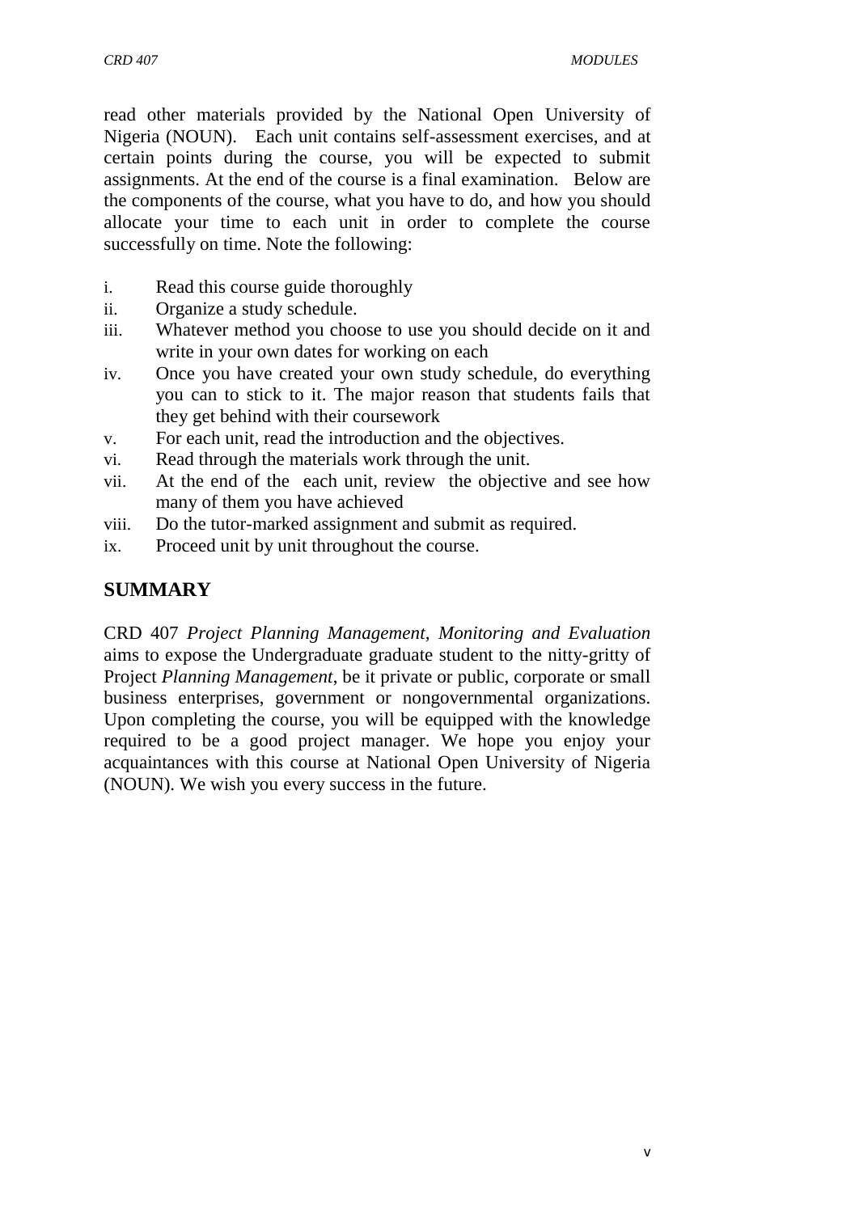read other materials provided by the National Open University of Nigeria (NOUN). Each unit contains self-assessment exercises, and at certain points during the course, you will be expected to submit assignments. At the end of the course is a final examination. Below are the components of the course, what you have to do, and how you should allocate your time to each unit in order to complete the course successfully on time. Note the following:

i. Read this course guide thoroughly
ii. Organize a study schedule.
iii. Whatever method you choose to use you should decide on it and write in your own dates for working on each
iv. Once you have created your own study schedule, do everything you can to stick to it. The major reason that students fails that they get behind with their coursework
v. For each unit, read the introduction and the objectives.
vi. Read through the materials work through the unit.
vii. At the end of the each unit, review the objective and see how many of them you have achieved
viii. Do the tutor-marked assignment and submit as required.
ix. Proceed unit by unit throughout the course.

## SUMMARY

CRD 407 *Project Planning Management, Monitoring and Evaluation* aims to expose the Undergraduate graduate student to the nitty-gritty of Project *Planning Management*, be it private or public, corporate or small business enterprises, government or nongovernmental organizations. Upon completing the course, you will be equipped with the knowledge required to be a good project manager. We hope you enjoy your acquaintances with this course at National Open University of Nigeria (NOUN). We wish you every success in the future.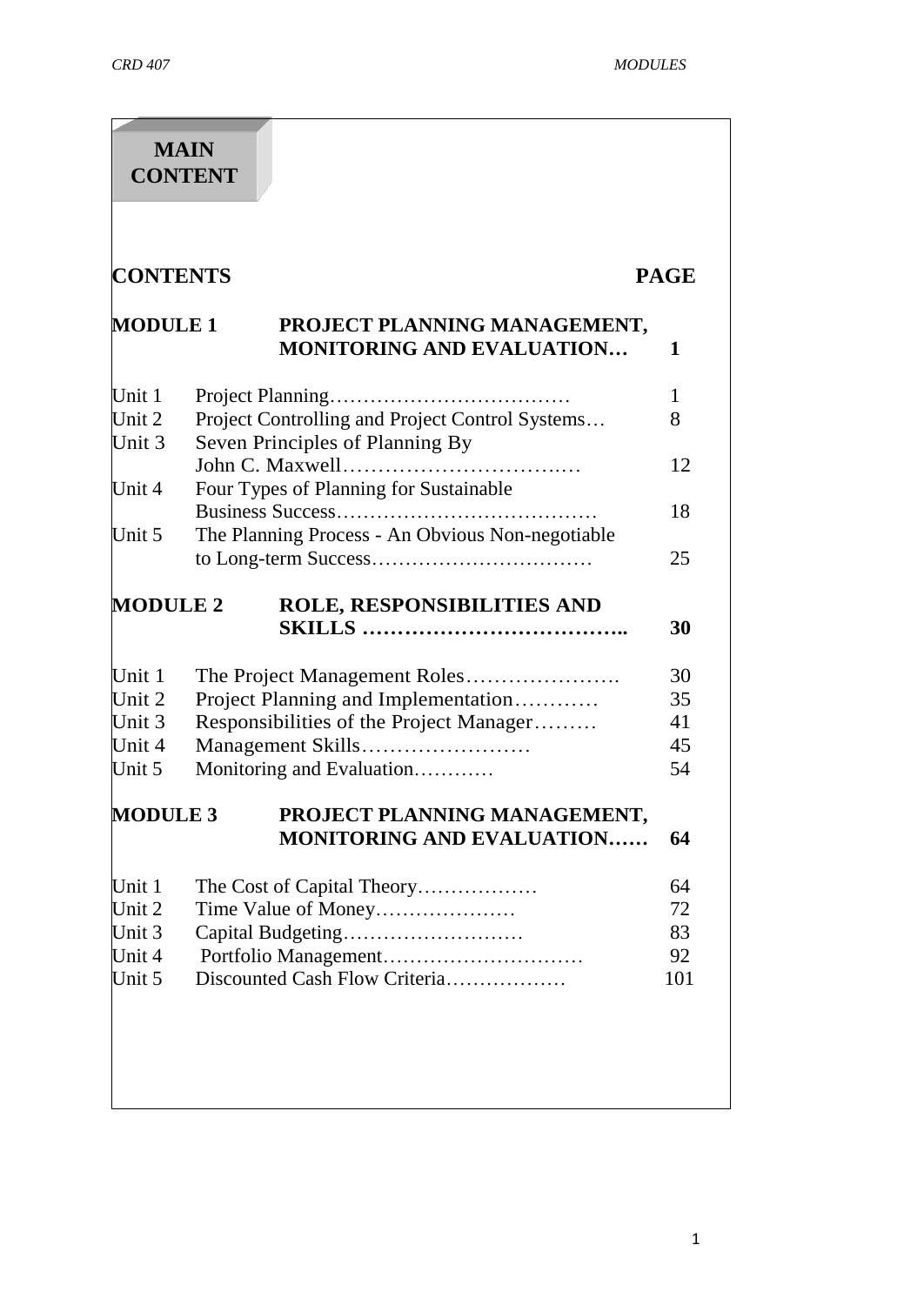# MAIN CONTENT

| CONTENTS | | PAGE |
|---|---|---|
| **MODULE 1** | **PROJECT PLANNING MANAGEMENT, MONITORING AND EVALUATION…** | **1** |
| Unit 1 | Project Planning……………………………… | 1 |
| Unit 2 | Project Controlling and Project Control Systems… | 8 |
| Unit 3 | Seven Principles of Planning By John C. Maxwell…………………………..… | 12 |
| Unit 4 | Four Types of Planning for Sustainable Business Success………………………………… | 18 |
| Unit 5 | The Planning Process - An Obvious Non-negotiable to Long-term Success…………………………… | 25 |
| **MODULE 2** | **ROLE, RESPONSIBILITIES AND SKILLS ………………………………..** | **30** |
| Unit 1 | The Project Management Roles…………………. | 30 |
| Unit 2 | Project Planning and Implementation………… | 35 |
| Unit 3 | Responsibilities of the Project Manager……… | 41 |
| Unit 4 | Management Skills…………………… | 45 |
| Unit 5 | Monitoring and Evaluation………… | 54 |
| **MODULE 3** | **PROJECT PLANNING MANAGEMENT, MONITORING AND EVALUATION……** | **64** |
| Unit 1 | The Cost of Capital Theory……………… | 64 |
| Unit 2 | Time Value of Money…………………. | 72 |
| Unit 3 | Capital Budgeting……………………… | 83 |
| Unit 4 | Portfolio Management………………………… | 92 |
| Unit 5 | Discounted Cash Flow Criteria……………… | 101 |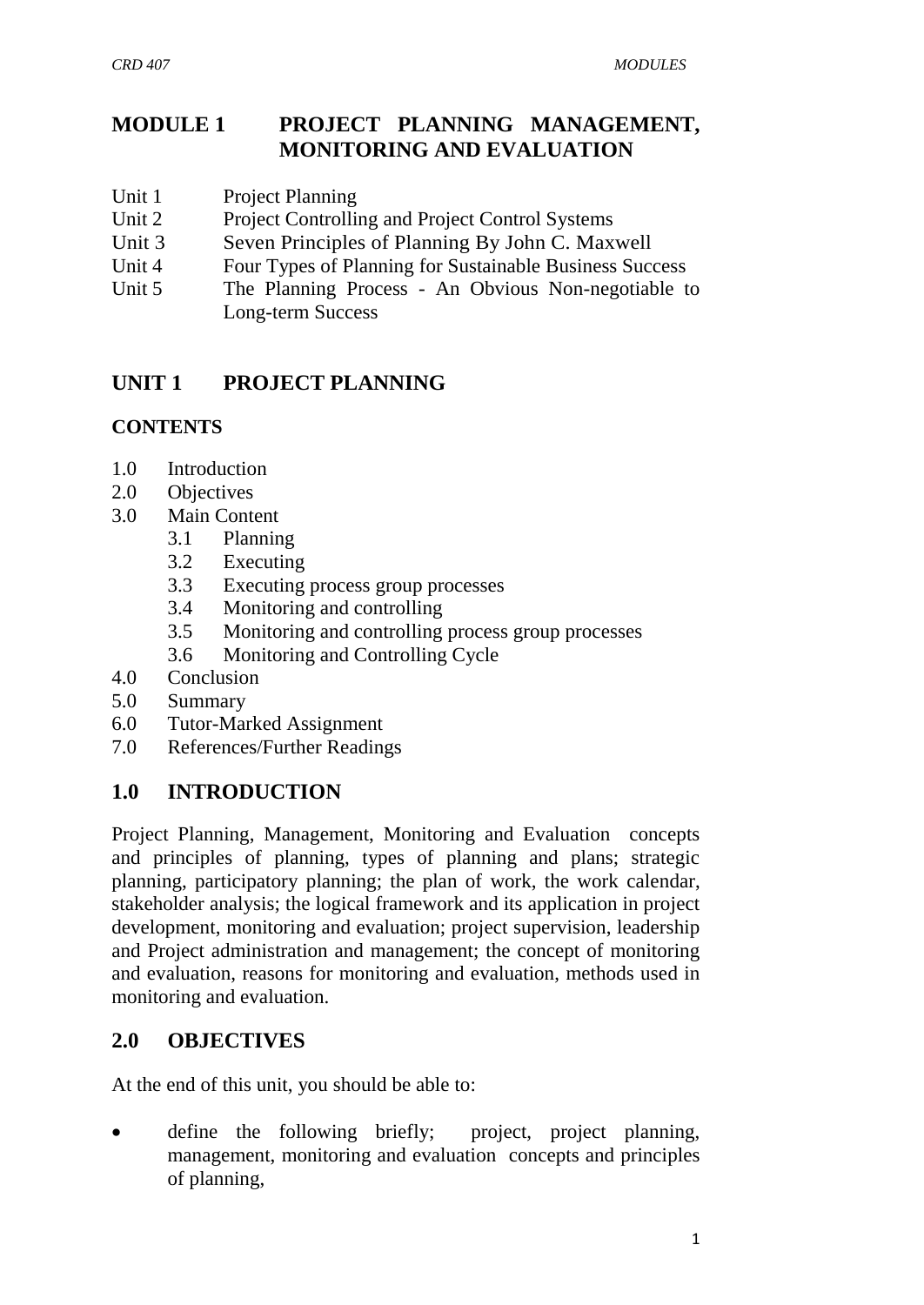## MODULE 1 PROJECT PLANNING MANAGEMENT, MONITORING AND EVALUATION

- Unit 1 Project Planning
- Unit 2 Project Controlling and Project Control Systems
- Unit 3 Seven Principles of Planning By John C. Maxwell
- Unit 4 Four Types of Planning for Sustainable Business Success
- Unit 5 The Planning Process - An Obvious Non-negotiable to Long-term Success

## UNIT 1 PROJECT PLANNING

### CONTENTS

- 1.0 Introduction
- 2.0 Objectives
- 3.0 Main Content
  - 3.1 Planning
  - 3.2 Executing
  - 3.3 Executing process group processes
  - 3.4 Monitoring and controlling
  - 3.5 Monitoring and controlling process group processes
  - 3.6 Monitoring and Controlling Cycle
- 4.0 Conclusion
- 5.0 Summary
- 6.0 Tutor-Marked Assignment
- 7.0 References/Further Readings

## 1.0 INTRODUCTION

Project Planning, Management, Monitoring and Evaluation concepts and principles of planning, types of planning and plans; strategic planning, participatory planning; the plan of work, the work calendar, stakeholder analysis; the logical framework and its application in project development, monitoring and evaluation; project supervision, leadership and Project administration and management; the concept of monitoring and evaluation, reasons for monitoring and evaluation, methods used in monitoring and evaluation.

## 2.0 OBJECTIVES

At the end of this unit, you should be able to:

- define the following briefly; project, project planning, management, monitoring and evaluation concepts and principles of planning,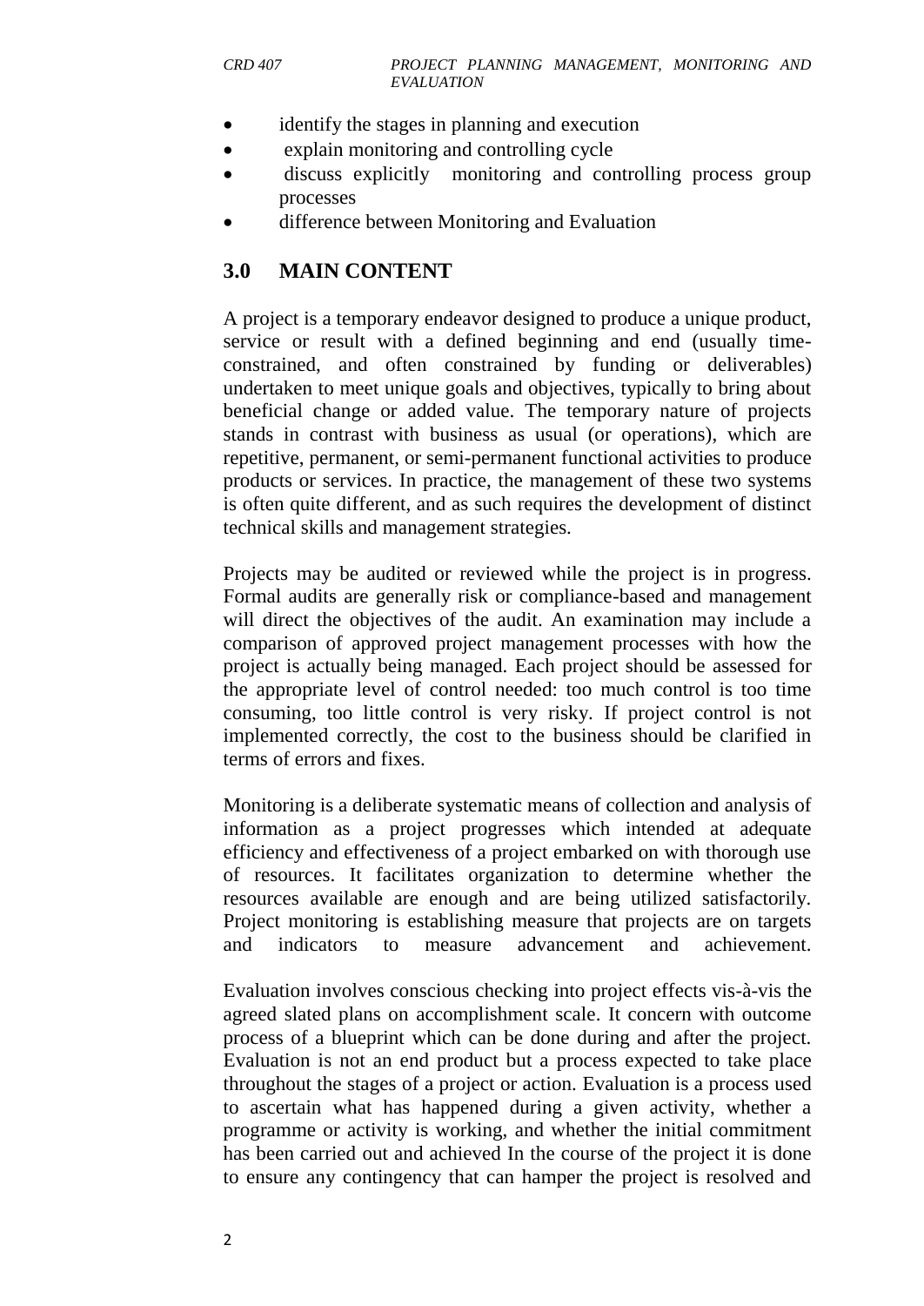- identify the stages in planning and execution
- explain monitoring and controlling cycle
- discuss explicitly monitoring and controlling process group processes
- difference between Monitoring and Evaluation

## 3.0 MAIN CONTENT

A project is a temporary endeavor designed to produce a unique product, service or result with a defined beginning and end (usually time-constrained, and often constrained by funding or deliverables) undertaken to meet unique goals and objectives, typically to bring about beneficial change or added value. The temporary nature of projects stands in contrast with business as usual (or operations), which are repetitive, permanent, or semi-permanent functional activities to produce products or services. In practice, the management of these two systems is often quite different, and as such requires the development of distinct technical skills and management strategies.

Projects may be audited or reviewed while the project is in progress. Formal audits are generally risk or compliance-based and management will direct the objectives of the audit. An examination may include a comparison of approved project management processes with how the project is actually being managed. Each project should be assessed for the appropriate level of control needed: too much control is too time consuming, too little control is very risky. If project control is not implemented correctly, the cost to the business should be clarified in terms of errors and fixes.

Monitoring is a deliberate systematic means of collection and analysis of information as a project progresses which intended at adequate efficiency and effectiveness of a project embarked on with thorough use of resources. It facilitates organization to determine whether the resources available are enough and are being utilized satisfactorily. Project monitoring is establishing measure that projects are on targets and indicators to measure advancement and achievement.

Evaluation involves conscious checking into project effects vis-à-vis the agreed slated plans on accomplishment scale. It concern with outcome process of a blueprint which can be done during and after the project. Evaluation is not an end product but a process expected to take place throughout the stages of a project or action. Evaluation is a process used to ascertain what has happened during a given activity, whether a programme or activity is working, and whether the initial commitment has been carried out and achieved In the course of the project it is done to ensure any contingency that can hamper the project is resolved and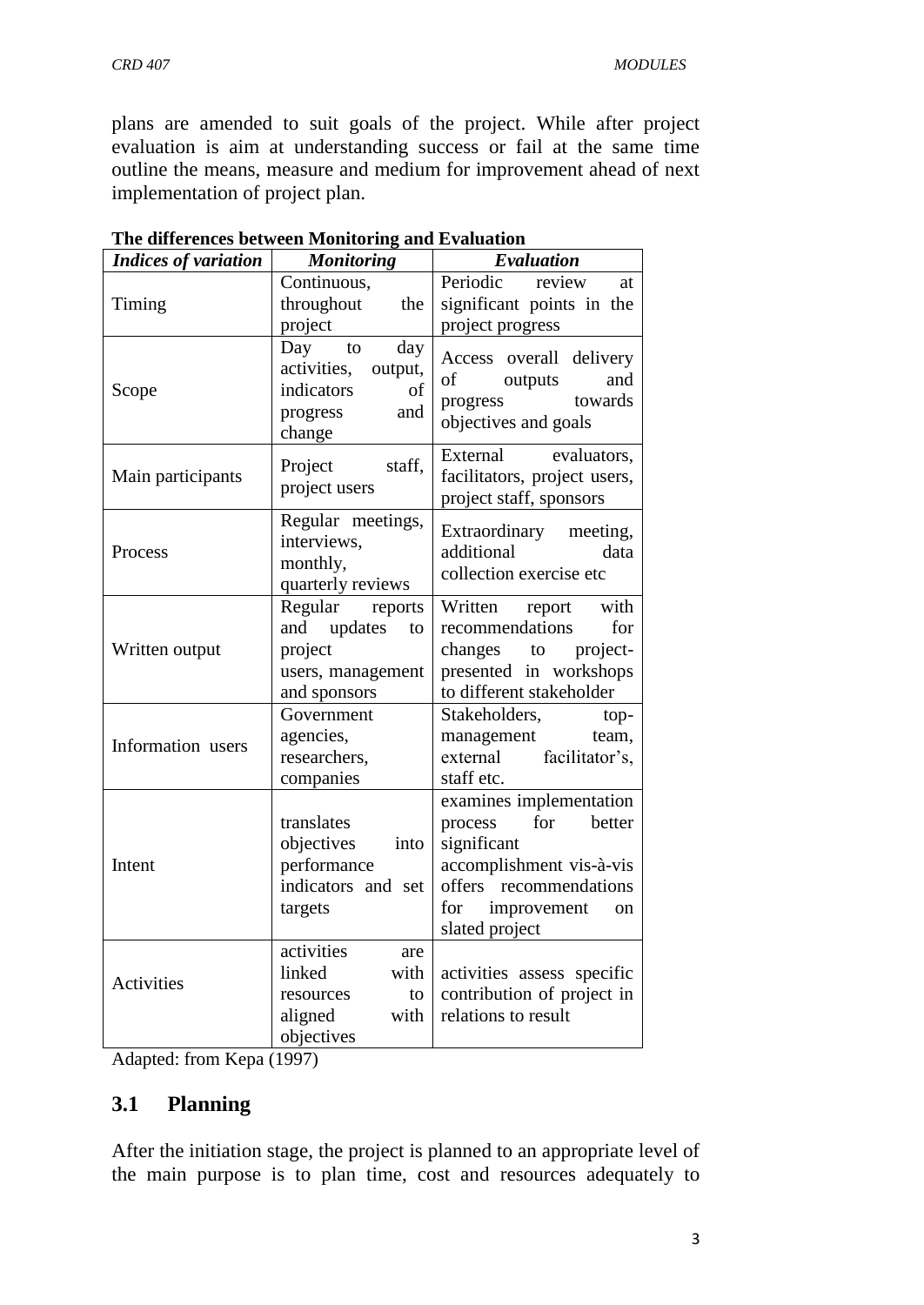plans are amended to suit goals of the project. While after project evaluation is aim at understanding success or fail at the same time outline the means, measure and medium for improvement ahead of next implementation of project plan.

**The differences between Monitoring and Evaluation**

| *Indices of variation* | *Monitoring* | *Evaluation* |
|---|---|---|
| Timing | Continuous, throughout the project | Periodic review at significant points in the project progress |
| Scope | Day to day activities, output, indicators of progress and change | Access overall delivery of outputs and progress towards objectives and goals |
| Main participants | Project staff, project users | External evaluators, facilitators, project users, project staff, sponsors |
| Process | Regular meetings, interviews, monthly, quarterly reviews | Extraordinary meeting, additional data collection exercise etc |
| Written output | Regular reports and updates to project users, management and sponsors | Written report with recommendations for changes to project-presented in workshops to different stakeholder |
| Information users | Government agencies, researchers, companies | Stakeholders, top-management team, external facilitator's, staff etc. |
| Intent | translates objectives into performance indicators and set targets | examines implementation process for better significant accomplishment vis-à-vis offers recommendations for improvement on slated project |
| Activities | activities are linked with resources to aligned with objectives | activities assess specific contribution of project in relations to result |

Adapted: from Kepa (1997)

## 3.1 Planning

After the initiation stage, the project is planned to an appropriate level of the main purpose is to plan time, cost and resources adequately to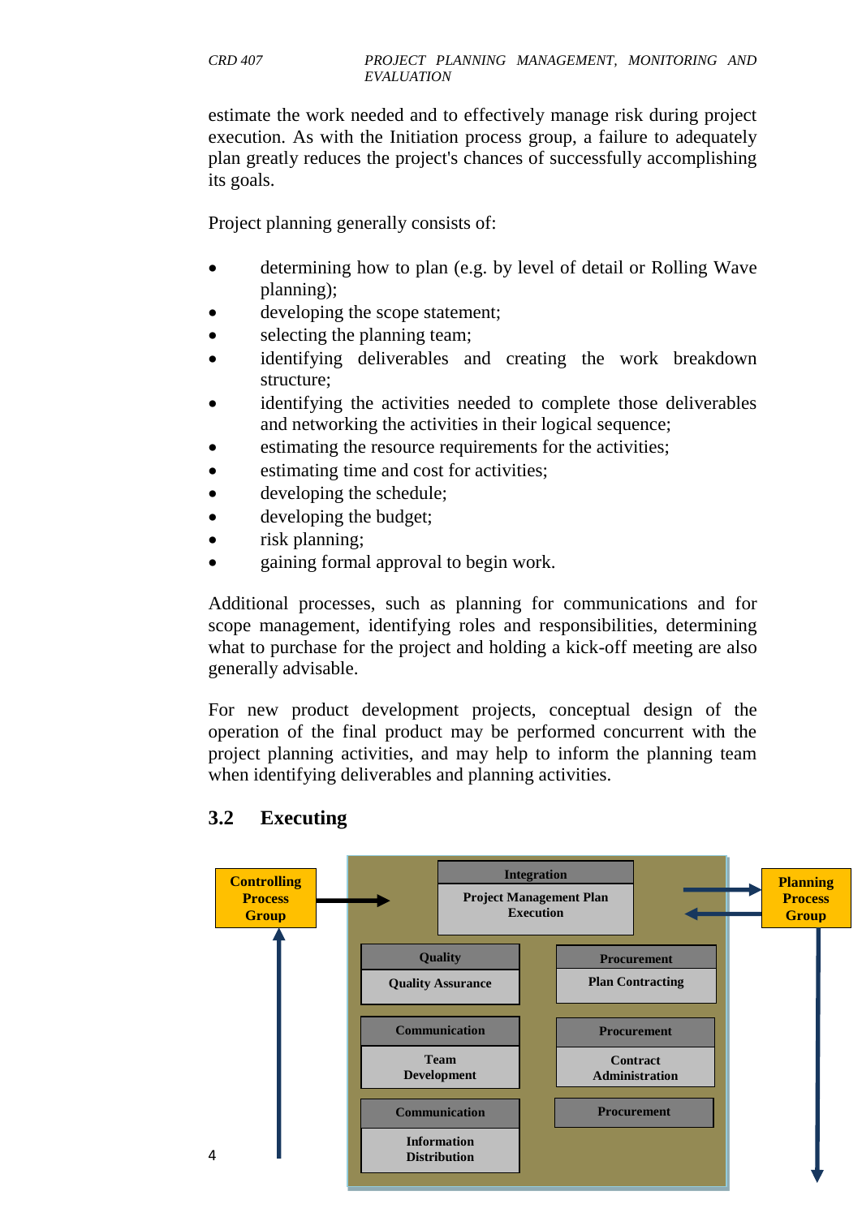estimate the work needed and to effectively manage risk during project execution. As with the Initiation process group, a failure to adequately plan greatly reduces the project's chances of successfully accomplishing its goals.

Project planning generally consists of:

- determining how to plan (e.g. by level of detail or Rolling Wave planning);
- developing the scope statement;
- selecting the planning team;
- identifying deliverables and creating the work breakdown structure;
- identifying the activities needed to complete those deliverables and networking the activities in their logical sequence;
- estimating the resource requirements for the activities;
- estimating time and cost for activities;
- developing the schedule;
- developing the budget;
- risk planning;
- gaining formal approval to begin work.

Additional processes, such as planning for communications and for scope management, identifying roles and responsibilities, determining what to purchase for the project and holding a kick-off meeting are also generally advisable.

For new product development projects, conceptual design of the operation of the final product may be performed concurrent with the project planning activities, and may help to inform the planning team when identifying deliverables and planning activities.

## 3.2 Executing

**Controlling Process Group**

**Planning Process Group**

**Integration** — Project Management Plan Execution

**Quality** — Quality Assurance

**Procurement** — Plan Contracting

**Communication** — Team Development

**Procurement** — Contract Administration

**Communication** — Information Distribution

**Procurement**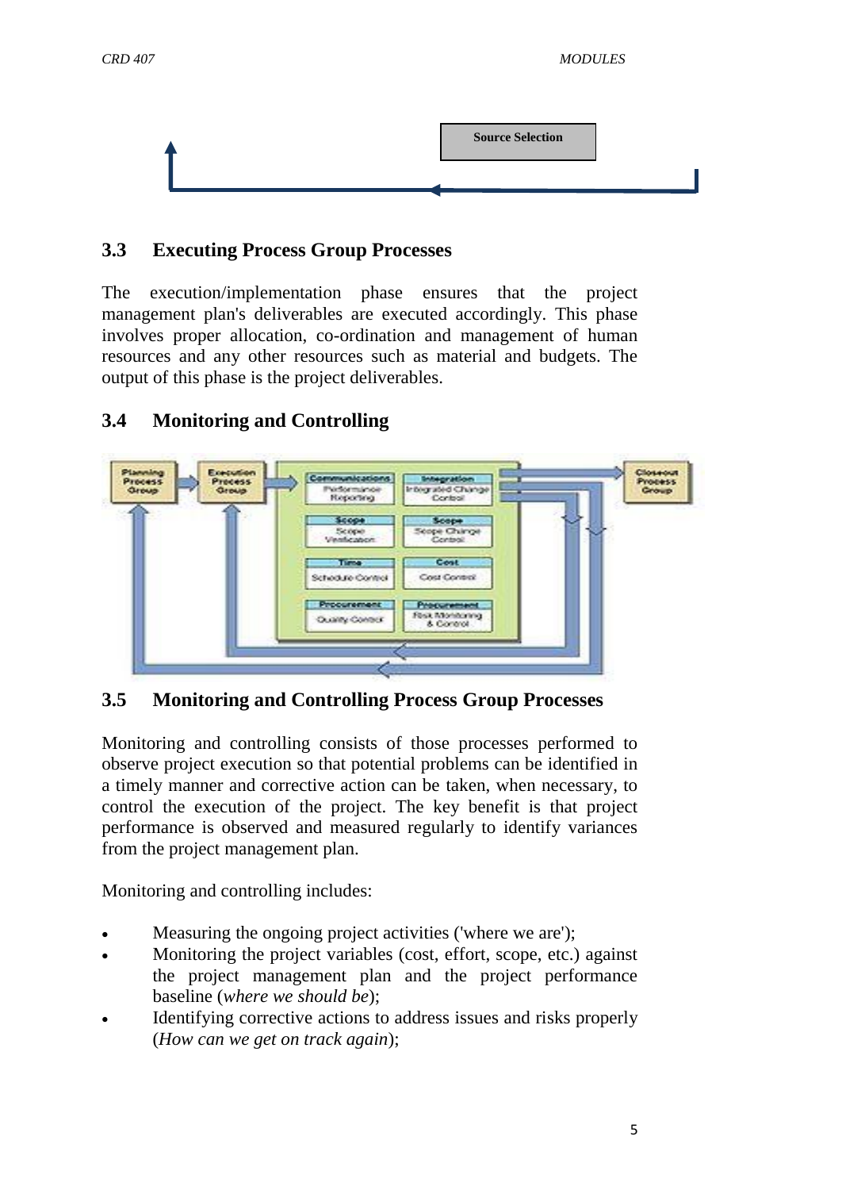Source Selection

## 3.3 Executing Process Group Processes

The execution/implementation phase ensures that the project management plan's deliverables are executed accordingly. This phase involves proper allocation, co-ordination and management of human resources and any other resources such as material and budgets. The output of this phase is the project deliverables.

## 3.4 Monitoring and Controlling

## 3.5 Monitoring and Controlling Process Group Processes

Monitoring and controlling consists of those processes performed to observe project execution so that potential problems can be identified in a timely manner and corrective action can be taken, when necessary, to control the execution of the project. The key benefit is that project performance is observed and measured regularly to identify variances from the project management plan.

Monitoring and controlling includes:

- Measuring the ongoing project activities ('where we are');
- Monitoring the project variables (cost, effort, scope, etc.) against the project management plan and the project performance baseline (*where we should be*);
- Identifying corrective actions to address issues and risks properly (*How can we get on track again*);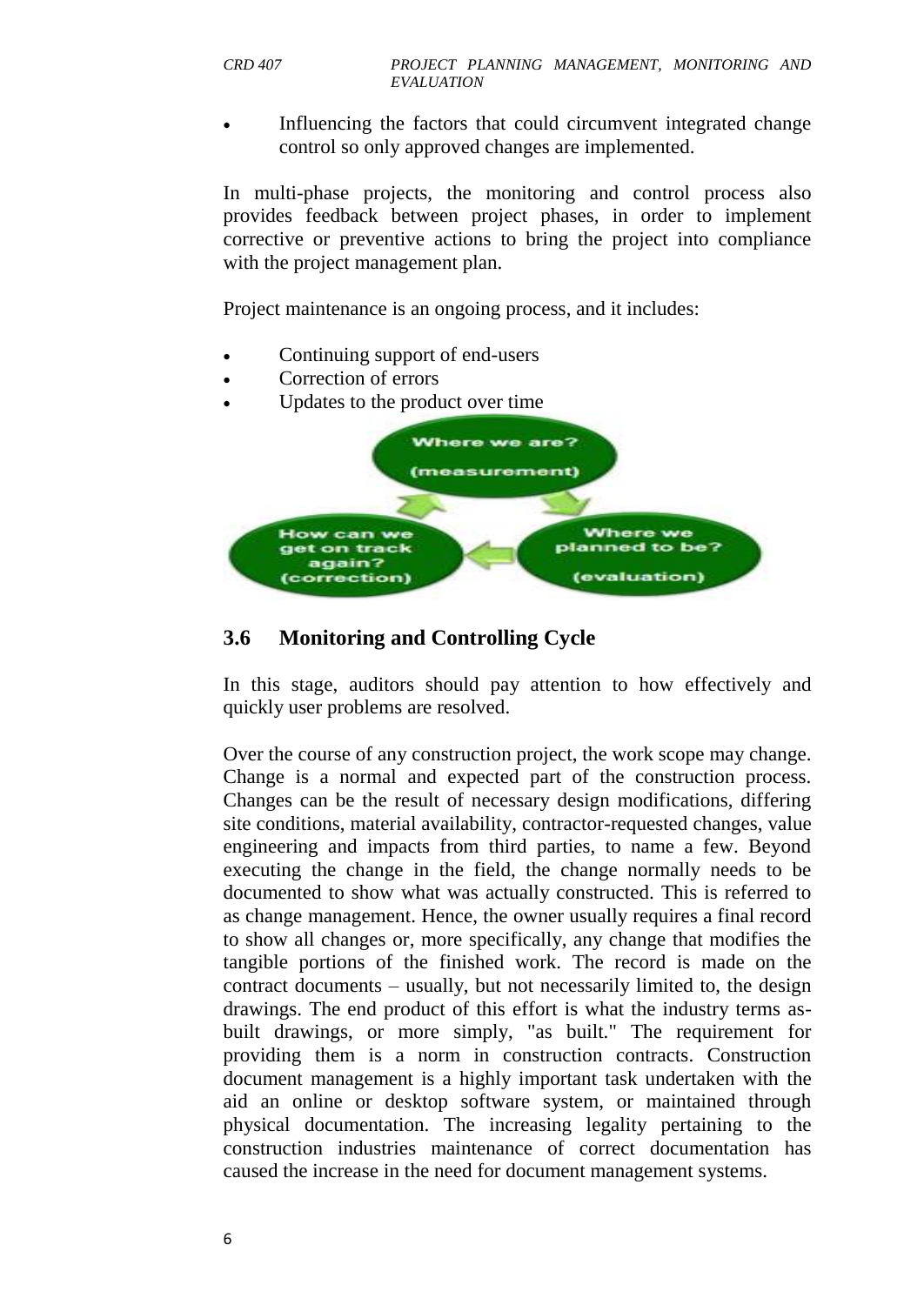- Influencing the factors that could circumvent integrated change control so only approved changes are implemented.

In multi-phase projects, the monitoring and control process also provides feedback between project phases, in order to implement corrective or preventive actions to bring the project into compliance with the project management plan.

Project maintenance is an ongoing process, and it includes:

- Continuing support of end-users
- Correction of errors
- Updates to the product over time

Where we are? (measurement)

Where we planned to be? (evaluation)

How can we get on track again? (correction)

## 3.6 Monitoring and Controlling Cycle

In this stage, auditors should pay attention to how effectively and quickly user problems are resolved.

Over the course of any construction project, the work scope may change. Change is a normal and expected part of the construction process. Changes can be the result of necessary design modifications, differing site conditions, material availability, contractor-requested changes, value engineering and impacts from third parties, to name a few. Beyond executing the change in the field, the change normally needs to be documented to show what was actually constructed. This is referred to as change management. Hence, the owner usually requires a final record to show all changes or, more specifically, any change that modifies the tangible portions of the finished work. The record is made on the contract documents – usually, but not necessarily limited to, the design drawings. The end product of this effort is what the industry terms as-built drawings, or more simply, "as built." The requirement for providing them is a norm in construction contracts. Construction document management is a highly important task undertaken with the aid an online or desktop software system, or maintained through physical documentation. The increasing legality pertaining to the construction industries maintenance of correct documentation has caused the increase in the need for document management systems.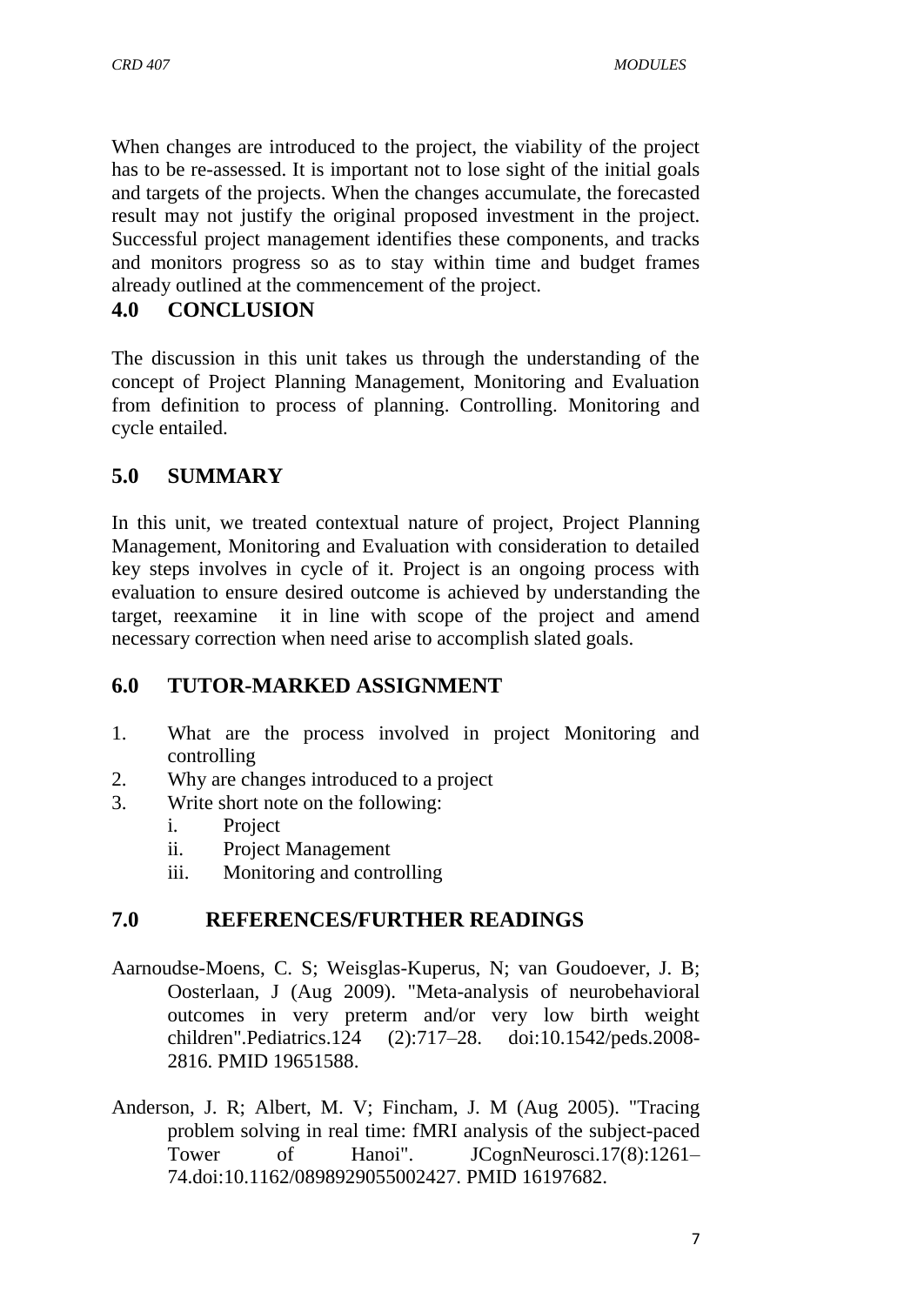When changes are introduced to the project, the viability of the project has to be re-assessed. It is important not to lose sight of the initial goals and targets of the projects. When the changes accumulate, the forecasted result may not justify the original proposed investment in the project. Successful project management identifies these components, and tracks and monitors progress so as to stay within time and budget frames already outlined at the commencement of the project.

## 4.0 CONCLUSION

The discussion in this unit takes us through the understanding of the concept of Project Planning Management, Monitoring and Evaluation from definition to process of planning. Controlling. Monitoring and cycle entailed.

## 5.0 SUMMARY

In this unit, we treated contextual nature of project, Project Planning Management, Monitoring and Evaluation with consideration to detailed key steps involves in cycle of it. Project is an ongoing process with evaluation to ensure desired outcome is achieved by understanding the target, reexamine it in line with scope of the project and amend necessary correction when need arise to accomplish slated goals.

## 6.0 TUTOR-MARKED ASSIGNMENT

1. What are the process involved in project Monitoring and controlling
2. Why are changes introduced to a project
3. Write short note on the following:
   i. Project
   ii. Project Management
   iii. Monitoring and controlling

## 7.0 REFERENCES/FURTHER READINGS

Aarnoudse-Moens, C. S; Weisglas-Kuperus, N; van Goudoever, J. B; Oosterlaan, J (Aug 2009). "Meta-analysis of neurobehavioral outcomes in very preterm and/or very low birth weight children".Pediatrics.124 (2):717–28. doi:10.1542/peds.2008-2816. PMID 19651588.

Anderson, J. R; Albert, M. V; Fincham, J. M (Aug 2005). "Tracing problem solving in real time: fMRI analysis of the subject-paced Tower of Hanoi". JCognNeurosci.17(8):1261–74.doi:10.1162/0898929055002427. PMID 16197682.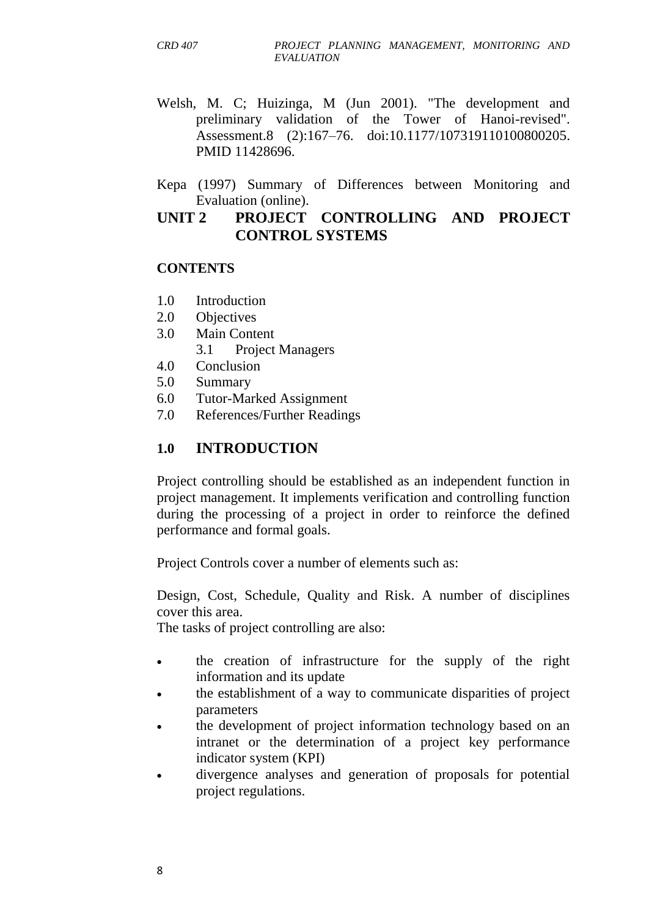Welsh, M. C; Huizinga, M (Jun 2001). "The development and preliminary validation of the Tower of Hanoi-revised". Assessment.8 (2):167–76. doi:10.1177/107319110100800205. PMID 11428696.

Kepa (1997) Summary of Differences between Monitoring and Evaluation (online).

# UNIT 2 PROJECT CONTROLLING AND PROJECT CONTROL SYSTEMS

**CONTENTS**

1.0 Introduction
2.0 Objectives
3.0 Main Content
   3.1 Project Managers
4.0 Conclusion
5.0 Summary
6.0 Tutor-Marked Assignment
7.0 References/Further Readings

## 1.0 INTRODUCTION

Project controlling should be established as an independent function in project management. It implements verification and controlling function during the processing of a project in order to reinforce the defined performance and formal goals.

Project Controls cover a number of elements such as:

Design, Cost, Schedule, Quality and Risk. A number of disciplines cover this area.
The tasks of project controlling are also:

- the creation of infrastructure for the supply of the right information and its update
- the establishment of a way to communicate disparities of project parameters
- the development of project information technology based on an intranet or the determination of a project key performance indicator system (KPI)
- divergence analyses and generation of proposals for potential project regulations.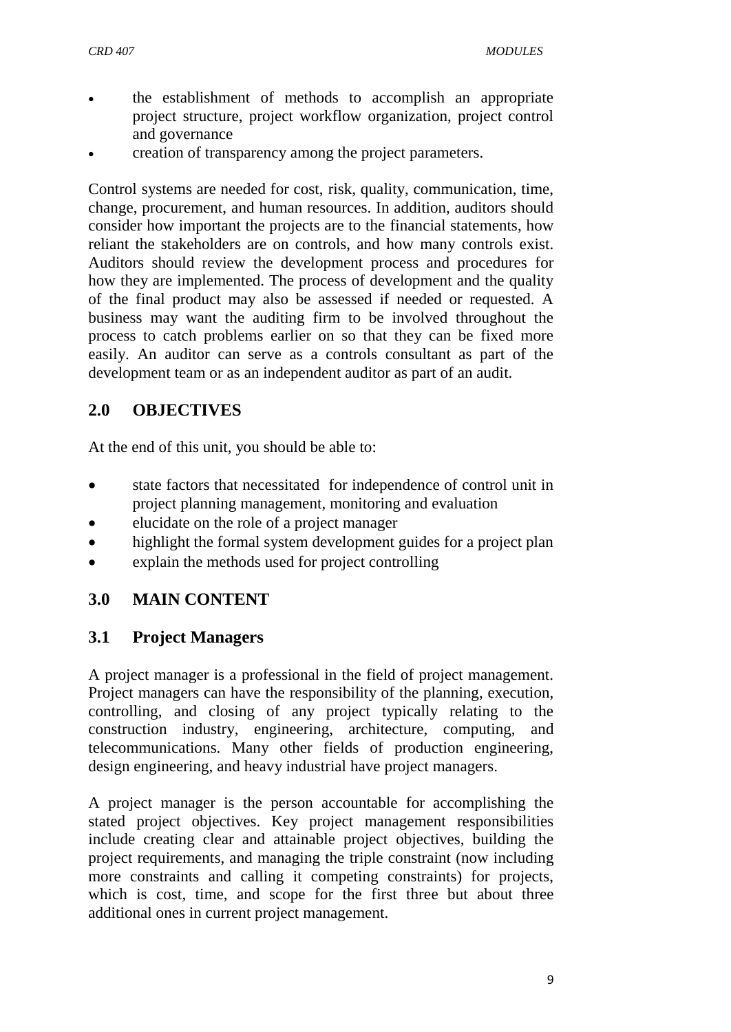- the establishment of methods to accomplish an appropriate project structure, project workflow organization, project control and governance
- creation of transparency among the project parameters.

Control systems are needed for cost, risk, quality, communication, time, change, procurement, and human resources. In addition, auditors should consider how important the projects are to the financial statements, how reliant the stakeholders are on controls, and how many controls exist. Auditors should review the development process and procedures for how they are implemented. The process of development and the quality of the final product may also be assessed if needed or requested. A business may want the auditing firm to be involved throughout the process to catch problems earlier on so that they can be fixed more easily. An auditor can serve as a controls consultant as part of the development team or as an independent auditor as part of an audit.

## 2.0 OBJECTIVES

At the end of this unit, you should be able to:

- state factors that necessitated for independence of control unit in project planning management, monitoring and evaluation
- elucidate on the role of a project manager
- highlight the formal system development guides for a project plan
- explain the methods used for project controlling

## 3.0 MAIN CONTENT

### 3.1 Project Managers

A project manager is a professional in the field of project management. Project managers can have the responsibility of the planning, execution, controlling, and closing of any project typically relating to the construction industry, engineering, architecture, computing, and telecommunications. Many other fields of production engineering, design engineering, and heavy industrial have project managers.

A project manager is the person accountable for accomplishing the stated project objectives. Key project management responsibilities include creating clear and attainable project objectives, building the project requirements, and managing the triple constraint (now including more constraints and calling it competing constraints) for projects, which is cost, time, and scope for the first three but about three additional ones in current project management.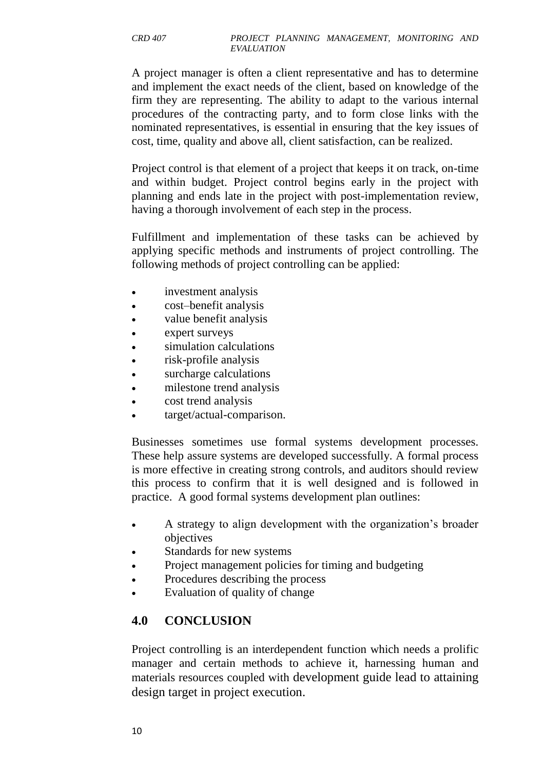A project manager is often a client representative and has to determine and implement the exact needs of the client, based on knowledge of the firm they are representing. The ability to adapt to the various internal procedures of the contracting party, and to form close links with the nominated representatives, is essential in ensuring that the key issues of cost, time, quality and above all, client satisfaction, can be realized.

Project control is that element of a project that keeps it on track, on-time and within budget. Project control begins early in the project with planning and ends late in the project with post-implementation review, having a thorough involvement of each step in the process.

Fulfillment and implementation of these tasks can be achieved by applying specific methods and instruments of project controlling. The following methods of project controlling can be applied:

- investment analysis
- cost–benefit analysis
- value benefit analysis
- expert surveys
- simulation calculations
- risk-profile analysis
- surcharge calculations
- milestone trend analysis
- cost trend analysis
- target/actual-comparison.

Businesses sometimes use formal systems development processes. These help assure systems are developed successfully. A formal process is more effective in creating strong controls, and auditors should review this process to confirm that it is well designed and is followed in practice. A good formal systems development plan outlines:

- A strategy to align development with the organization's broader objectives
- Standards for new systems
- Project management policies for timing and budgeting
- Procedures describing the process
- Evaluation of quality of change

## 4.0 CONCLUSION

Project controlling is an interdependent function which needs a prolific manager and certain methods to achieve it, harnessing human and materials resources coupled with development guide lead to attaining design target in project execution.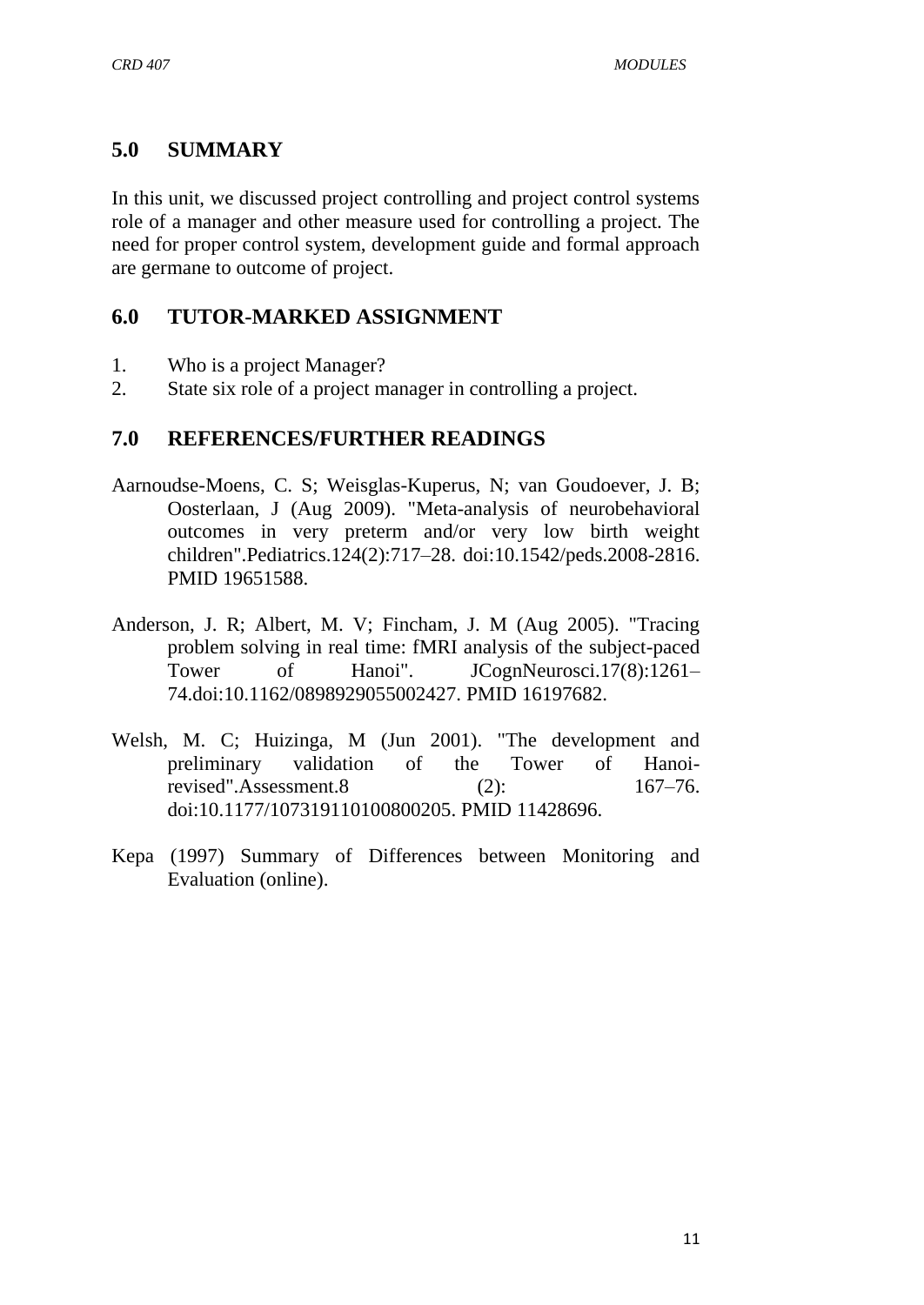## 5.0 SUMMARY

In this unit, we discussed project controlling and project control systems role of a manager and other measure used for controlling a project. The need for proper control system, development guide and formal approach are germane to outcome of project.

## 6.0 TUTOR-MARKED ASSIGNMENT

1. Who is a project Manager?
2. State six role of a project manager in controlling a project.

## 7.0 REFERENCES/FURTHER READINGS

Aarnoudse-Moens, C. S; Weisglas-Kuperus, N; van Goudoever, J. B; Oosterlaan, J (Aug 2009). "Meta-analysis of neurobehavioral outcomes in very preterm and/or very low birth weight children".Pediatrics.124(2):717–28. doi:10.1542/peds.2008-2816. PMID 19651588.

Anderson, J. R; Albert, M. V; Fincham, J. M (Aug 2005). "Tracing problem solving in real time: fMRI analysis of the subject-paced Tower of Hanoi". JCognNeurosci.17(8):1261–74.doi:10.1162/0898929055002427. PMID 16197682.

Welsh, M. C; Huizinga, M (Jun 2001). "The development and preliminary validation of the Tower of Hanoi-revised".Assessment.8 (2): 167–76. doi:10.1177/107319110100800205. PMID 11428696.

Kepa (1997) Summary of Differences between Monitoring and Evaluation (online).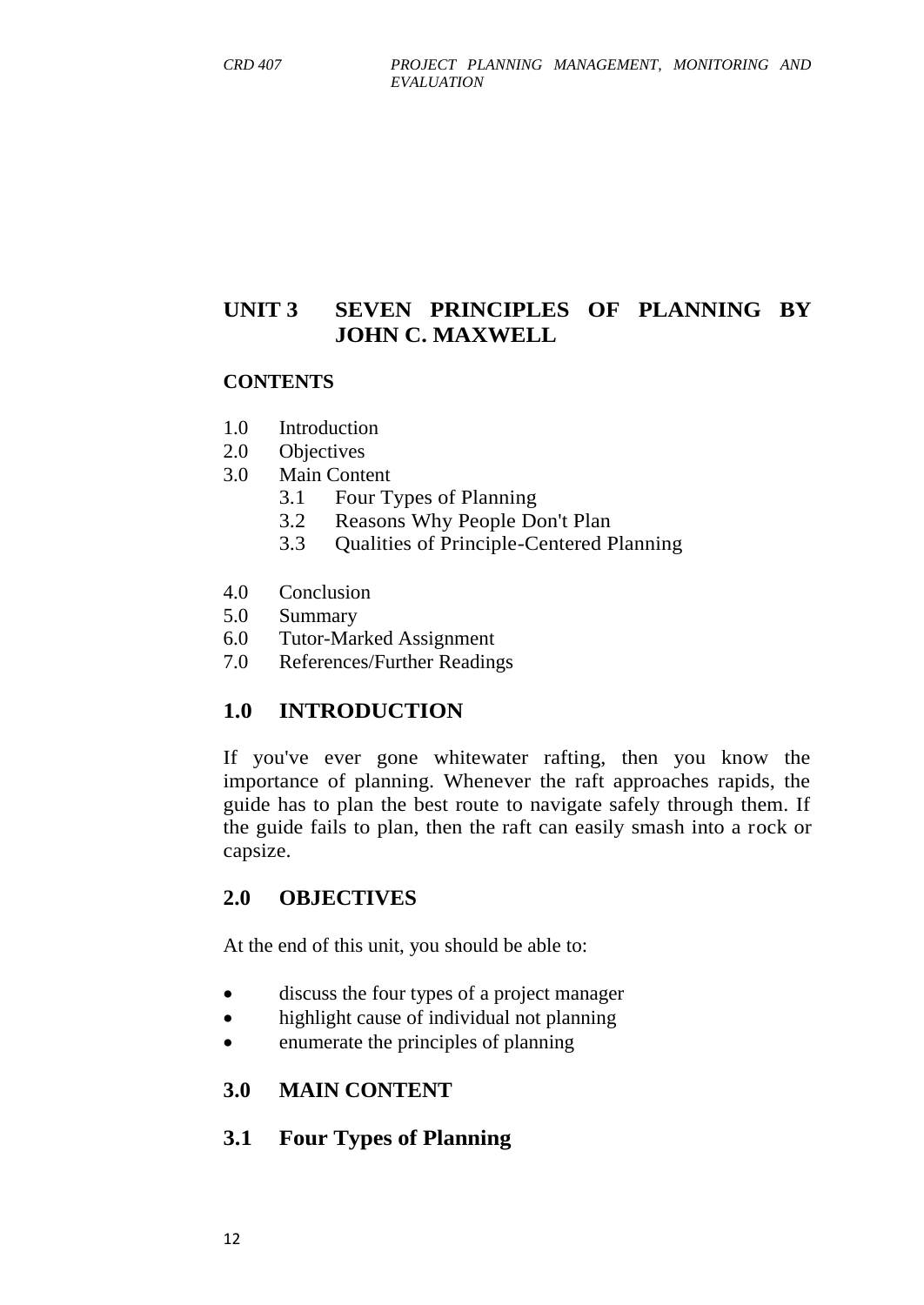# UNIT 3 SEVEN PRINCIPLES OF PLANNING BY JOHN C. MAXWELL

**CONTENTS**

1.0 Introduction
2.0 Objectives
3.0 Main Content
   3.1 Four Types of Planning
   3.2 Reasons Why People Don't Plan
   3.3 Qualities of Principle-Centered Planning

4.0 Conclusion
5.0 Summary
6.0 Tutor-Marked Assignment
7.0 References/Further Readings

## 1.0 INTRODUCTION

If you've ever gone whitewater rafting, then you know the importance of planning. Whenever the raft approaches rapids, the guide has to plan the best route to navigate safely through them. If the guide fails to plan, then the raft can easily smash into a rock or capsize.

## 2.0 OBJECTIVES

At the end of this unit, you should be able to:

- discuss the four types of a project manager
- highlight cause of individual not planning
- enumerate the principles of planning

## 3.0 MAIN CONTENT

## 3.1 Four Types of Planning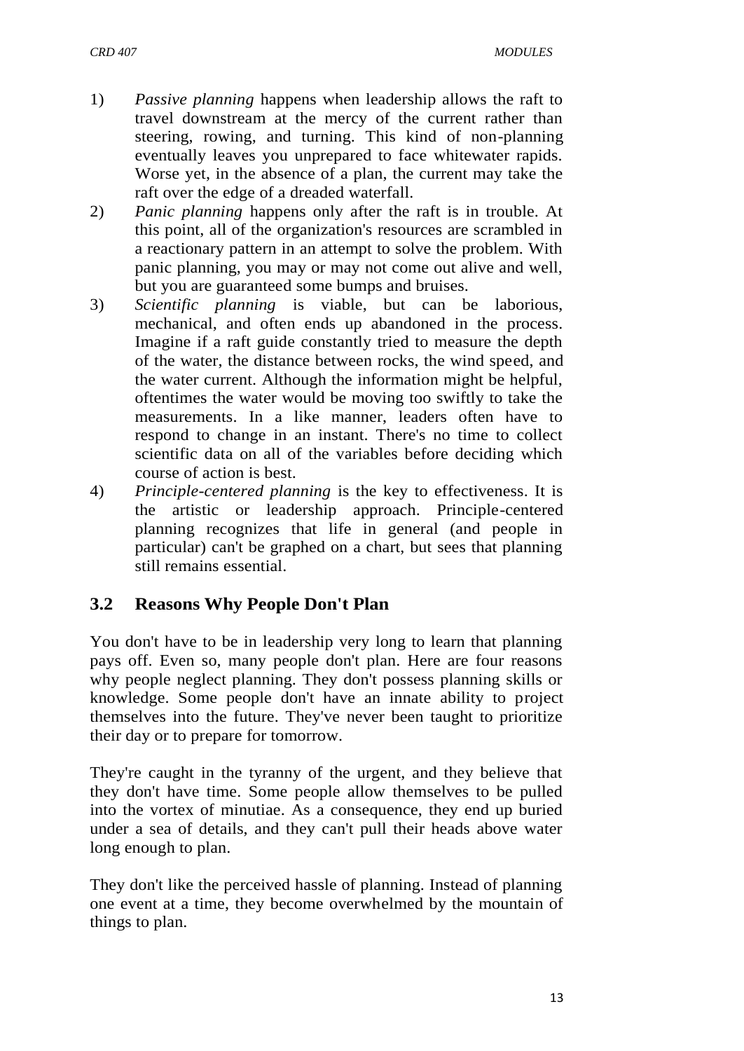1) *Passive planning* happens when leadership allows the raft to travel downstream at the mercy of the current rather than steering, rowing, and turning. This kind of non-planning eventually leaves you unprepared to face whitewater rapids. Worse yet, in the absence of a plan, the current may take the raft over the edge of a dreaded waterfall.
2) *Panic planning* happens only after the raft is in trouble. At this point, all of the organization's resources are scrambled in a reactionary pattern in an attempt to solve the problem. With panic planning, you may or may not come out alive and well, but you are guaranteed some bumps and bruises.
3) *Scientific planning* is viable, but can be laborious, mechanical, and often ends up abandoned in the process. Imagine if a raft guide constantly tried to measure the depth of the water, the distance between rocks, the wind speed, and the water current. Although the information might be helpful, oftentimes the water would be moving too swiftly to take the measurements. In a like manner, leaders often have to respond to change in an instant. There's no time to collect scientific data on all of the variables before deciding which course of action is best.
4) *Principle-centered planning* is the key to effectiveness. It is the artistic or leadership approach. Principle-centered planning recognizes that life in general (and people in particular) can't be graphed on a chart, but sees that planning still remains essential.

## 3.2 Reasons Why People Don't Plan

You don't have to be in leadership very long to learn that planning pays off. Even so, many people don't plan. Here are four reasons why people neglect planning. They don't possess planning skills or knowledge. Some people don't have an innate ability to project themselves into the future. They've never been taught to prioritize their day or to prepare for tomorrow.

They're caught in the tyranny of the urgent, and they believe that they don't have time. Some people allow themselves to be pulled into the vortex of minutiae. As a consequence, they end up buried under a sea of details, and they can't pull their heads above water long enough to plan.

They don't like the perceived hassle of planning. Instead of planning one event at a time, they become overwhelmed by the mountain of things to plan.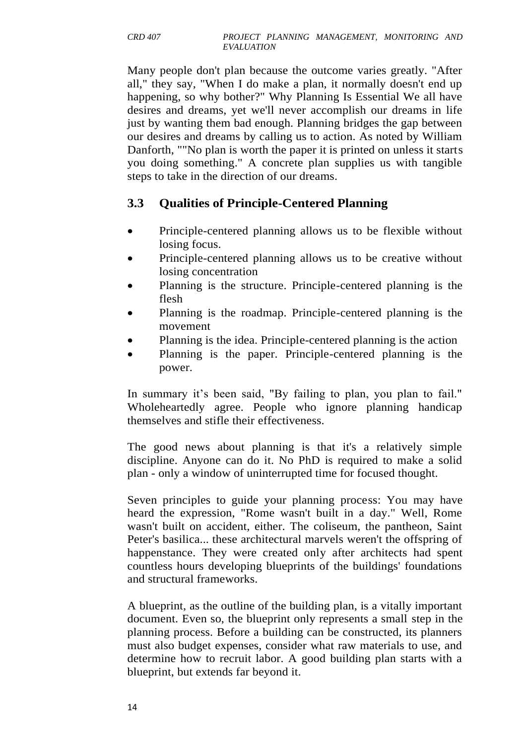Many people don't plan because the outcome varies greatly. "After all," they say, "When I do make a plan, it normally doesn't end up happening, so why bother?" Why Planning Is Essential We all have desires and dreams, yet we'll never accomplish our dreams in life just by wanting them bad enough. Planning bridges the gap between our desires and dreams by calling us to action. As noted by William Danforth, ""No plan is worth the paper it is printed on unless it starts you doing something." A concrete plan supplies us with tangible steps to take in the direction of our dreams.

## 3.3 Qualities of Principle-Centered Planning

- Principle-centered planning allows us to be flexible without losing focus.
- Principle-centered planning allows us to be creative without losing concentration
- Planning is the structure. Principle-centered planning is the flesh
- Planning is the roadmap. Principle-centered planning is the movement
- Planning is the idea. Principle-centered planning is the action
- Planning is the paper. Principle-centered planning is the power.

In summary it's been said, "By failing to plan, you plan to fail." Wholeheartedly agree. People who ignore planning handicap themselves and stifle their effectiveness.

The good news about planning is that it's a relatively simple discipline. Anyone can do it. No PhD is required to make a solid plan - only a window of uninterrupted time for focused thought.

Seven principles to guide your planning process: You may have heard the expression, "Rome wasn't built in a day." Well, Rome wasn't built on accident, either. The coliseum, the pantheon, Saint Peter's basilica... these architectural marvels weren't the offspring of happenstance. They were created only after architects had spent countless hours developing blueprints of the buildings' foundations and structural frameworks.

A blueprint, as the outline of the building plan, is a vitally important document. Even so, the blueprint only represents a small step in the planning process. Before a building can be constructed, its planners must also budget expenses, consider what raw materials to use, and determine how to recruit labor. A good building plan starts with a blueprint, but extends far beyond it.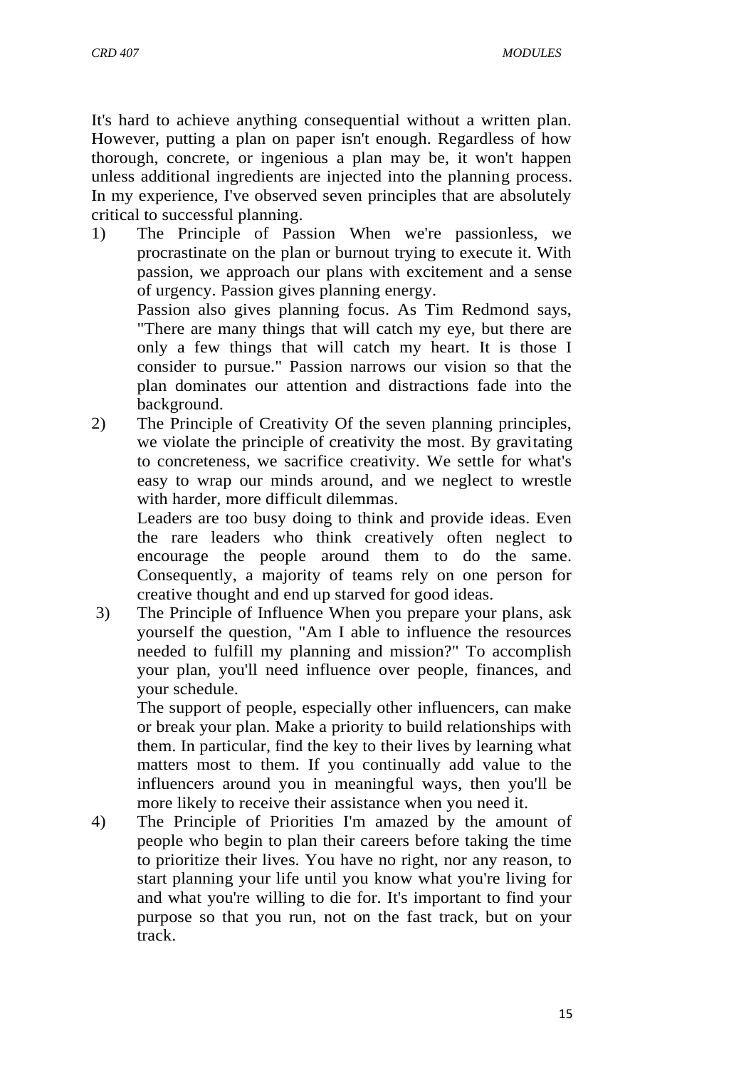It's hard to achieve anything consequential without a written plan. However, putting a plan on paper isn't enough. Regardless of how thorough, concrete, or ingenious a plan may be, it won't happen unless additional ingredients are injected into the planning process. In my experience, I've observed seven principles that are absolutely critical to successful planning.

1) The Principle of Passion When we're passionless, we procrastinate on the plan or burnout trying to execute it. With passion, we approach our plans with excitement and a sense of urgency. Passion gives planning energy.

   Passion also gives planning focus. As Tim Redmond says, "There are many things that will catch my eye, but there are only a few things that will catch my heart. It is those I consider to pursue." Passion narrows our vision so that the plan dominates our attention and distractions fade into the background.

2) The Principle of Creativity Of the seven planning principles, we violate the principle of creativity the most. By gravitating to concreteness, we sacrifice creativity. We settle for what's easy to wrap our minds around, and we neglect to wrestle with harder, more difficult dilemmas.

   Leaders are too busy doing to think and provide ideas. Even the rare leaders who think creatively often neglect to encourage the people around them to do the same. Consequently, a majority of teams rely on one person for creative thought and end up starved for good ideas.

3) The Principle of Influence When you prepare your plans, ask yourself the question, "Am I able to influence the resources needed to fulfill my planning and mission?" To accomplish your plan, you'll need influence over people, finances, and your schedule.

   The support of people, especially other influencers, can make or break your plan. Make a priority to build relationships with them. In particular, find the key to their lives by learning what matters most to them. If you continually add value to the influencers around you in meaningful ways, then you'll be more likely to receive their assistance when you need it.

4) The Principle of Priorities I'm amazed by the amount of people who begin to plan their careers before taking the time to prioritize their lives. You have no right, nor any reason, to start planning your life until you know what you're living for and what you're willing to die for. It's important to find your purpose so that you run, not on the fast track, but on your track.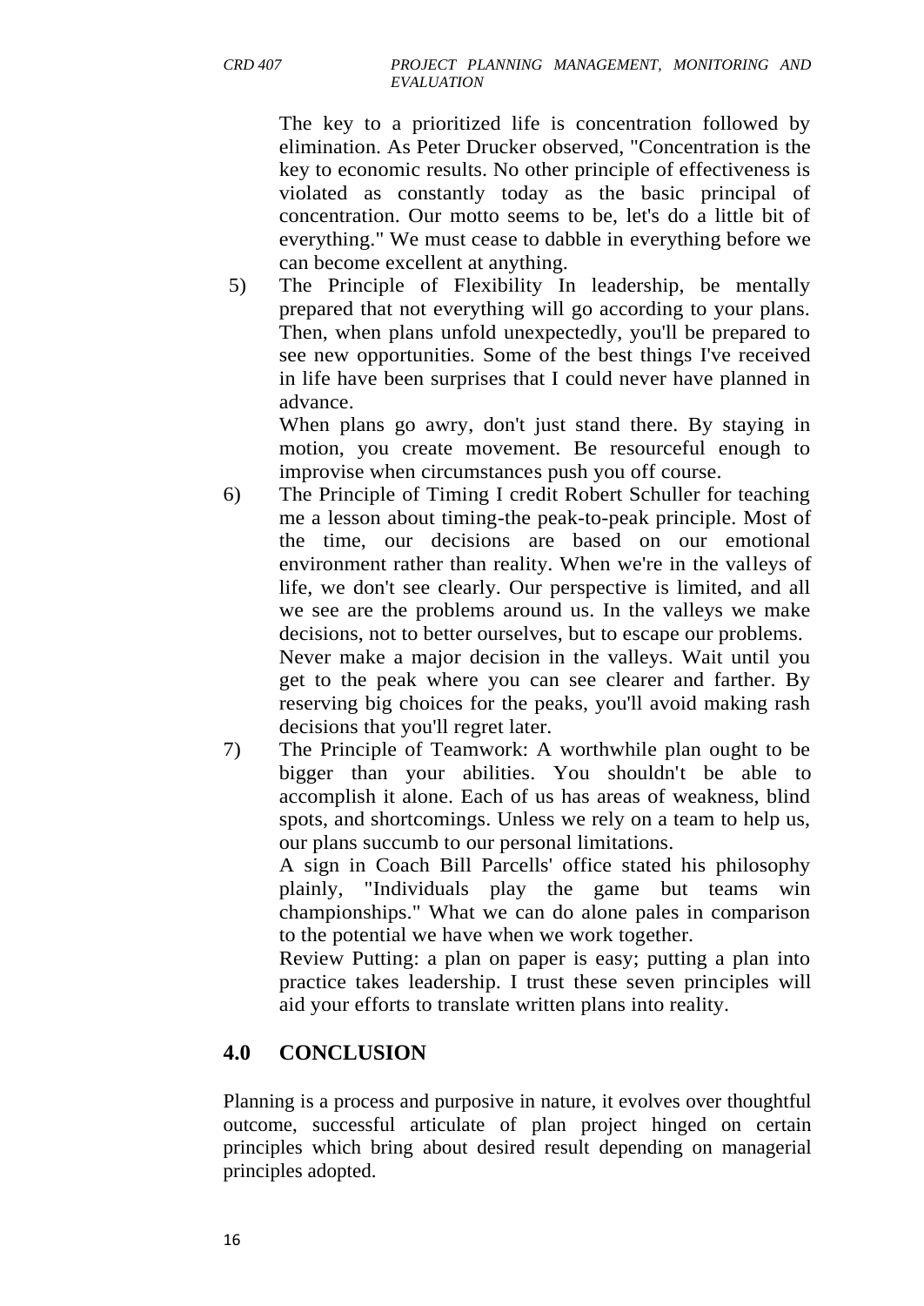The key to a prioritized life is concentration followed by elimination. As Peter Drucker observed, "Concentration is the key to economic results. No other principle of effectiveness is violated as constantly today as the basic principal of concentration. Our motto seems to be, let's do a little bit of everything." We must cease to dabble in everything before we can become excellent at anything.

5) The Principle of Flexibility In leadership, be mentally prepared that not everything will go according to your plans. Then, when plans unfold unexpectedly, you'll be prepared to see new opportunities. Some of the best things I've received in life have been surprises that I could never have planned in advance.

   When plans go awry, don't just stand there. By staying in motion, you create movement. Be resourceful enough to improvise when circumstances push you off course.

6) The Principle of Timing I credit Robert Schuller for teaching me a lesson about timing-the peak-to-peak principle. Most of the time, our decisions are based on our emotional environment rather than reality. When we're in the valleys of life, we don't see clearly. Our perspective is limited, and all we see are the problems around us. In the valleys we make decisions, not to better ourselves, but to escape our problems.

   Never make a major decision in the valleys. Wait until you get to the peak where you can see clearer and farther. By reserving big choices for the peaks, you'll avoid making rash decisions that you'll regret later.

7) The Principle of Teamwork: A worthwhile plan ought to be bigger than your abilities. You shouldn't be able to accomplish it alone. Each of us has areas of weakness, blind spots, and shortcomings. Unless we rely on a team to help us, our plans succumb to our personal limitations.

   A sign in Coach Bill Parcells' office stated his philosophy plainly, "Individuals play the game but teams win championships." What we can do alone pales in comparison to the potential we have when we work together.

   Review Putting: a plan on paper is easy; putting a plan into practice takes leadership. I trust these seven principles will aid your efforts to translate written plans into reality.

## 4.0 CONCLUSION

Planning is a process and purposive in nature, it evolves over thoughtful outcome, successful articulate of plan project hinged on certain principles which bring about desired result depending on managerial principles adopted.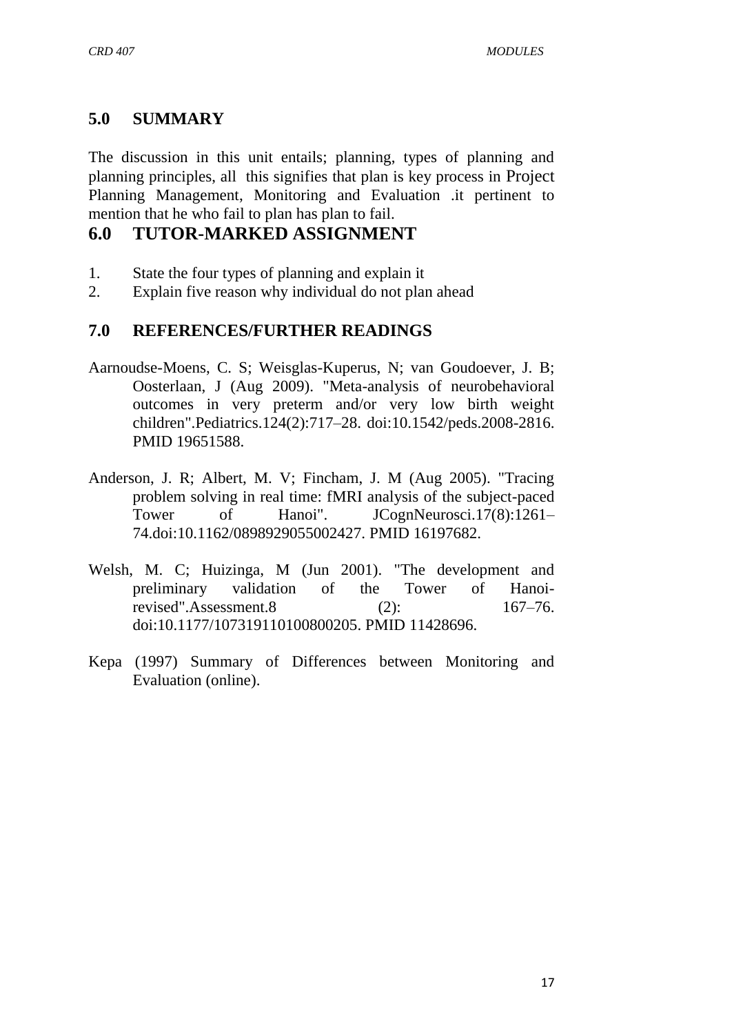## 5.0 SUMMARY

The discussion in this unit entails; planning, types of planning and planning principles, all this signifies that plan is key process in Project Planning Management, Monitoring and Evaluation .it pertinent to mention that he who fail to plan has plan to fail.

## 6.0 TUTOR-MARKED ASSIGNMENT

1. State the four types of planning and explain it
2. Explain five reason why individual do not plan ahead

## 7.0 REFERENCES/FURTHER READINGS

Aarnoudse-Moens, C. S; Weisglas-Kuperus, N; van Goudoever, J. B; Oosterlaan, J (Aug 2009). "Meta-analysis of neurobehavioral outcomes in very preterm and/or very low birth weight children".Pediatrics.124(2):717–28. doi:10.1542/peds.2008-2816. PMID 19651588.

Anderson, J. R; Albert, M. V; Fincham, J. M (Aug 2005). "Tracing problem solving in real time: fMRI analysis of the subject-paced Tower of Hanoi". JCognNeurosci.17(8):1261–74.doi:10.1162/0898929055002427. PMID 16197682.

Welsh, M. C; Huizinga, M (Jun 2001). "The development and preliminary validation of the Tower of Hanoi-revised".Assessment.8 (2): 167–76. doi:10.1177/107319110100800205. PMID 11428696.

Kepa (1997) Summary of Differences between Monitoring and Evaluation (online).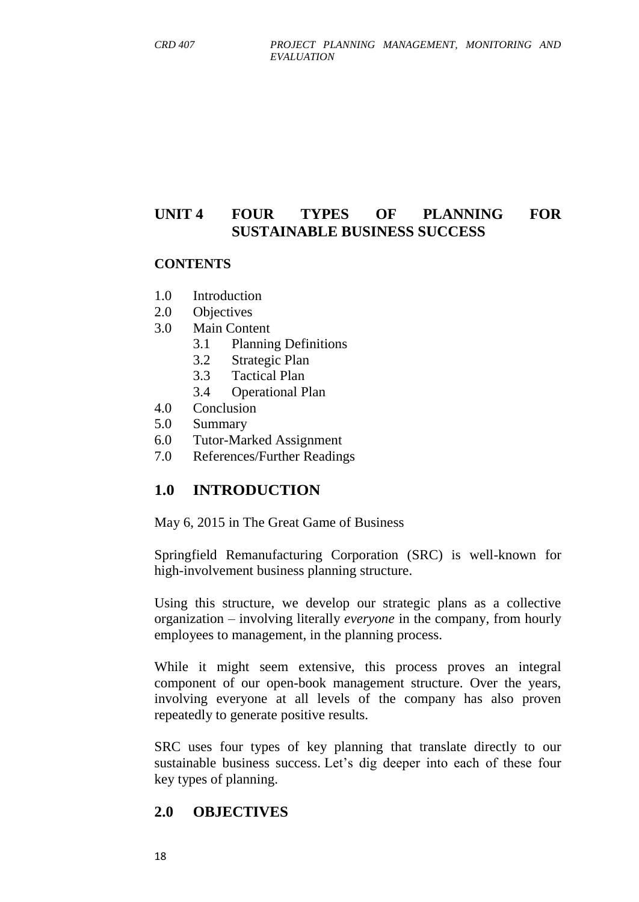# UNIT 4 FOUR TYPES OF PLANNING FOR SUSTAINABLE BUSINESS SUCCESS

**CONTENTS**

1.0 Introduction
2.0 Objectives
3.0 Main Content
   3.1 Planning Definitions
   3.2 Strategic Plan
   3.3 Tactical Plan
   3.4 Operational Plan
4.0 Conclusion
5.0 Summary
6.0 Tutor-Marked Assignment
7.0 References/Further Readings

## 1.0 INTRODUCTION

May 6, 2015 in The Great Game of Business

Springfield Remanufacturing Corporation (SRC) is well-known for high-involvement business planning structure.

Using this structure, we develop our strategic plans as a collective organization – involving literally *everyone* in the company, from hourly employees to management, in the planning process.

While it might seem extensive, this process proves an integral component of our open-book management structure. Over the years, involving everyone at all levels of the company has also proven repeatedly to generate positive results.

SRC uses four types of key planning that translate directly to our sustainable business success. Let's dig deeper into each of these four key types of planning.

## 2.0 OBJECTIVES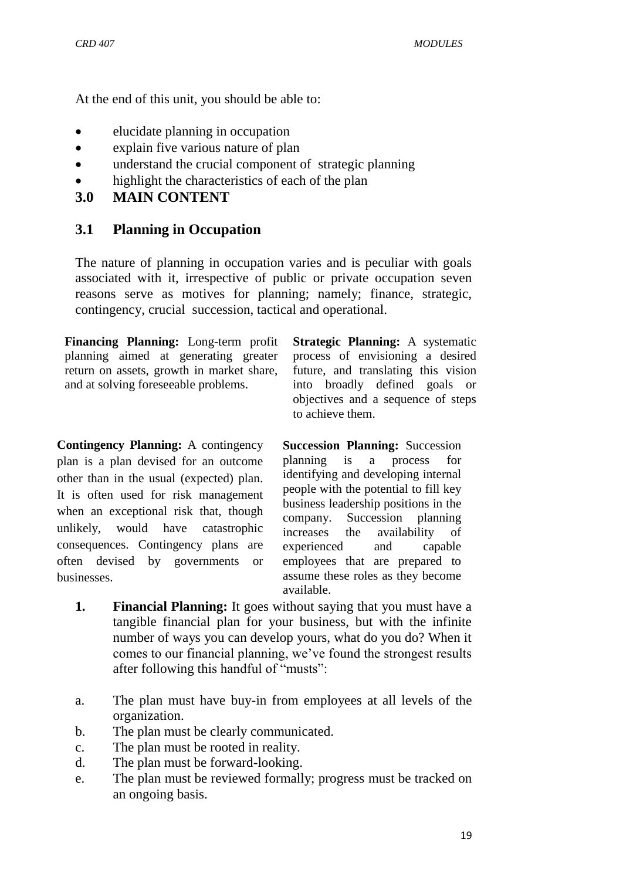At the end of this unit, you should be able to:

- elucidate planning in occupation
- explain five various nature of plan
- understand the crucial component of strategic planning
- highlight the characteristics of each of the plan

## 3.0 MAIN CONTENT

### 3.1 Planning in Occupation

The nature of planning in occupation varies and is peculiar with goals associated with it, irrespective of public or private occupation seven reasons serve as motives for planning; namely; finance, strategic, contingency, crucial succession, tactical and operational.

**Financing Planning:** Long-term profit planning aimed at generating greater return on assets, growth in market share, and at solving foreseeable problems.

**Strategic Planning:** A systematic process of envisioning a desired future, and translating this vision into broadly defined goals or objectives and a sequence of steps to achieve them.

**Contingency Planning:** A contingency plan is a plan devised for an outcome other than in the usual (expected) plan. It is often used for risk management when an exceptional risk that, though unlikely, would have catastrophic consequences. Contingency plans are often devised by governments or businesses.

**Succession Planning:** Succession planning is a process for identifying and developing internal people with the potential to fill key business leadership positions in the company. Succession planning increases the availability of experienced and capable employees that are prepared to assume these roles as they become available.

1. **Financial Planning:** It goes without saying that you must have a tangible financial plan for your business, but with the infinite number of ways you can develop yours, what do you do? When it comes to our financial planning, we've found the strongest results after following this handful of "musts":

a. The plan must have buy-in from employees at all levels of the organization.
b. The plan must be clearly communicated.
c. The plan must be rooted in reality.
d. The plan must be forward-looking.
e. The plan must be reviewed formally; progress must be tracked on an ongoing basis.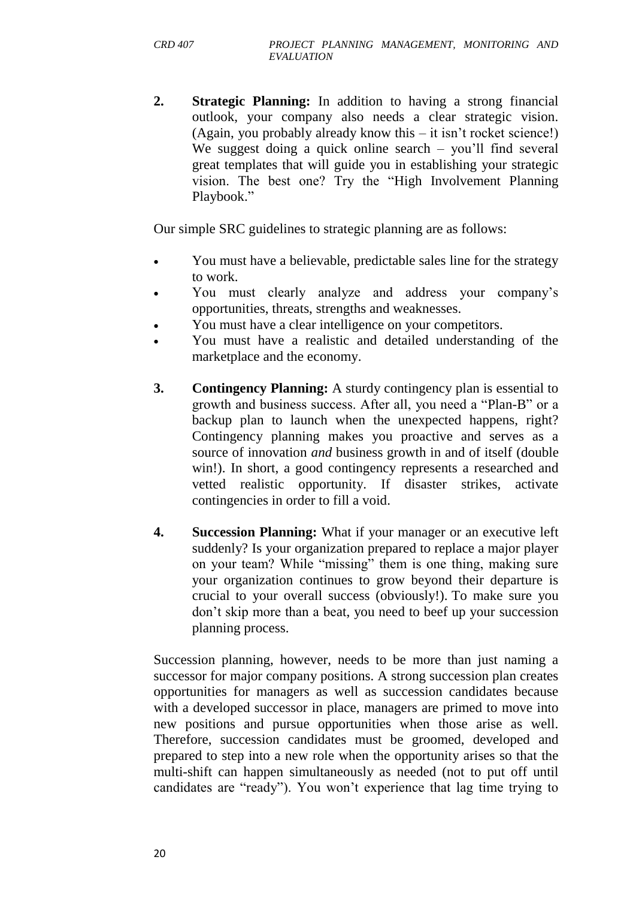2. **Strategic Planning:** In addition to having a strong financial outlook, your company also needs a clear strategic vision. (Again, you probably already know this – it isn't rocket science!) We suggest doing a quick online search – you'll find several great templates that will guide you in establishing your strategic vision. The best one? Try the "High Involvement Planning Playbook."

Our simple SRC guidelines to strategic planning are as follows:

- You must have a believable, predictable sales line for the strategy to work.
- You must clearly analyze and address your company's opportunities, threats, strengths and weaknesses.
- You must have a clear intelligence on your competitors.
- You must have a realistic and detailed understanding of the marketplace and the economy.

3. **Contingency Planning:** A sturdy contingency plan is essential to growth and business success. After all, you need a "Plan-B" or a backup plan to launch when the unexpected happens, right? Contingency planning makes you proactive and serves as a source of innovation *and* business growth in and of itself (double win!). In short, a good contingency represents a researched and vetted realistic opportunity. If disaster strikes, activate contingencies in order to fill a void.

4. **Succession Planning:** What if your manager or an executive left suddenly? Is your organization prepared to replace a major player on your team? While "missing" them is one thing, making sure your organization continues to grow beyond their departure is crucial to your overall success (obviously!). To make sure you don't skip more than a beat, you need to beef up your succession planning process.

Succession planning, however, needs to be more than just naming a successor for major company positions. A strong succession plan creates opportunities for managers as well as succession candidates because with a developed successor in place, managers are primed to move into new positions and pursue opportunities when those arise as well. Therefore, succession candidates must be groomed, developed and prepared to step into a new role when the opportunity arises so that the multi-shift can happen simultaneously as needed (not to put off until candidates are "ready"). You won't experience that lag time trying to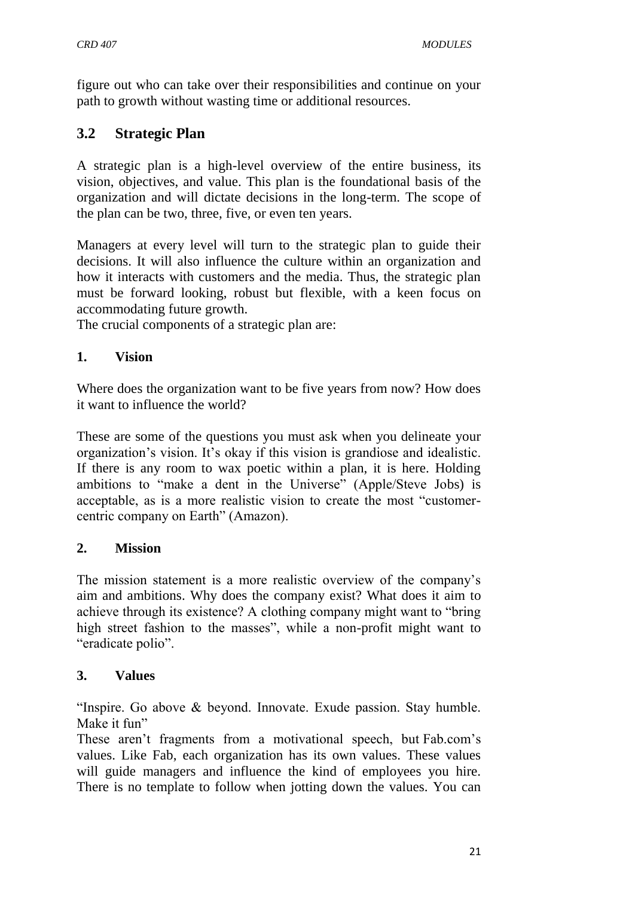figure out who can take over their responsibilities and continue on your path to growth without wasting time or additional resources.

## 3.2 Strategic Plan

A strategic plan is a high-level overview of the entire business, its vision, objectives, and value. This plan is the foundational basis of the organization and will dictate decisions in the long-term. The scope of the plan can be two, three, five, or even ten years.

Managers at every level will turn to the strategic plan to guide their decisions. It will also influence the culture within an organization and how it interacts with customers and the media. Thus, the strategic plan must be forward looking, robust but flexible, with a keen focus on accommodating future growth.

The crucial components of a strategic plan are:

### 1. Vision

Where does the organization want to be five years from now? How does it want to influence the world?

These are some of the questions you must ask when you delineate your organization's vision. It's okay if this vision is grandiose and idealistic. If there is any room to wax poetic within a plan, it is here. Holding ambitions to "make a dent in the Universe" (Apple/Steve Jobs) is acceptable, as is a more realistic vision to create the most "customer-centric company on Earth" (Amazon).

### 2. Mission

The mission statement is a more realistic overview of the company's aim and ambitions. Why does the company exist? What does it aim to achieve through its existence? A clothing company might want to "bring high street fashion to the masses", while a non-profit might want to "eradicate polio".

### 3. Values

"Inspire. Go above & beyond. Innovate. Exude passion. Stay humble. Make it fun"

These aren't fragments from a motivational speech, but Fab.com's values. Like Fab, each organization has its own values. These values will guide managers and influence the kind of employees you hire. There is no template to follow when jotting down the values. You can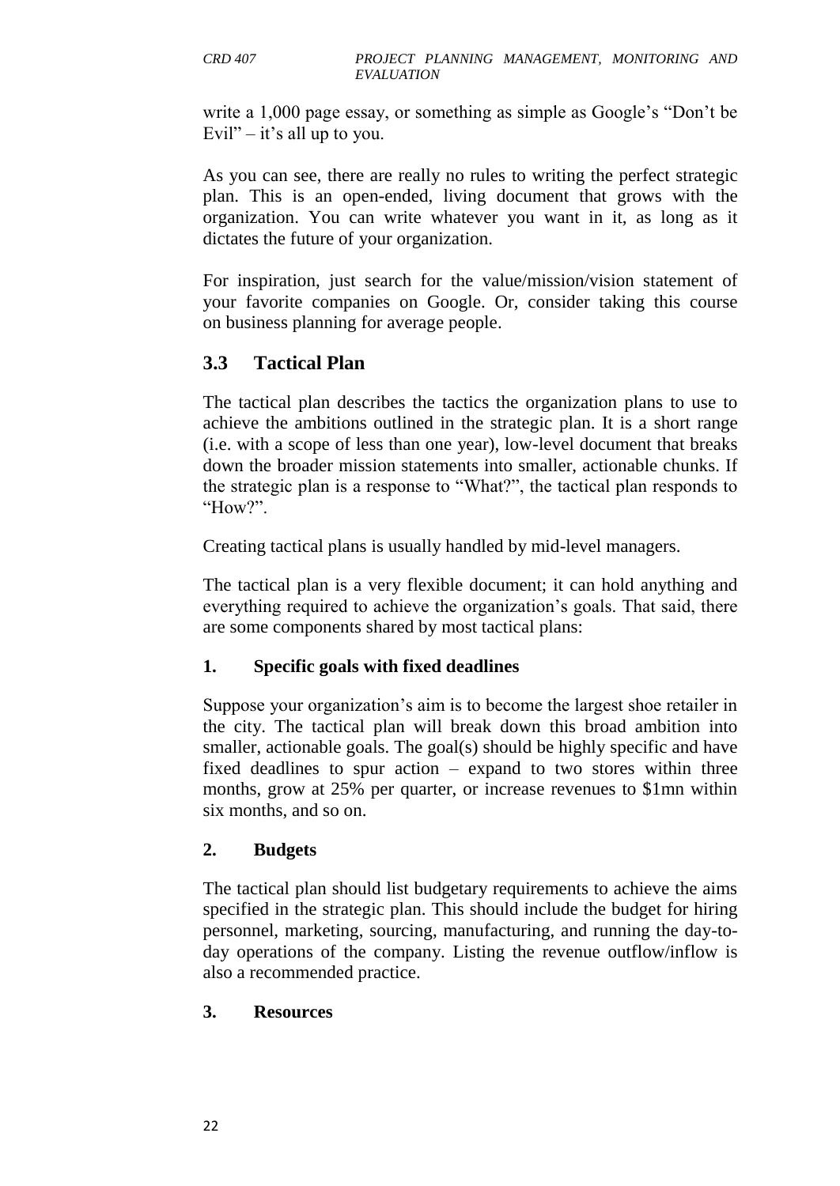write a 1,000 page essay, or something as simple as Google's "Don't be Evil" – it's all up to you.

As you can see, there are really no rules to writing the perfect strategic plan. This is an open-ended, living document that grows with the organization. You can write whatever you want in it, as long as it dictates the future of your organization.

For inspiration, just search for the value/mission/vision statement of your favorite companies on Google. Or, consider taking this course on business planning for average people.

## 3.3 Tactical Plan

The tactical plan describes the tactics the organization plans to use to achieve the ambitions outlined in the strategic plan. It is a short range (i.e. with a scope of less than one year), low-level document that breaks down the broader mission statements into smaller, actionable chunks. If the strategic plan is a response to "What?", the tactical plan responds to "How?".

Creating tactical plans is usually handled by mid-level managers.

The tactical plan is a very flexible document; it can hold anything and everything required to achieve the organization's goals. That said, there are some components shared by most tactical plans:

**1. Specific goals with fixed deadlines**

Suppose your organization's aim is to become the largest shoe retailer in the city. The tactical plan will break down this broad ambition into smaller, actionable goals. The goal(s) should be highly specific and have fixed deadlines to spur action – expand to two stores within three months, grow at 25% per quarter, or increase revenues to $1mn within six months, and so on.

**2. Budgets**

The tactical plan should list budgetary requirements to achieve the aims specified in the strategic plan. This should include the budget for hiring personnel, marketing, sourcing, manufacturing, and running the day-to-day operations of the company. Listing the revenue outflow/inflow is also a recommended practice.

**3. Resources**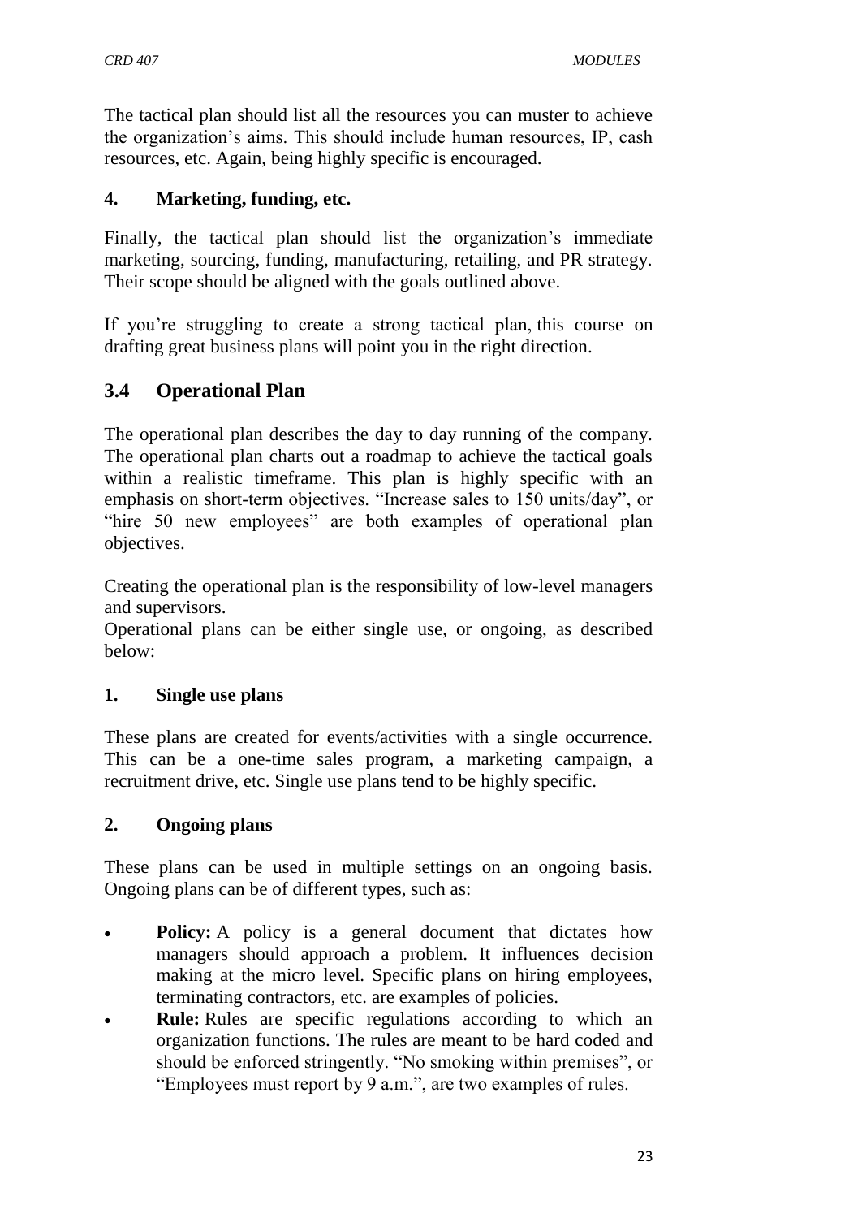The tactical plan should list all the resources you can muster to achieve the organization's aims. This should include human resources, IP, cash resources, etc. Again, being highly specific is encouraged.

**4. Marketing, funding, etc.**

Finally, the tactical plan should list the organization's immediate marketing, sourcing, funding, manufacturing, retailing, and PR strategy. Their scope should be aligned with the goals outlined above.

If you're struggling to create a strong tactical plan, this course on drafting great business plans will point you in the right direction.

## 3.4 Operational Plan

The operational plan describes the day to day running of the company. The operational plan charts out a roadmap to achieve the tactical goals within a realistic timeframe. This plan is highly specific with an emphasis on short-term objectives. "Increase sales to 150 units/day", or "hire 50 new employees" are both examples of operational plan objectives.

Creating the operational plan is the responsibility of low-level managers and supervisors.

Operational plans can be either single use, or ongoing, as described below:

**1. Single use plans**

These plans are created for events/activities with a single occurrence. This can be a one-time sales program, a marketing campaign, a recruitment drive, etc. Single use plans tend to be highly specific.

**2. Ongoing plans**

These plans can be used in multiple settings on an ongoing basis. Ongoing plans can be of different types, such as:

- **Policy:** A policy is a general document that dictates how managers should approach a problem. It influences decision making at the micro level. Specific plans on hiring employees, terminating contractors, etc. are examples of policies.
- **Rule:** Rules are specific regulations according to which an organization functions. The rules are meant to be hard coded and should be enforced stringently. "No smoking within premises", or "Employees must report by 9 a.m.", are two examples of rules.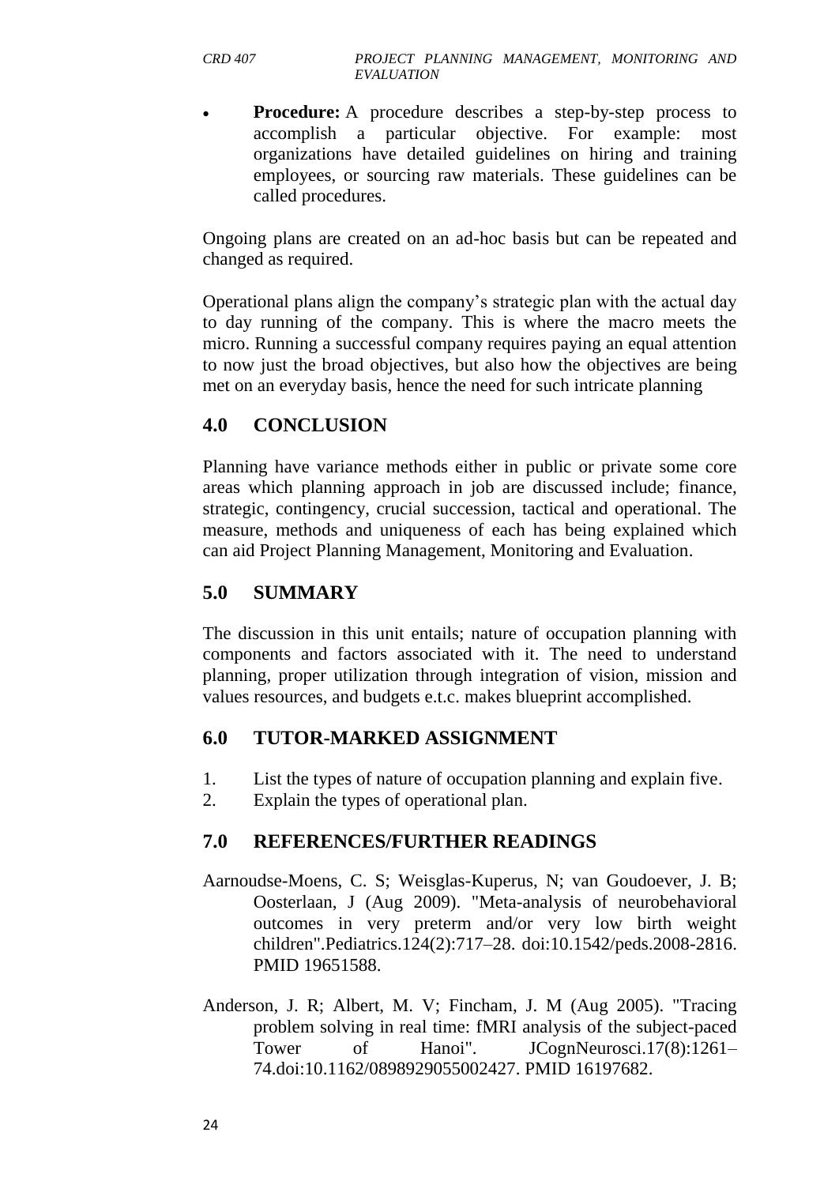- **Procedure:** A procedure describes a step-by-step process to accomplish a particular objective. For example: most organizations have detailed guidelines on hiring and training employees, or sourcing raw materials. These guidelines can be called procedures.

Ongoing plans are created on an ad-hoc basis but can be repeated and changed as required.

Operational plans align the company's strategic plan with the actual day to day running of the company. This is where the macro meets the micro. Running a successful company requires paying an equal attention to now just the broad objectives, but also how the objectives are being met on an everyday basis, hence the need for such intricate planning

## 4.0 CONCLUSION

Planning have variance methods either in public or private some core areas which planning approach in job are discussed include; finance, strategic, contingency, crucial succession, tactical and operational. The measure, methods and uniqueness of each has being explained which can aid Project Planning Management, Monitoring and Evaluation.

## 5.0 SUMMARY

The discussion in this unit entails; nature of occupation planning with components and factors associated with it. The need to understand planning, proper utilization through integration of vision, mission and values resources, and budgets e.t.c. makes blueprint accomplished.

## 6.0 TUTOR-MARKED ASSIGNMENT

1. List the types of nature of occupation planning and explain five.
2. Explain the types of operational plan.

## 7.0 REFERENCES/FURTHER READINGS

Aarnoudse-Moens, C. S; Weisglas-Kuperus, N; van Goudoever, J. B; Oosterlaan, J (Aug 2009). "Meta-analysis of neurobehavioral outcomes in very preterm and/or very low birth weight children".Pediatrics.124(2):717–28. doi:10.1542/peds.2008-2816. PMID 19651588.

Anderson, J. R; Albert, M. V; Fincham, J. M (Aug 2005). "Tracing problem solving in real time: fMRI analysis of the subject-paced Tower of Hanoi". JCognNeurosci.17(8):1261–74.doi:10.1162/0898929055002427. PMID 16197682.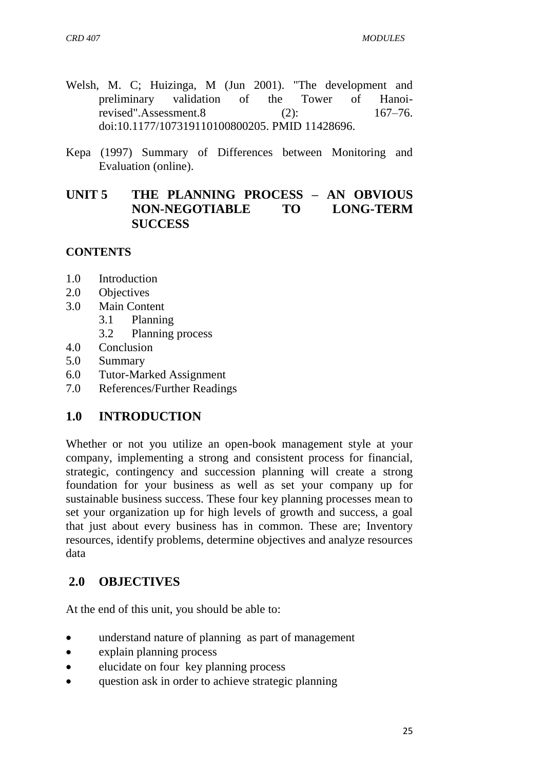Welsh, M. C; Huizinga, M (Jun 2001). "The development and preliminary validation of the Tower of Hanoi-revised".Assessment.8 (2): 167–76. doi:10.1177/107319110100800205. PMID 11428696.

Kepa (1997) Summary of Differences between Monitoring and Evaluation (online).

# UNIT 5 THE PLANNING PROCESS – AN OBVIOUS NON-NEGOTIABLE TO LONG-TERM SUCCESS

**CONTENTS**

- 1.0 Introduction
- 2.0 Objectives
- 3.0 Main Content
    - 3.1 Planning
    - 3.2 Planning process
- 4.0 Conclusion
- 5.0 Summary
- 6.0 Tutor-Marked Assignment
- 7.0 References/Further Readings

## 1.0 INTRODUCTION

Whether or not you utilize an open-book management style at your company, implementing a strong and consistent process for financial, strategic, contingency and succession planning will create a strong foundation for your business as well as set your company up for sustainable business success. These four key planning processes mean to set your organization up for high levels of growth and success, a goal that just about every business has in common. These are; Inventory resources, identify problems, determine objectives and analyze resources data

## 2.0 OBJECTIVES

At the end of this unit, you should be able to:

- understand nature of planning as part of management
- explain planning process
- elucidate on four key planning process
- question ask in order to achieve strategic planning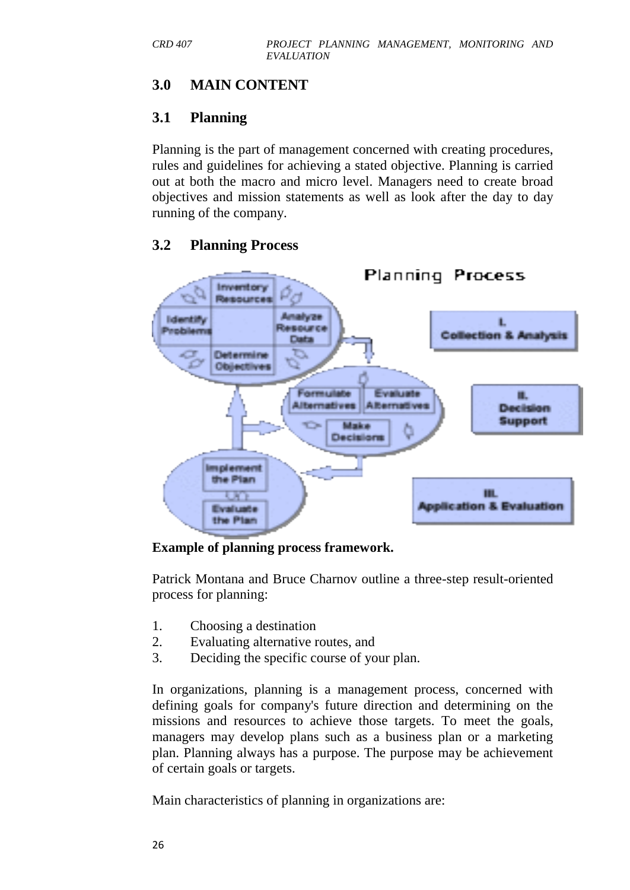## 3.0 MAIN CONTENT

### 3.1 Planning

Planning is the part of management concerned with creating procedures, rules and guidelines for achieving a stated objective. Planning is carried out at both the macro and micro level. Managers need to create broad objectives and mission statements as well as look after the day to day running of the company.

### 3.2 Planning Process

**Example of planning process framework.**

Patrick Montana and Bruce Charnov outline a three-step result-oriented process for planning:

1. Choosing a destination
2. Evaluating alternative routes, and
3. Deciding the specific course of your plan.

In organizations, planning is a management process, concerned with defining goals for company's future direction and determining on the missions and resources to achieve those targets. To meet the goals, managers may develop plans such as a business plan or a marketing plan. Planning always has a purpose. The purpose may be achievement of certain goals or targets.

Main characteristics of planning in organizations are: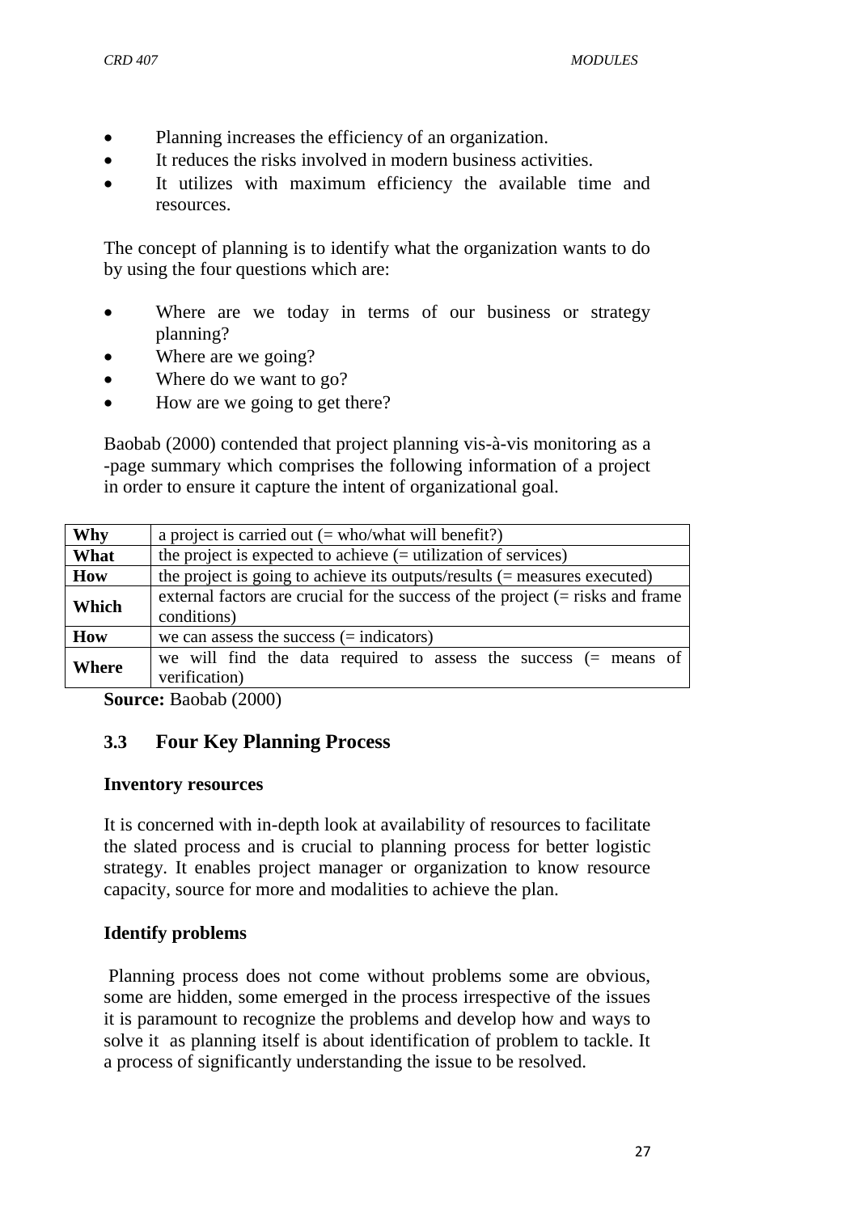- Planning increases the efficiency of an organization.
- It reduces the risks involved in modern business activities.
- It utilizes with maximum efficiency the available time and resources.

The concept of planning is to identify what the organization wants to do by using the four questions which are:

- Where are we today in terms of our business or strategy planning?
- Where are we going?
- Where do we want to go?
- How are we going to get there?

Baobab (2000) contended that project planning vis-à-vis monitoring as a -page summary which comprises the following information of a project in order to ensure it capture the intent of organizational goal.

| | |
|---|---|
| **Why** | a project is carried out (= who/what will benefit?) |
| **What** | the project is expected to achieve (= utilization of services) |
| **How** | the project is going to achieve its outputs/results (= measures executed) |
| **Which** | external factors are crucial for the success of the project (= risks and frame conditions) |
| **How** | we can assess the success (= indicators) |
| **Where** | we will find the data required to assess the success (= means of verification) |

**Source:** Baobab (2000)

## 3.3 Four Key Planning Process

**Inventory resources**

It is concerned with in-depth look at availability of resources to facilitate the slated process and is crucial to planning process for better logistic strategy. It enables project manager or organization to know resource capacity, source for more and modalities to achieve the plan.

**Identify problems**

Planning process does not come without problems some are obvious, some are hidden, some emerged in the process irrespective of the issues it is paramount to recognize the problems and develop how and ways to solve it as planning itself is about identification of problem to tackle. It a process of significantly understanding the issue to be resolved.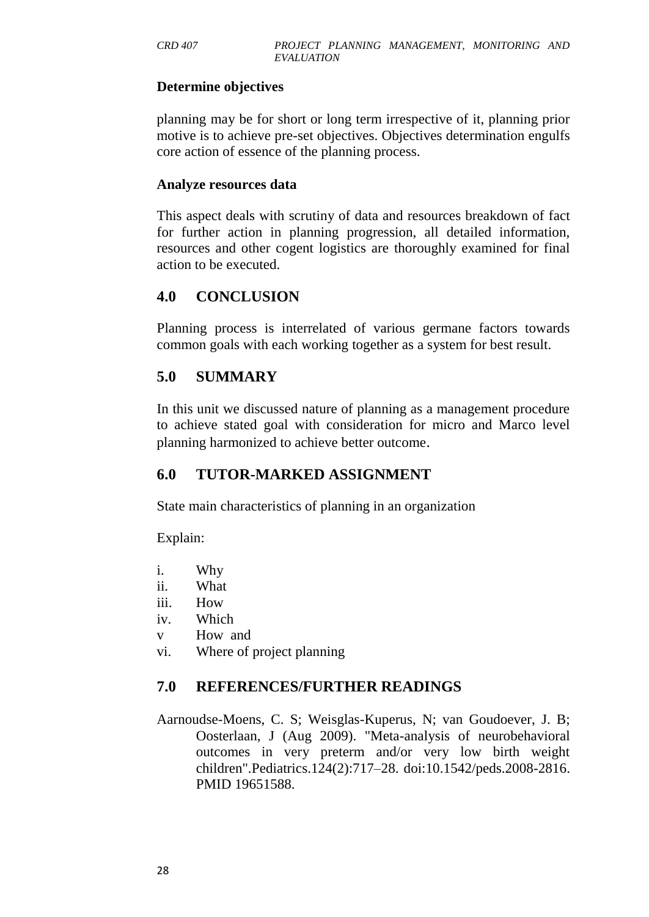**Determine objectives**

planning may be for short or long term irrespective of it, planning prior motive is to achieve pre-set objectives. Objectives determination engulfs core action of essence of the planning process.

**Analyze resources data**

This aspect deals with scrutiny of data and resources breakdown of fact for further action in planning progression, all detailed information, resources and other cogent logistics are thoroughly examined for final action to be executed.

## 4.0 CONCLUSION

Planning process is interrelated of various germane factors towards common goals with each working together as a system for best result.

## 5.0 SUMMARY

In this unit we discussed nature of planning as a management procedure to achieve stated goal with consideration for micro and Marco level planning harmonized to achieve better outcome.

## 6.0 TUTOR-MARKED ASSIGNMENT

State main characteristics of planning in an organization

Explain:

i. Why
ii. What
iii. How
iv. Which
v How and
vi. Where of project planning

## 7.0 REFERENCES/FURTHER READINGS

Aarnoudse-Moens, C. S; Weisglas-Kuperus, N; van Goudoever, J. B; Oosterlaan, J (Aug 2009). "Meta-analysis of neurobehavioral outcomes in very preterm and/or very low birth weight children".Pediatrics.124(2):717–28. doi:10.1542/peds.2008-2816. PMID 19651588.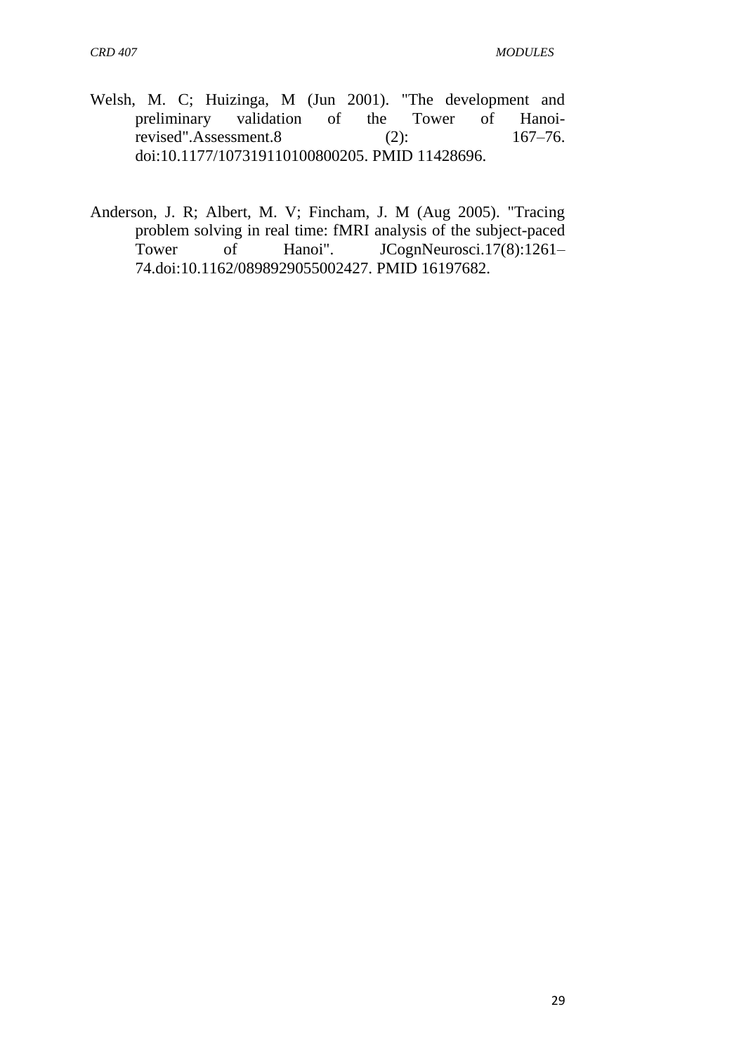Welsh, M. C; Huizinga, M (Jun 2001). "The development and preliminary validation of the Tower of Hanoi-revised".Assessment.8 (2): 167–76. doi:10.1177/107319110100800205. PMID 11428696.

Anderson, J. R; Albert, M. V; Fincham, J. M (Aug 2005). "Tracing problem solving in real time: fMRI analysis of the subject-paced Tower of Hanoi". JCognNeurosci.17(8):1261–74.doi:10.1162/0898929055002427. PMID 16197682.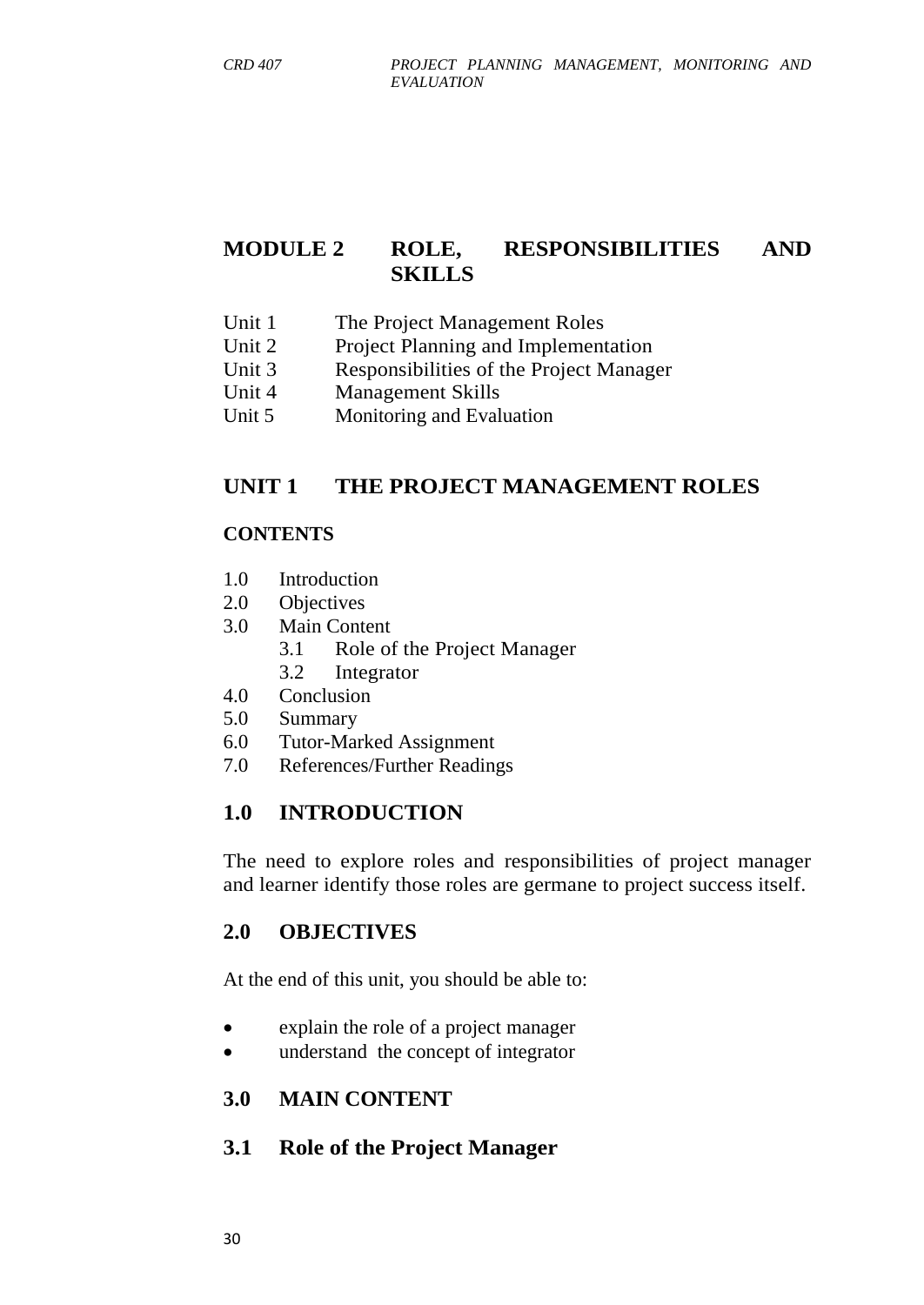# MODULE 2 ROLE, RESPONSIBILITIES AND SKILLS

Unit 1 The Project Management Roles
Unit 2 Project Planning and Implementation
Unit 3 Responsibilities of the Project Manager
Unit 4 Management Skills
Unit 5 Monitoring and Evaluation

## UNIT 1 THE PROJECT MANAGEMENT ROLES

**CONTENTS**

1.0 Introduction
2.0 Objectives
3.0 Main Content
  3.1 Role of the Project Manager
  3.2 Integrator
4.0 Conclusion
5.0 Summary
6.0 Tutor-Marked Assignment
7.0 References/Further Readings

### 1.0 INTRODUCTION

The need to explore roles and responsibilities of project manager and learner identify those roles are germane to project success itself.

### 2.0 OBJECTIVES

At the end of this unit, you should be able to:

- explain the role of a project manager
- understand the concept of integrator

### 3.0 MAIN CONTENT

### 3.1 Role of the Project Manager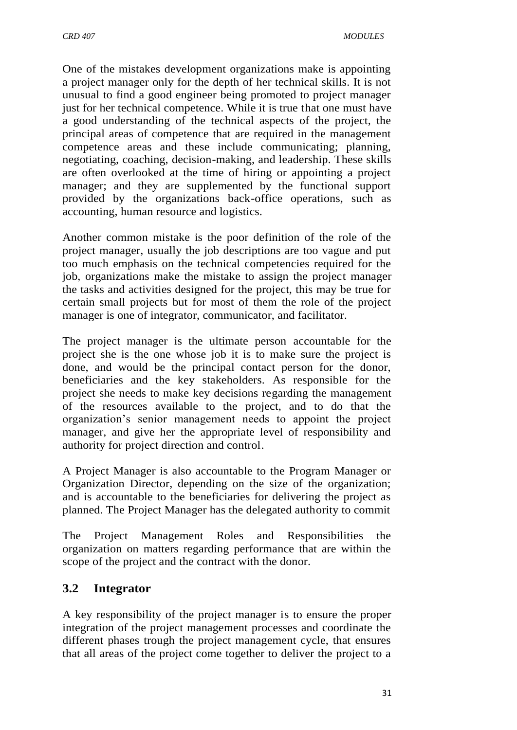One of the mistakes development organizations make is appointing a project manager only for the depth of her technical skills. It is not unusual to find a good engineer being promoted to project manager just for her technical competence. While it is true that one must have a good understanding of the technical aspects of the project, the principal areas of competence that are required in the management competence areas and these include communicating; planning, negotiating, coaching, decision-making, and leadership. These skills are often overlooked at the time of hiring or appointing a project manager; and they are supplemented by the functional support provided by the organizations back-office operations, such as accounting, human resource and logistics.

Another common mistake is the poor definition of the role of the project manager, usually the job descriptions are too vague and put too much emphasis on the technical competencies required for the job, organizations make the mistake to assign the project manager the tasks and activities designed for the project, this may be true for certain small projects but for most of them the role of the project manager is one of integrator, communicator, and facilitator.

The project manager is the ultimate person accountable for the project she is the one whose job it is to make sure the project is done, and would be the principal contact person for the donor, beneficiaries and the key stakeholders. As responsible for the project she needs to make key decisions regarding the management of the resources available to the project, and to do that the organization's senior management needs to appoint the project manager, and give her the appropriate level of responsibility and authority for project direction and control.

A Project Manager is also accountable to the Program Manager or Organization Director, depending on the size of the organization; and is accountable to the beneficiaries for delivering the project as planned. The Project Manager has the delegated authority to commit

The Project Management Roles and Responsibilities the organization on matters regarding performance that are within the scope of the project and the contract with the donor.

## 3.2 Integrator

A key responsibility of the project manager is to ensure the proper integration of the project management processes and coordinate the different phases trough the project management cycle, that ensures that all areas of the project come together to deliver the project to a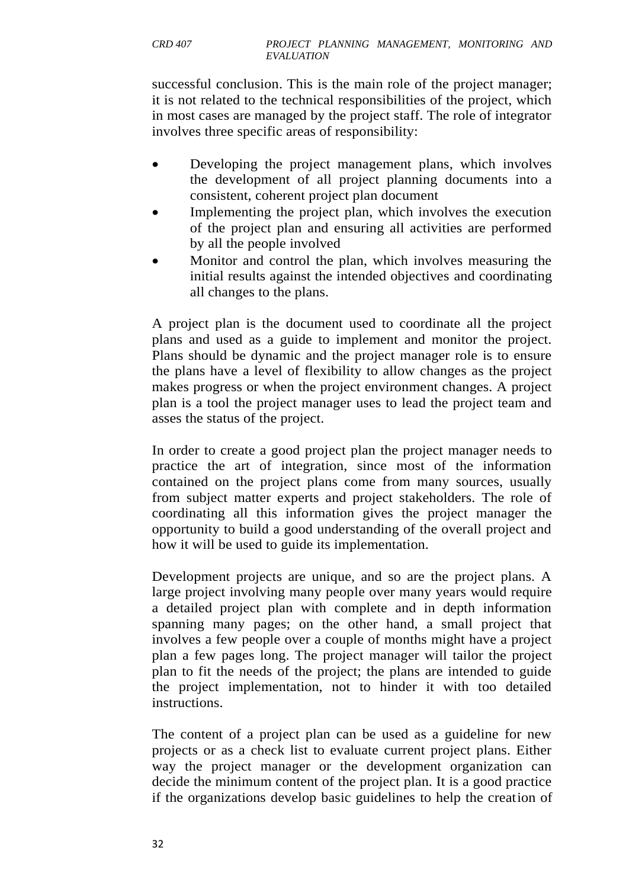successful conclusion. This is the main role of the project manager; it is not related to the technical responsibilities of the project, which in most cases are managed by the project staff. The role of integrator involves three specific areas of responsibility:

- Developing the project management plans, which involves the development of all project planning documents into a consistent, coherent project plan document
- Implementing the project plan, which involves the execution of the project plan and ensuring all activities are performed by all the people involved
- Monitor and control the plan, which involves measuring the initial results against the intended objectives and coordinating all changes to the plans.

A project plan is the document used to coordinate all the project plans and used as a guide to implement and monitor the project. Plans should be dynamic and the project manager role is to ensure the plans have a level of flexibility to allow changes as the project makes progress or when the project environment changes. A project plan is a tool the project manager uses to lead the project team and asses the status of the project.

In order to create a good project plan the project manager needs to practice the art of integration, since most of the information contained on the project plans come from many sources, usually from subject matter experts and project stakeholders. The role of coordinating all this information gives the project manager the opportunity to build a good understanding of the overall project and how it will be used to guide its implementation.

Development projects are unique, and so are the project plans. A large project involving many people over many years would require a detailed project plan with complete and in depth information spanning many pages; on the other hand, a small project that involves a few people over a couple of months might have a project plan a few pages long. The project manager will tailor the project plan to fit the needs of the project; the plans are intended to guide the project implementation, not to hinder it with too detailed instructions.

The content of a project plan can be used as a guideline for new projects or as a check list to evaluate current project plans. Either way the project manager or the development organization can decide the minimum content of the project plan. It is a good practice if the organizations develop basic guidelines to help the creation of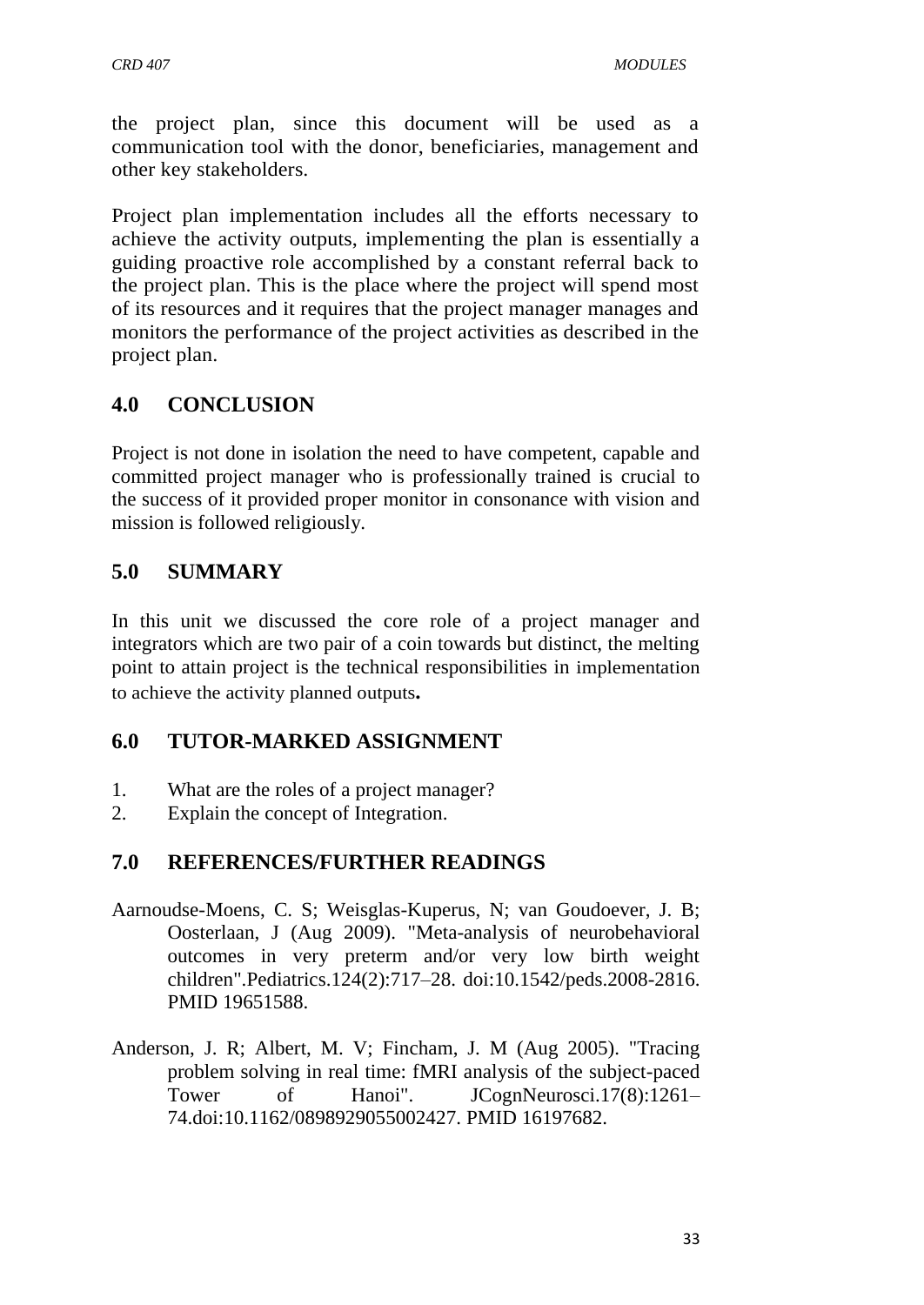the project plan, since this document will be used as a communication tool with the donor, beneficiaries, management and other key stakeholders.

Project plan implementation includes all the efforts necessary to achieve the activity outputs, implementing the plan is essentially a guiding proactive role accomplished by a constant referral back to the project plan. This is the place where the project will spend most of its resources and it requires that the project manager manages and monitors the performance of the project activities as described in the project plan.

## 4.0 CONCLUSION

Project is not done in isolation the need to have competent, capable and committed project manager who is professionally trained is crucial to the success of it provided proper monitor in consonance with vision and mission is followed religiously.

## 5.0 SUMMARY

In this unit we discussed the core role of a project manager and integrators which are two pair of a coin towards but distinct, the melting point to attain project is the technical responsibilities in implementation to achieve the activity planned outputs**.**

## 6.0 TUTOR-MARKED ASSIGNMENT

1. What are the roles of a project manager?
2. Explain the concept of Integration.

## 7.0 REFERENCES/FURTHER READINGS

Aarnoudse-Moens, C. S; Weisglas-Kuperus, N; van Goudoever, J. B; Oosterlaan, J (Aug 2009). "Meta-analysis of neurobehavioral outcomes in very preterm and/or very low birth weight children".Pediatrics.124(2):717–28. doi:10.1542/peds.2008-2816. PMID 19651588.

Anderson, J. R; Albert, M. V; Fincham, J. M (Aug 2005). "Tracing problem solving in real time: fMRI analysis of the subject-paced Tower of Hanoi". JCognNeurosci.17(8):1261–74.doi:10.1162/0898929055002427. PMID 16197682.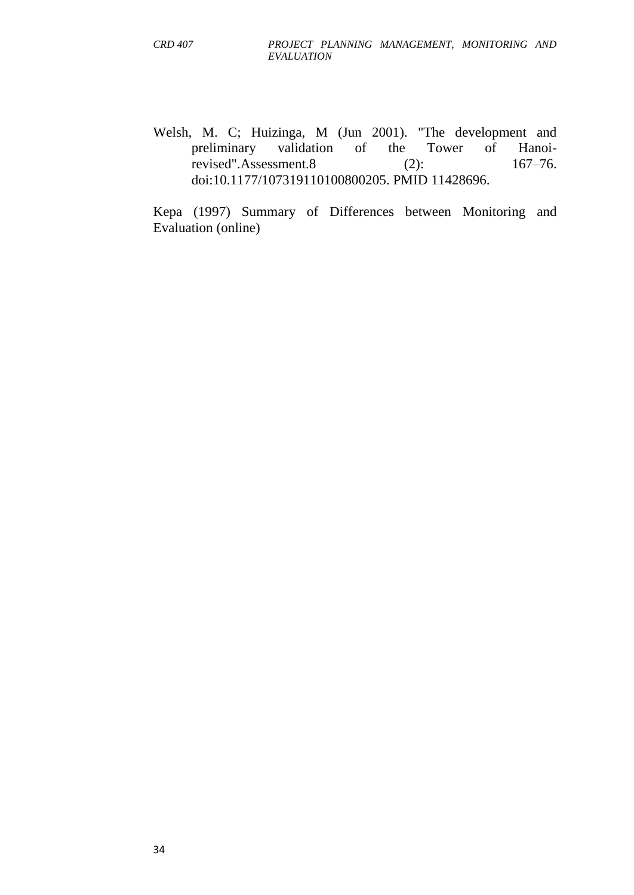Welsh, M. C; Huizinga, M (Jun 2001). "The development and preliminary validation of the Tower of Hanoi-revised".Assessment.8 (2): 167–76. doi:10.1177/107319110100800205. PMID 11428696.

Kepa (1997) Summary of Differences between Monitoring and Evaluation (online)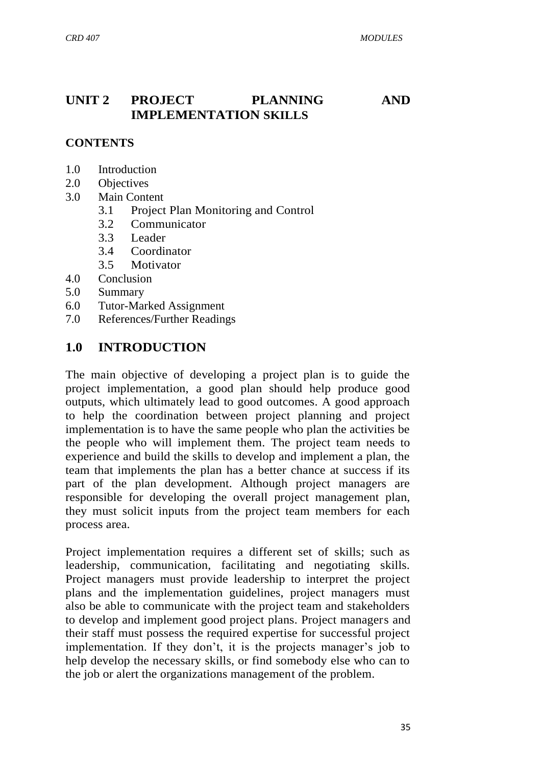## UNIT 2 PROJECT PLANNING AND IMPLEMENTATION SKILLS

**CONTENTS**

1.0 Introduction
2.0 Objectives
3.0 Main Content
    3.1 Project Plan Monitoring and Control
    3.2 Communicator
    3.3 Leader
    3.4 Coordinator
    3.5 Motivator
4.0 Conclusion
5.0 Summary
6.0 Tutor-Marked Assignment
7.0 References/Further Readings

## 1.0 INTRODUCTION

The main objective of developing a project plan is to guide the project implementation, a good plan should help produce good outputs, which ultimately lead to good outcomes. A good approach to help the coordination between project planning and project implementation is to have the same people who plan the activities be the people who will implement them. The project team needs to experience and build the skills to develop and implement a plan, the team that implements the plan has a better chance at success if its part of the plan development. Although project managers are responsible for developing the overall project management plan, they must solicit inputs from the project team members for each process area.

Project implementation requires a different set of skills; such as leadership, communication, facilitating and negotiating skills. Project managers must provide leadership to interpret the project plans and the implementation guidelines, project managers must also be able to communicate with the project team and stakeholders to develop and implement good project plans. Project managers and their staff must possess the required expertise for successful project implementation. If they don't, it is the projects manager's job to help develop the necessary skills, or find somebody else who can to the job or alert the organizations management of the problem.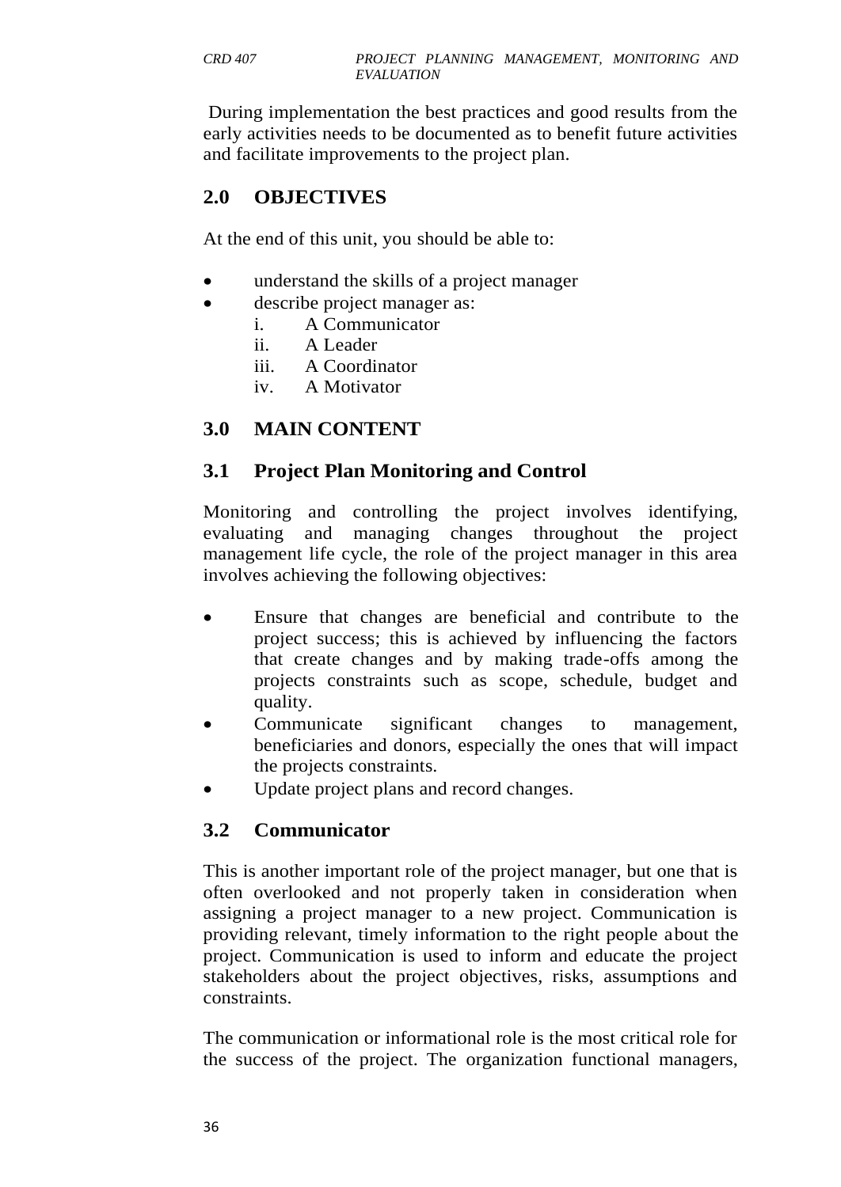During implementation the best practices and good results from the early activities needs to be documented as to benefit future activities and facilitate improvements to the project plan.

## 2.0 OBJECTIVES

At the end of this unit, you should be able to:

- understand the skills of a project manager
- describe project manager as:
  - i. A Communicator
  - ii. A Leader
  - iii. A Coordinator
  - iv. A Motivator

## 3.0 MAIN CONTENT

### 3.1 Project Plan Monitoring and Control

Monitoring and controlling the project involves identifying, evaluating and managing changes throughout the project management life cycle, the role of the project manager in this area involves achieving the following objectives:

- Ensure that changes are beneficial and contribute to the project success; this is achieved by influencing the factors that create changes and by making trade-offs among the projects constraints such as scope, schedule, budget and quality.
- Communicate significant changes to management, beneficiaries and donors, especially the ones that will impact the projects constraints.
- Update project plans and record changes.

### 3.2 Communicator

This is another important role of the project manager, but one that is often overlooked and not properly taken in consideration when assigning a project manager to a new project. Communication is providing relevant, timely information to the right people about the project. Communication is used to inform and educate the project stakeholders about the project objectives, risks, assumptions and constraints.

The communication or informational role is the most critical role for the success of the project. The organization functional managers,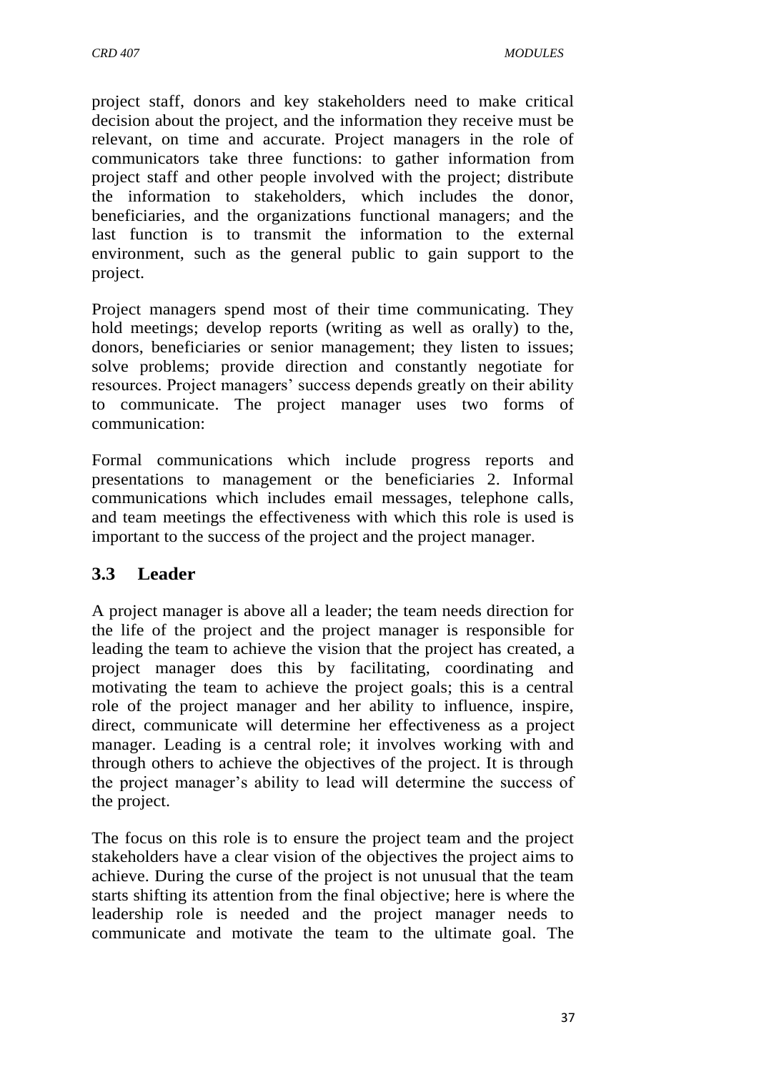project staff, donors and key stakeholders need to make critical decision about the project, and the information they receive must be relevant, on time and accurate. Project managers in the role of communicators take three functions: to gather information from project staff and other people involved with the project; distribute the information to stakeholders, which includes the donor, beneficiaries, and the organizations functional managers; and the last function is to transmit the information to the external environment, such as the general public to gain support to the project.

Project managers spend most of their time communicating. They hold meetings; develop reports (writing as well as orally) to the, donors, beneficiaries or senior management; they listen to issues; solve problems; provide direction and constantly negotiate for resources. Project managers' success depends greatly on their ability to communicate. The project manager uses two forms of communication:

Formal communications which include progress reports and presentations to management or the beneficiaries 2. Informal communications which includes email messages, telephone calls, and team meetings the effectiveness with which this role is used is important to the success of the project and the project manager.

## 3.3 Leader

A project manager is above all a leader; the team needs direction for the life of the project and the project manager is responsible for leading the team to achieve the vision that the project has created, a project manager does this by facilitating, coordinating and motivating the team to achieve the project goals; this is a central role of the project manager and her ability to influence, inspire, direct, communicate will determine her effectiveness as a project manager. Leading is a central role; it involves working with and through others to achieve the objectives of the project. It is through the project manager's ability to lead will determine the success of the project.

The focus on this role is to ensure the project team and the project stakeholders have a clear vision of the objectives the project aims to achieve. During the curse of the project is not unusual that the team starts shifting its attention from the final objective; here is where the leadership role is needed and the project manager needs to communicate and motivate the team to the ultimate goal. The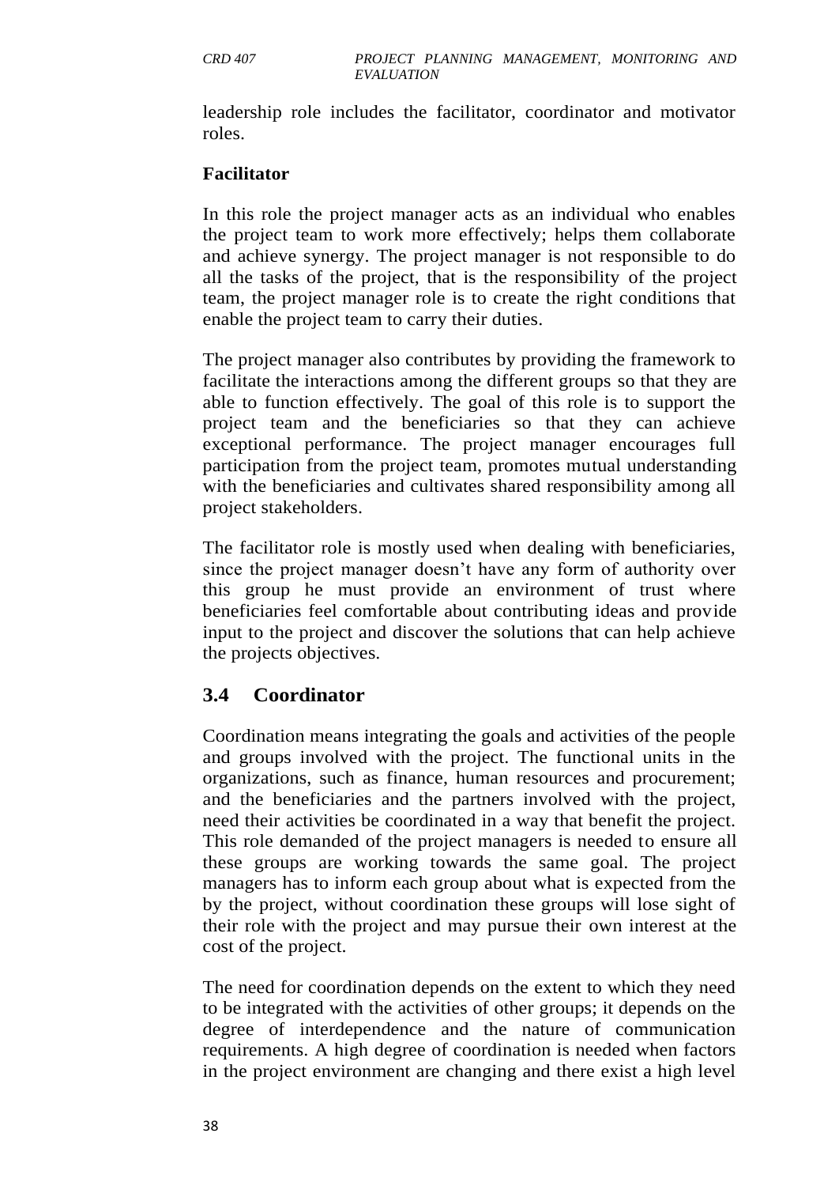leadership role includes the facilitator, coordinator and motivator roles.

**Facilitator**

In this role the project manager acts as an individual who enables the project team to work more effectively; helps them collaborate and achieve synergy. The project manager is not responsible to do all the tasks of the project, that is the responsibility of the project team, the project manager role is to create the right conditions that enable the project team to carry their duties.

The project manager also contributes by providing the framework to facilitate the interactions among the different groups so that they are able to function effectively. The goal of this role is to support the project team and the beneficiaries so that they can achieve exceptional performance. The project manager encourages full participation from the project team, promotes mutual understanding with the beneficiaries and cultivates shared responsibility among all project stakeholders.

The facilitator role is mostly used when dealing with beneficiaries, since the project manager doesn't have any form of authority over this group he must provide an environment of trust where beneficiaries feel comfortable about contributing ideas and provide input to the project and discover the solutions that can help achieve the projects objectives.

## 3.4 Coordinator

Coordination means integrating the goals and activities of the people and groups involved with the project. The functional units in the organizations, such as finance, human resources and procurement; and the beneficiaries and the partners involved with the project, need their activities be coordinated in a way that benefit the project. This role demanded of the project managers is needed to ensure all these groups are working towards the same goal. The project managers has to inform each group about what is expected from the by the project, without coordination these groups will lose sight of their role with the project and may pursue their own interest at the cost of the project.

The need for coordination depends on the extent to which they need to be integrated with the activities of other groups; it depends on the degree of interdependence and the nature of communication requirements. A high degree of coordination is needed when factors in the project environment are changing and there exist a high level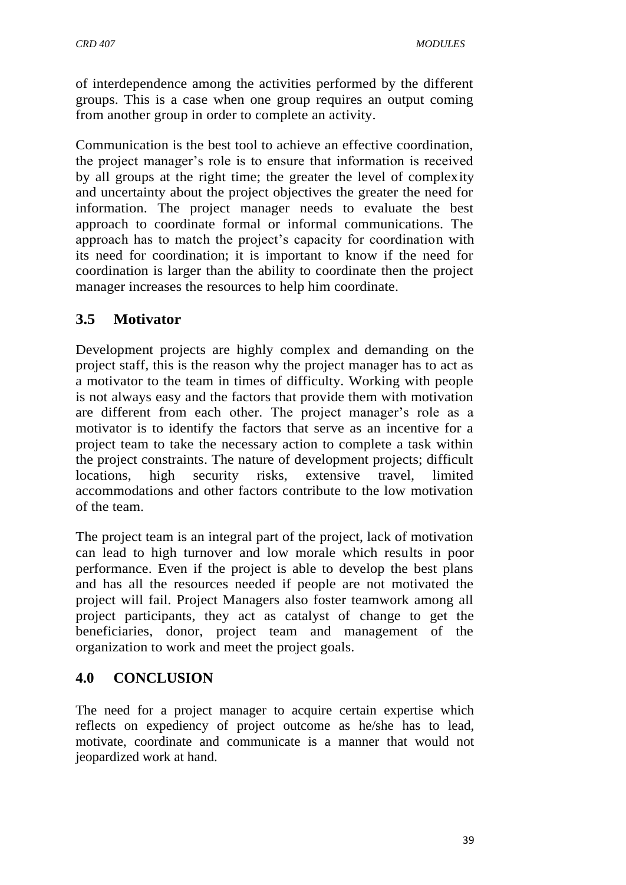of interdependence among the activities performed by the different groups. This is a case when one group requires an output coming from another group in order to complete an activity.

Communication is the best tool to achieve an effective coordination, the project manager's role is to ensure that information is received by all groups at the right time; the greater the level of complexity and uncertainty about the project objectives the greater the need for information. The project manager needs to evaluate the best approach to coordinate formal or informal communications. The approach has to match the project's capacity for coordination with its need for coordination; it is important to know if the need for coordination is larger than the ability to coordinate then the project manager increases the resources to help him coordinate.

## 3.5 Motivator

Development projects are highly complex and demanding on the project staff, this is the reason why the project manager has to act as a motivator to the team in times of difficulty. Working with people is not always easy and the factors that provide them with motivation are different from each other. The project manager's role as a motivator is to identify the factors that serve as an incentive for a project team to take the necessary action to complete a task within the project constraints. The nature of development projects; difficult locations, high security risks, extensive travel, limited accommodations and other factors contribute to the low motivation of the team.

The project team is an integral part of the project, lack of motivation can lead to high turnover and low morale which results in poor performance. Even if the project is able to develop the best plans and has all the resources needed if people are not motivated the project will fail. Project Managers also foster teamwork among all project participants, they act as catalyst of change to get the beneficiaries, donor, project team and management of the organization to work and meet the project goals.

## 4.0 CONCLUSION

The need for a project manager to acquire certain expertise which reflects on expediency of project outcome as he/she has to lead, motivate, coordinate and communicate is a manner that would not jeopardized work at hand.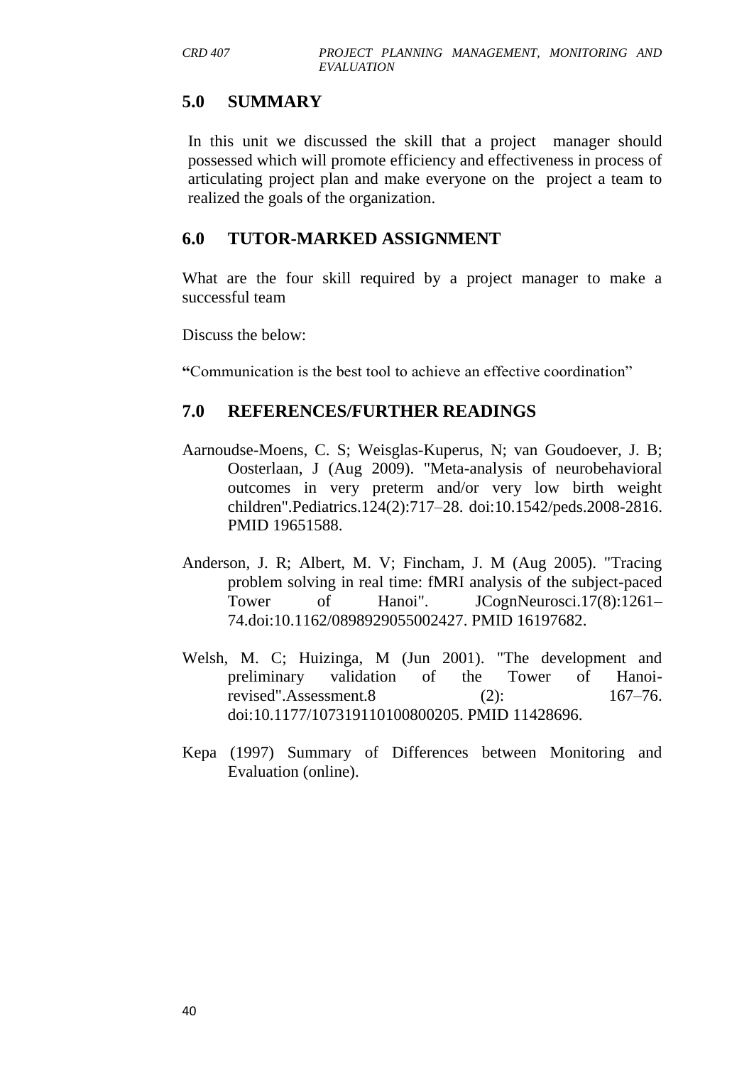## 5.0 SUMMARY

In this unit we discussed the skill that a project manager should possessed which will promote efficiency and effectiveness in process of articulating project plan and make everyone on the project a team to realized the goals of the organization.

## 6.0 TUTOR-MARKED ASSIGNMENT

What are the four skill required by a project manager to make a successful team

Discuss the below:

**"**Communication is the best tool to achieve an effective coordination"

## 7.0 REFERENCES/FURTHER READINGS

Aarnoudse-Moens, C. S; Weisglas-Kuperus, N; van Goudoever, J. B; Oosterlaan, J (Aug 2009). "Meta-analysis of neurobehavioral outcomes in very preterm and/or very low birth weight children".Pediatrics.124(2):717–28. doi:10.1542/peds.2008-2816. PMID 19651588.

Anderson, J. R; Albert, M. V; Fincham, J. M (Aug 2005). "Tracing problem solving in real time: fMRI analysis of the subject-paced Tower of Hanoi". JCognNeurosci.17(8):1261–74.doi:10.1162/0898929055002427. PMID 16197682.

Welsh, M. C; Huizinga, M (Jun 2001). "The development and preliminary validation of the Tower of Hanoi-revised".Assessment.8 (2): 167–76. doi:10.1177/107319110100800205. PMID 11428696.

Kepa (1997) Summary of Differences between Monitoring and Evaluation (online).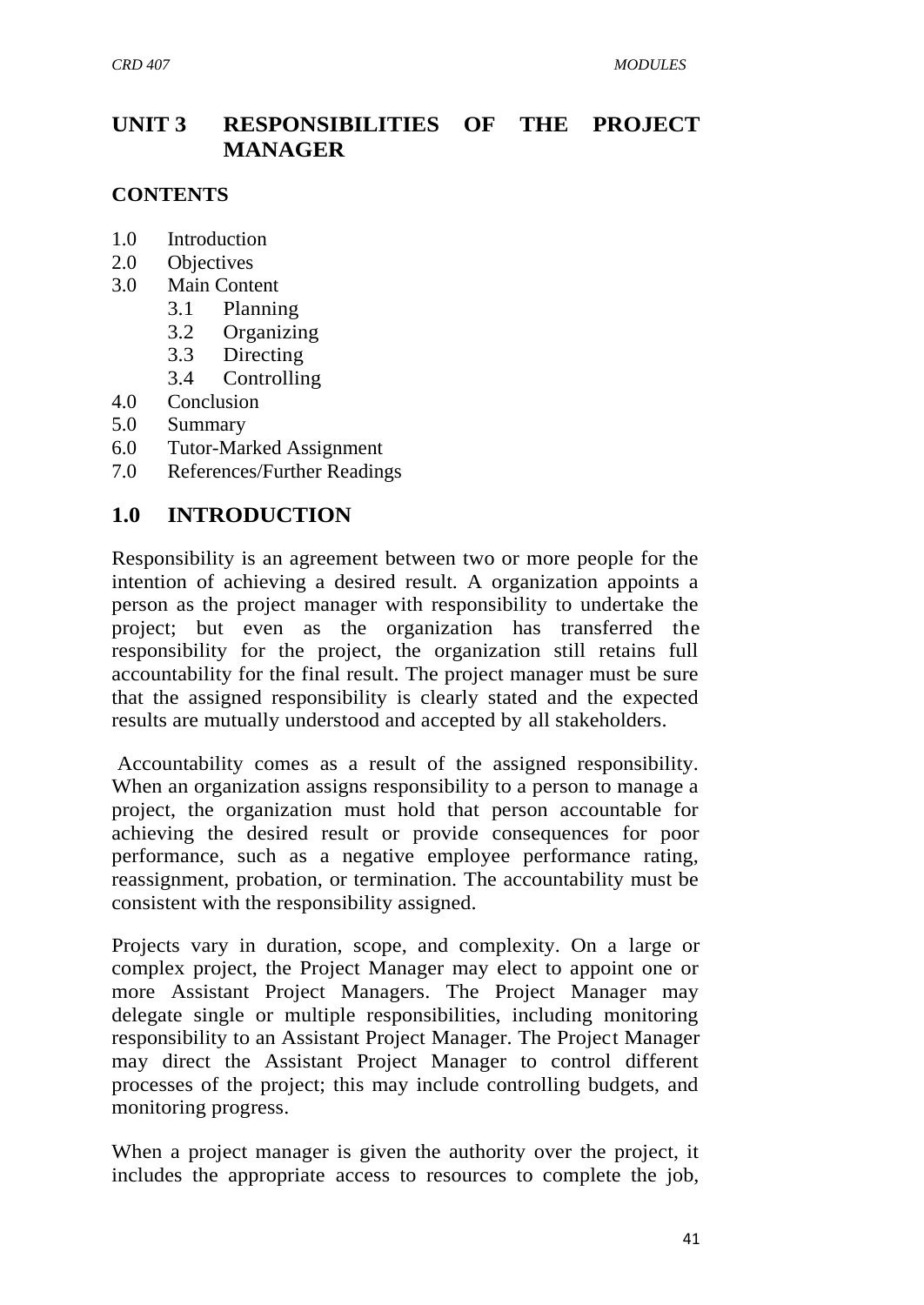# UNIT 3 RESPONSIBILITIES OF THE PROJECT MANAGER

**CONTENTS**

- 1.0 Introduction
- 2.0 Objectives
- 3.0 Main Content
    - 3.1 Planning
    - 3.2 Organizing
    - 3.3 Directing
    - 3.4 Controlling
- 4.0 Conclusion
- 5.0 Summary
- 6.0 Tutor-Marked Assignment
- 7.0 References/Further Readings

## 1.0 INTRODUCTION

Responsibility is an agreement between two or more people for the intention of achieving a desired result. A organization appoints a person as the project manager with responsibility to undertake the project; but even as the organization has transferred the responsibility for the project, the organization still retains full accountability for the final result. The project manager must be sure that the assigned responsibility is clearly stated and the expected results are mutually understood and accepted by all stakeholders.

Accountability comes as a result of the assigned responsibility. When an organization assigns responsibility to a person to manage a project, the organization must hold that person accountable for achieving the desired result or provide consequences for poor performance, such as a negative employee performance rating, reassignment, probation, or termination. The accountability must be consistent with the responsibility assigned.

Projects vary in duration, scope, and complexity. On a large or complex project, the Project Manager may elect to appoint one or more Assistant Project Managers. The Project Manager may delegate single or multiple responsibilities, including monitoring responsibility to an Assistant Project Manager. The Project Manager may direct the Assistant Project Manager to control different processes of the project; this may include controlling budgets, and monitoring progress.

When a project manager is given the authority over the project, it includes the appropriate access to resources to complete the job,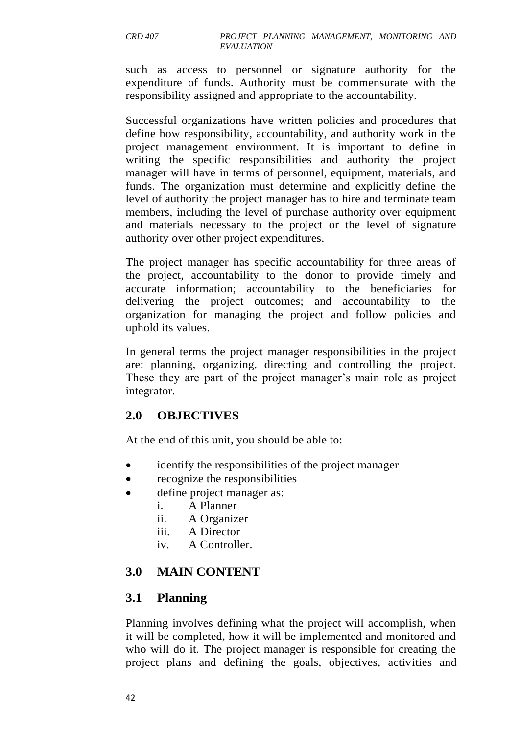such as access to personnel or signature authority for the expenditure of funds. Authority must be commensurate with the responsibility assigned and appropriate to the accountability.

Successful organizations have written policies and procedures that define how responsibility, accountability, and authority work in the project management environment. It is important to define in writing the specific responsibilities and authority the project manager will have in terms of personnel, equipment, materials, and funds. The organization must determine and explicitly define the level of authority the project manager has to hire and terminate team members, including the level of purchase authority over equipment and materials necessary to the project or the level of signature authority over other project expenditures.

The project manager has specific accountability for three areas of the project, accountability to the donor to provide timely and accurate information; accountability to the beneficiaries for delivering the project outcomes; and accountability to the organization for managing the project and follow policies and uphold its values.

In general terms the project manager responsibilities in the project are: planning, organizing, directing and controlling the project. These they are part of the project manager's main role as project integrator.

## 2.0 OBJECTIVES

At the end of this unit, you should be able to:

- identify the responsibilities of the project manager
- recognize the responsibilities
- define project manager as:
    i. A Planner
    ii. A Organizer
    iii. A Director
    iv. A Controller.

## 3.0 MAIN CONTENT

### 3.1 Planning

Planning involves defining what the project will accomplish, when it will be completed, how it will be implemented and monitored and who will do it. The project manager is responsible for creating the project plans and defining the goals, objectives, activities and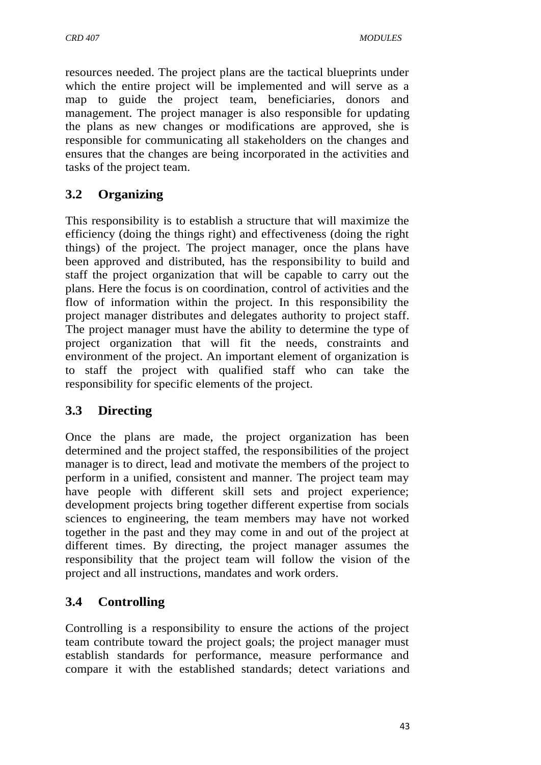resources needed. The project plans are the tactical blueprints under which the entire project will be implemented and will serve as a map to guide the project team, beneficiaries, donors and management. The project manager is also responsible for updating the plans as new changes or modifications are approved, she is responsible for communicating all stakeholders on the changes and ensures that the changes are being incorporated in the activities and tasks of the project team.

## 3.2 Organizing

This responsibility is to establish a structure that will maximize the efficiency (doing the things right) and effectiveness (doing the right things) of the project. The project manager, once the plans have been approved and distributed, has the responsibility to build and staff the project organization that will be capable to carry out the plans. Here the focus is on coordination, control of activities and the flow of information within the project. In this responsibility the project manager distributes and delegates authority to project staff. The project manager must have the ability to determine the type of project organization that will fit the needs, constraints and environment of the project. An important element of organization is to staff the project with qualified staff who can take the responsibility for specific elements of the project.

## 3.3 Directing

Once the plans are made, the project organization has been determined and the project staffed, the responsibilities of the project manager is to direct, lead and motivate the members of the project to perform in a unified, consistent and manner. The project team may have people with different skill sets and project experience; development projects bring together different expertise from socials sciences to engineering, the team members may have not worked together in the past and they may come in and out of the project at different times. By directing, the project manager assumes the responsibility that the project team will follow the vision of the project and all instructions, mandates and work orders.

## 3.4 Controlling

Controlling is a responsibility to ensure the actions of the project team contribute toward the project goals; the project manager must establish standards for performance, measure performance and compare it with the established standards; detect variations and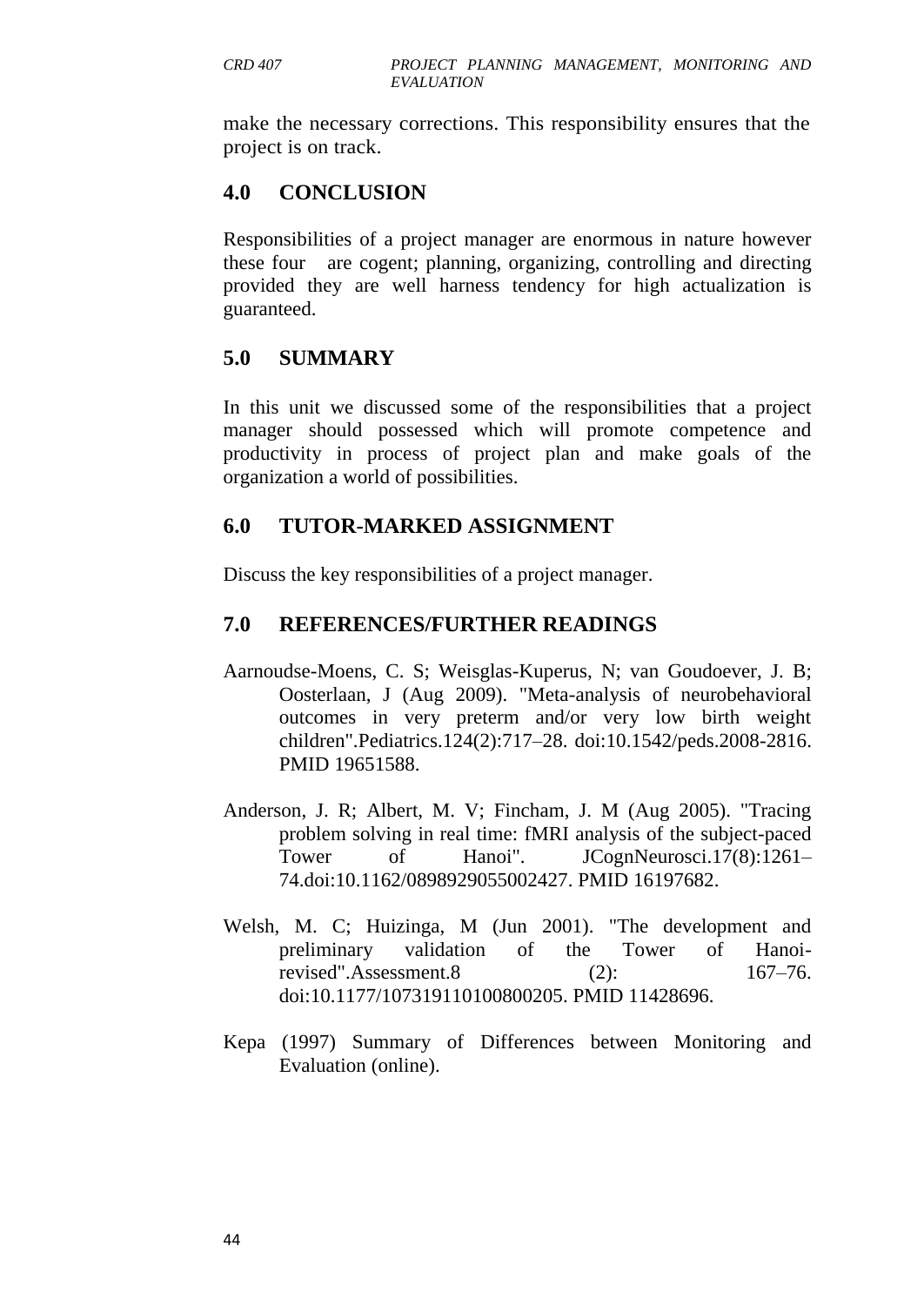make the necessary corrections. This responsibility ensures that the project is on track.

## 4.0 CONCLUSION

Responsibilities of a project manager are enormous in nature however these four are cogent; planning, organizing, controlling and directing provided they are well harness tendency for high actualization is guaranteed.

## 5.0 SUMMARY

In this unit we discussed some of the responsibilities that a project manager should possessed which will promote competence and productivity in process of project plan and make goals of the organization a world of possibilities.

## 6.0 TUTOR-MARKED ASSIGNMENT

Discuss the key responsibilities of a project manager.

## 7.0 REFERENCES/FURTHER READINGS

Aarnoudse-Moens, C. S; Weisglas-Kuperus, N; van Goudoever, J. B; Oosterlaan, J (Aug 2009). "Meta-analysis of neurobehavioral outcomes in very preterm and/or very low birth weight children".Pediatrics.124(2):717–28. doi:10.1542/peds.2008-2816. PMID 19651588.

Anderson, J. R; Albert, M. V; Fincham, J. M (Aug 2005). "Tracing problem solving in real time: fMRI analysis of the subject-paced Tower of Hanoi". JCognNeurosci.17(8):1261–74.doi:10.1162/0898929055002427. PMID 16197682.

Welsh, M. C; Huizinga, M (Jun 2001). "The development and preliminary validation of the Tower of Hanoi-revised".Assessment.8 (2): 167–76. doi:10.1177/107319110100800205. PMID 11428696.

Kepa (1997) Summary of Differences between Monitoring and Evaluation (online).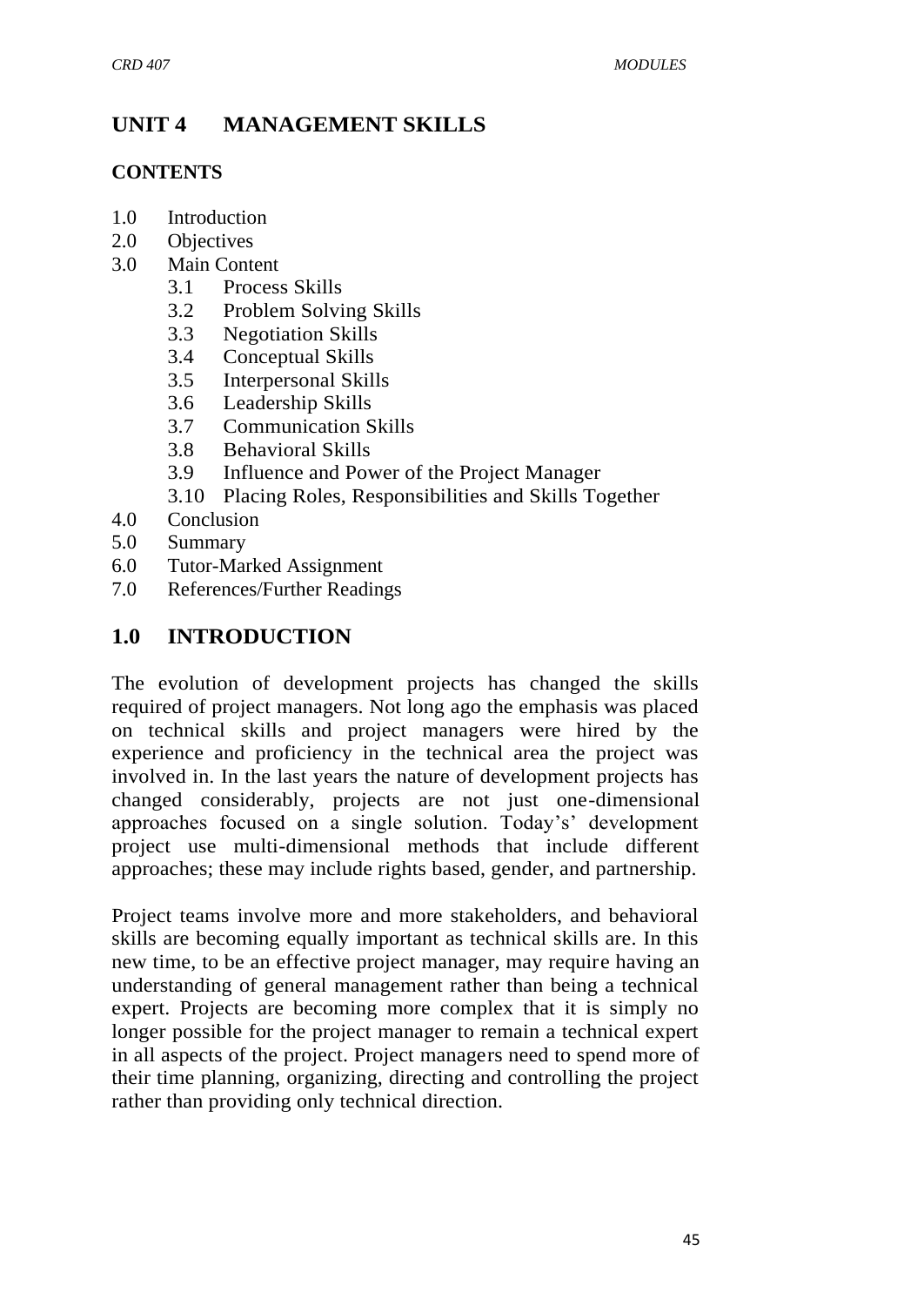# UNIT 4 MANAGEMENT SKILLS

**CONTENTS**

1.0 Introduction
2.0 Objectives
3.0 Main Content
   3.1 Process Skills
   3.2 Problem Solving Skills
   3.3 Negotiation Skills
   3.4 Conceptual Skills
   3.5 Interpersonal Skills
   3.6 Leadership Skills
   3.7 Communication Skills
   3.8 Behavioral Skills
   3.9 Influence and Power of the Project Manager
   3.10 Placing Roles, Responsibilities and Skills Together
4.0 Conclusion
5.0 Summary
6.0 Tutor-Marked Assignment
7.0 References/Further Readings

## 1.0 INTRODUCTION

The evolution of development projects has changed the skills required of project managers. Not long ago the emphasis was placed on technical skills and project managers were hired by the experience and proficiency in the technical area the project was involved in. In the last years the nature of development projects has changed considerably, projects are not just one-dimensional approaches focused on a single solution. Today's' development project use multi-dimensional methods that include different approaches; these may include rights based, gender, and partnership.

Project teams involve more and more stakeholders, and behavioral skills are becoming equally important as technical skills are. In this new time, to be an effective project manager, may require having an understanding of general management rather than being a technical expert. Projects are becoming more complex that it is simply no longer possible for the project manager to remain a technical expert in all aspects of the project. Project managers need to spend more of their time planning, organizing, directing and controlling the project rather than providing only technical direction.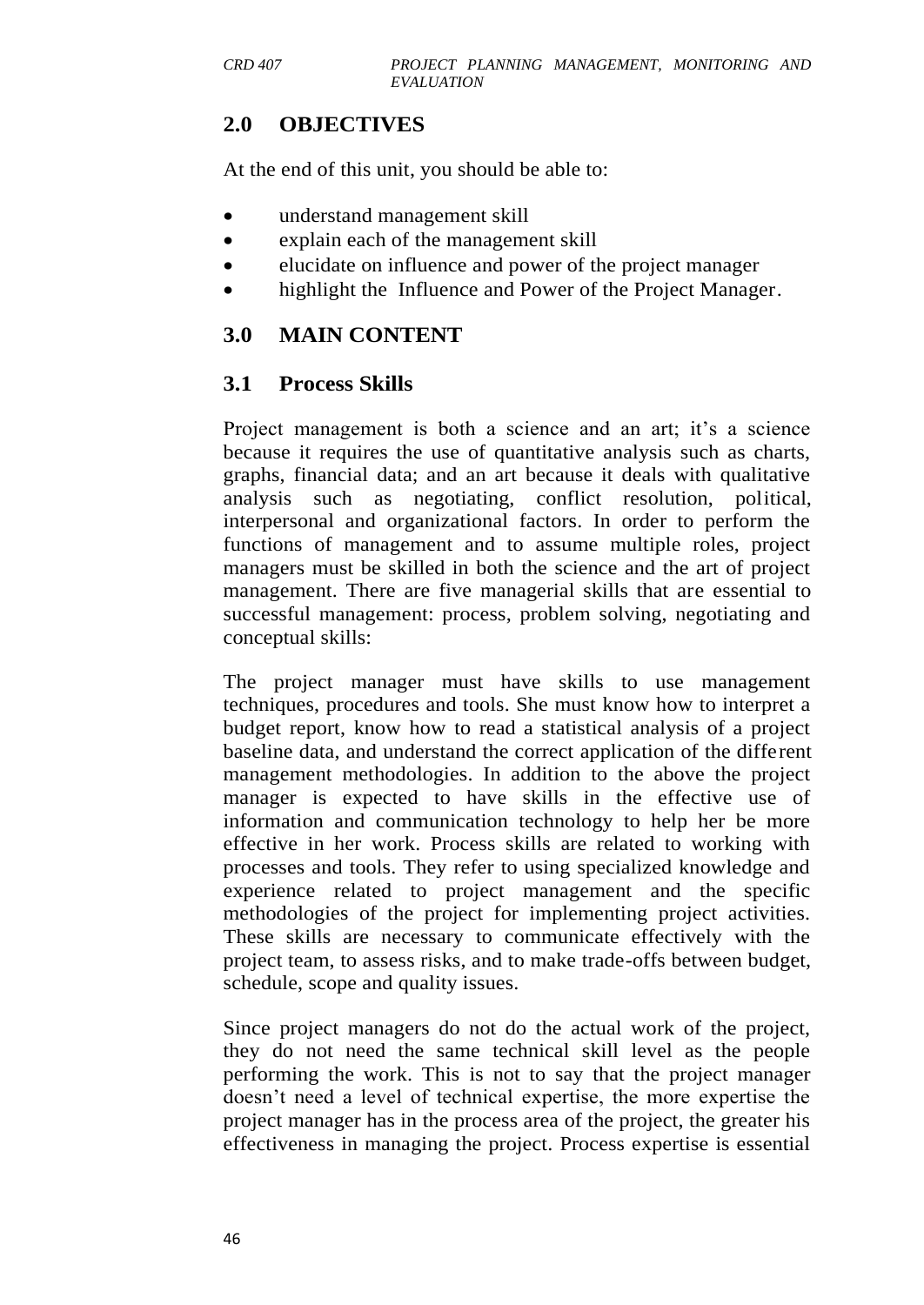## 2.0 OBJECTIVES

At the end of this unit, you should be able to:

- understand management skill
- explain each of the management skill
- elucidate on influence and power of the project manager
- highlight the Influence and Power of the Project Manager.

## 3.0 MAIN CONTENT

### 3.1 Process Skills

Project management is both a science and an art; it's a science because it requires the use of quantitative analysis such as charts, graphs, financial data; and an art because it deals with qualitative analysis such as negotiating, conflict resolution, political, interpersonal and organizational factors. In order to perform the functions of management and to assume multiple roles, project managers must be skilled in both the science and the art of project management. There are five managerial skills that are essential to successful management: process, problem solving, negotiating and conceptual skills:

The project manager must have skills to use management techniques, procedures and tools. She must know how to interpret a budget report, know how to read a statistical analysis of a project baseline data, and understand the correct application of the different management methodologies. In addition to the above the project manager is expected to have skills in the effective use of information and communication technology to help her be more effective in her work. Process skills are related to working with processes and tools. They refer to using specialized knowledge and experience related to project management and the specific methodologies of the project for implementing project activities. These skills are necessary to communicate effectively with the project team, to assess risks, and to make trade-offs between budget, schedule, scope and quality issues.

Since project managers do not do the actual work of the project, they do not need the same technical skill level as the people performing the work. This is not to say that the project manager doesn't need a level of technical expertise, the more expertise the project manager has in the process area of the project, the greater his effectiveness in managing the project. Process expertise is essential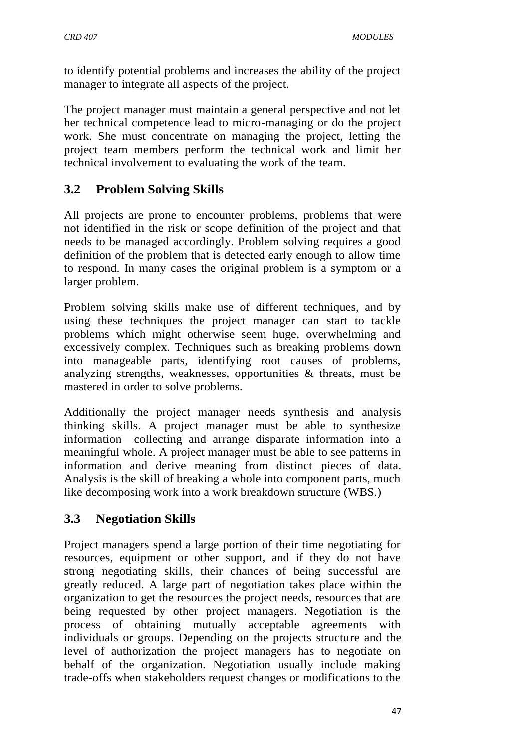to identify potential problems and increases the ability of the project manager to integrate all aspects of the project.

The project manager must maintain a general perspective and not let her technical competence lead to micro-managing or do the project work. She must concentrate on managing the project, letting the project team members perform the technical work and limit her technical involvement to evaluating the work of the team.

## 3.2 Problem Solving Skills

All projects are prone to encounter problems, problems that were not identified in the risk or scope definition of the project and that needs to be managed accordingly. Problem solving requires a good definition of the problem that is detected early enough to allow time to respond. In many cases the original problem is a symptom or a larger problem.

Problem solving skills make use of different techniques, and by using these techniques the project manager can start to tackle problems which might otherwise seem huge, overwhelming and excessively complex. Techniques such as breaking problems down into manageable parts, identifying root causes of problems, analyzing strengths, weaknesses, opportunities & threats, must be mastered in order to solve problems.

Additionally the project manager needs synthesis and analysis thinking skills. A project manager must be able to synthesize information—collecting and arrange disparate information into a meaningful whole. A project manager must be able to see patterns in information and derive meaning from distinct pieces of data. Analysis is the skill of breaking a whole into component parts, much like decomposing work into a work breakdown structure (WBS.)

## 3.3 Negotiation Skills

Project managers spend a large portion of their time negotiating for resources, equipment or other support, and if they do not have strong negotiating skills, their chances of being successful are greatly reduced. A large part of negotiation takes place within the organization to get the resources the project needs, resources that are being requested by other project managers. Negotiation is the process of obtaining mutually acceptable agreements with individuals or groups. Depending on the projects structure and the level of authorization the project managers has to negotiate on behalf of the organization. Negotiation usually include making trade-offs when stakeholders request changes or modifications to the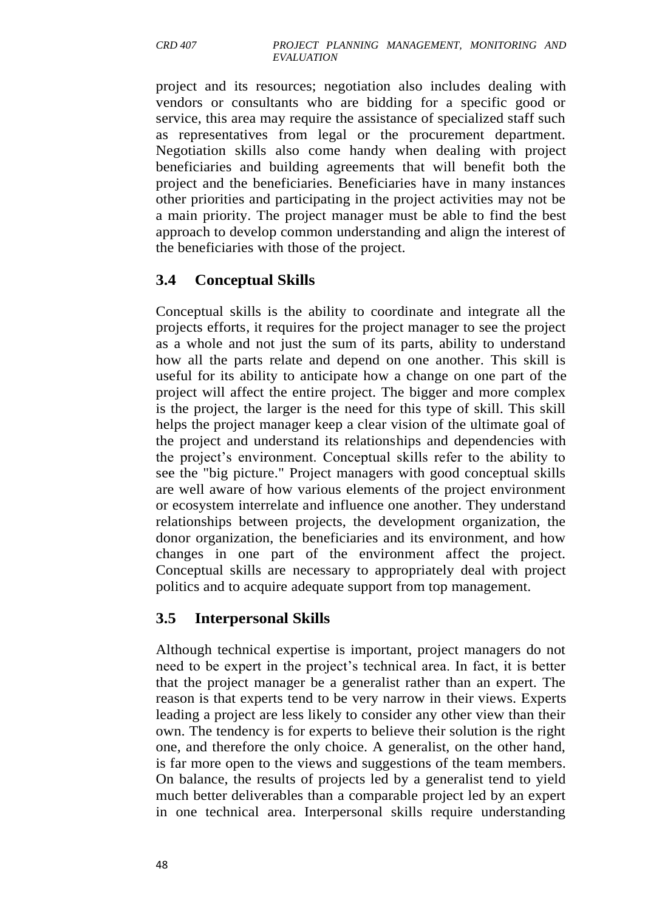project and its resources; negotiation also includes dealing with vendors or consultants who are bidding for a specific good or service, this area may require the assistance of specialized staff such as representatives from legal or the procurement department. Negotiation skills also come handy when dealing with project beneficiaries and building agreements that will benefit both the project and the beneficiaries. Beneficiaries have in many instances other priorities and participating in the project activities may not be a main priority. The project manager must be able to find the best approach to develop common understanding and align the interest of the beneficiaries with those of the project.

## 3.4 Conceptual Skills

Conceptual skills is the ability to coordinate and integrate all the projects efforts, it requires for the project manager to see the project as a whole and not just the sum of its parts, ability to understand how all the parts relate and depend on one another. This skill is useful for its ability to anticipate how a change on one part of the project will affect the entire project. The bigger and more complex is the project, the larger is the need for this type of skill. This skill helps the project manager keep a clear vision of the ultimate goal of the project and understand its relationships and dependencies with the project's environment. Conceptual skills refer to the ability to see the "big picture." Project managers with good conceptual skills are well aware of how various elements of the project environment or ecosystem interrelate and influence one another. They understand relationships between projects, the development organization, the donor organization, the beneficiaries and its environment, and how changes in one part of the environment affect the project. Conceptual skills are necessary to appropriately deal with project politics and to acquire adequate support from top management.

## 3.5 Interpersonal Skills

Although technical expertise is important, project managers do not need to be expert in the project's technical area. In fact, it is better that the project manager be a generalist rather than an expert. The reason is that experts tend to be very narrow in their views. Experts leading a project are less likely to consider any other view than their own. The tendency is for experts to believe their solution is the right one, and therefore the only choice. A generalist, on the other hand, is far more open to the views and suggestions of the team members. On balance, the results of projects led by a generalist tend to yield much better deliverables than a comparable project led by an expert in one technical area. Interpersonal skills require understanding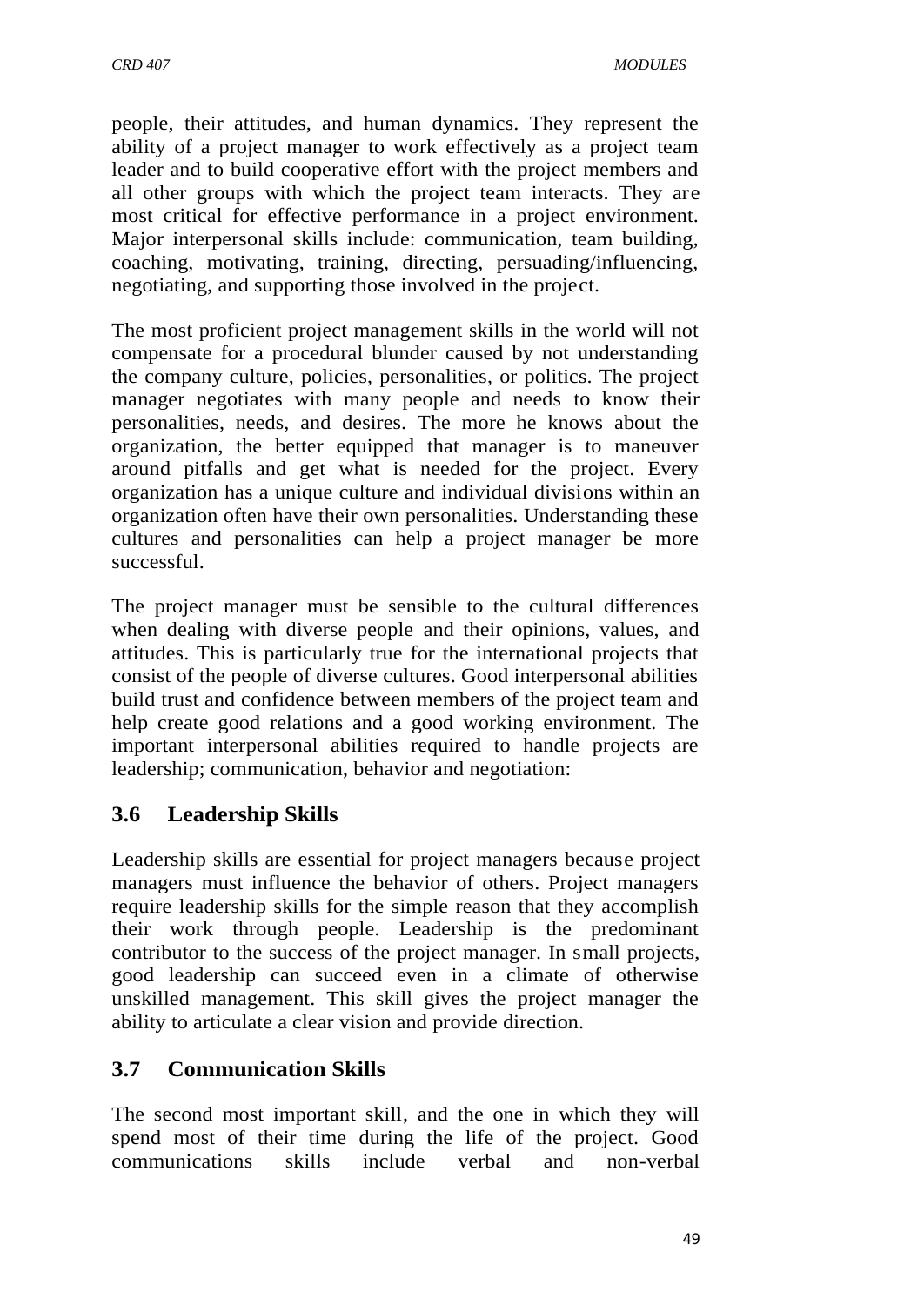people, their attitudes, and human dynamics. They represent the ability of a project manager to work effectively as a project team leader and to build cooperative effort with the project members and all other groups with which the project team interacts. They are most critical for effective performance in a project environment. Major interpersonal skills include: communication, team building, coaching, motivating, training, directing, persuading/influencing, negotiating, and supporting those involved in the project.

The most proficient project management skills in the world will not compensate for a procedural blunder caused by not understanding the company culture, policies, personalities, or politics. The project manager negotiates with many people and needs to know their personalities, needs, and desires. The more he knows about the organization, the better equipped that manager is to maneuver around pitfalls and get what is needed for the project. Every organization has a unique culture and individual divisions within an organization often have their own personalities. Understanding these cultures and personalities can help a project manager be more successful.

The project manager must be sensible to the cultural differences when dealing with diverse people and their opinions, values, and attitudes. This is particularly true for the international projects that consist of the people of diverse cultures. Good interpersonal abilities build trust and confidence between members of the project team and help create good relations and a good working environment. The important interpersonal abilities required to handle projects are leadership; communication, behavior and negotiation:

## 3.6 Leadership Skills

Leadership skills are essential for project managers because project managers must influence the behavior of others. Project managers require leadership skills for the simple reason that they accomplish their work through people. Leadership is the predominant contributor to the success of the project manager. In small projects, good leadership can succeed even in a climate of otherwise unskilled management. This skill gives the project manager the ability to articulate a clear vision and provide direction.

## 3.7 Communication Skills

The second most important skill, and the one in which they will spend most of their time during the life of the project. Good communications skills include verbal and non-verbal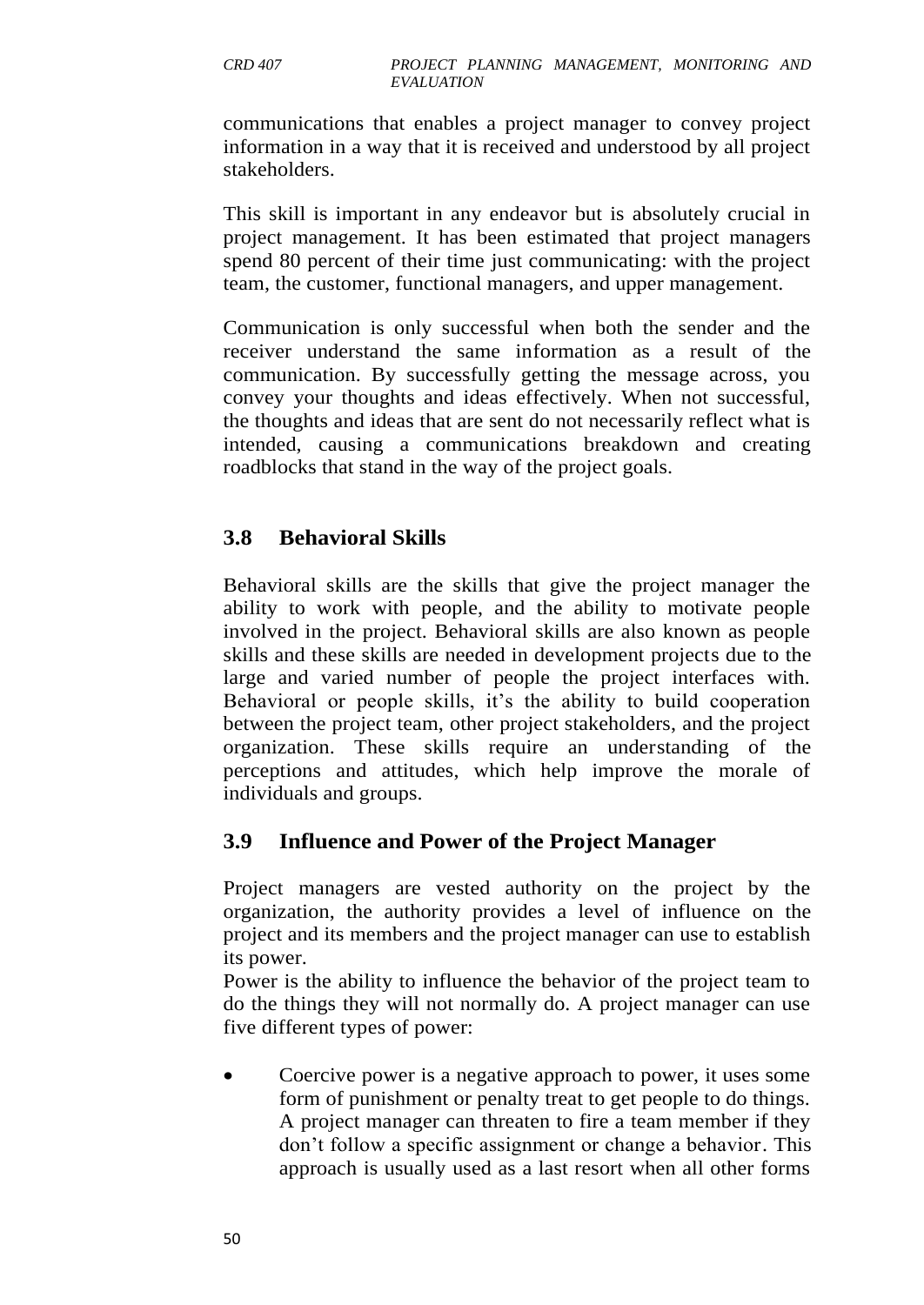communications that enables a project manager to convey project information in a way that it is received and understood by all project stakeholders.

This skill is important in any endeavor but is absolutely crucial in project management. It has been estimated that project managers spend 80 percent of their time just communicating: with the project team, the customer, functional managers, and upper management.

Communication is only successful when both the sender and the receiver understand the same information as a result of the communication. By successfully getting the message across, you convey your thoughts and ideas effectively. When not successful, the thoughts and ideas that are sent do not necessarily reflect what is intended, causing a communications breakdown and creating roadblocks that stand in the way of the project goals.

## 3.8 Behavioral Skills

Behavioral skills are the skills that give the project manager the ability to work with people, and the ability to motivate people involved in the project. Behavioral skills are also known as people skills and these skills are needed in development projects due to the large and varied number of people the project interfaces with. Behavioral or people skills, it's the ability to build cooperation between the project team, other project stakeholders, and the project organization. These skills require an understanding of the perceptions and attitudes, which help improve the morale of individuals and groups.

## 3.9 Influence and Power of the Project Manager

Project managers are vested authority on the project by the organization, the authority provides a level of influence on the project and its members and the project manager can use to establish its power.

Power is the ability to influence the behavior of the project team to do the things they will not normally do. A project manager can use five different types of power:

- Coercive power is a negative approach to power, it uses some form of punishment or penalty treat to get people to do things. A project manager can threaten to fire a team member if they don't follow a specific assignment or change a behavior. This approach is usually used as a last resort when all other forms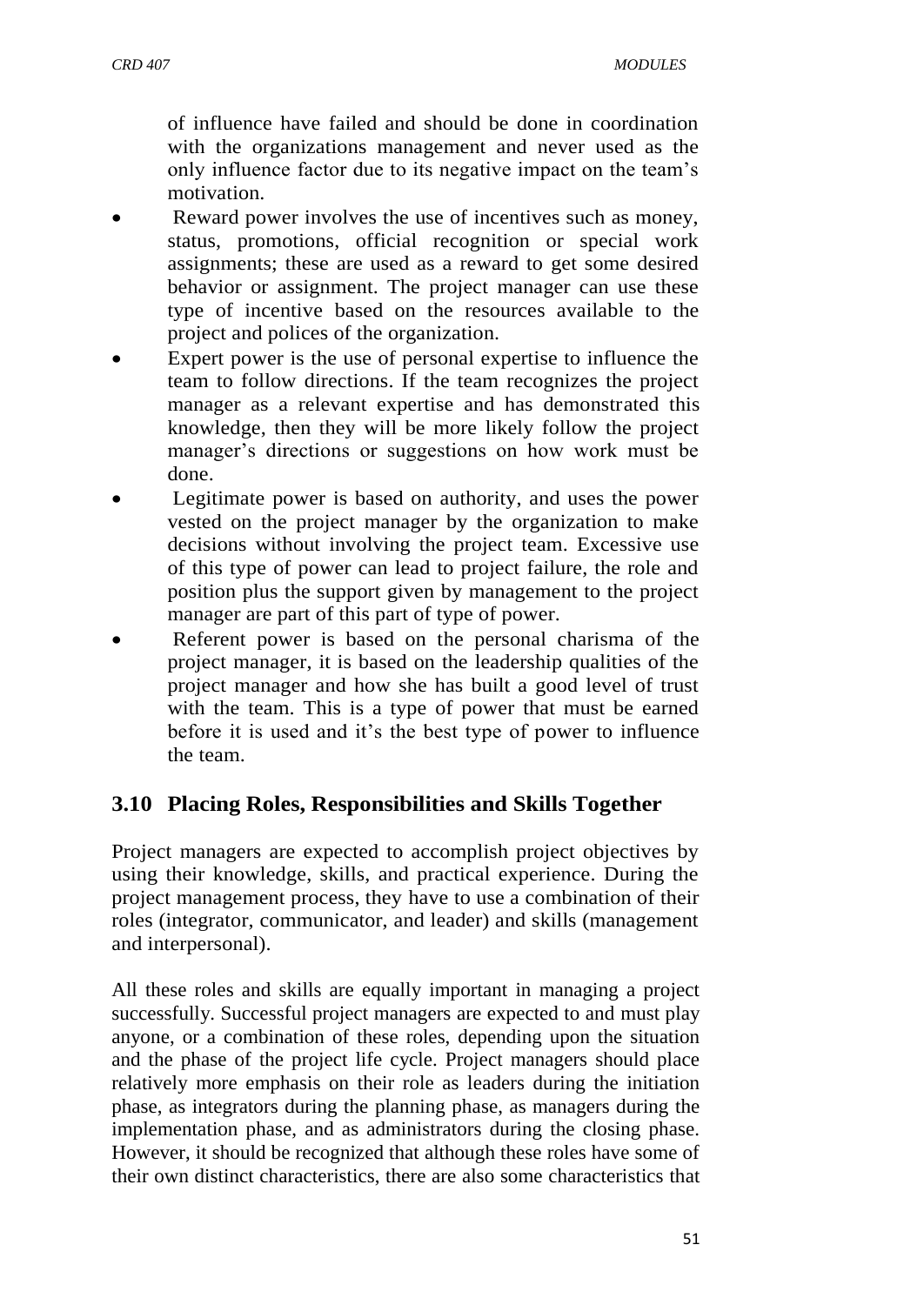of influence have failed and should be done in coordination with the organizations management and never used as the only influence factor due to its negative impact on the team's motivation.

- Reward power involves the use of incentives such as money, status, promotions, official recognition or special work assignments; these are used as a reward to get some desired behavior or assignment. The project manager can use these type of incentive based on the resources available to the project and polices of the organization.
- Expert power is the use of personal expertise to influence the team to follow directions. If the team recognizes the project manager as a relevant expertise and has demonstrated this knowledge, then they will be more likely follow the project manager's directions or suggestions on how work must be done.
- Legitimate power is based on authority, and uses the power vested on the project manager by the organization to make decisions without involving the project team. Excessive use of this type of power can lead to project failure, the role and position plus the support given by management to the project manager are part of this part of type of power.
- Referent power is based on the personal charisma of the project manager, it is based on the leadership qualities of the project manager and how she has built a good level of trust with the team. This is a type of power that must be earned before it is used and it's the best type of power to influence the team.

## 3.10 Placing Roles, Responsibilities and Skills Together

Project managers are expected to accomplish project objectives by using their knowledge, skills, and practical experience. During the project management process, they have to use a combination of their roles (integrator, communicator, and leader) and skills (management and interpersonal).

All these roles and skills are equally important in managing a project successfully. Successful project managers are expected to and must play anyone, or a combination of these roles, depending upon the situation and the phase of the project life cycle. Project managers should place relatively more emphasis on their role as leaders during the initiation phase, as integrators during the planning phase, as managers during the implementation phase, and as administrators during the closing phase. However, it should be recognized that although these roles have some of their own distinct characteristics, there are also some characteristics that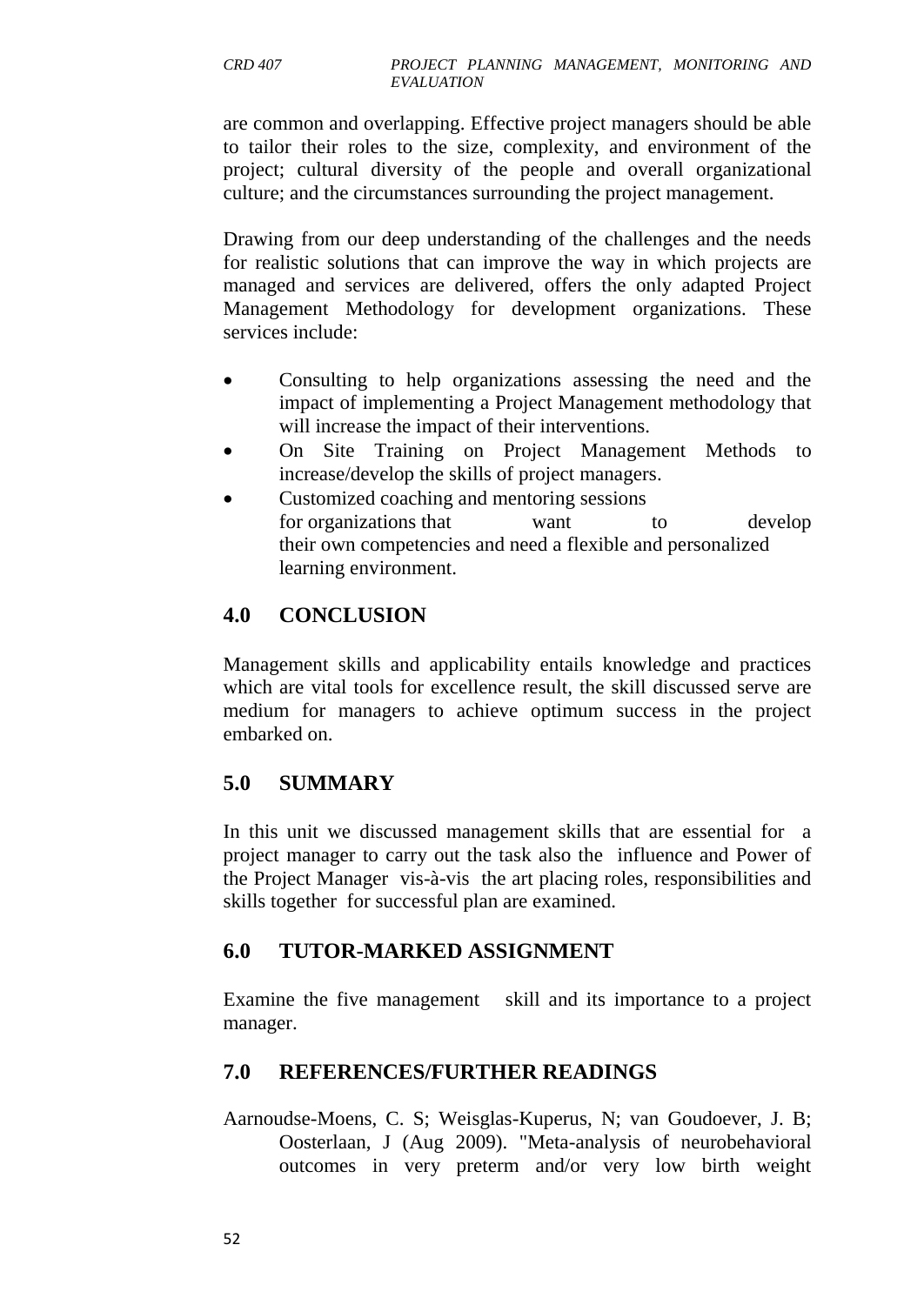are common and overlapping. Effective project managers should be able to tailor their roles to the size, complexity, and environment of the project; cultural diversity of the people and overall organizational culture; and the circumstances surrounding the project management.

Drawing from our deep understanding of the challenges and the needs for realistic solutions that can improve the way in which projects are managed and services are delivered, offers the only adapted Project Management Methodology for development organizations. These services include:

- Consulting to help organizations assessing the need and the impact of implementing a Project Management methodology that will increase the impact of their interventions.
- On Site Training on Project Management Methods to increase/develop the skills of project managers.
- Customized coaching and mentoring sessions for organizations that want to develop their own competencies and need a flexible and personalized learning environment.

## 4.0 CONCLUSION

Management skills and applicability entails knowledge and practices which are vital tools for excellence result, the skill discussed serve are medium for managers to achieve optimum success in the project embarked on.

## 5.0 SUMMARY

In this unit we discussed management skills that are essential for a project manager to carry out the task also the influence and Power of the Project Manager vis-à-vis the art placing roles, responsibilities and skills together for successful plan are examined.

## 6.0 TUTOR-MARKED ASSIGNMENT

Examine the five management skill and its importance to a project manager.

## 7.0 REFERENCES/FURTHER READINGS

Aarnoudse-Moens, C. S; Weisglas-Kuperus, N; van Goudoever, J. B; Oosterlaan, J (Aug 2009). "Meta-analysis of neurobehavioral outcomes in very preterm and/or very low birth weight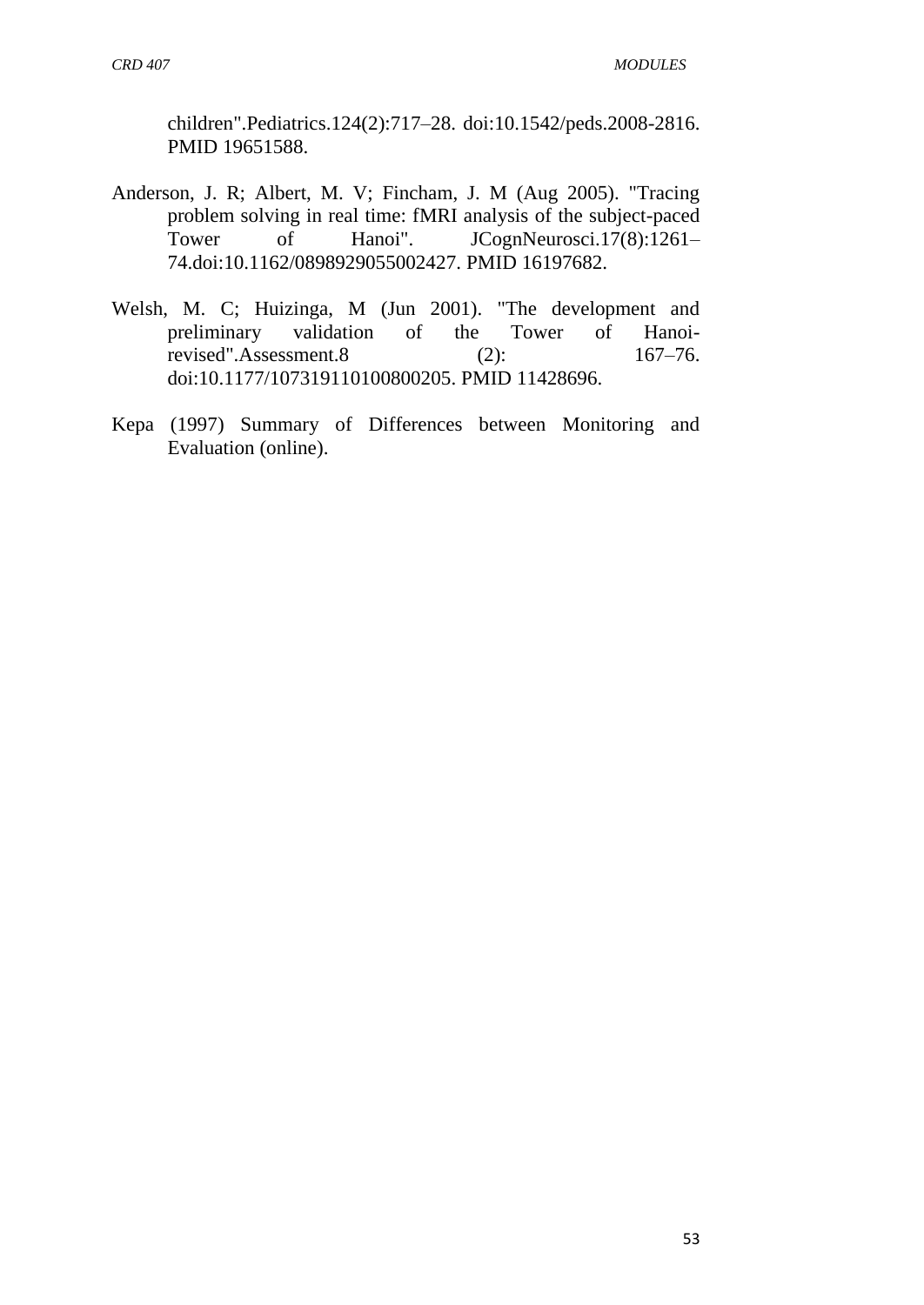children".Pediatrics.124(2):717–28. doi:10.1542/peds.2008-2816. PMID 19651588.

Anderson, J. R; Albert, M. V; Fincham, J. M (Aug 2005). "Tracing problem solving in real time: fMRI analysis of the subject-paced Tower of Hanoi". JCognNeurosci.17(8):1261–74.doi:10.1162/0898929055002427. PMID 16197682.

Welsh, M. C; Huizinga, M (Jun 2001). "The development and preliminary validation of the Tower of Hanoi-revised".Assessment.8 (2): 167–76. doi:10.1177/107319110100800205. PMID 11428696.

Kepa (1997) Summary of Differences between Monitoring and Evaluation (online).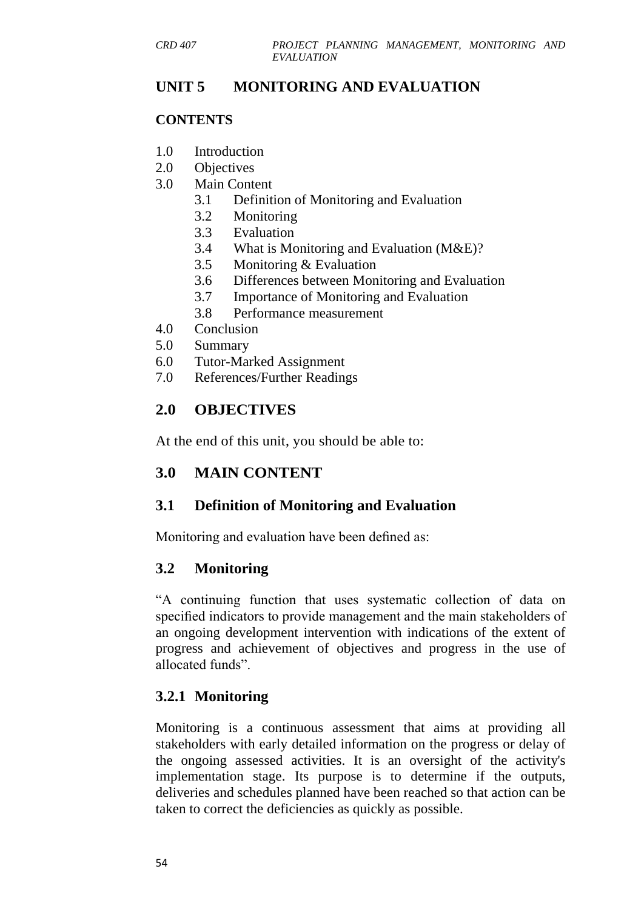# UNIT 5 MONITORING AND EVALUATION

## CONTENTS

1.0 Introduction
2.0 Objectives
3.0 Main Content
   3.1 Definition of Monitoring and Evaluation
   3.2 Monitoring
   3.3 Evaluation
   3.4 What is Monitoring and Evaluation (M&E)?
   3.5 Monitoring & Evaluation
   3.6 Differences between Monitoring and Evaluation
   3.7 Importance of Monitoring and Evaluation
   3.8 Performance measurement
4.0 Conclusion
5.0 Summary
6.0 Tutor-Marked Assignment
7.0 References/Further Readings

## 2.0 OBJECTIVES

At the end of this unit, you should be able to:

## 3.0 MAIN CONTENT

### 3.1 Definition of Monitoring and Evaluation

Monitoring and evaluation have been defined as:

### 3.2 Monitoring

"A continuing function that uses systematic collection of data on specified indicators to provide management and the main stakeholders of an ongoing development intervention with indications of the extent of progress and achievement of objectives and progress in the use of allocated funds".

### 3.2.1 Monitoring

Monitoring is a continuous assessment that aims at providing all stakeholders with early detailed information on the progress or delay of the ongoing assessed activities. It is an oversight of the activity's implementation stage. Its purpose is to determine if the outputs, deliveries and schedules planned have been reached so that action can be taken to correct the deficiencies as quickly as possible.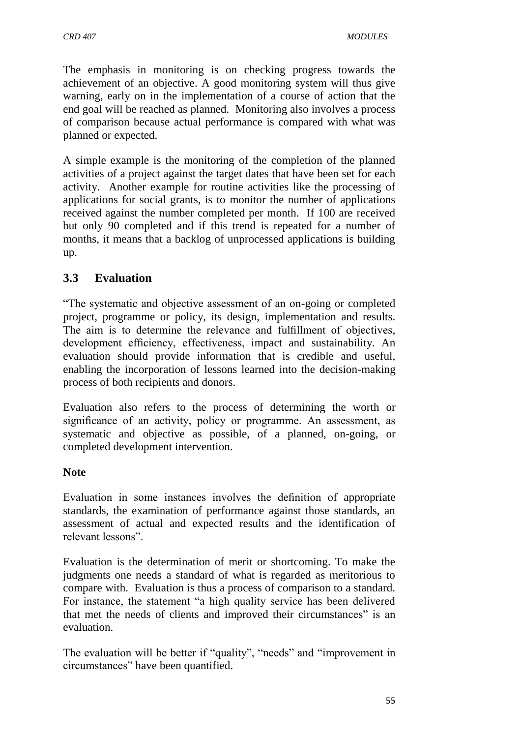The emphasis in monitoring is on checking progress towards the achievement of an objective. A good monitoring system will thus give warning, early on in the implementation of a course of action that the end goal will be reached as planned. Monitoring also involves a process of comparison because actual performance is compared with what was planned or expected.

A simple example is the monitoring of the completion of the planned activities of a project against the target dates that have been set for each activity. Another example for routine activities like the processing of applications for social grants, is to monitor the number of applications received against the number completed per month. If 100 are received but only 90 completed and if this trend is repeated for a number of months, it means that a backlog of unprocessed applications is building up.

## 3.3 Evaluation

"The systematic and objective assessment of an on-going or completed project, programme or policy, its design, implementation and results. The aim is to determine the relevance and fulfillment of objectives, development efficiency, effectiveness, impact and sustainability. An evaluation should provide information that is credible and useful, enabling the incorporation of lessons learned into the decision-making process of both recipients and donors.

Evaluation also refers to the process of determining the worth or significance of an activity, policy or programme. An assessment, as systematic and objective as possible, of a planned, on-going, or completed development intervention.

**Note**

Evaluation in some instances involves the definition of appropriate standards, the examination of performance against those standards, an assessment of actual and expected results and the identification of relevant lessons".

Evaluation is the determination of merit or shortcoming. To make the judgments one needs a standard of what is regarded as meritorious to compare with. Evaluation is thus a process of comparison to a standard. For instance, the statement "a high quality service has been delivered that met the needs of clients and improved their circumstances" is an evaluation.

The evaluation will be better if "quality", "needs" and "improvement in circumstances" have been quantified.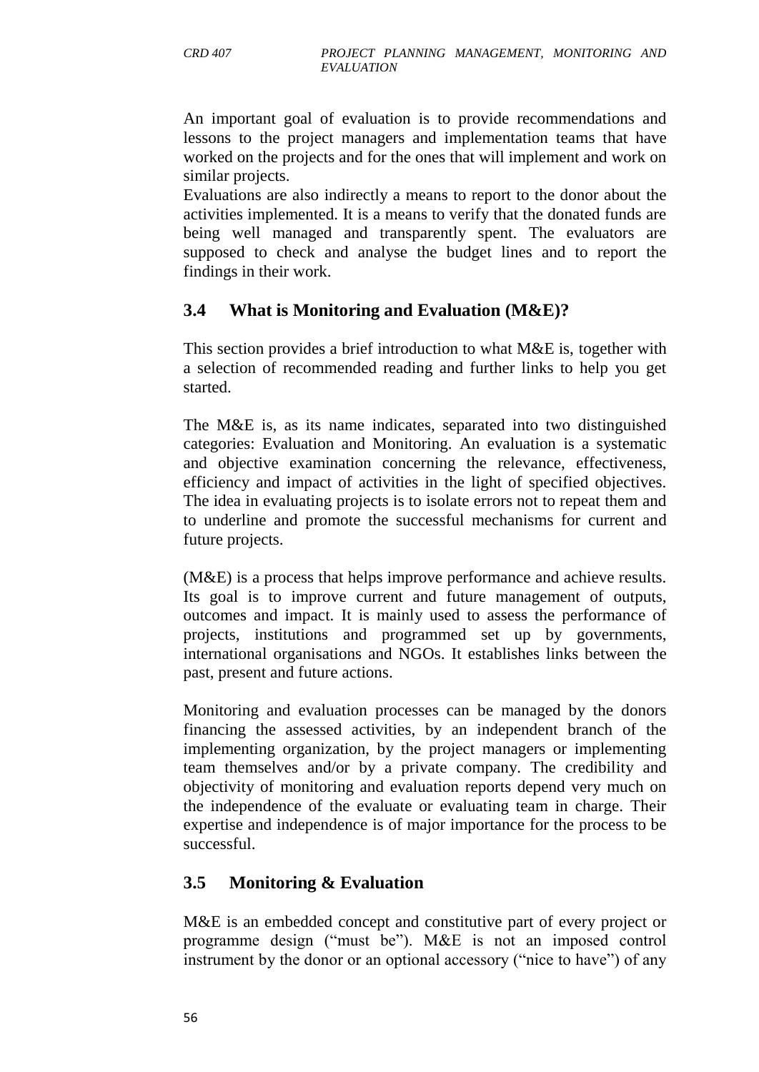An important goal of evaluation is to provide recommendations and lessons to the project managers and implementation teams that have worked on the projects and for the ones that will implement and work on similar projects.

Evaluations are also indirectly a means to report to the donor about the activities implemented. It is a means to verify that the donated funds are being well managed and transparently spent. The evaluators are supposed to check and analyse the budget lines and to report the findings in their work.

## 3.4 What is Monitoring and Evaluation (M&E)?

This section provides a brief introduction to what M&E is, together with a selection of recommended reading and further links to help you get started.

The M&E is, as its name indicates, separated into two distinguished categories: Evaluation and Monitoring. An evaluation is a systematic and objective examination concerning the relevance, effectiveness, efficiency and impact of activities in the light of specified objectives. The idea in evaluating projects is to isolate errors not to repeat them and to underline and promote the successful mechanisms for current and future projects.

(M&E) is a process that helps improve performance and achieve results. Its goal is to improve current and future management of outputs, outcomes and impact. It is mainly used to assess the performance of projects, institutions and programmed set up by governments, international organisations and NGOs. It establishes links between the past, present and future actions.

Monitoring and evaluation processes can be managed by the donors financing the assessed activities, by an independent branch of the implementing organization, by the project managers or implementing team themselves and/or by a private company. The credibility and objectivity of monitoring and evaluation reports depend very much on the independence of the evaluate or evaluating team in charge. Their expertise and independence is of major importance for the process to be successful.

## 3.5 Monitoring & Evaluation

M&E is an embedded concept and constitutive part of every project or programme design ("must be"). M&E is not an imposed control instrument by the donor or an optional accessory ("nice to have") of any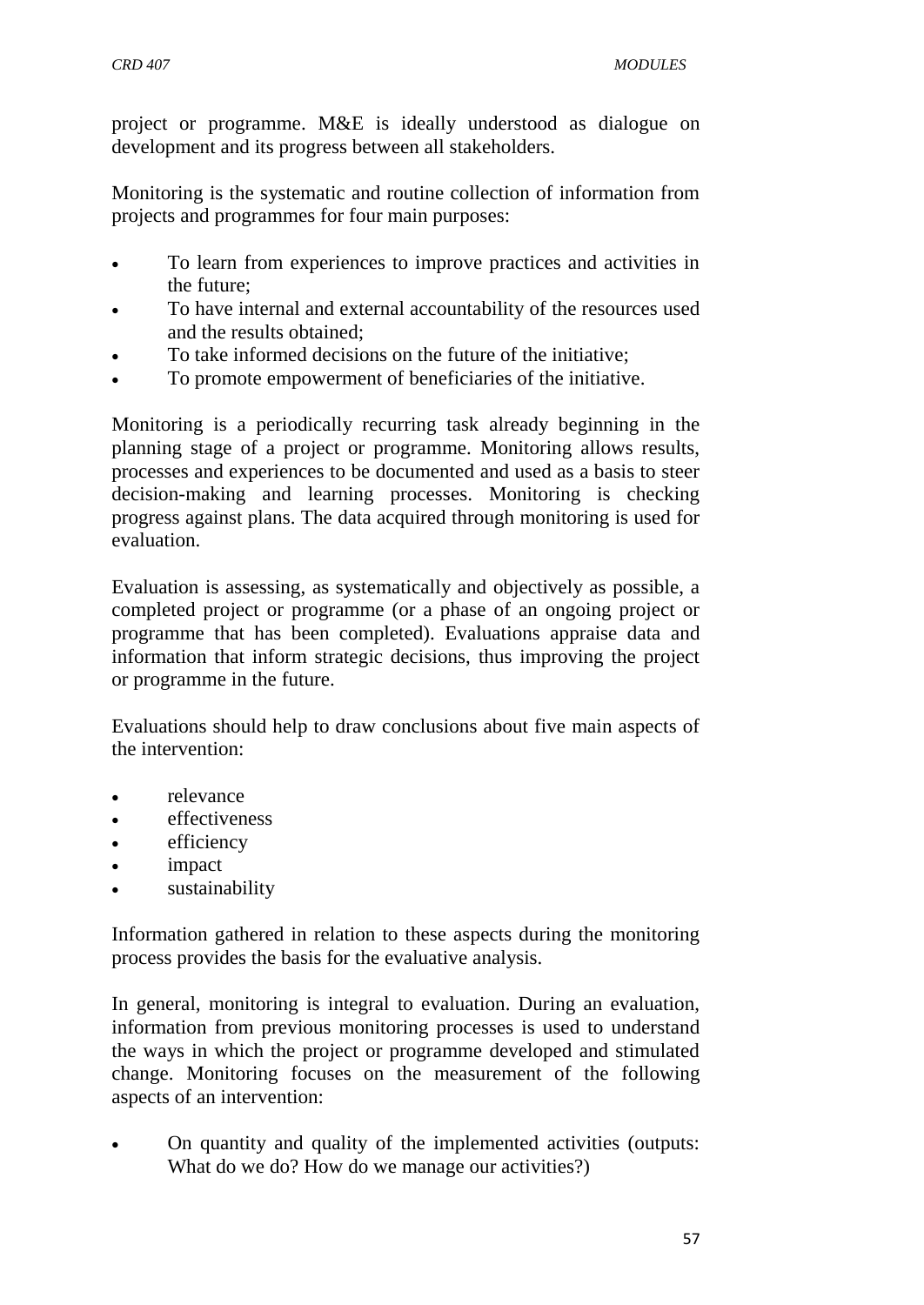project or programme. M&E is ideally understood as dialogue on development and its progress between all stakeholders.

Monitoring is the systematic and routine collection of information from projects and programmes for four main purposes:

- To learn from experiences to improve practices and activities in the future;
- To have internal and external accountability of the resources used and the results obtained;
- To take informed decisions on the future of the initiative;
- To promote empowerment of beneficiaries of the initiative.

Monitoring is a periodically recurring task already beginning in the planning stage of a project or programme. Monitoring allows results, processes and experiences to be documented and used as a basis to steer decision-making and learning processes. Monitoring is checking progress against plans. The data acquired through monitoring is used for evaluation.

Evaluation is assessing, as systematically and objectively as possible, a completed project or programme (or a phase of an ongoing project or programme that has been completed). Evaluations appraise data and information that inform strategic decisions, thus improving the project or programme in the future.

Evaluations should help to draw conclusions about five main aspects of the intervention:

- relevance
- effectiveness
- efficiency
- impact
- sustainability

Information gathered in relation to these aspects during the monitoring process provides the basis for the evaluative analysis.

In general, monitoring is integral to evaluation. During an evaluation, information from previous monitoring processes is used to understand the ways in which the project or programme developed and stimulated change. Monitoring focuses on the measurement of the following aspects of an intervention:

- On quantity and quality of the implemented activities (outputs: What do we do? How do we manage our activities?)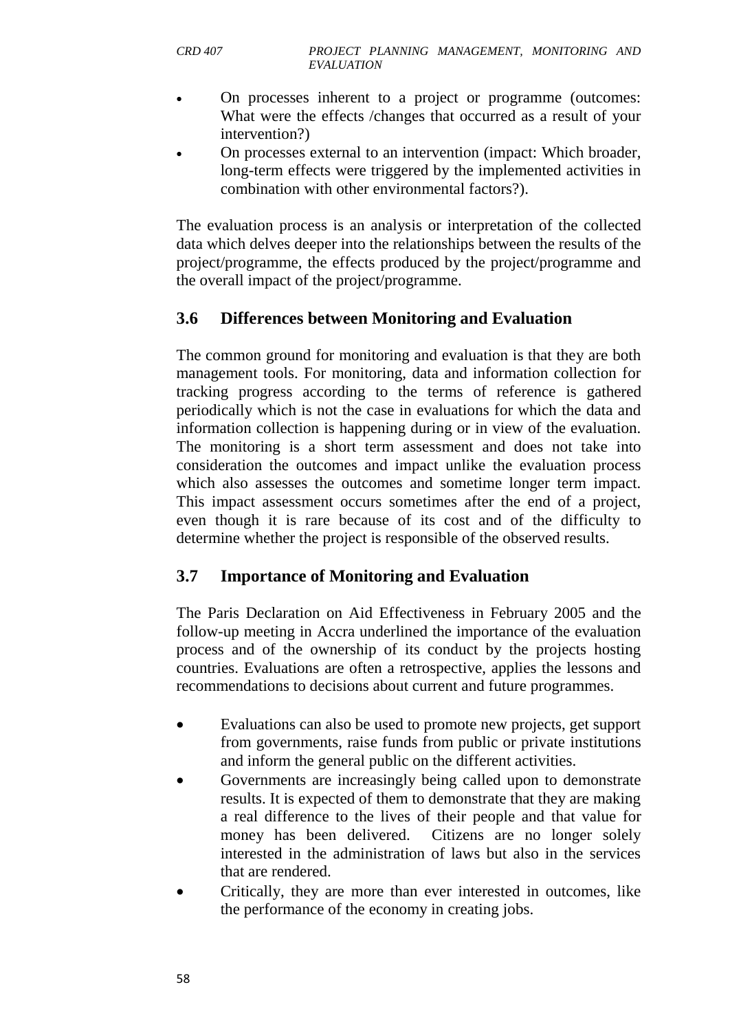- On processes inherent to a project or programme (outcomes: What were the effects /changes that occurred as a result of your intervention?)
- On processes external to an intervention (impact: Which broader, long-term effects were triggered by the implemented activities in combination with other environmental factors?).

The evaluation process is an analysis or interpretation of the collected data which delves deeper into the relationships between the results of the project/programme, the effects produced by the project/programme and the overall impact of the project/programme.

## 3.6 Differences between Monitoring and Evaluation

The common ground for monitoring and evaluation is that they are both management tools. For monitoring, data and information collection for tracking progress according to the terms of reference is gathered periodically which is not the case in evaluations for which the data and information collection is happening during or in view of the evaluation. The monitoring is a short term assessment and does not take into consideration the outcomes and impact unlike the evaluation process which also assesses the outcomes and sometime longer term impact. This impact assessment occurs sometimes after the end of a project, even though it is rare because of its cost and of the difficulty to determine whether the project is responsible of the observed results.

## 3.7 Importance of Monitoring and Evaluation

The Paris Declaration on Aid Effectiveness in February 2005 and the follow-up meeting in Accra underlined the importance of the evaluation process and of the ownership of its conduct by the projects hosting countries. Evaluations are often a retrospective, applies the lessons and recommendations to decisions about current and future programmes.

- Evaluations can also be used to promote new projects, get support from governments, raise funds from public or private institutions and inform the general public on the different activities.
- Governments are increasingly being called upon to demonstrate results. It is expected of them to demonstrate that they are making a real difference to the lives of their people and that value for money has been delivered. Citizens are no longer solely interested in the administration of laws but also in the services that are rendered.
- Critically, they are more than ever interested in outcomes, like the performance of the economy in creating jobs.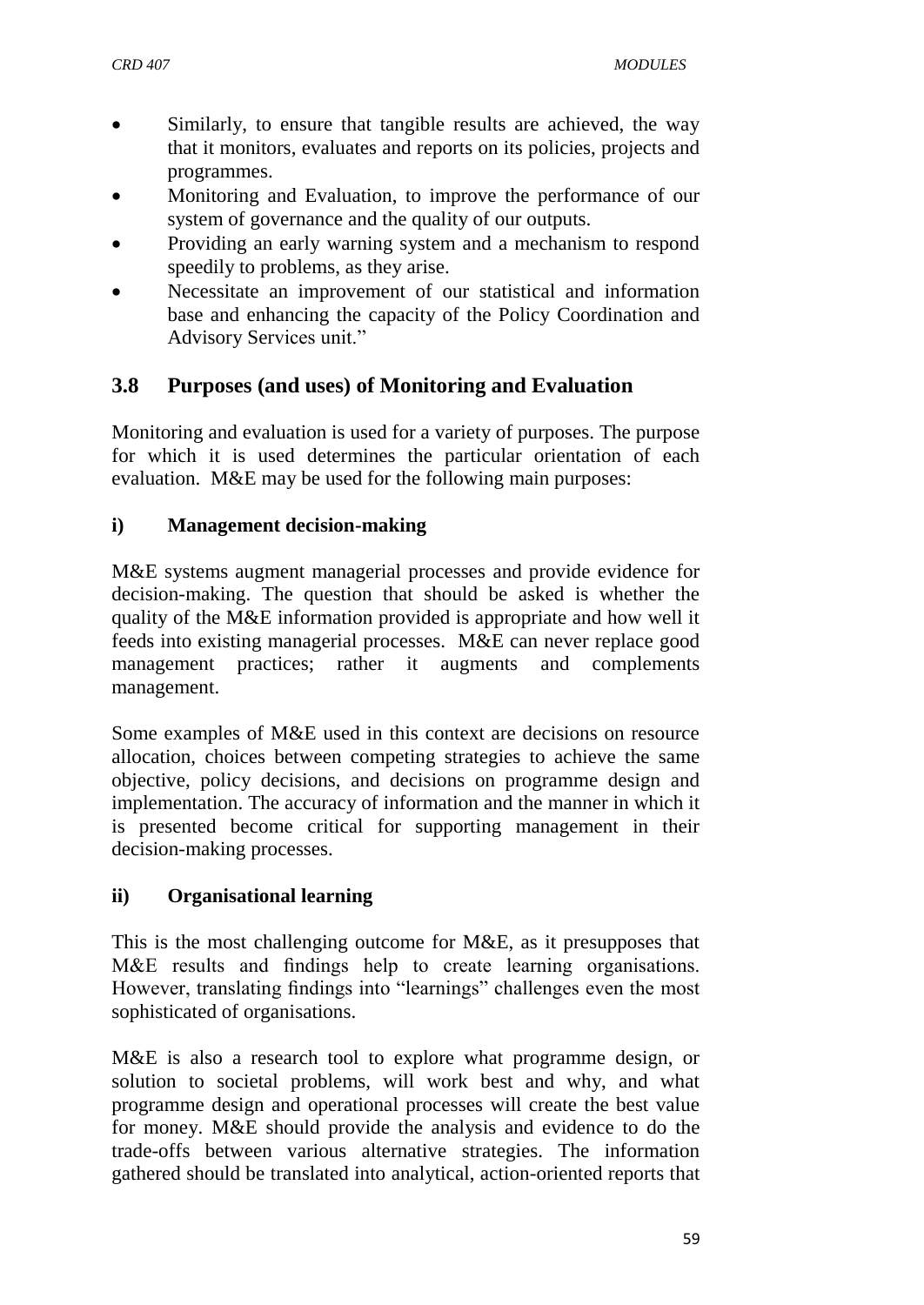- Similarly, to ensure that tangible results are achieved, the way that it monitors, evaluates and reports on its policies, projects and programmes.
- Monitoring and Evaluation, to improve the performance of our system of governance and the quality of our outputs.
- Providing an early warning system and a mechanism to respond speedily to problems, as they arise.
- Necessitate an improvement of our statistical and information base and enhancing the capacity of the Policy Coordination and Advisory Services unit."

## 3.8 Purposes (and uses) of Monitoring and Evaluation

Monitoring and evaluation is used for a variety of purposes. The purpose for which it is used determines the particular orientation of each evaluation. M&E may be used for the following main purposes:

### i) Management decision-making

M&E systems augment managerial processes and provide evidence for decision-making. The question that should be asked is whether the quality of the M&E information provided is appropriate and how well it feeds into existing managerial processes. M&E can never replace good management practices; rather it augments and complements management.

Some examples of M&E used in this context are decisions on resource allocation, choices between competing strategies to achieve the same objective, policy decisions, and decisions on programme design and implementation. The accuracy of information and the manner in which it is presented become critical for supporting management in their decision-making processes.

### ii) Organisational learning

This is the most challenging outcome for M&E, as it presupposes that M&E results and findings help to create learning organisations. However, translating findings into "learnings" challenges even the most sophisticated of organisations.

M&E is also a research tool to explore what programme design, or solution to societal problems, will work best and why, and what programme design and operational processes will create the best value for money. M&E should provide the analysis and evidence to do the trade-offs between various alternative strategies. The information gathered should be translated into analytical, action-oriented reports that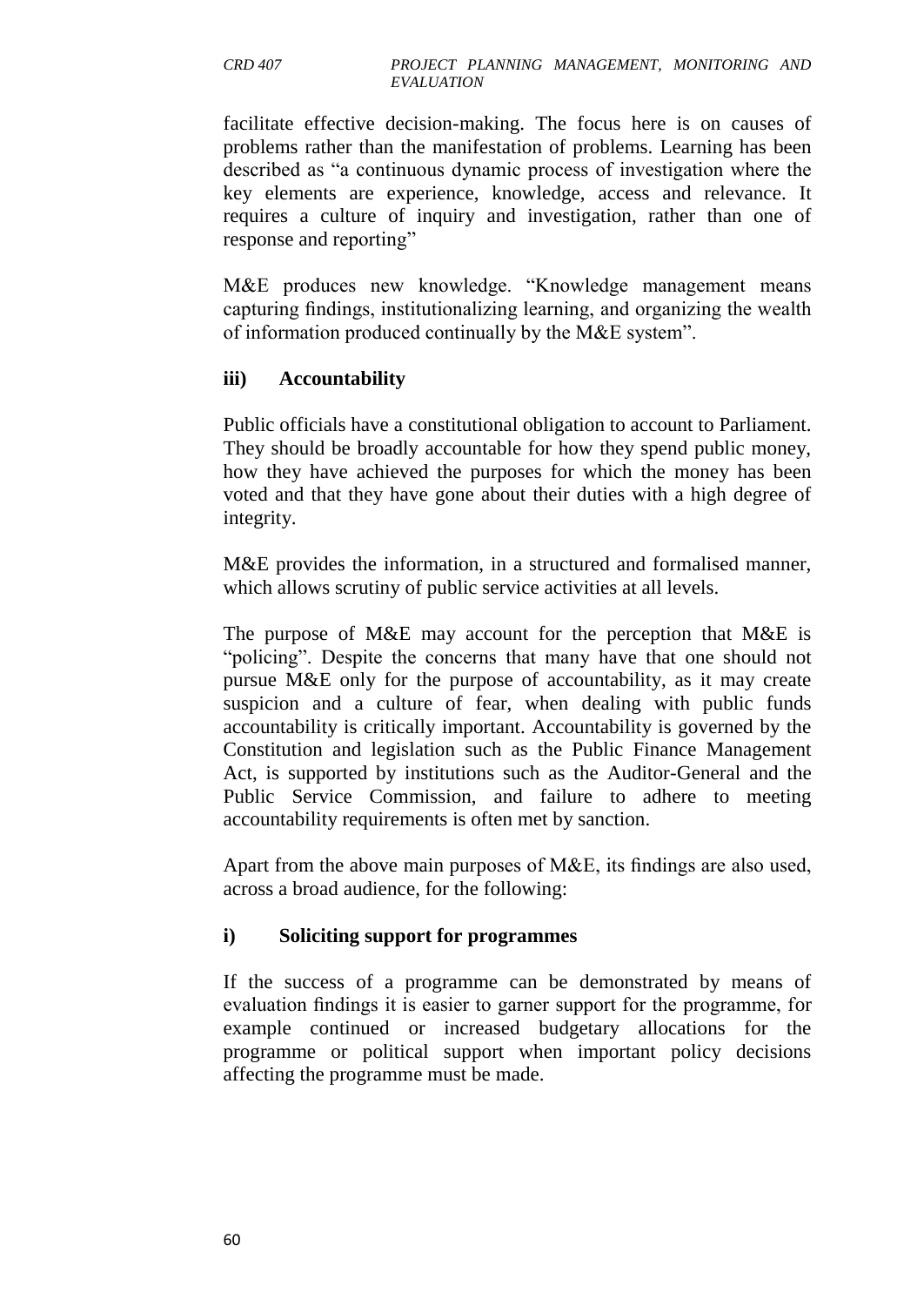facilitate effective decision-making. The focus here is on causes of problems rather than the manifestation of problems. Learning has been described as "a continuous dynamic process of investigation where the key elements are experience, knowledge, access and relevance. It requires a culture of inquiry and investigation, rather than one of response and reporting"

M&E produces new knowledge. "Knowledge management means capturing findings, institutionalizing learning, and organizing the wealth of information produced continually by the M&E system".

**iii) Accountability**

Public officials have a constitutional obligation to account to Parliament. They should be broadly accountable for how they spend public money, how they have achieved the purposes for which the money has been voted and that they have gone about their duties with a high degree of integrity.

M&E provides the information, in a structured and formalised manner, which allows scrutiny of public service activities at all levels.

The purpose of M&E may account for the perception that M&E is "policing". Despite the concerns that many have that one should not pursue M&E only for the purpose of accountability, as it may create suspicion and a culture of fear, when dealing with public funds accountability is critically important. Accountability is governed by the Constitution and legislation such as the Public Finance Management Act, is supported by institutions such as the Auditor-General and the Public Service Commission, and failure to adhere to meeting accountability requirements is often met by sanction.

Apart from the above main purposes of M&E, its findings are also used, across a broad audience, for the following:

**i) Soliciting support for programmes**

If the success of a programme can be demonstrated by means of evaluation findings it is easier to garner support for the programme, for example continued or increased budgetary allocations for the programme or political support when important policy decisions affecting the programme must be made.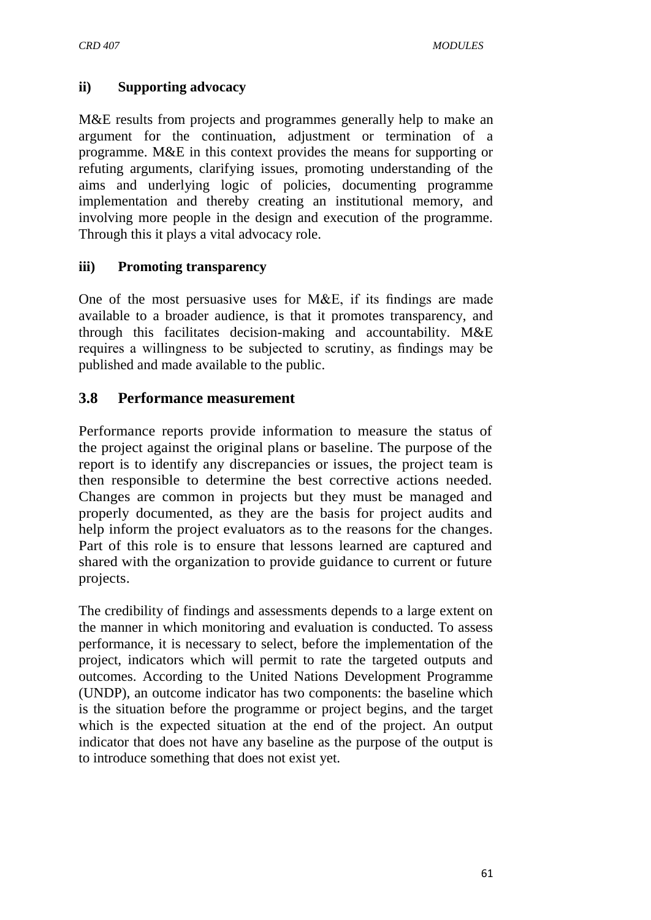#### ii) Supporting advocacy

M&E results from projects and programmes generally help to make an argument for the continuation, adjustment or termination of a programme. M&E in this context provides the means for supporting or refuting arguments, clarifying issues, promoting understanding of the aims and underlying logic of policies, documenting programme implementation and thereby creating an institutional memory, and involving more people in the design and execution of the programme. Through this it plays a vital advocacy role.

#### iii) Promoting transparency

One of the most persuasive uses for M&E, if its findings are made available to a broader audience, is that it promotes transparency, and through this facilitates decision-making and accountability. M&E requires a willingness to be subjected to scrutiny, as findings may be published and made available to the public.

## 3.8 Performance measurement

Performance reports provide information to measure the status of the project against the original plans or baseline. The purpose of the report is to identify any discrepancies or issues, the project team is then responsible to determine the best corrective actions needed. Changes are common in projects but they must be managed and properly documented, as they are the basis for project audits and help inform the project evaluators as to the reasons for the changes. Part of this role is to ensure that lessons learned are captured and shared with the organization to provide guidance to current or future projects.

The credibility of findings and assessments depends to a large extent on the manner in which monitoring and evaluation is conducted. To assess performance, it is necessary to select, before the implementation of the project, indicators which will permit to rate the targeted outputs and outcomes. According to the United Nations Development Programme (UNDP), an outcome indicator has two components: the baseline which is the situation before the programme or project begins, and the target which is the expected situation at the end of the project. An output indicator that does not have any baseline as the purpose of the output is to introduce something that does not exist yet.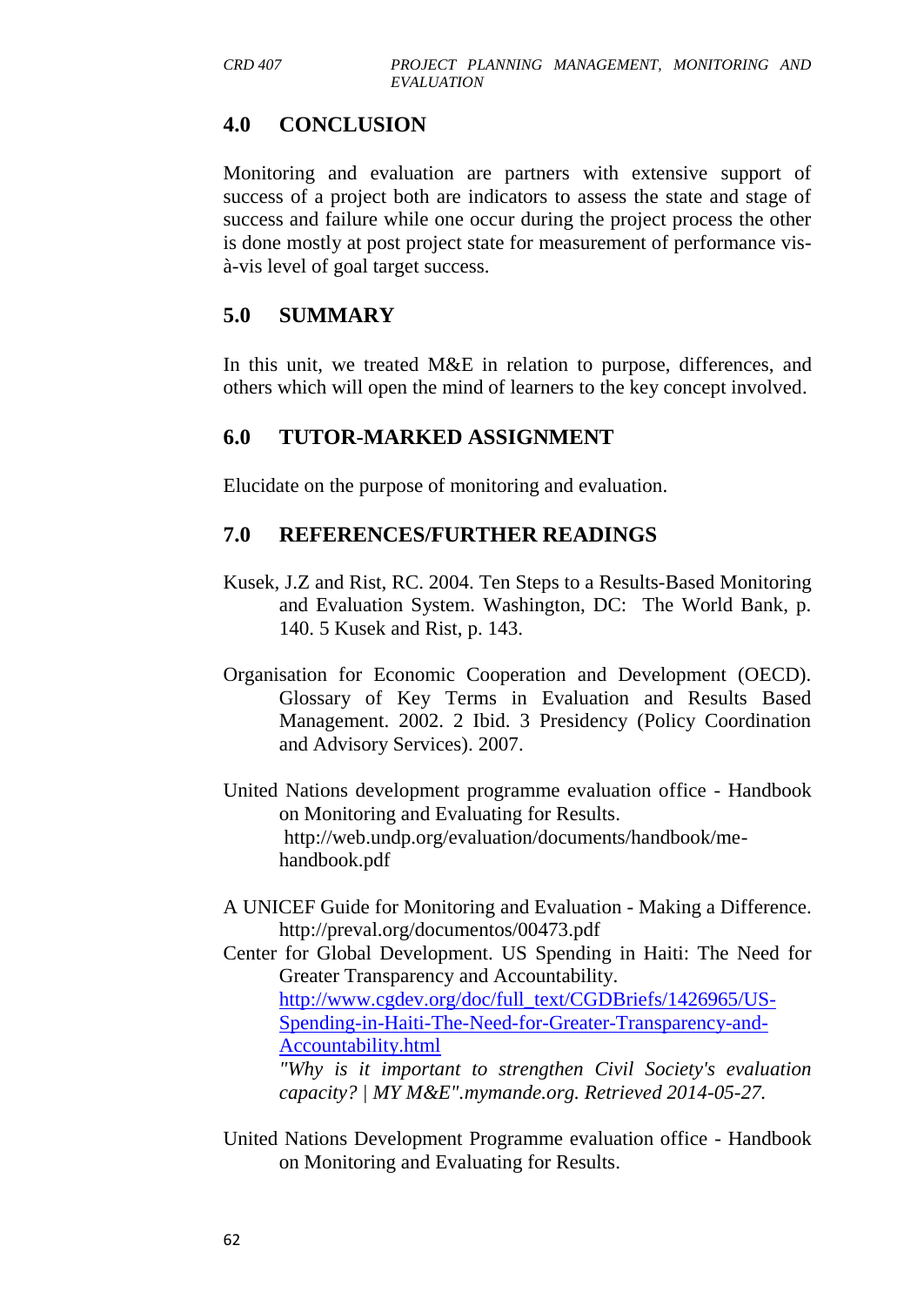## 4.0 CONCLUSION

Monitoring and evaluation are partners with extensive support of success of a project both are indicators to assess the state and stage of success and failure while one occur during the project process the other is done mostly at post project state for measurement of performance vis-à-vis level of goal target success.

## 5.0 SUMMARY

In this unit, we treated M&E in relation to purpose, differences, and others which will open the mind of learners to the key concept involved.

## 6.0 TUTOR-MARKED ASSIGNMENT

Elucidate on the purpose of monitoring and evaluation.

## 7.0 REFERENCES/FURTHER READINGS

Kusek, J.Z and Rist, RC. 2004. Ten Steps to a Results-Based Monitoring and Evaluation System. Washington, DC: The World Bank, p. 140. 5 Kusek and Rist, p. 143.

Organisation for Economic Cooperation and Development (OECD). Glossary of Key Terms in Evaluation and Results Based Management. 2002. 2 Ibid. 3 Presidency (Policy Coordination and Advisory Services). 2007.

United Nations development programme evaluation office - Handbook on Monitoring and Evaluating for Results. http://web.undp.org/evaluation/documents/handbook/me-handbook.pdf

A UNICEF Guide for Monitoring and Evaluation - Making a Difference. http://preval.org/documentos/00473.pdf

Center for Global Development. US Spending in Haiti: The Need for Greater Transparency and Accountability. http://www.cgdev.org/doc/full_text/CGDBriefs/1426965/US-Spending-in-Haiti-The-Need-for-Greater-Transparency-and-Accountability.html
*"Why is it important to strengthen Civil Society's evaluation capacity? | MY M&E".mymande.org. Retrieved 2014-05-27.*

United Nations Development Programme evaluation office - Handbook on Monitoring and Evaluating for Results.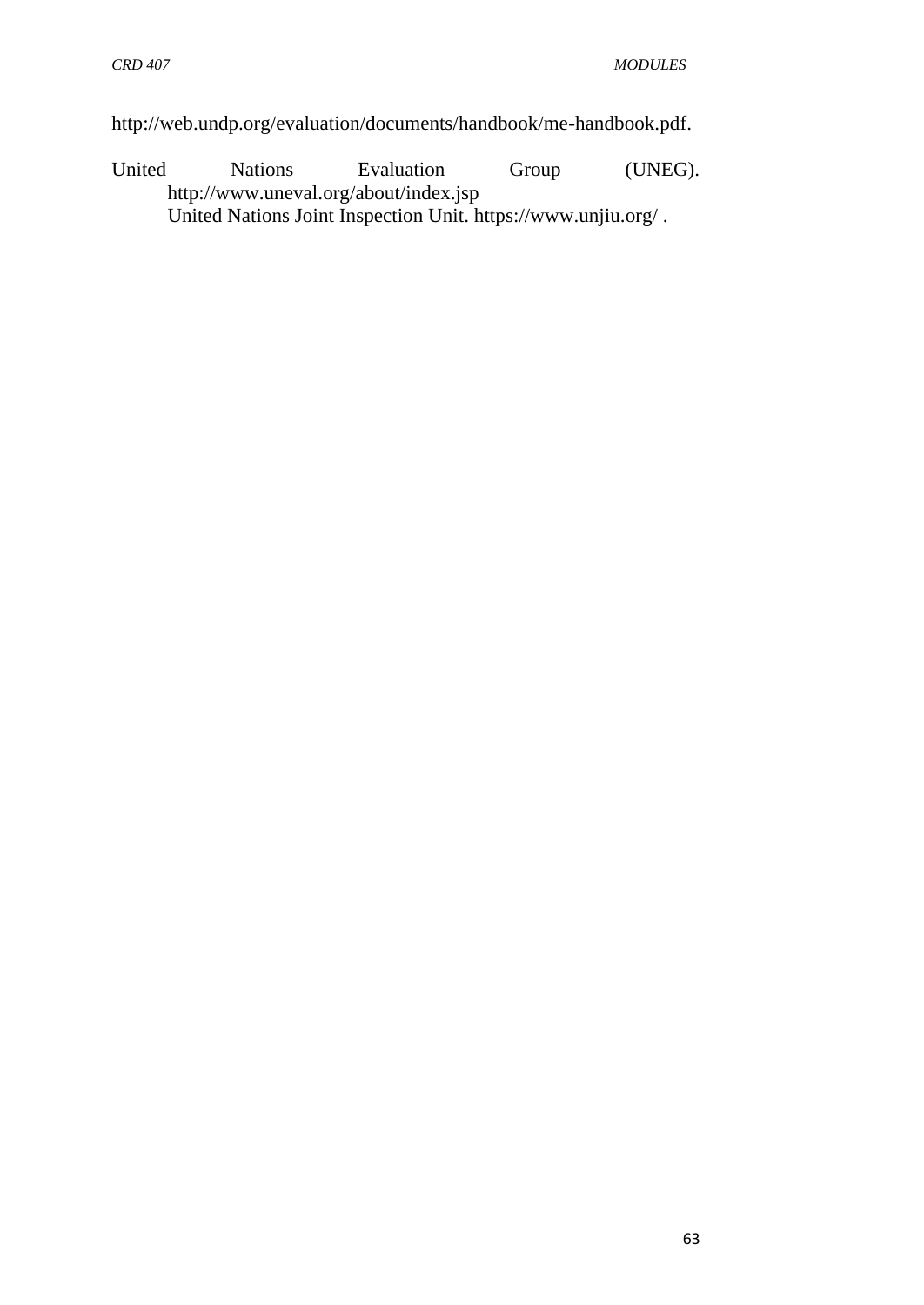http://web.undp.org/evaluation/documents/handbook/me-handbook.pdf.

United Nations Evaluation Group (UNEG). http://www.uneval.org/about/index.jsp
United Nations Joint Inspection Unit. https://www.unjiu.org/ .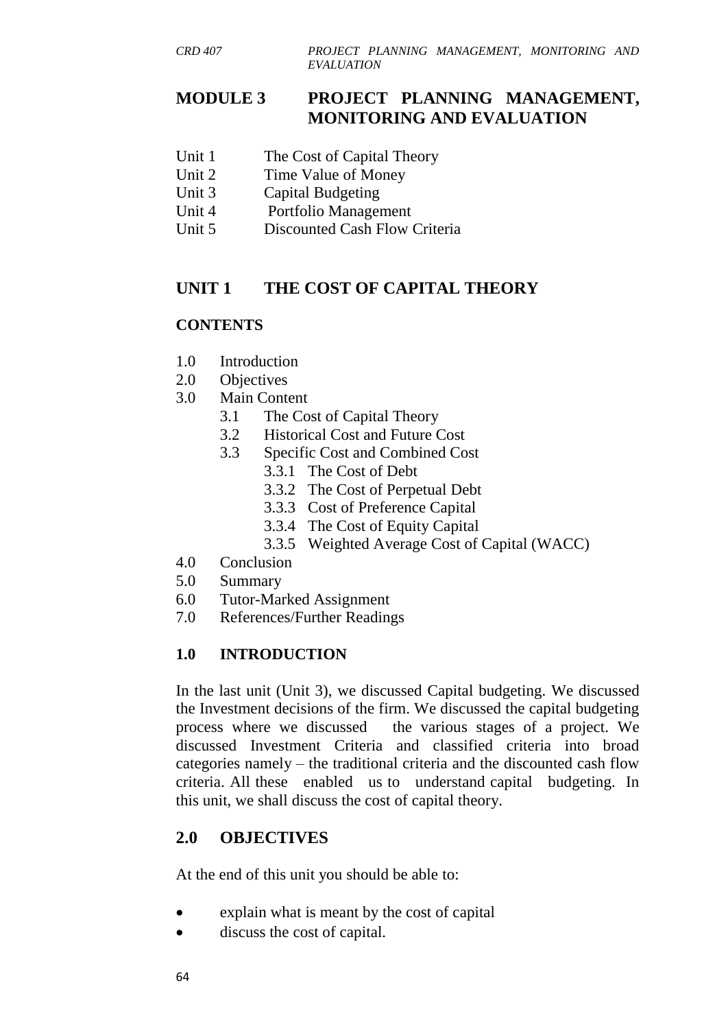# MODULE 3 PROJECT PLANNING MANAGEMENT, MONITORING AND EVALUATION

Unit 1 The Cost of Capital Theory
Unit 2 Time Value of Money
Unit 3 Capital Budgeting
Unit 4 Portfolio Management
Unit 5 Discounted Cash Flow Criteria

## UNIT 1 THE COST OF CAPITAL THEORY

### CONTENTS

1.0 Introduction
2.0 Objectives
3.0 Main Content
  3.1 The Cost of Capital Theory
  3.2 Historical Cost and Future Cost
  3.3 Specific Cost and Combined Cost
    3.3.1 The Cost of Debt
    3.3.2 The Cost of Perpetual Debt
    3.3.3 Cost of Preference Capital
    3.3.4 The Cost of Equity Capital
    3.3.5 Weighted Average Cost of Capital (WACC)
4.0 Conclusion
5.0 Summary
6.0 Tutor-Marked Assignment
7.0 References/Further Readings

### 1.0 INTRODUCTION

In the last unit (Unit 3), we discussed Capital budgeting. We discussed the Investment decisions of the firm. We discussed the capital budgeting process where we discussed the various stages of a project. We discussed Investment Criteria and classified criteria into broad categories namely – the traditional criteria and the discounted cash flow criteria. All these enabled us to understand capital budgeting. In this unit, we shall discuss the cost of capital theory.

### 2.0 OBJECTIVES

At the end of this unit you should be able to:

- explain what is meant by the cost of capital
- discuss the cost of capital.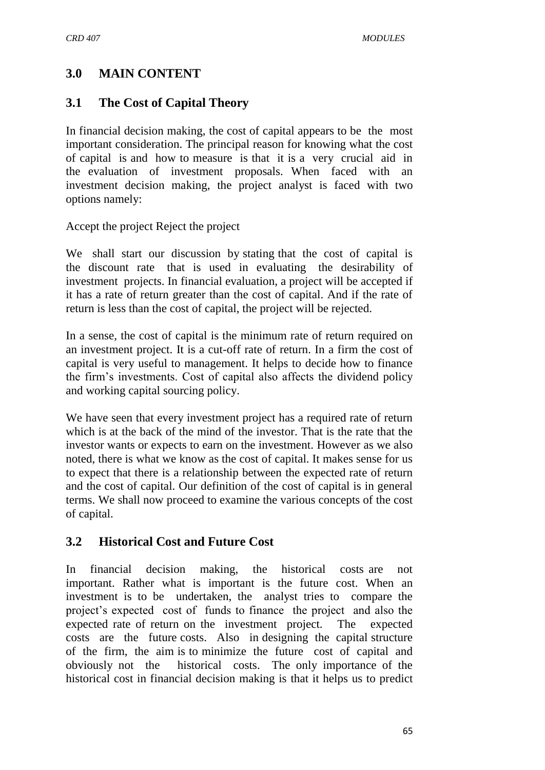## 3.0 MAIN CONTENT

### 3.1 The Cost of Capital Theory

In financial decision making, the cost of capital appears to be the most important consideration. The principal reason for knowing what the cost of capital is and how to measure is that it is a very crucial aid in the evaluation of investment proposals. When faced with an investment decision making, the project analyst is faced with two options namely:

Accept the project Reject the project

We shall start our discussion by stating that the cost of capital is the discount rate that is used in evaluating the desirability of investment projects. In financial evaluation, a project will be accepted if it has a rate of return greater than the cost of capital. And if the rate of return is less than the cost of capital, the project will be rejected.

In a sense, the cost of capital is the minimum rate of return required on an investment project. It is a cut-off rate of return. In a firm the cost of capital is very useful to management. It helps to decide how to finance the firm's investments. Cost of capital also affects the dividend policy and working capital sourcing policy.

We have seen that every investment project has a required rate of return which is at the back of the mind of the investor. That is the rate that the investor wants or expects to earn on the investment. However as we also noted, there is what we know as the cost of capital. It makes sense for us to expect that there is a relationship between the expected rate of return and the cost of capital. Our definition of the cost of capital is in general terms. We shall now proceed to examine the various concepts of the cost of capital.

### 3.2 Historical Cost and Future Cost

In financial decision making, the historical costs are not important. Rather what is important is the future cost. When an investment is to be undertaken, the analyst tries to compare the project's expected cost of funds to finance the project and also the expected rate of return on the investment project. The expected costs are the future costs. Also in designing the capital structure of the firm, the aim is to minimize the future cost of capital and obviously not the historical costs. The only importance of the historical cost in financial decision making is that it helps us to predict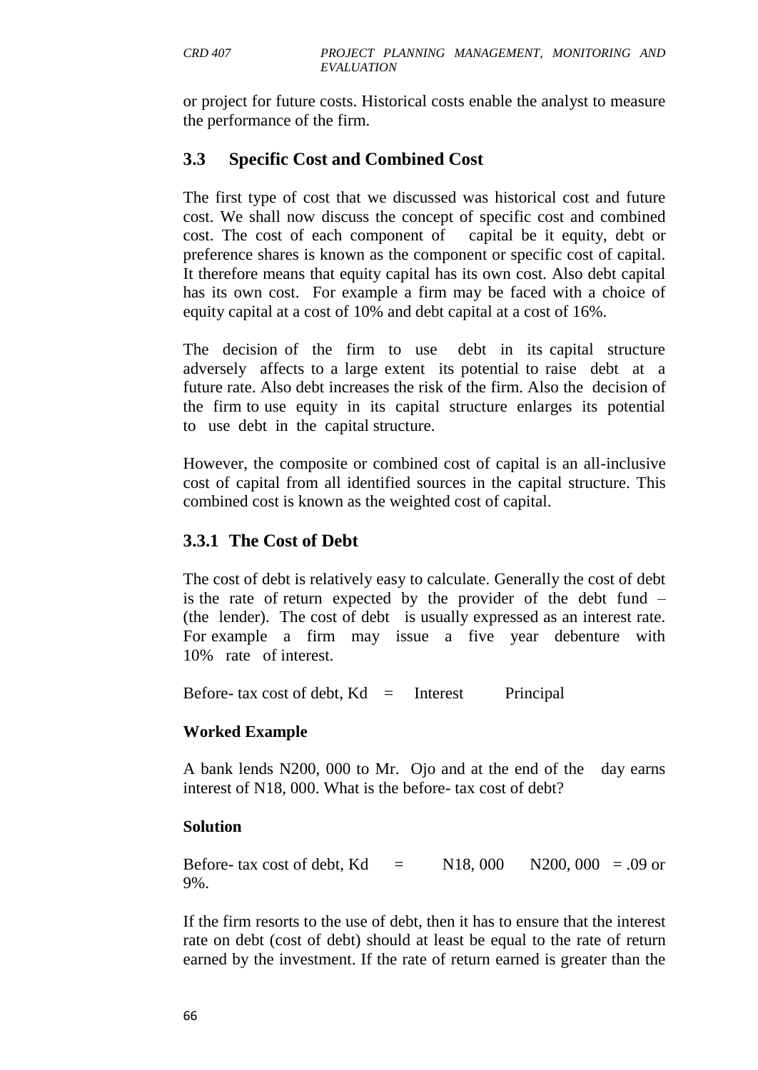or project for future costs. Historical costs enable the analyst to measure the performance of the firm.

## 3.3 Specific Cost and Combined Cost

The first type of cost that we discussed was historical cost and future cost. We shall now discuss the concept of specific cost and combined cost. The cost of each component of capital be it equity, debt or preference shares is known as the component or specific cost of capital. It therefore means that equity capital has its own cost. Also debt capital has its own cost. For example a firm may be faced with a choice of equity capital at a cost of 10% and debt capital at a cost of 16%.

The decision of the firm to use debt in its capital structure adversely affects to a large extent its potential to raise debt at a future rate. Also debt increases the risk of the firm. Also the decision of the firm to use equity in its capital structure enlarges its potential to use debt in the capital structure.

However, the composite or combined cost of capital is an all-inclusive cost of capital from all identified sources in the capital structure. This combined cost is known as the weighted cost of capital.

### 3.3.1 The Cost of Debt

The cost of debt is relatively easy to calculate. Generally the cost of debt is the rate of return expected by the provider of the debt fund – (the lender). The cost of debt is usually expressed as an interest rate. For example a firm may issue a five year debenture with 10% rate of interest.

Before- tax cost of debt, Kd = Interest Principal

**Worked Example**

A bank lends N200, 000 to Mr. Ojo and at the end of the day earns interest of N18, 000. What is the before- tax cost of debt?

**Solution**

Before- tax cost of debt, Kd = N18, 000 N200, 000 = .09 or 9%.

If the firm resorts to the use of debt, then it has to ensure that the interest rate on debt (cost of debt) should at least be equal to the rate of return earned by the investment. If the rate of return earned is greater than the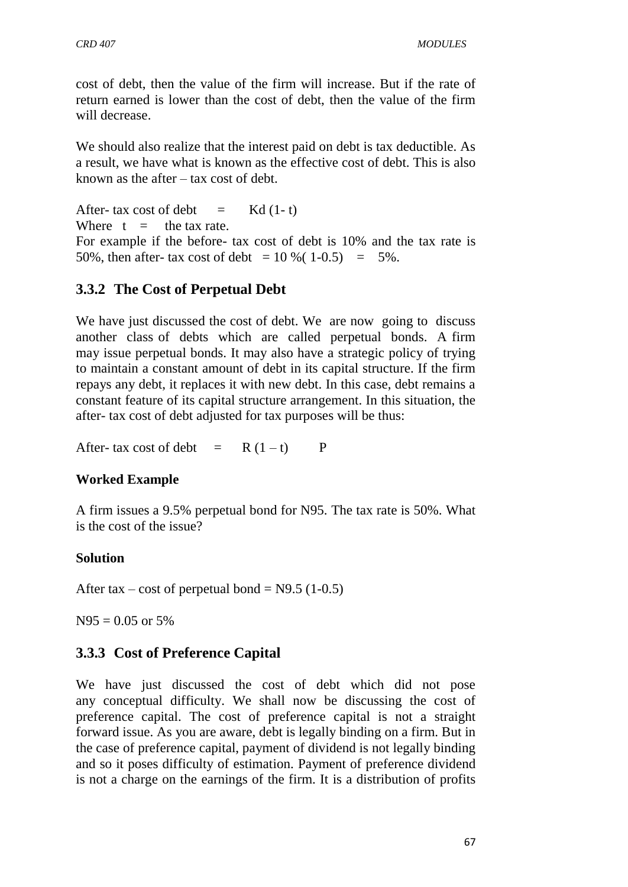cost of debt, then the value of the firm will increase. But if the rate of return earned is lower than the cost of debt, then the value of the firm will decrease.

We should also realize that the interest paid on debt is tax deductible. As a result, we have what is known as the effective cost of debt. This is also known as the after – tax cost of debt.

After- tax cost of debt $=$ $Kd\,(1- t)$
Where $t$ $=$ the tax rate.
For example if the before- tax cost of debt is 10% and the tax rate is 50%, then after- tax cost of debt $= 10\,\%(1-0.5) = 5\%$.

### 3.3.2 The Cost of Perpetual Debt

We have just discussed the cost of debt. We are now going to discuss another class of debts which are called perpetual bonds. A firm may issue perpetual bonds. It may also have a strategic policy of trying to maintain a constant amount of debt in its capital structure. If the firm repays any debt, it replaces it with new debt. In this case, debt remains a constant feature of its capital structure arrangement. In this situation, the after- tax cost of debt adjusted for tax purposes will be thus:

After- tax cost of debt $=$ $R\,(1 - t)$ $\quad P$

**Worked Example**

A firm issues a 9.5% perpetual bond for N95. The tax rate is 50%. What is the cost of the issue?

**Solution**

After tax – cost of perpetual bond = N9.5 (1-0.5)

N95 = 0.05 or 5%

### 3.3.3 Cost of Preference Capital

We have just discussed the cost of debt which did not pose any conceptual difficulty. We shall now be discussing the cost of preference capital. The cost of preference capital is not a straight forward issue. As you are aware, debt is legally binding on a firm. But in the case of preference capital, payment of dividend is not legally binding and so it poses difficulty of estimation. Payment of preference dividend is not a charge on the earnings of the firm. It is a distribution of profits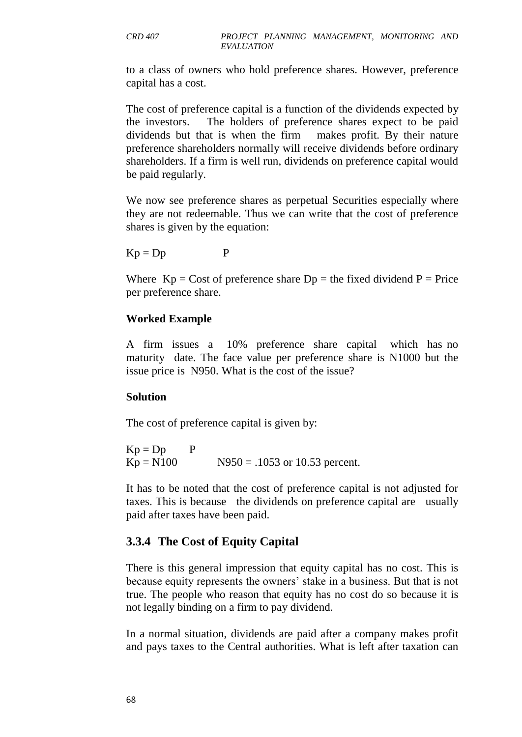to a class of owners who hold preference shares. However, preference capital has a cost.

The cost of preference capital is a function of the dividends expected by the investors. The holders of preference shares expect to be paid dividends but that is when the firm makes profit. By their nature preference shareholders normally will receive dividends before ordinary shareholders. If a firm is well run, dividends on preference capital would be paid regularly.

We now see preference shares as perpetual Securities especially where they are not redeemable. Thus we can write that the cost of preference shares is given by the equation:

$Kp = Dp \qquad P$

Where $Kp$ = Cost of preference share $Dp$ = the fixed dividend $P$ = Price per preference share.

**Worked Example**

A firm issues a 10% preference share capital which has no maturity date. The face value per preference share is N1000 but the issue price is N950. What is the cost of the issue?

**Solution**

The cost of preference capital is given by:

$Kp = Dp \qquad P$
$Kp = N100 \qquad N950 = .1053$ or 10.53 percent.

It has to be noted that the cost of preference capital is not adjusted for taxes. This is because the dividends on preference capital are usually paid after taxes have been paid.

### 3.3.4 The Cost of Equity Capital

There is this general impression that equity capital has no cost. This is because equity represents the owners' stake in a business. But that is not true. The people who reason that equity has no cost do so because it is not legally binding on a firm to pay dividend.

In a normal situation, dividends are paid after a company makes profit and pays taxes to the Central authorities. What is left after taxation can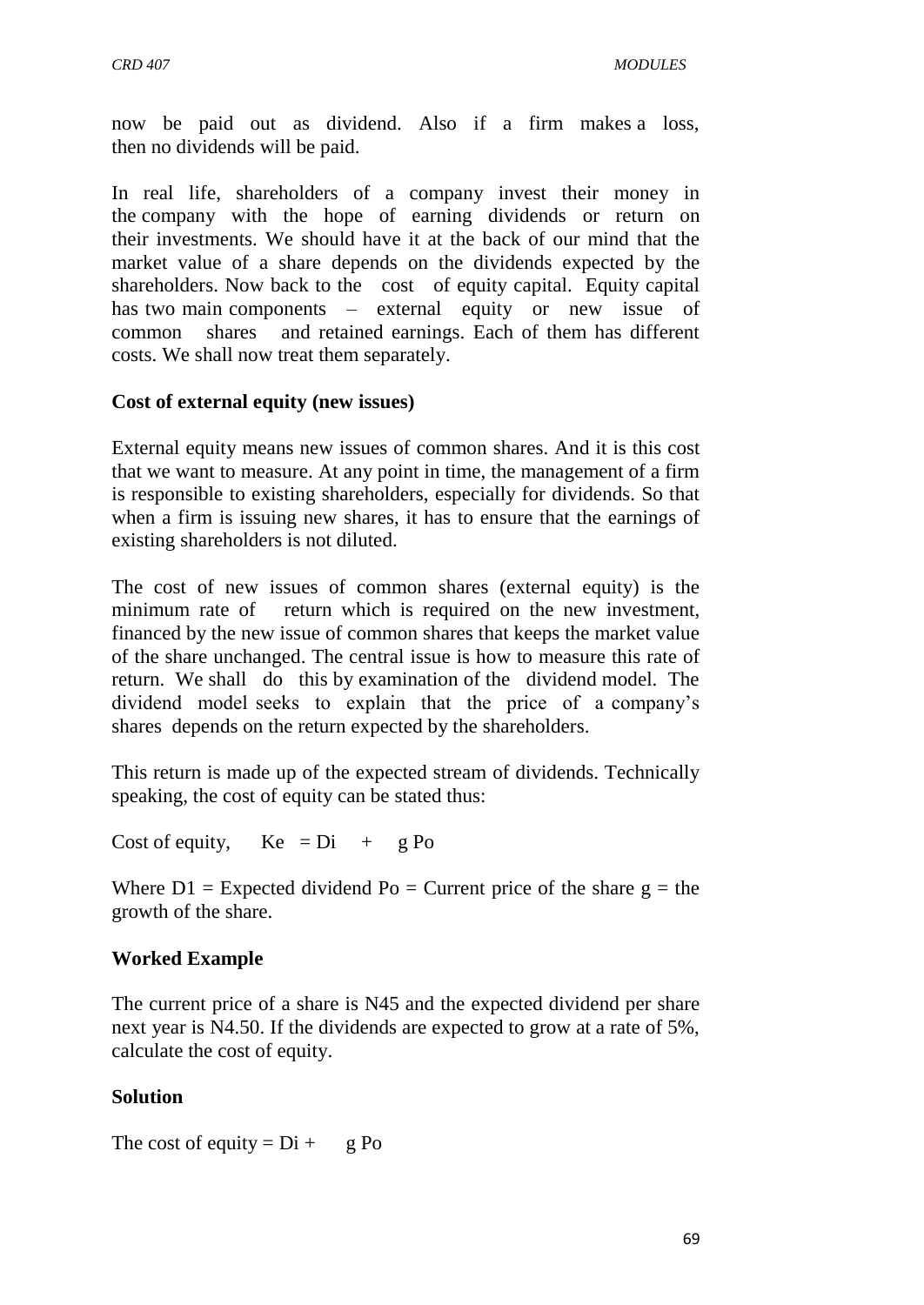now be paid out as dividend. Also if a firm makes a loss, then no dividends will be paid.

In real life, shareholders of a company invest their money in the company with the hope of earning dividends or return on their investments. We should have it at the back of our mind that the market value of a share depends on the dividends expected by the shareholders. Now back to the cost of equity capital. Equity capital has two main components – external equity or new issue of common shares and retained earnings. Each of them has different costs. We shall now treat them separately.

**Cost of external equity (new issues)**

External equity means new issues of common shares. And it is this cost that we want to measure. At any point in time, the management of a firm is responsible to existing shareholders, especially for dividends. So that when a firm is issuing new shares, it has to ensure that the earnings of existing shareholders is not diluted.

The cost of new issues of common shares (external equity) is the minimum rate of return which is required on the new investment, financed by the new issue of common shares that keeps the market value of the share unchanged. The central issue is how to measure this rate of return. We shall do this by examination of the dividend model. The dividend model seeks to explain that the price of a company's shares depends on the return expected by the shareholders.

This return is made up of the expected stream of dividends. Technically speaking, the cost of equity can be stated thus:

Cost of equity, $Ke = Di + g \ Po$

Where $D1$ = Expected dividend $Po$ = Current price of the share $g$ = the growth of the share.

**Worked Example**

The current price of a share is N45 and the expected dividend per share next year is N4.50. If the dividends are expected to grow at a rate of 5%, calculate the cost of equity.

**Solution**

The cost of equity $= Di + g \ Po$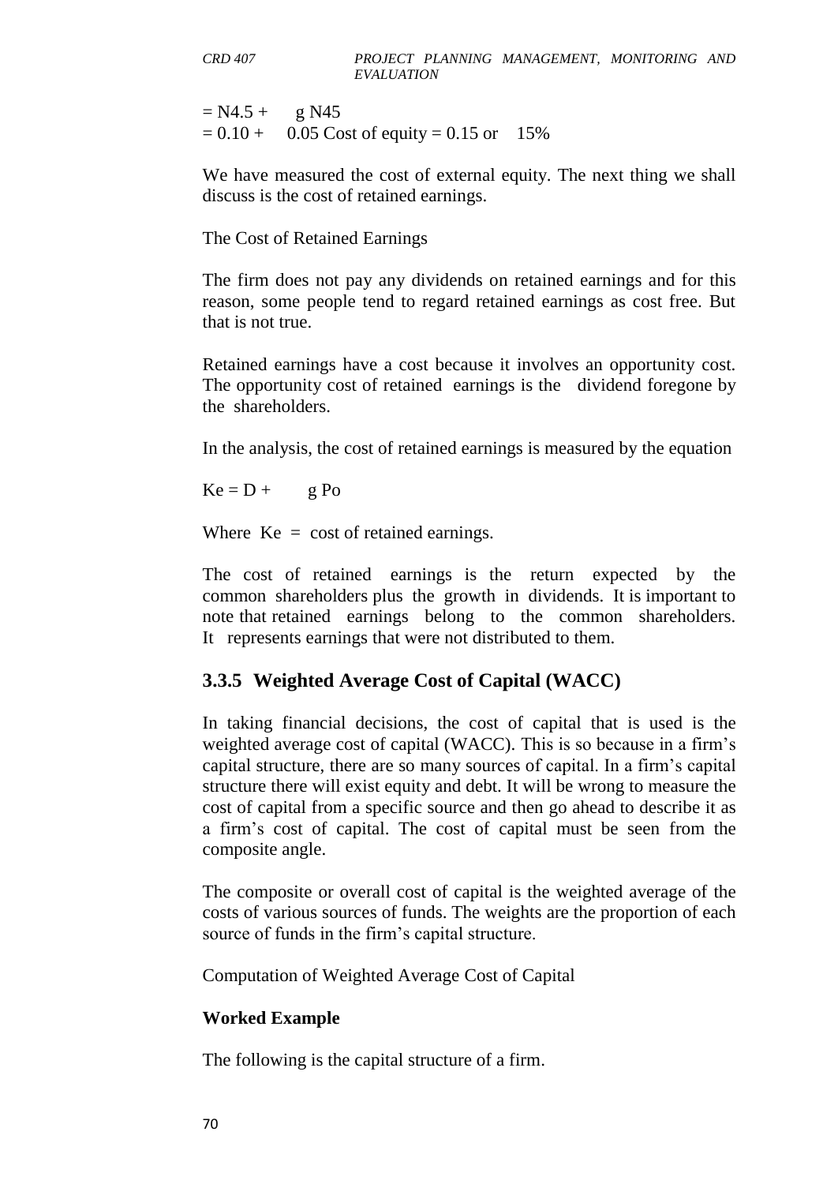$= N4.5 + \quad g\ N45$

$= 0.10 + \quad 0.05$ Cost of equity $= 0.15$ or $15\%$

We have measured the cost of external equity. The next thing we shall discuss is the cost of retained earnings.

The Cost of Retained Earnings

The firm does not pay any dividends on retained earnings and for this reason, some people tend to regard retained earnings as cost free. But that is not true.

Retained earnings have a cost because it involves an opportunity cost. The opportunity cost of retained earnings is the dividend foregone by the shareholders.

In the analysis, the cost of retained earnings is measured by the equation

$Ke = D + \quad g\ Po$

Where $Ke$ = cost of retained earnings.

The cost of retained earnings is the return expected by the common shareholders plus the growth in dividends. It is important to note that retained earnings belong to the common shareholders. It represents earnings that were not distributed to them.

### 3.3.5 Weighted Average Cost of Capital (WACC)

In taking financial decisions, the cost of capital that is used is the weighted average cost of capital (WACC). This is so because in a firm's capital structure, there are so many sources of capital. In a firm's capital structure there will exist equity and debt. It will be wrong to measure the cost of capital from a specific source and then go ahead to describe it as a firm's cost of capital. The cost of capital must be seen from the composite angle.

The composite or overall cost of capital is the weighted average of the costs of various sources of funds. The weights are the proportion of each source of funds in the firm's capital structure.

Computation of Weighted Average Cost of Capital

**Worked Example**

The following is the capital structure of a firm.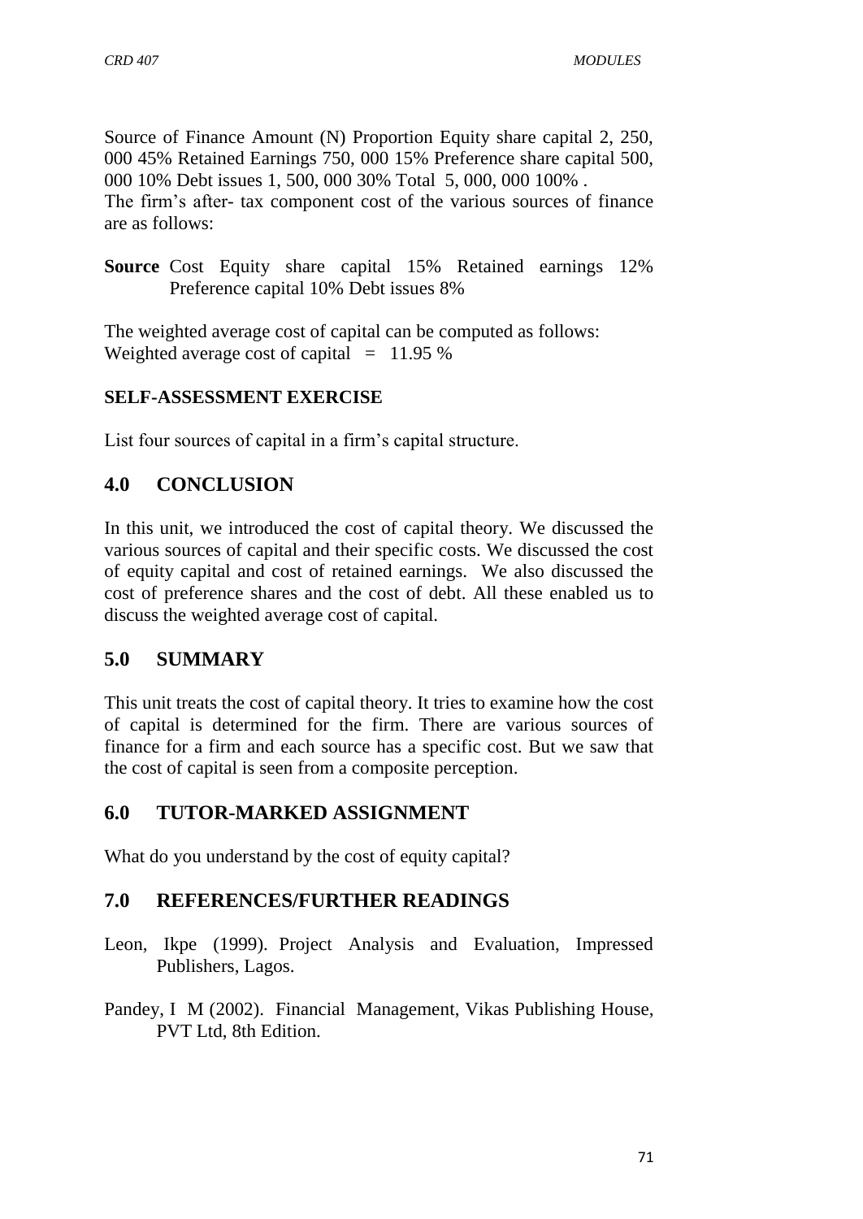Source of Finance Amount (N) Proportion Equity share capital 2, 250, 000 45% Retained Earnings 750, 000 15% Preference share capital 500, 000 10% Debt issues 1, 500, 000 30% Total 5, 000, 000 100% .

The firm's after- tax component cost of the various sources of finance are as follows:

**Source** Cost Equity share capital 15% Retained earnings 12% Preference capital 10% Debt issues 8%

The weighted average cost of capital can be computed as follows:
Weighted average cost of capital = 11.95 %

**SELF-ASSESSMENT EXERCISE**

List four sources of capital in a firm's capital structure.

## 4.0 CONCLUSION

In this unit, we introduced the cost of capital theory. We discussed the various sources of capital and their specific costs. We discussed the cost of equity capital and cost of retained earnings. We also discussed the cost of preference shares and the cost of debt. All these enabled us to discuss the weighted average cost of capital.

## 5.0 SUMMARY

This unit treats the cost of capital theory. It tries to examine how the cost of capital is determined for the firm. There are various sources of finance for a firm and each source has a specific cost. But we saw that the cost of capital is seen from a composite perception.

## 6.0 TUTOR-MARKED ASSIGNMENT

What do you understand by the cost of equity capital?

## 7.0 REFERENCES/FURTHER READINGS

Leon, Ikpe (1999). Project Analysis and Evaluation, Impressed Publishers, Lagos.

Pandey, I M (2002). Financial Management, Vikas Publishing House, PVT Ltd, 8th Edition.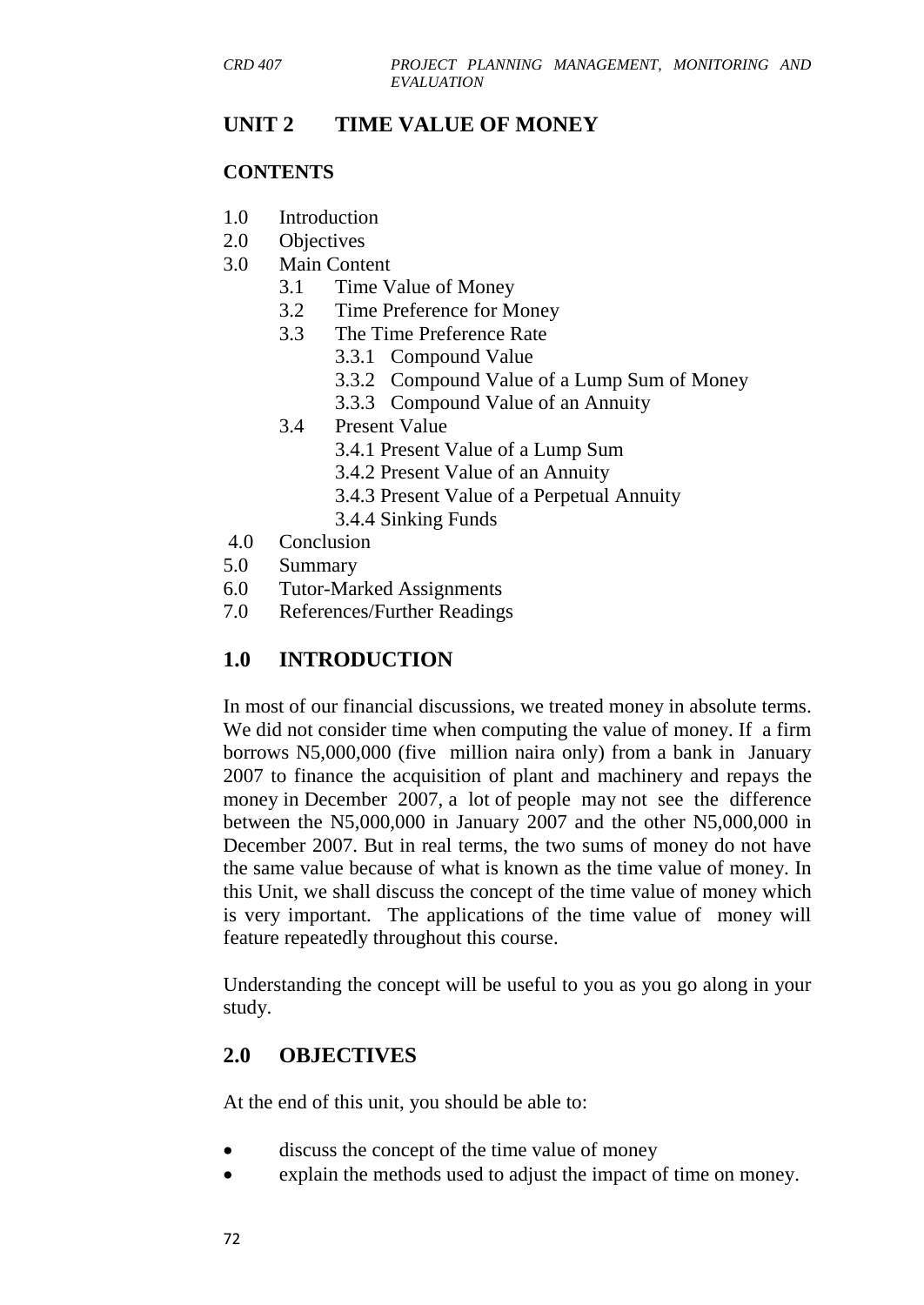# UNIT 2 TIME VALUE OF MONEY

## CONTENTS

- 1.0 Introduction
- 2.0 Objectives
- 3.0 Main Content
  - 3.1 Time Value of Money
  - 3.2 Time Preference for Money
  - 3.3 The Time Preference Rate
    - 3.3.1 Compound Value
    - 3.3.2 Compound Value of a Lump Sum of Money
    - 3.3.3 Compound Value of an Annuity
  - 3.4 Present Value
    - 3.4.1 Present Value of a Lump Sum
    - 3.4.2 Present Value of an Annuity
    - 3.4.3 Present Value of a Perpetual Annuity
    - 3.4.4 Sinking Funds
- 4.0 Conclusion
- 5.0 Summary
- 6.0 Tutor-Marked Assignments
- 7.0 References/Further Readings

## 1.0 INTRODUCTION

In most of our financial discussions, we treated money in absolute terms. We did not consider time when computing the value of money. If a firm borrows N5,000,000 (five million naira only) from a bank in January 2007 to finance the acquisition of plant and machinery and repays the money in December 2007, a lot of people may not see the difference between the N5,000,000 in January 2007 and the other N5,000,000 in December 2007. But in real terms, the two sums of money do not have the same value because of what is known as the time value of money. In this Unit, we shall discuss the concept of the time value of money which is very important. The applications of the time value of money will feature repeatedly throughout this course.

Understanding the concept will be useful to you as you go along in your study.

## 2.0 OBJECTIVES

At the end of this unit, you should be able to:

- discuss the concept of the time value of money
- explain the methods used to adjust the impact of time on money.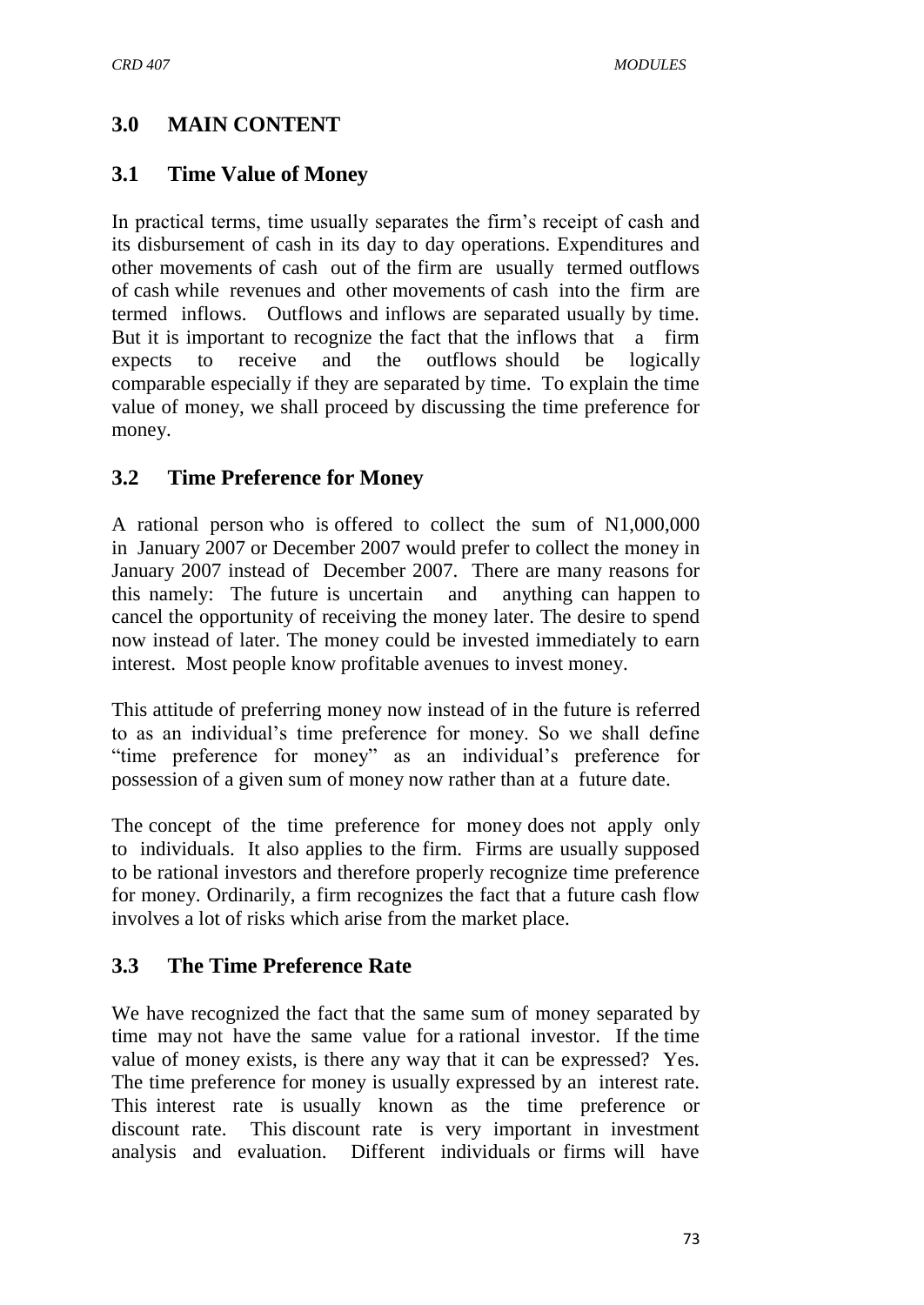## 3.0 MAIN CONTENT

### 3.1 Time Value of Money

In practical terms, time usually separates the firm's receipt of cash and its disbursement of cash in its day to day operations. Expenditures and other movements of cash out of the firm are usually termed outflows of cash while revenues and other movements of cash into the firm are termed inflows. Outflows and inflows are separated usually by time. But it is important to recognize the fact that the inflows that a firm expects to receive and the outflows should be logically comparable especially if they are separated by time. To explain the time value of money, we shall proceed by discussing the time preference for money.

### 3.2 Time Preference for Money

A rational person who is offered to collect the sum of N1,000,000 in January 2007 or December 2007 would prefer to collect the money in January 2007 instead of December 2007. There are many reasons for this namely: The future is uncertain and anything can happen to cancel the opportunity of receiving the money later. The desire to spend now instead of later. The money could be invested immediately to earn interest. Most people know profitable avenues to invest money.

This attitude of preferring money now instead of in the future is referred to as an individual's time preference for money. So we shall define "time preference for money" as an individual's preference for possession of a given sum of money now rather than at a future date.

The concept of the time preference for money does not apply only to individuals. It also applies to the firm. Firms are usually supposed to be rational investors and therefore properly recognize time preference for money. Ordinarily, a firm recognizes the fact that a future cash flow involves a lot of risks which arise from the market place.

### 3.3 The Time Preference Rate

We have recognized the fact that the same sum of money separated by time may not have the same value for a rational investor. If the time value of money exists, is there any way that it can be expressed? Yes. The time preference for money is usually expressed by an interest rate. This interest rate is usually known as the time preference or discount rate. This discount rate is very important in investment analysis and evaluation. Different individuals or firms will have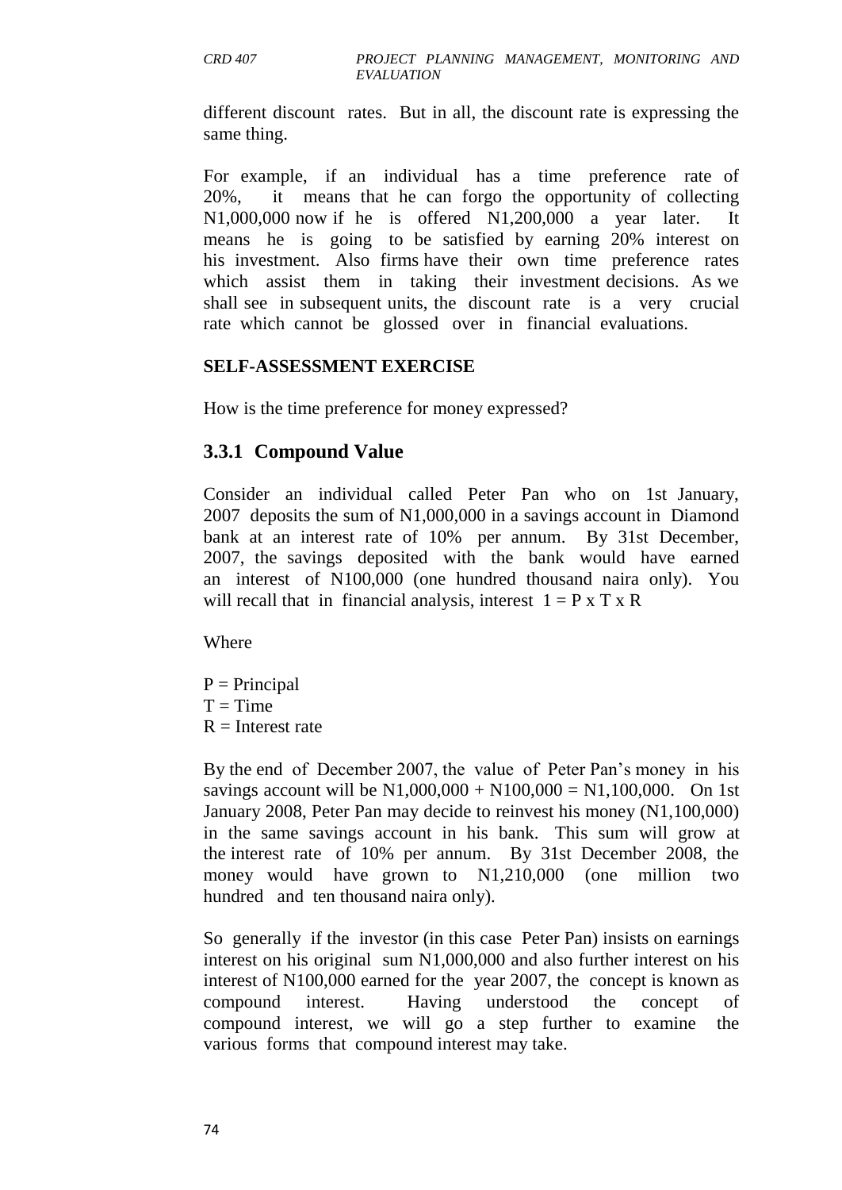different discount rates. But in all, the discount rate is expressing the same thing.

For example, if an individual has a time preference rate of 20%, it means that he can forgo the opportunity of collecting N1,000,000 now if he is offered N1,200,000 a year later. It means he is going to be satisfied by earning 20% interest on his investment. Also firms have their own time preference rates which assist them in taking their investment decisions. As we shall see in subsequent units, the discount rate is a very crucial rate which cannot be glossed over in financial evaluations.

**SELF-ASSESSMENT EXERCISE**

How is the time preference for money expressed?

### 3.3.1 Compound Value

Consider an individual called Peter Pan who on 1st January, 2007 deposits the sum of N1,000,000 in a savings account in Diamond bank at an interest rate of 10% per annum. By 31st December, 2007, the savings deposited with the bank would have earned an interest of N100,000 (one hundred thousand naira only). You will recall that in financial analysis, interest $1 = P \times T \times R$

Where

$P$ = Principal
$T$ = Time
$R$ = Interest rate

By the end of December 2007, the value of Peter Pan's money in his savings account will be N1,000,000 + N100,000 = N1,100,000. On 1st January 2008, Peter Pan may decide to reinvest his money (N1,100,000) in the same savings account in his bank. This sum will grow at the interest rate of 10% per annum. By 31st December 2008, the money would have grown to N1,210,000 (one million two hundred and ten thousand naira only).

So generally if the investor (in this case Peter Pan) insists on earnings interest on his original sum N1,000,000 and also further interest on his interest of N100,000 earned for the year 2007, the concept is known as compound interest. Having understood the concept of compound interest, we will go a step further to examine the various forms that compound interest may take.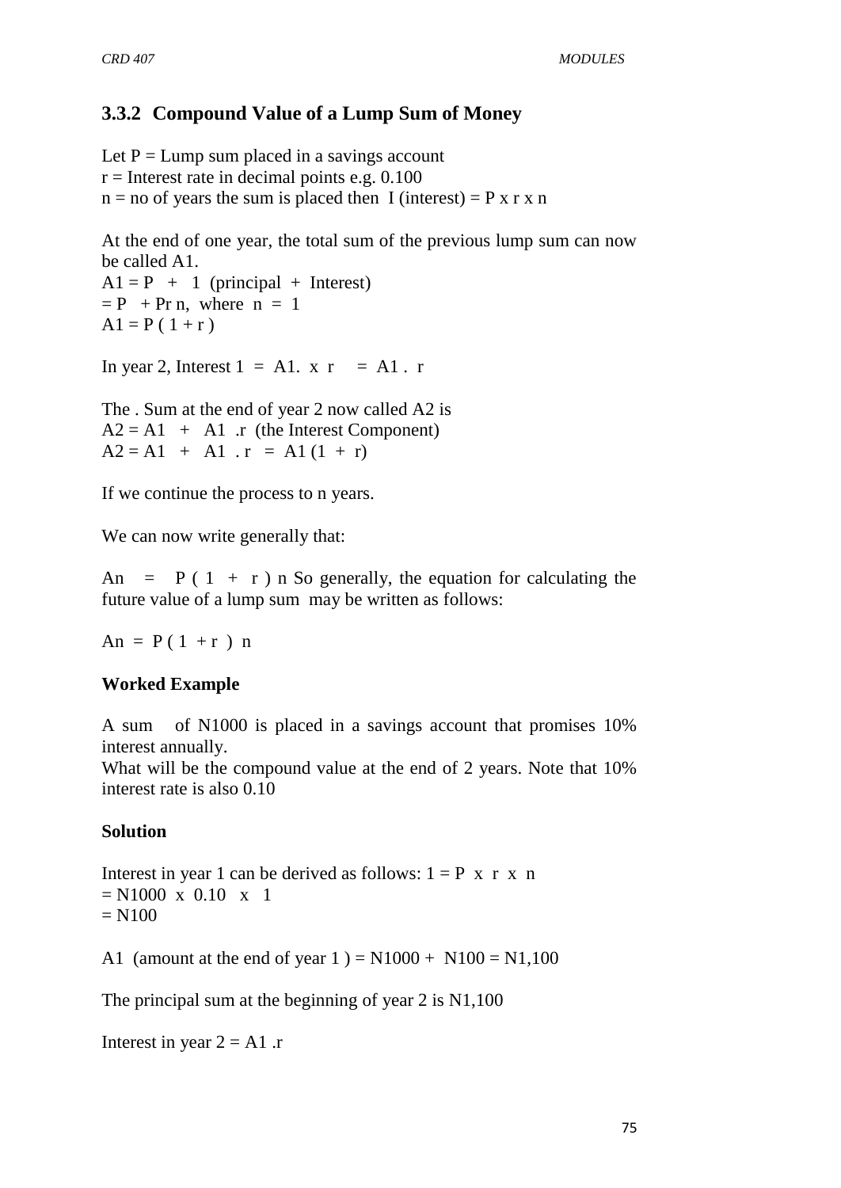### 3.3.2 Compound Value of a Lump Sum of Money

Let $P$ = Lump sum placed in a savings account
$r$ = Interest rate in decimal points e.g. 0.100
$n$ = no of years the sum is placed then I (interest) = $P \times r \times n$

At the end of one year, the total sum of the previous lump sum can now be called A1.
$A1 = P + 1$ (principal + Interest)
$= P + Pr\,n$, where $n = 1$
$A1 = P(1 + r)$

In year 2, Interest $1 = A1. \times r = A1 . r$

The . Sum at the end of year 2 now called A2 is
$A2 = A1 + A1 .r$ (the Interest Component)
$A2 = A1 + A1 . r = A1 (1 + r)$

If we continue the process to n years.

We can now write generally that:

$An = P(1 + r)^n$ So generally, the equation for calculating the future value of a lump sum may be written as follows:

$$An = P(1 + r)^n$$

**Worked Example**

A sum of N1000 is placed in a savings account that promises 10% interest annually.
What will be the compound value at the end of 2 years. Note that 10% interest rate is also 0.10

**Solution**

Interest in year 1 can be derived as follows: $1 = P \times r \times n$
$= N1000 \times 0.10 \times 1$
$= N100$

A1 (amount at the end of year 1 ) = N1000 + N100 = N1,100

The principal sum at the beginning of year 2 is N1,100

Interest in year 2 = $A1 .r$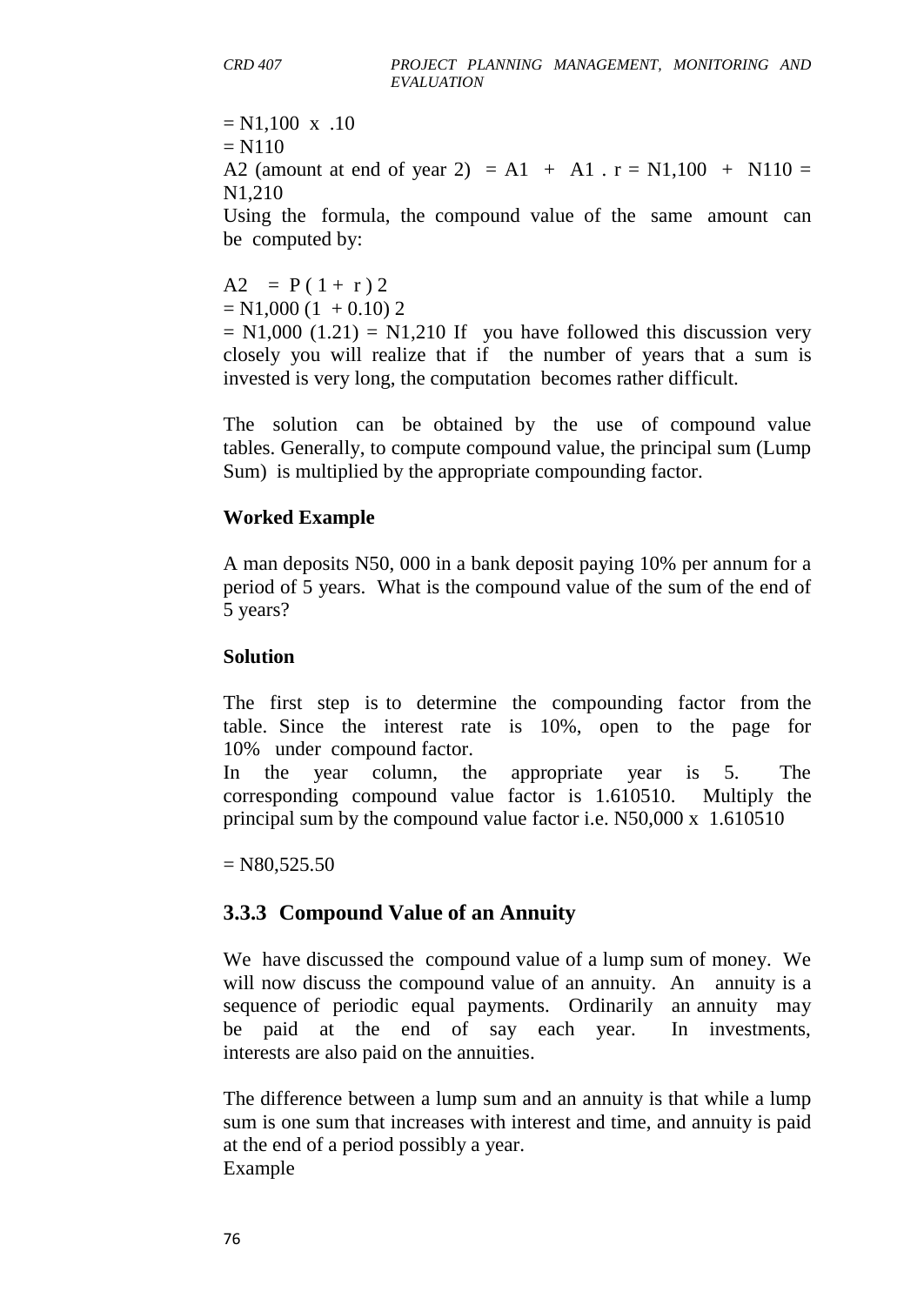= N1,100 x .10

= N110

A2 (amount at end of year 2) = A1 + A1 . r = N1,100 + N110 = N1,210

Using the formula, the compound value of the same amount can be computed by:

$A2 = P(1 + r)^2$

$= N1,000 (1 + 0.10)^2$

$= N1,000 (1.21) = N1,210$ If you have followed this discussion very closely you will realize that if the number of years that a sum is invested is very long, the computation becomes rather difficult.

The solution can be obtained by the use of compound value tables. Generally, to compute compound value, the principal sum (Lump Sum) is multiplied by the appropriate compounding factor.

**Worked Example**

A man deposits N50, 000 in a bank deposit paying 10% per annum for a period of 5 years. What is the compound value of the sum of the end of 5 years?

**Solution**

The first step is to determine the compounding factor from the table. Since the interest rate is 10%, open to the page for 10% under compound factor.

In the year column, the appropriate year is 5. The corresponding compound value factor is 1.610510. Multiply the principal sum by the compound value factor i.e. N50,000 x 1.610510

= N80,525.50

### 3.3.3 Compound Value of an Annuity

We have discussed the compound value of a lump sum of money. We will now discuss the compound value of an annuity. An annuity is a sequence of periodic equal payments. Ordinarily an annuity may be paid at the end of say each year. In investments, interests are also paid on the annuities.

The difference between a lump sum and an annuity is that while a lump sum is one sum that increases with interest and time, and annuity is paid at the end of a period possibly a year.

Example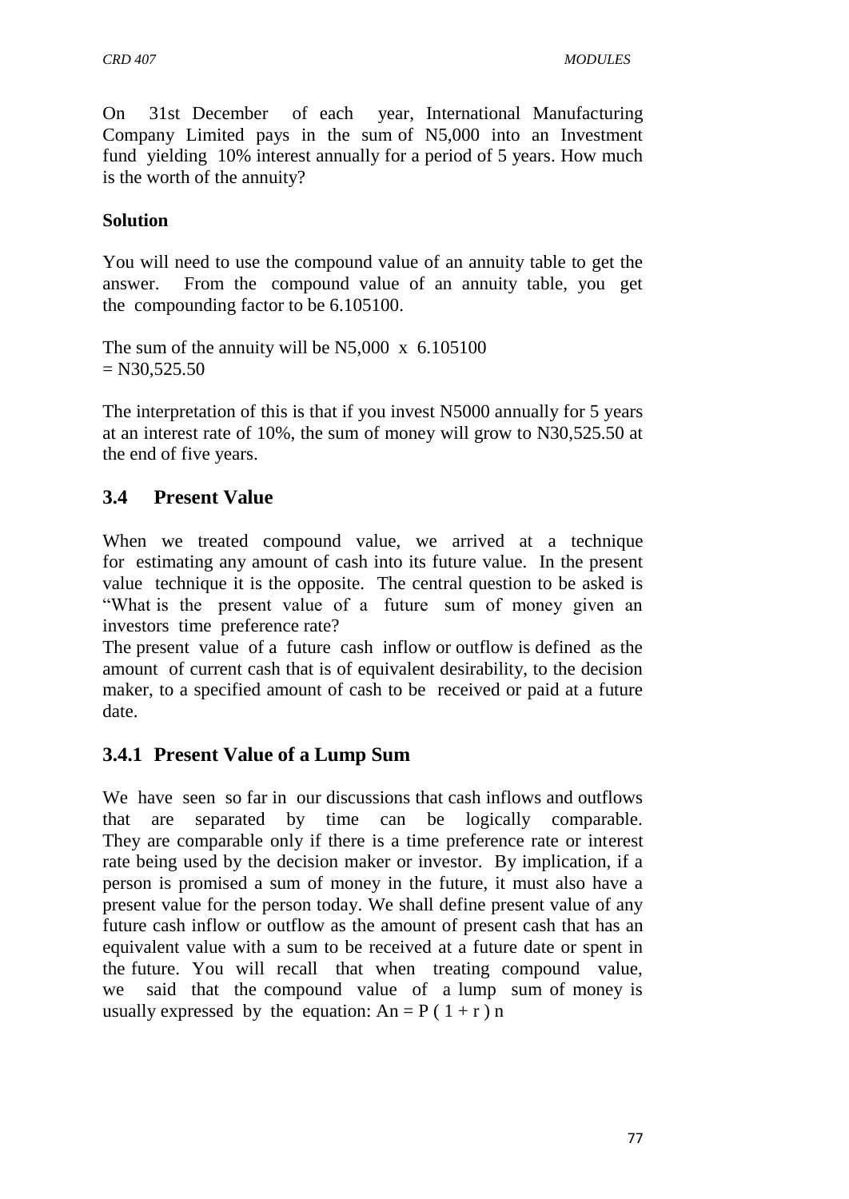On 31st December of each year, International Manufacturing Company Limited pays in the sum of N5,000 into an Investment fund yielding 10% interest annually for a period of 5 years. How much is the worth of the annuity?

**Solution**

You will need to use the compound value of an annuity table to get the answer. From the compound value of an annuity table, you get the compounding factor to be 6.105100.

The sum of the annuity will be N5,000 x 6.105100
= N30,525.50

The interpretation of this is that if you invest N5000 annually for 5 years at an interest rate of 10%, the sum of money will grow to N30,525.50 at the end of five years.

## 3.4 Present Value

When we treated compound value, we arrived at a technique for estimating any amount of cash into its future value. In the present value technique it is the opposite. The central question to be asked is "What is the present value of a future sum of money given an investors time preference rate?

The present value of a future cash inflow or outflow is defined as the amount of current cash that is of equivalent desirability, to the decision maker, to a specified amount of cash to be received or paid at a future date.

### 3.4.1 Present Value of a Lump Sum

We have seen so far in our discussions that cash inflows and outflows that are separated by time can be logically comparable. They are comparable only if there is a time preference rate or interest rate being used by the decision maker or investor. By implication, if a person is promised a sum of money in the future, it must also have a present value for the person today. We shall define present value of any future cash inflow or outflow as the amount of present cash that has an equivalent value with a sum to be received at a future date or spent in the future. You will recall that when treating compound value, we said that the compound value of a lump sum of money is usually expressed by the equation: $An = P(1 + r)n$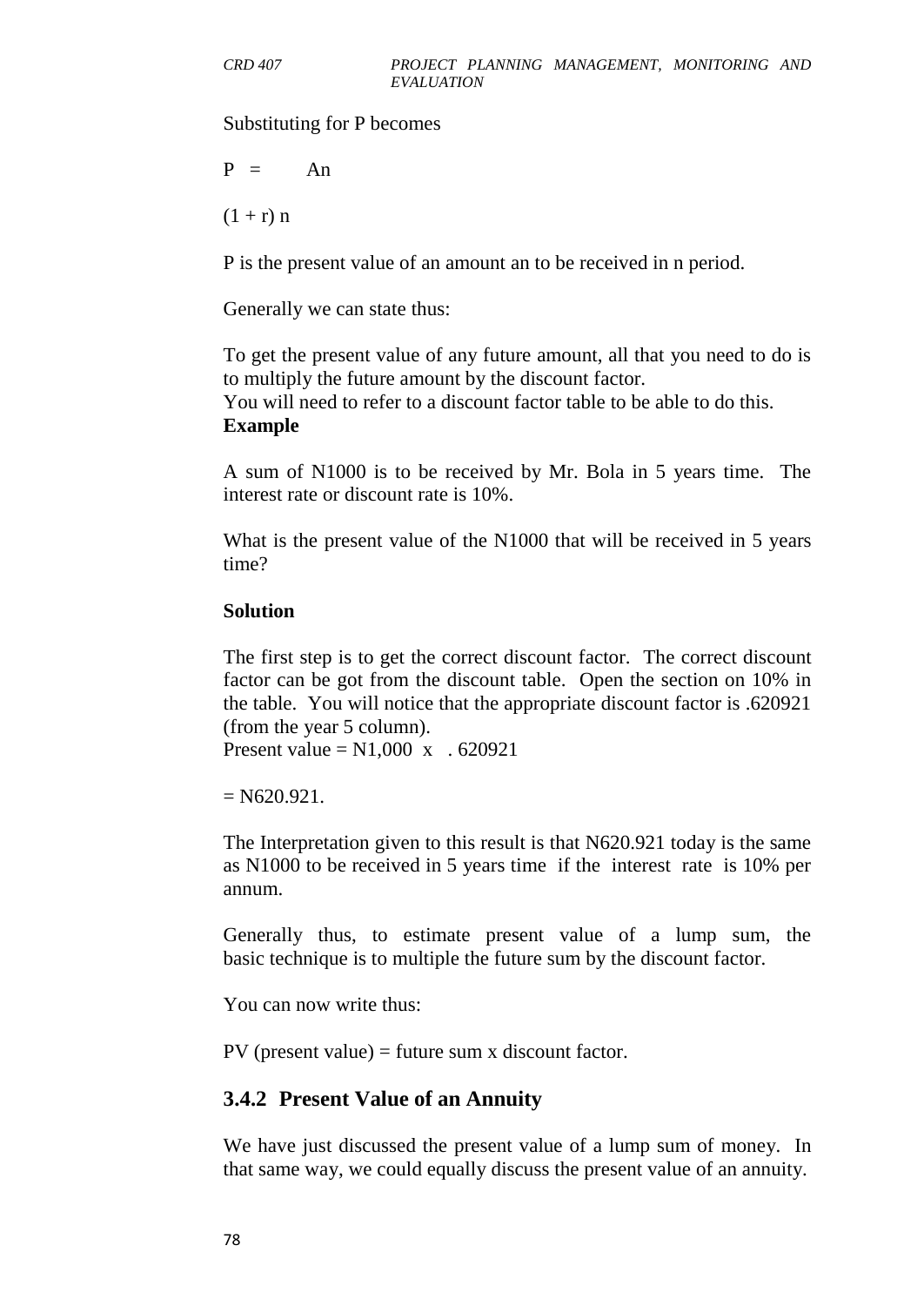Substituting for P becomes

$$P = \frac{An}{(1 + r)^n}$$

P is the present value of an amount an to be received in n period.

Generally we can state thus:

To get the present value of any future amount, all that you need to do is to multiply the future amount by the discount factor.
You will need to refer to a discount factor table to be able to do this.

**Example**

A sum of N1000 is to be received by Mr. Bola in 5 years time. The interest rate or discount rate is 10%.

What is the present value of the N1000 that will be received in 5 years time?

**Solution**

The first step is to get the correct discount factor. The correct discount factor can be got from the discount table. Open the section on 10% in the table. You will notice that the appropriate discount factor is .620921 (from the year 5 column).
Present value = N1,000 x . 620921

= N620.921.

The Interpretation given to this result is that N620.921 today is the same as N1000 to be received in 5 years time if the interest rate is 10% per annum.

Generally thus, to estimate present value of a lump sum, the basic technique is to multiple the future sum by the discount factor.

You can now write thus:

PV (present value) = future sum x discount factor.

### 3.4.2 Present Value of an Annuity

We have just discussed the present value of a lump sum of money. In that same way, we could equally discuss the present value of an annuity.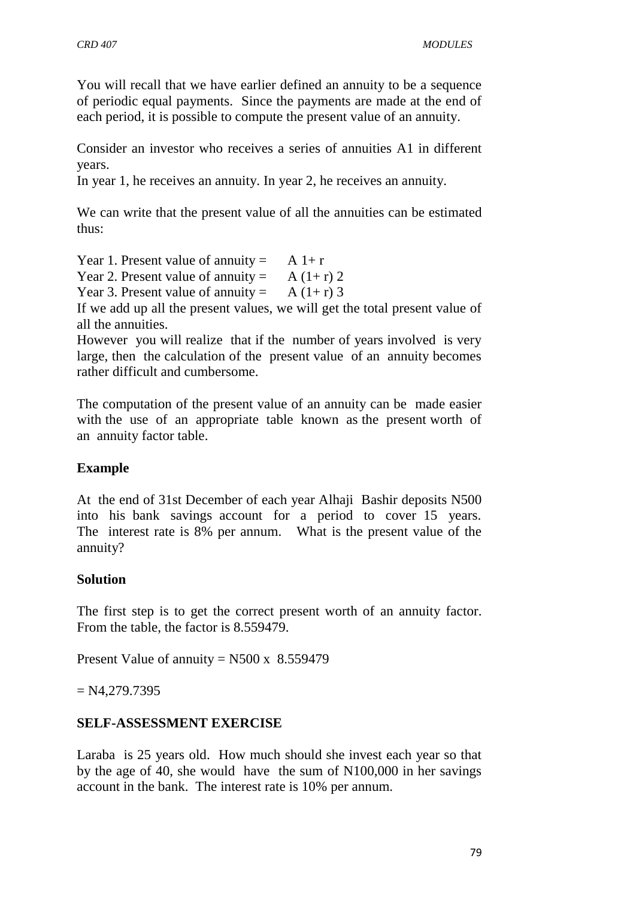You will recall that we have earlier defined an annuity to be a sequence of periodic equal payments. Since the payments are made at the end of each period, it is possible to compute the present value of an annuity.

Consider an investor who receives a series of annuities A1 in different years.
In year 1, he receives an annuity. In year 2, he receives an annuity.

We can write that the present value of all the annuities can be estimated thus:

Year 1. Present value of annuity = $A\ 1+r$
Year 2. Present value of annuity = $A\ (1+r)\ 2$
Year 3. Present value of annuity = $A\ (1+r)\ 3$
If we add up all the present values, we will get the total present value of all the annuities.
However you will realize that if the number of years involved is very large, then the calculation of the present value of an annuity becomes rather difficult and cumbersome.

The computation of the present value of an annuity can be made easier with the use of an appropriate table known as the present worth of an annuity factor table.

**Example**

At the end of 31st December of each year Alhaji Bashir deposits N500 into his bank savings account for a period to cover 15 years. The interest rate is 8% per annum. What is the present value of the annuity?

**Solution**

The first step is to get the correct present worth of an annuity factor. From the table, the factor is 8.559479.

Present Value of annuity = N500 x 8.559479

= N4,279.7395

**SELF-ASSESSMENT EXERCISE**

Laraba is 25 years old. How much should she invest each year so that by the age of 40, she would have the sum of N100,000 in her savings account in the bank. The interest rate is 10% per annum.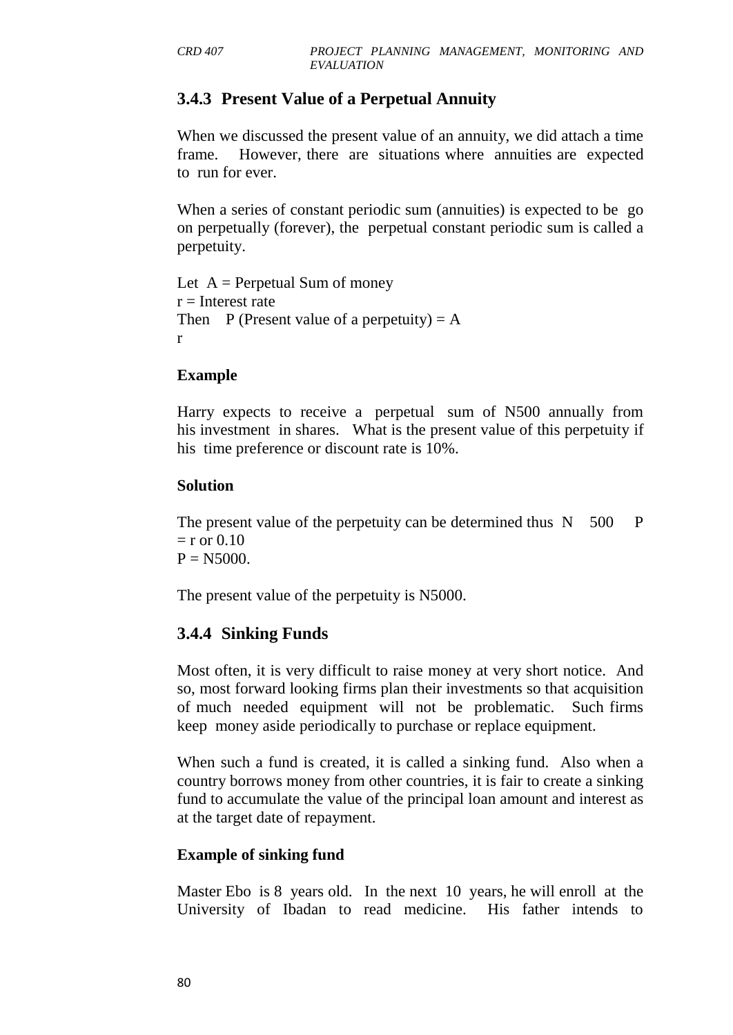### 3.4.3 Present Value of a Perpetual Annuity

When we discussed the present value of an annuity, we did attach a time frame. However, there are situations where annuities are expected to run for ever.

When a series of constant periodic sum (annuities) is expected to be go on perpetually (forever), the perpetual constant periodic sum is called a perpetuity.

Let $A$ = Perpetual Sum of money
$r$ = Interest rate
Then $P$ (Present value of a perpetuity) $= \frac{A}{r}$

**Example**

Harry expects to receive a perpetual sum of N500 annually from his investment in shares. What is the present value of this perpetuity if his time preference or discount rate is 10%.

**Solution**

The present value of the perpetuity can be determined thus $P = \frac{N500}{r}$ or $0.10$
$P = N5000$.

The present value of the perpetuity is N5000.

### 3.4.4 Sinking Funds

Most often, it is very difficult to raise money at very short notice. And so, most forward looking firms plan their investments so that acquisition of much needed equipment will not be problematic. Such firms keep money aside periodically to purchase or replace equipment.

When such a fund is created, it is called a sinking fund. Also when a country borrows money from other countries, it is fair to create a sinking fund to accumulate the value of the principal loan amount and interest as at the target date of repayment.

**Example of sinking fund**

Master Ebo is 8 years old. In the next 10 years, he will enroll at the University of Ibadan to read medicine. His father intends to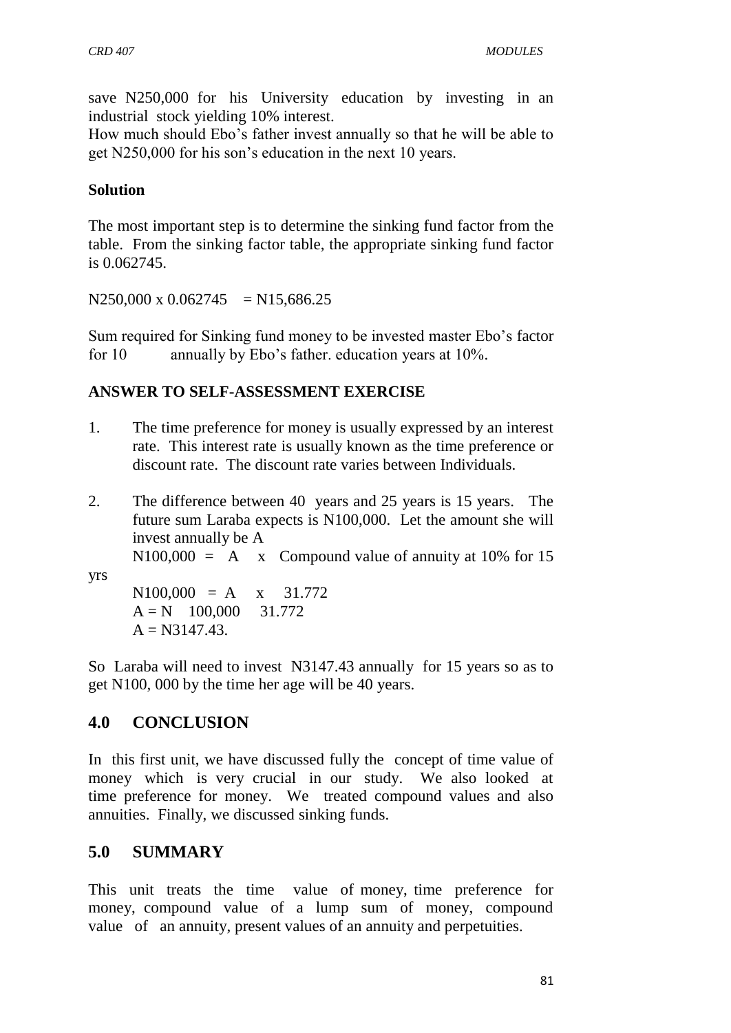save N250,000 for his University education by investing in an industrial stock yielding 10% interest.

How much should Ebo's father invest annually so that he will be able to get N250,000 for his son's education in the next 10 years.

**Solution**

The most important step is to determine the sinking fund factor from the table. From the sinking factor table, the appropriate sinking fund factor is 0.062745.

N250,000 x 0.062745 = N15,686.25

Sum required for Sinking fund money to be invested master Ebo's factor for 10 annually by Ebo's father. education years at 10%.

**ANSWER TO SELF-ASSESSMENT EXERCISE**

1. The time preference for money is usually expressed by an interest rate. This interest rate is usually known as the time preference or discount rate. The discount rate varies between Individuals.

2. The difference between 40 years and 25 years is 15 years. The future sum Laraba expects is N100,000. Let the amount she will invest annually be A

   N100,000 = A x Compound value of annuity at 10% for 15 yrs

   N100,000 = A x 31.772

   A = N 100,000 31.772

   A = N3147.43.

So Laraba will need to invest N3147.43 annually for 15 years so as to get N100, 000 by the time her age will be 40 years.

## 4.0 CONCLUSION

In this first unit, we have discussed fully the concept of time value of money which is very crucial in our study. We also looked at time preference for money. We treated compound values and also annuities. Finally, we discussed sinking funds.

## 5.0 SUMMARY

This unit treats the time value of money, time preference for money, compound value of a lump sum of money, compound value of an annuity, present values of an annuity and perpetuities.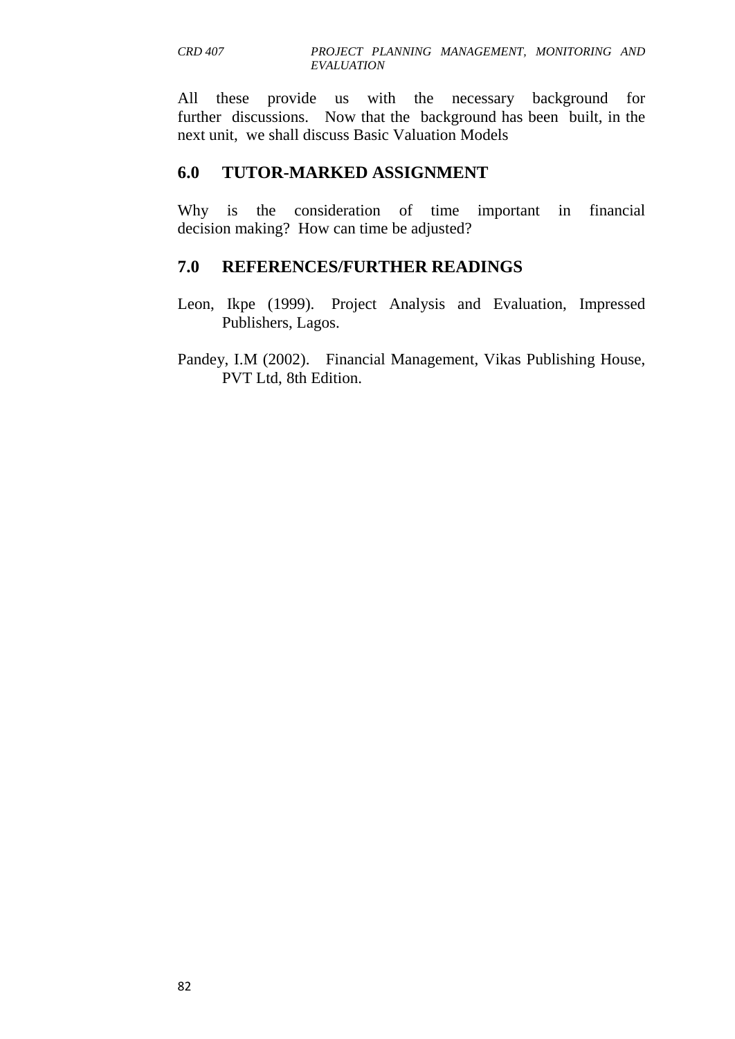All these provide us with the necessary background for further discussions. Now that the background has been built, in the next unit, we shall discuss Basic Valuation Models

## 6.0 TUTOR-MARKED ASSIGNMENT

Why is the consideration of time important in financial decision making? How can time be adjusted?

## 7.0 REFERENCES/FURTHER READINGS

Leon, Ikpe (1999). Project Analysis and Evaluation, Impressed Publishers, Lagos.

Pandey, I.M (2002). Financial Management, Vikas Publishing House, PVT Ltd, 8th Edition.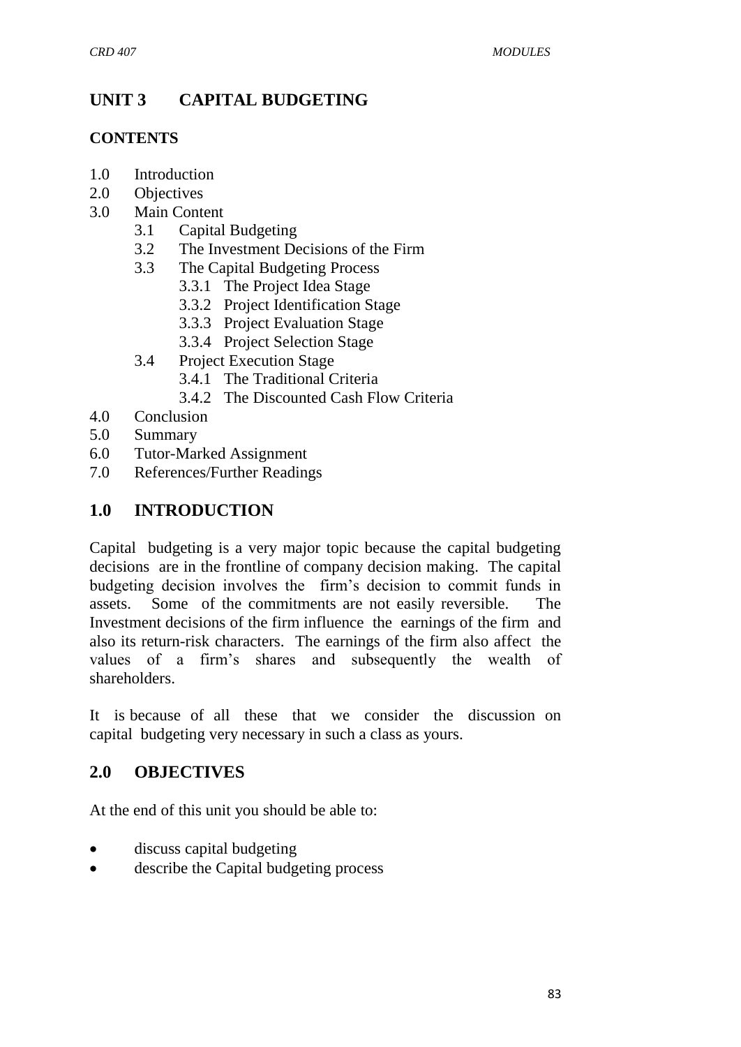# UNIT 3 CAPITAL BUDGETING

## CONTENTS

1.0 Introduction
2.0 Objectives
3.0 Main Content
   - 3.1 Capital Budgeting
   - 3.2 The Investment Decisions of the Firm
   - 3.3 The Capital Budgeting Process
     - 3.3.1 The Project Idea Stage
     - 3.3.2 Project Identification Stage
     - 3.3.3 Project Evaluation Stage
     - 3.3.4 Project Selection Stage
   - 3.4 Project Execution Stage
     - 3.4.1 The Traditional Criteria
     - 3.4.2 The Discounted Cash Flow Criteria

4.0 Conclusion
5.0 Summary
6.0 Tutor-Marked Assignment
7.0 References/Further Readings

## 1.0 INTRODUCTION

Capital budgeting is a very major topic because the capital budgeting decisions are in the frontline of company decision making. The capital budgeting decision involves the firm's decision to commit funds in assets. Some of the commitments are not easily reversible. The Investment decisions of the firm influence the earnings of the firm and also its return-risk characters. The earnings of the firm also affect the values of a firm's shares and subsequently the wealth of shareholders.

It is because of all these that we consider the discussion on capital budgeting very necessary in such a class as yours.

## 2.0 OBJECTIVES

At the end of this unit you should be able to:

- discuss capital budgeting
- describe the Capital budgeting process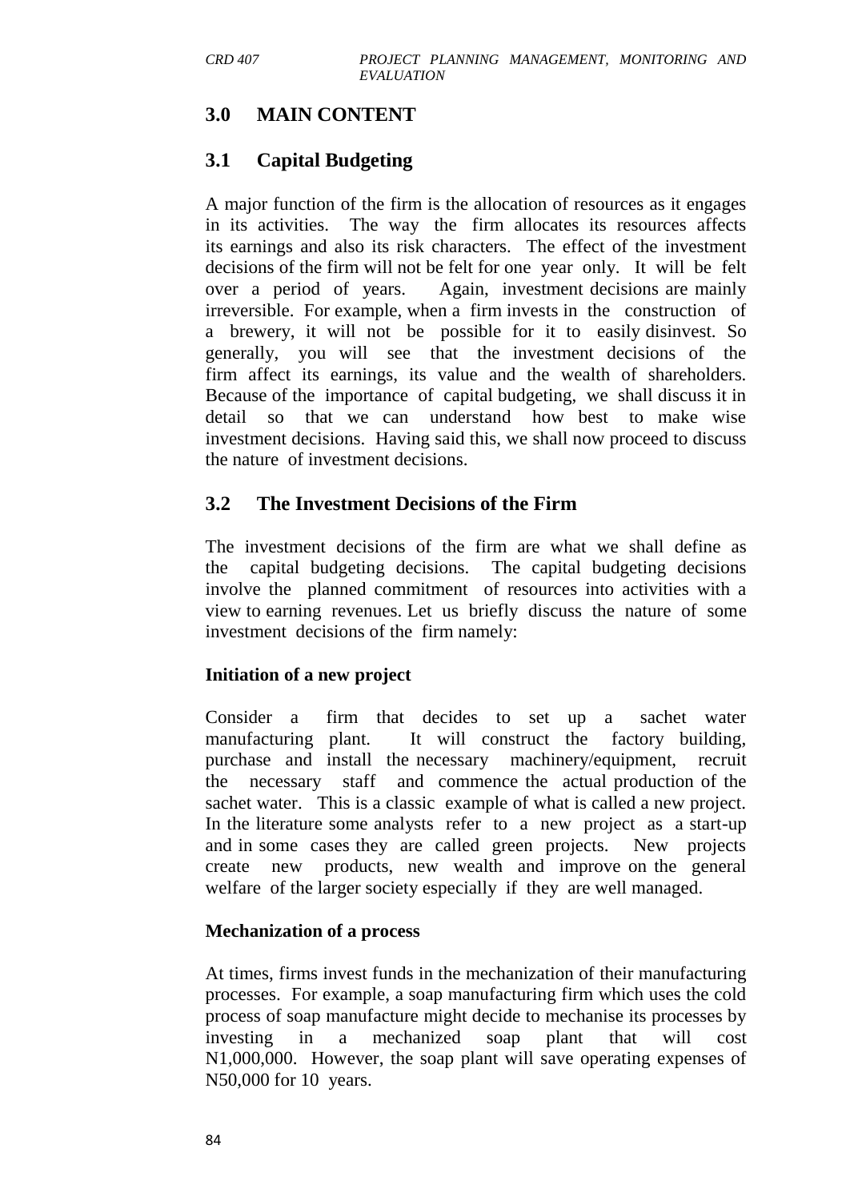## 3.0 MAIN CONTENT

### 3.1 Capital Budgeting

A major function of the firm is the allocation of resources as it engages in its activities. The way the firm allocates its resources affects its earnings and also its risk characters. The effect of the investment decisions of the firm will not be felt for one year only. It will be felt over a period of years. Again, investment decisions are mainly irreversible. For example, when a firm invests in the construction of a brewery, it will not be possible for it to easily disinvest. So generally, you will see that the investment decisions of the firm affect its earnings, its value and the wealth of shareholders. Because of the importance of capital budgeting, we shall discuss it in detail so that we can understand how best to make wise investment decisions. Having said this, we shall now proceed to discuss the nature of investment decisions.

### 3.2 The Investment Decisions of the Firm

The investment decisions of the firm are what we shall define as the capital budgeting decisions. The capital budgeting decisions involve the planned commitment of resources into activities with a view to earning revenues. Let us briefly discuss the nature of some investment decisions of the firm namely:

**Initiation of a new project**

Consider a firm that decides to set up a sachet water manufacturing plant. It will construct the factory building, purchase and install the necessary machinery/equipment, recruit the necessary staff and commence the actual production of the sachet water. This is a classic example of what is called a new project. In the literature some analysts refer to a new project as a start-up and in some cases they are called green projects. New projects create new products, new wealth and improve on the general welfare of the larger society especially if they are well managed.

**Mechanization of a process**

At times, firms invest funds in the mechanization of their manufacturing processes. For example, a soap manufacturing firm which uses the cold process of soap manufacture might decide to mechanise its processes by investing in a mechanized soap plant that will cost N1,000,000. However, the soap plant will save operating expenses of N50,000 for 10 years.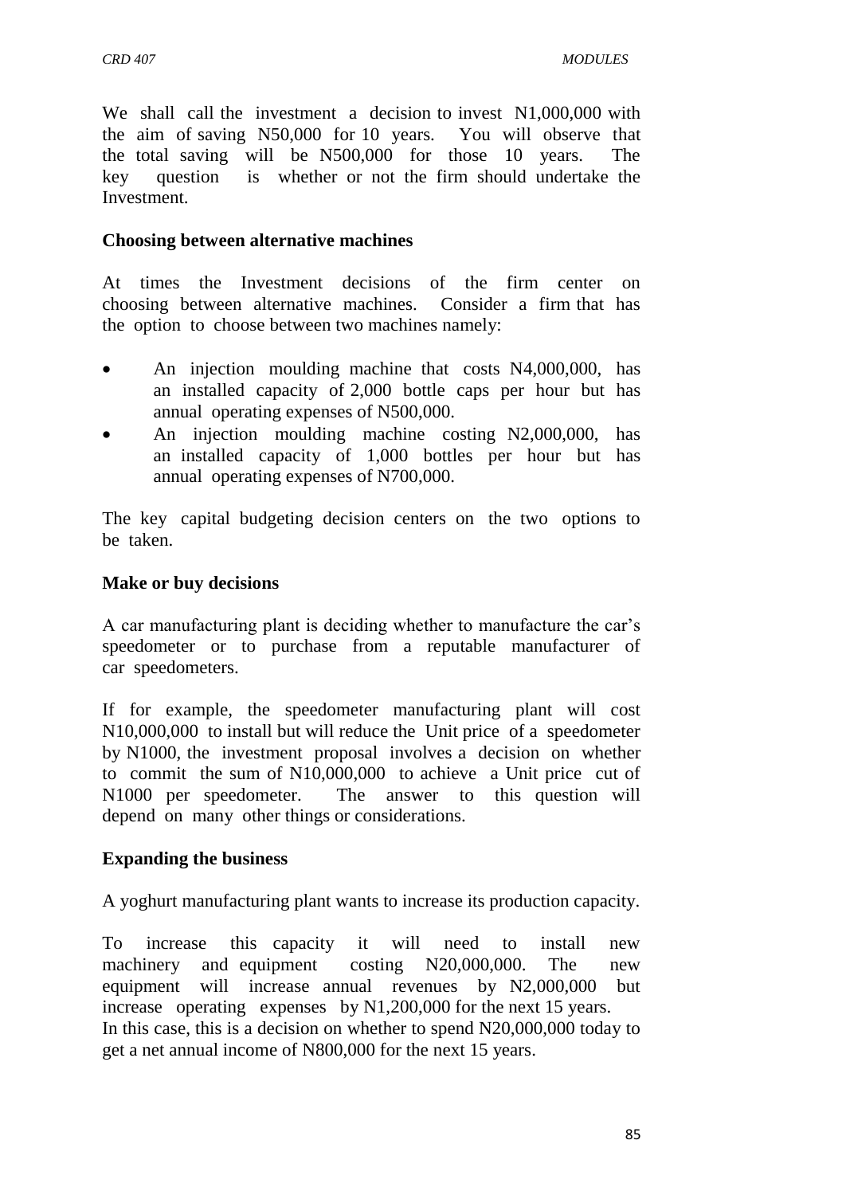We shall call the investment a decision to invest N1,000,000 with the aim of saving N50,000 for 10 years. You will observe that the total saving will be N500,000 for those 10 years. The key question is whether or not the firm should undertake the Investment.

**Choosing between alternative machines**

At times the Investment decisions of the firm center on choosing between alternative machines. Consider a firm that has the option to choose between two machines namely:

- An injection moulding machine that costs N4,000,000, has an installed capacity of 2,000 bottle caps per hour but has annual operating expenses of N500,000.
- An injection moulding machine costing N2,000,000, has an installed capacity of 1,000 bottles per hour but has annual operating expenses of N700,000.

The key capital budgeting decision centers on the two options to be taken.

**Make or buy decisions**

A car manufacturing plant is deciding whether to manufacture the car's speedometer or to purchase from a reputable manufacturer of car speedometers.

If for example, the speedometer manufacturing plant will cost N10,000,000 to install but will reduce the Unit price of a speedometer by N1000, the investment proposal involves a decision on whether to commit the sum of N10,000,000 to achieve a Unit price cut of N1000 per speedometer. The answer to this question will depend on many other things or considerations.

**Expanding the business**

A yoghurt manufacturing plant wants to increase its production capacity.

To increase this capacity it will need to install new machinery and equipment costing N20,000,000. The new equipment will increase annual revenues by N2,000,000 but increase operating expenses by N1,200,000 for the next 15 years.
In this case, this is a decision on whether to spend N20,000,000 today to get a net annual income of N800,000 for the next 15 years.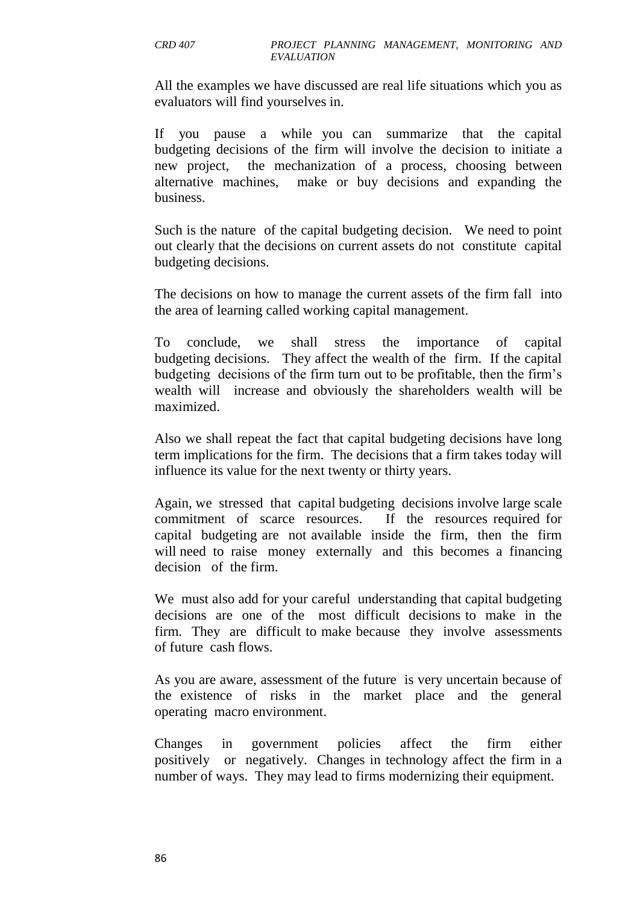All the examples we have discussed are real life situations which you as evaluators will find yourselves in.

If you pause a while you can summarize that the capital budgeting decisions of the firm will involve the decision to initiate a new project, the mechanization of a process, choosing between alternative machines, make or buy decisions and expanding the business.

Such is the nature of the capital budgeting decision. We need to point out clearly that the decisions on current assets do not constitute capital budgeting decisions.

The decisions on how to manage the current assets of the firm fall into the area of learning called working capital management.

To conclude, we shall stress the importance of capital budgeting decisions. They affect the wealth of the firm. If the capital budgeting decisions of the firm turn out to be profitable, then the firm's wealth will increase and obviously the shareholders wealth will be maximized.

Also we shall repeat the fact that capital budgeting decisions have long term implications for the firm. The decisions that a firm takes today will influence its value for the next twenty or thirty years.

Again, we stressed that capital budgeting decisions involve large scale commitment of scarce resources. If the resources required for capital budgeting are not available inside the firm, then the firm will need to raise money externally and this becomes a financing decision of the firm.

We must also add for your careful understanding that capital budgeting decisions are one of the most difficult decisions to make in the firm. They are difficult to make because they involve assessments of future cash flows.

As you are aware, assessment of the future is very uncertain because of the existence of risks in the market place and the general operating macro environment.

Changes in government policies affect the firm either positively or negatively. Changes in technology affect the firm in a number of ways. They may lead to firms modernizing their equipment.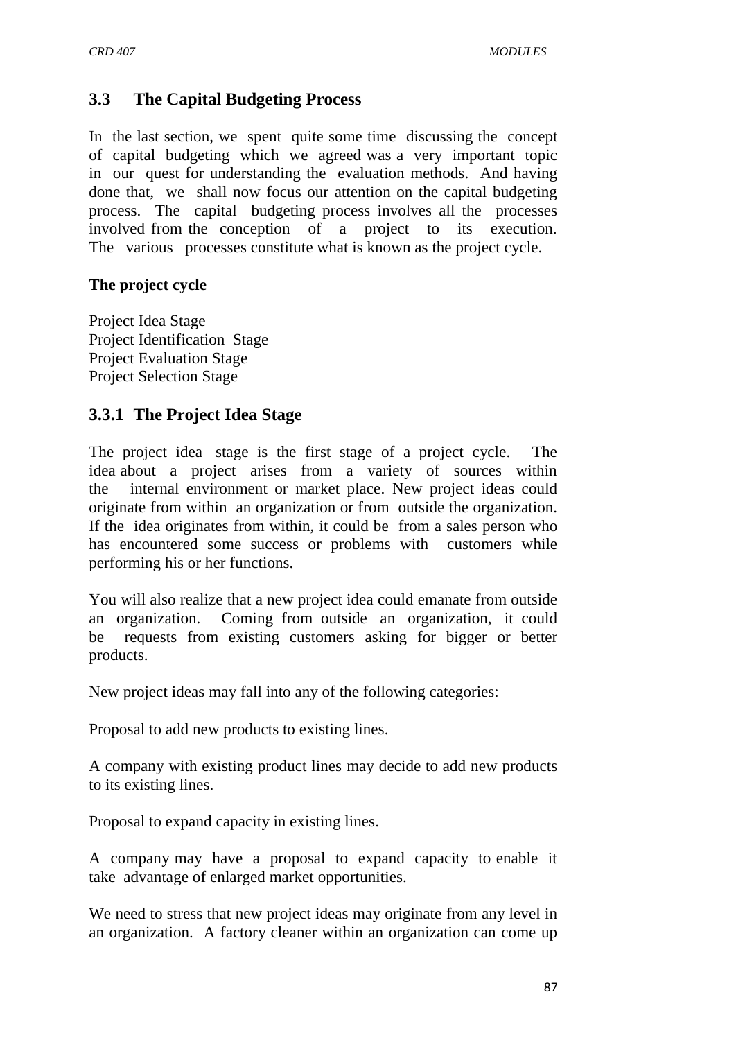## 3.3 The Capital Budgeting Process

In the last section, we spent quite some time discussing the concept of capital budgeting which we agreed was a very important topic in our quest for understanding the evaluation methods. And having done that, we shall now focus our attention on the capital budgeting process. The capital budgeting process involves all the processes involved from the conception of a project to its execution. The various processes constitute what is known as the project cycle.

**The project cycle**

Project Idea Stage
Project Identification Stage
Project Evaluation Stage
Project Selection Stage

### 3.3.1 The Project Idea Stage

The project idea stage is the first stage of a project cycle. The idea about a project arises from a variety of sources within the internal environment or market place. New project ideas could originate from within an organization or from outside the organization. If the idea originates from within, it could be from a sales person who has encountered some success or problems with customers while performing his or her functions.

You will also realize that a new project idea could emanate from outside an organization. Coming from outside an organization, it could be requests from existing customers asking for bigger or better products.

New project ideas may fall into any of the following categories:

Proposal to add new products to existing lines.

A company with existing product lines may decide to add new products to its existing lines.

Proposal to expand capacity in existing lines.

A company may have a proposal to expand capacity to enable it take advantage of enlarged market opportunities.

We need to stress that new project ideas may originate from any level in an organization. A factory cleaner within an organization can come up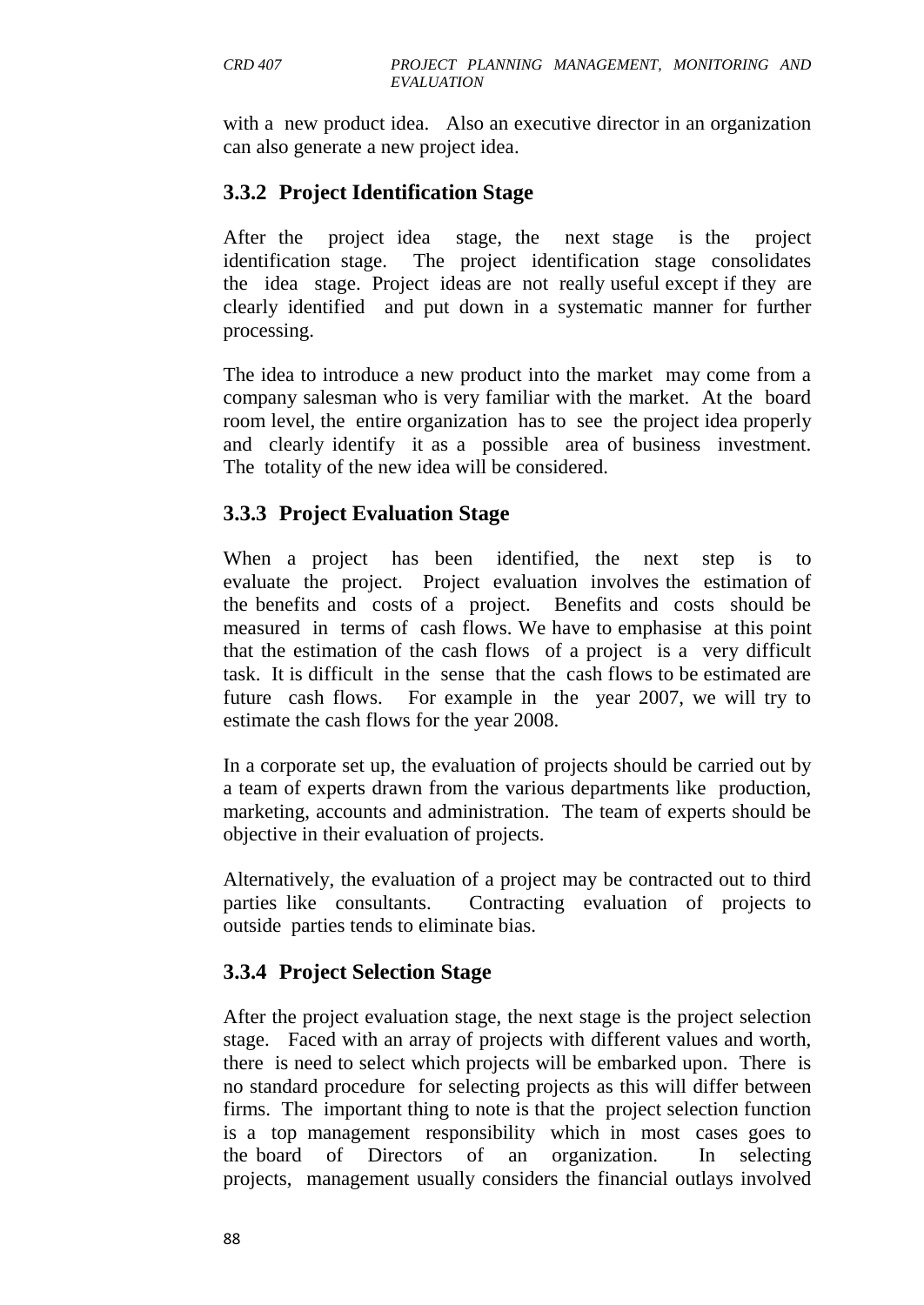with a new product idea. Also an executive director in an organization can also generate a new project idea.

### 3.3.2 Project Identification Stage

After the project idea stage, the next stage is the project identification stage. The project identification stage consolidates the idea stage. Project ideas are not really useful except if they are clearly identified and put down in a systematic manner for further processing.

The idea to introduce a new product into the market may come from a company salesman who is very familiar with the market. At the board room level, the entire organization has to see the project idea properly and clearly identify it as a possible area of business investment. The totality of the new idea will be considered.

### 3.3.3 Project Evaluation Stage

When a project has been identified, the next step is to evaluate the project. Project evaluation involves the estimation of the benefits and costs of a project. Benefits and costs should be measured in terms of cash flows. We have to emphasise at this point that the estimation of the cash flows of a project is a very difficult task. It is difficult in the sense that the cash flows to be estimated are future cash flows. For example in the year 2007, we will try to estimate the cash flows for the year 2008.

In a corporate set up, the evaluation of projects should be carried out by a team of experts drawn from the various departments like production, marketing, accounts and administration. The team of experts should be objective in their evaluation of projects.

Alternatively, the evaluation of a project may be contracted out to third parties like consultants. Contracting evaluation of projects to outside parties tends to eliminate bias.

### 3.3.4 Project Selection Stage

After the project evaluation stage, the next stage is the project selection stage. Faced with an array of projects with different values and worth, there is need to select which projects will be embarked upon. There is no standard procedure for selecting projects as this will differ between firms. The important thing to note is that the project selection function is a top management responsibility which in most cases goes to the board of Directors of an organization. In selecting projects, management usually considers the financial outlays involved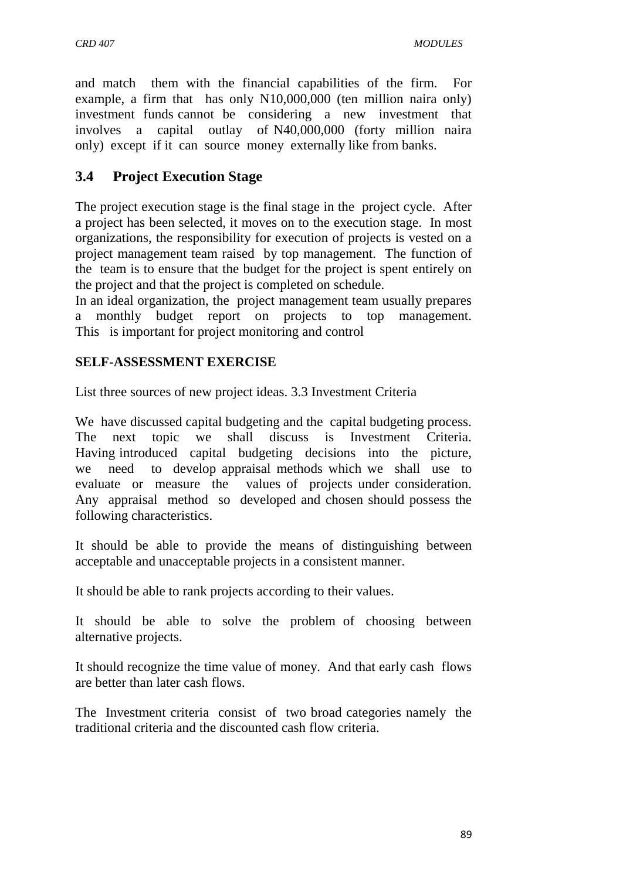and match them with the financial capabilities of the firm. For example, a firm that has only N10,000,000 (ten million naira only) investment funds cannot be considering a new investment that involves a capital outlay of N40,000,000 (forty million naira only) except if it can source money externally like from banks.

## 3.4 Project Execution Stage

The project execution stage is the final stage in the project cycle. After a project has been selected, it moves on to the execution stage. In most organizations, the responsibility for execution of projects is vested on a project management team raised by top management. The function of the team is to ensure that the budget for the project is spent entirely on the project and that the project is completed on schedule.
In an ideal organization, the project management team usually prepares a monthly budget report on projects to top management. This is important for project monitoring and control

**SELF-ASSESSMENT EXERCISE**

List three sources of new project ideas. 3.3 Investment Criteria

We have discussed capital budgeting and the capital budgeting process. The next topic we shall discuss is Investment Criteria. Having introduced capital budgeting decisions into the picture, we need to develop appraisal methods which we shall use to evaluate or measure the values of projects under consideration. Any appraisal method so developed and chosen should possess the following characteristics.

It should be able to provide the means of distinguishing between acceptable and unacceptable projects in a consistent manner.

It should be able to rank projects according to their values.

It should be able to solve the problem of choosing between alternative projects.

It should recognize the time value of money. And that early cash flows are better than later cash flows.

The Investment criteria consist of two broad categories namely the traditional criteria and the discounted cash flow criteria.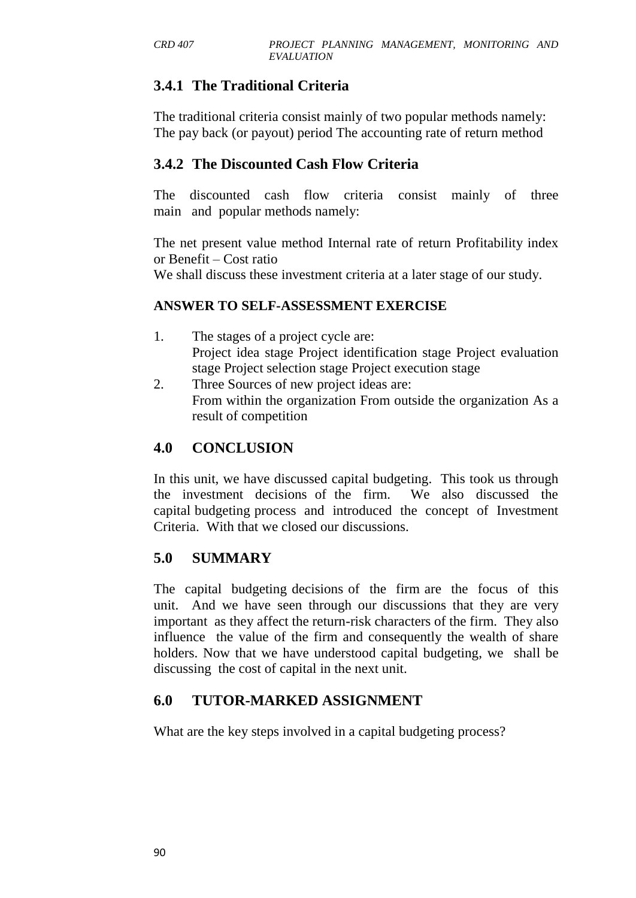### 3.4.1 The Traditional Criteria

The traditional criteria consist mainly of two popular methods namely: The pay back (or payout) period The accounting rate of return method

### 3.4.2 The Discounted Cash Flow Criteria

The discounted cash flow criteria consist mainly of three main and popular methods namely:

The net present value method Internal rate of return Profitability index or Benefit – Cost ratio

We shall discuss these investment criteria at a later stage of our study.

#### ANSWER TO SELF-ASSESSMENT EXERCISE

1. The stages of a project cycle are:
   Project idea stage Project identification stage Project evaluation stage Project selection stage Project execution stage
2. Three Sources of new project ideas are:
   From within the organization From outside the organization As a result of competition

## 4.0 CONCLUSION

In this unit, we have discussed capital budgeting. This took us through the investment decisions of the firm. We also discussed the capital budgeting process and introduced the concept of Investment Criteria. With that we closed our discussions.

## 5.0 SUMMARY

The capital budgeting decisions of the firm are the focus of this unit. And we have seen through our discussions that they are very important as they affect the return-risk characters of the firm. They also influence the value of the firm and consequently the wealth of share holders. Now that we have understood capital budgeting, we shall be discussing the cost of capital in the next unit.

## 6.0 TUTOR-MARKED ASSIGNMENT

What are the key steps involved in a capital budgeting process?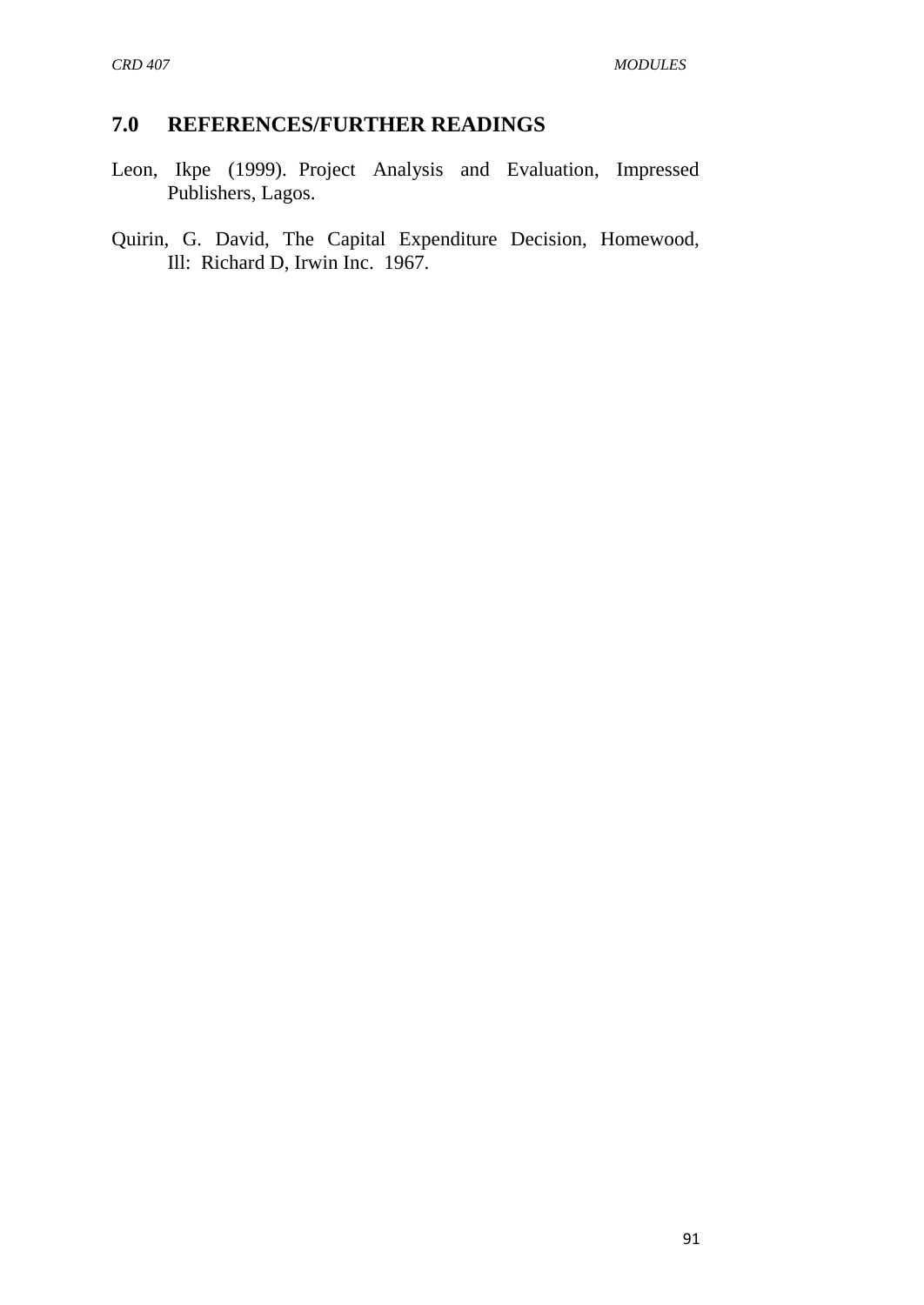## 7.0 REFERENCES/FURTHER READINGS

Leon, Ikpe (1999). Project Analysis and Evaluation, Impressed Publishers, Lagos.

Quirin, G. David, The Capital Expenditure Decision, Homewood, Ill: Richard D, Irwin Inc. 1967.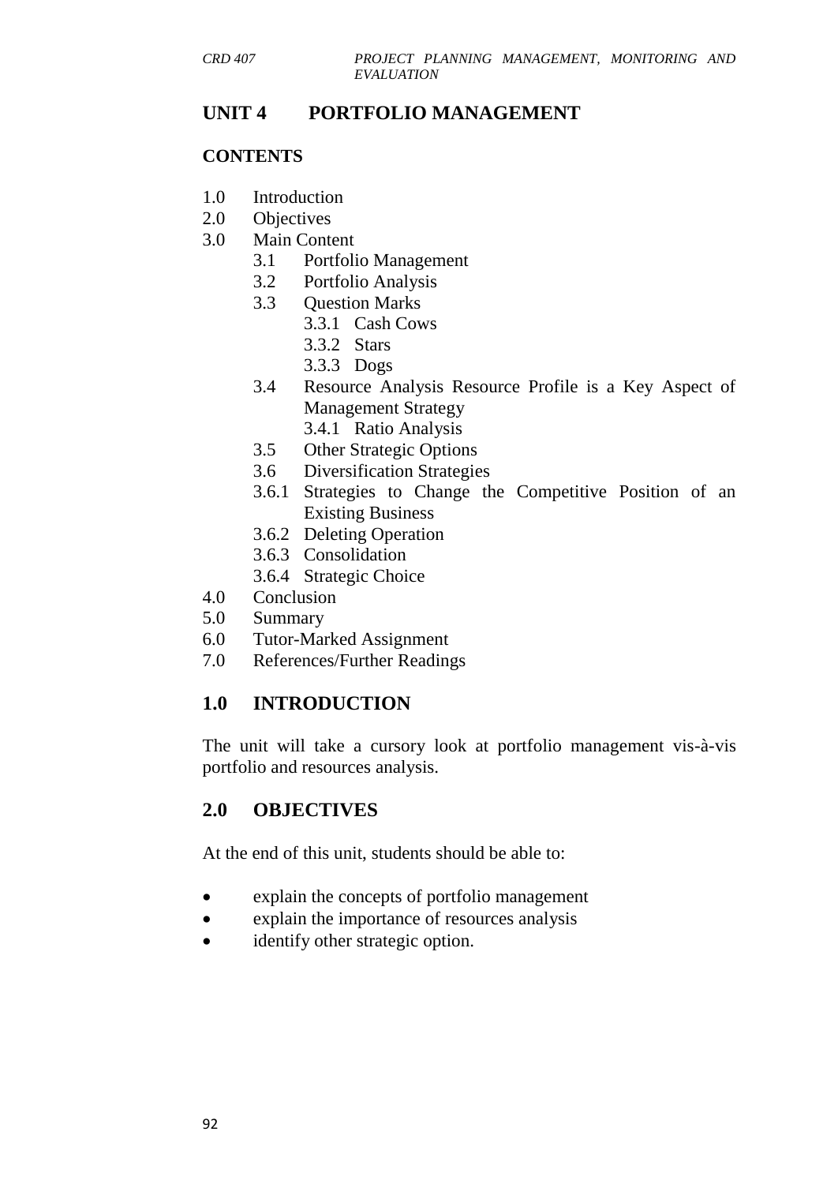# UNIT 4 PORTFOLIO MANAGEMENT

## CONTENTS

1.0 Introduction
2.0 Objectives
3.0 Main Content
    3.1 Portfolio Management
    3.2 Portfolio Analysis
    3.3 Question Marks
        3.3.1 Cash Cows
        3.3.2 Stars
        3.3.3 Dogs
    3.4 Resource Analysis Resource Profile is a Key Aspect of Management Strategy
        3.4.1 Ratio Analysis
    3.5 Other Strategic Options
    3.6 Diversification Strategies
    3.6.1 Strategies to Change the Competitive Position of an Existing Business
    3.6.2 Deleting Operation
    3.6.3 Consolidation
    3.6.4 Strategic Choice
4.0 Conclusion
5.0 Summary
6.0 Tutor-Marked Assignment
7.0 References/Further Readings

## 1.0 INTRODUCTION

The unit will take a cursory look at portfolio management vis-à-vis portfolio and resources analysis.

## 2.0 OBJECTIVES

At the end of this unit, students should be able to:

- explain the concepts of portfolio management
- explain the importance of resources analysis
- identify other strategic option.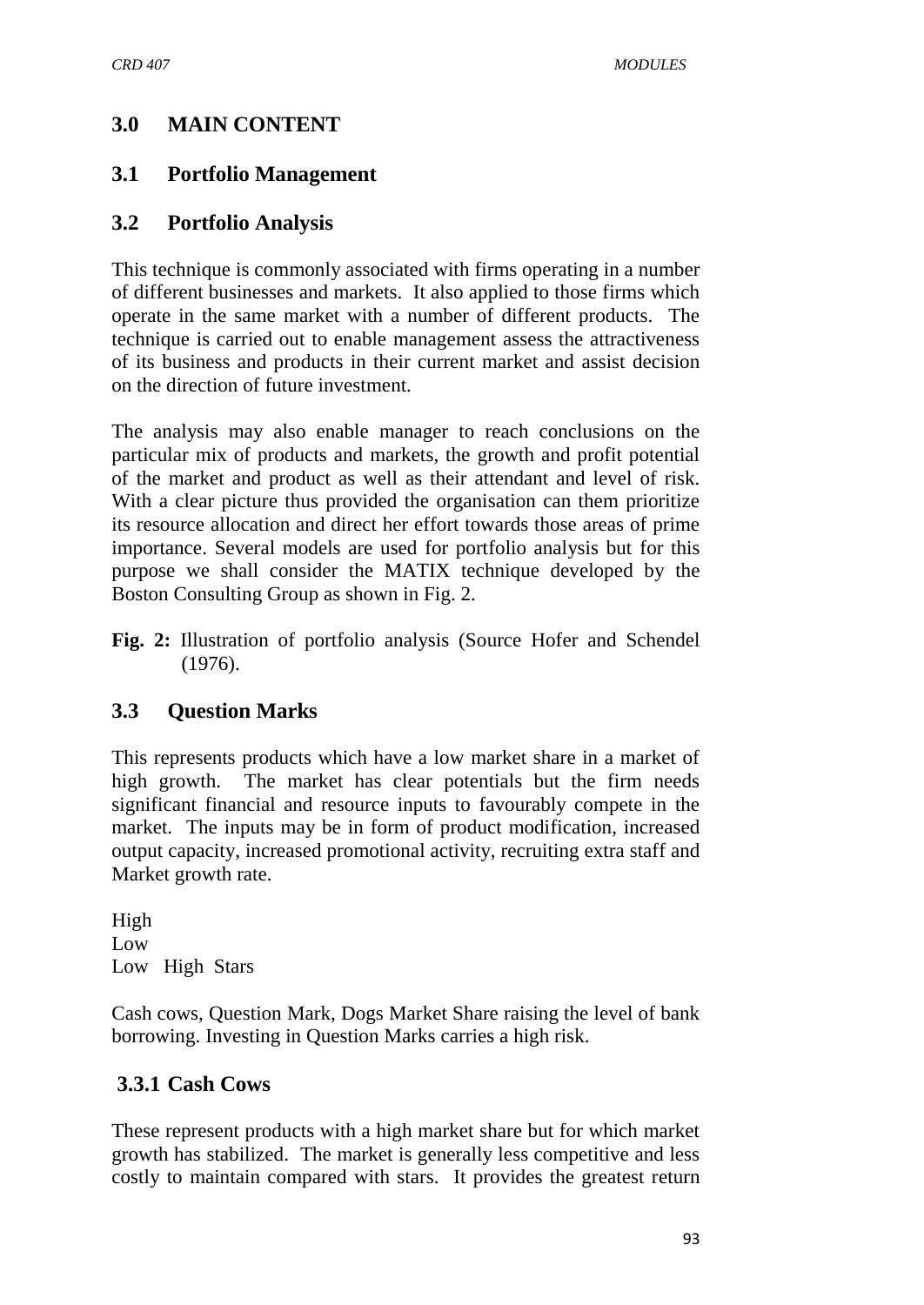## 3.0 MAIN CONTENT

### 3.1 Portfolio Management

### 3.2 Portfolio Analysis

This technique is commonly associated with firms operating in a number of different businesses and markets. It also applied to those firms which operate in the same market with a number of different products. The technique is carried out to enable management assess the attractiveness of its business and products in their current market and assist decision on the direction of future investment.

The analysis may also enable manager to reach conclusions on the particular mix of products and markets, the growth and profit potential of the market and product as well as their attendant and level of risk. With a clear picture thus provided the organisation can them prioritize its resource allocation and direct her effort towards those areas of prime importance. Several models are used for portfolio analysis but for this purpose we shall consider the MATIX technique developed by the Boston Consulting Group as shown in Fig. 2.

**Fig. 2:** Illustration of portfolio analysis (Source Hofer and Schendel (1976).

### 3.3 Question Marks

This represents products which have a low market share in a market of high growth. The market has clear potentials but the firm needs significant financial and resource inputs to favourably compete in the market. The inputs may be in form of product modification, increased output capacity, increased promotional activity, recruiting extra staff and Market growth rate.

High
Low
Low High Stars

Cash cows, Question Mark, Dogs Market Share raising the level of bank borrowing. Investing in Question Marks carries a high risk.

#### 3.3.1 Cash Cows

These represent products with a high market share but for which market growth has stabilized. The market is generally less competitive and less costly to maintain compared with stars. It provides the greatest return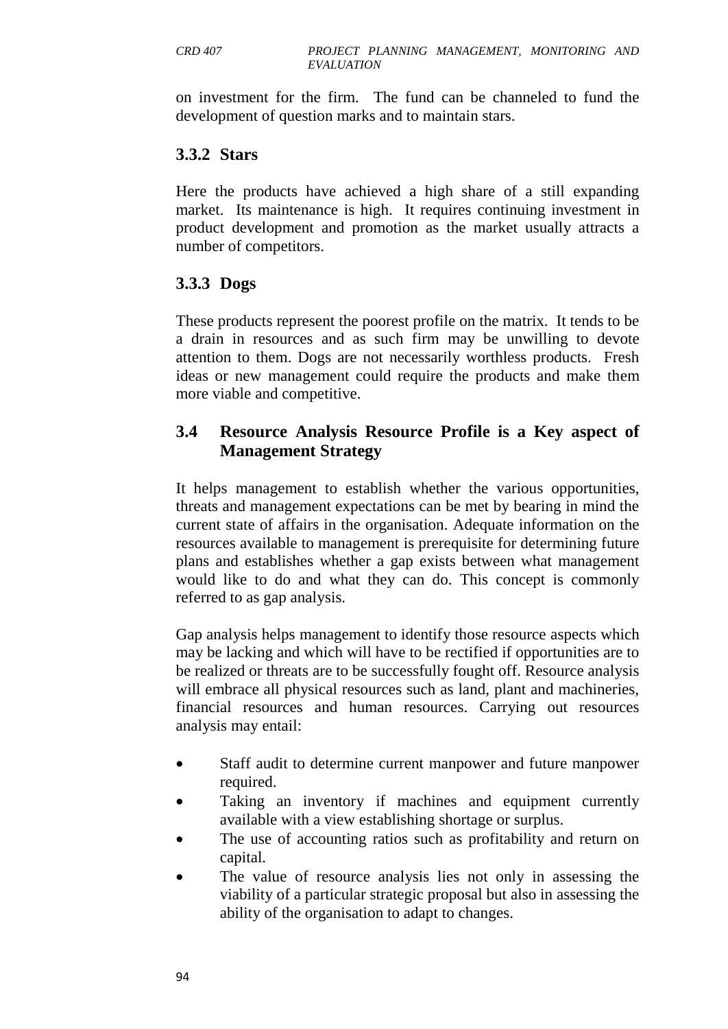on investment for the firm. The fund can be channeled to fund the development of question marks and to maintain stars.

### 3.3.2 Stars

Here the products have achieved a high share of a still expanding market. Its maintenance is high. It requires continuing investment in product development and promotion as the market usually attracts a number of competitors.

### 3.3.3 Dogs

These products represent the poorest profile on the matrix. It tends to be a drain in resources and as such firm may be unwilling to devote attention to them. Dogs are not necessarily worthless products. Fresh ideas or new management could require the products and make them more viable and competitive.

## 3.4 Resource Analysis Resource Profile is a Key aspect of Management Strategy

It helps management to establish whether the various opportunities, threats and management expectations can be met by bearing in mind the current state of affairs in the organisation. Adequate information on the resources available to management is prerequisite for determining future plans and establishes whether a gap exists between what management would like to do and what they can do. This concept is commonly referred to as gap analysis.

Gap analysis helps management to identify those resource aspects which may be lacking and which will have to be rectified if opportunities are to be realized or threats are to be successfully fought off. Resource analysis will embrace all physical resources such as land, plant and machineries, financial resources and human resources. Carrying out resources analysis may entail:

- Staff audit to determine current manpower and future manpower required.
- Taking an inventory if machines and equipment currently available with a view establishing shortage or surplus.
- The use of accounting ratios such as profitability and return on capital.
- The value of resource analysis lies not only in assessing the viability of a particular strategic proposal but also in assessing the ability of the organisation to adapt to changes.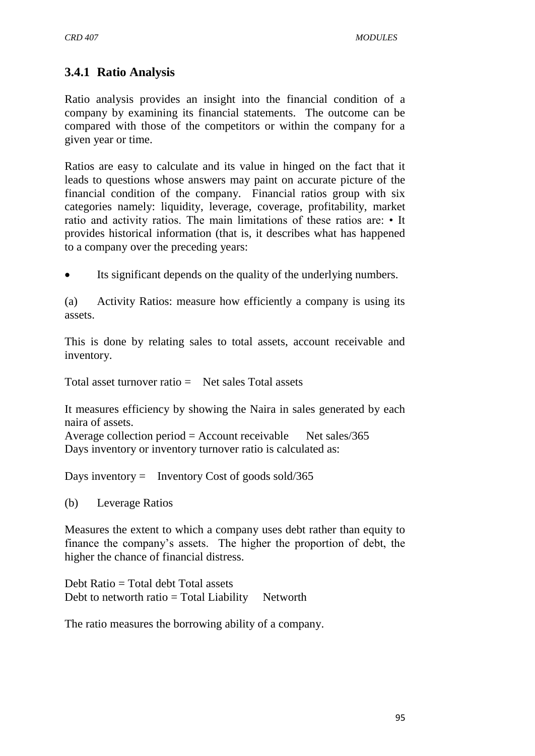### 3.4.1 Ratio Analysis

Ratio analysis provides an insight into the financial condition of a company by examining its financial statements. The outcome can be compared with those of the competitors or within the company for a given year or time.

Ratios are easy to calculate and its value in hinged on the fact that it leads to questions whose answers may paint on accurate picture of the financial condition of the company. Financial ratios group with six categories namely: liquidity, leverage, coverage, profitability, market ratio and activity ratios. The main limitations of these ratios are: • It provides historical information (that is, it describes what has happened to a company over the preceding years:

- Its significant depends on the quality of the underlying numbers.

(a) Activity Ratios: measure how efficiently a company is using its assets.

This is done by relating sales to total assets, account receivable and inventory.

Total asset turnover ratio = Net sales Total assets

It measures efficiency by showing the Naira in sales generated by each naira of assets.
Average collection period = Account receivable Net sales/365
Days inventory or inventory turnover ratio is calculated as:

Days inventory = Inventory Cost of goods sold/365

(b) Leverage Ratios

Measures the extent to which a company uses debt rather than equity to finance the company's assets. The higher the proportion of debt, the higher the chance of financial distress.

Debt Ratio = Total debt Total assets
Debt to networth ratio = Total Liability Networth

The ratio measures the borrowing ability of a company.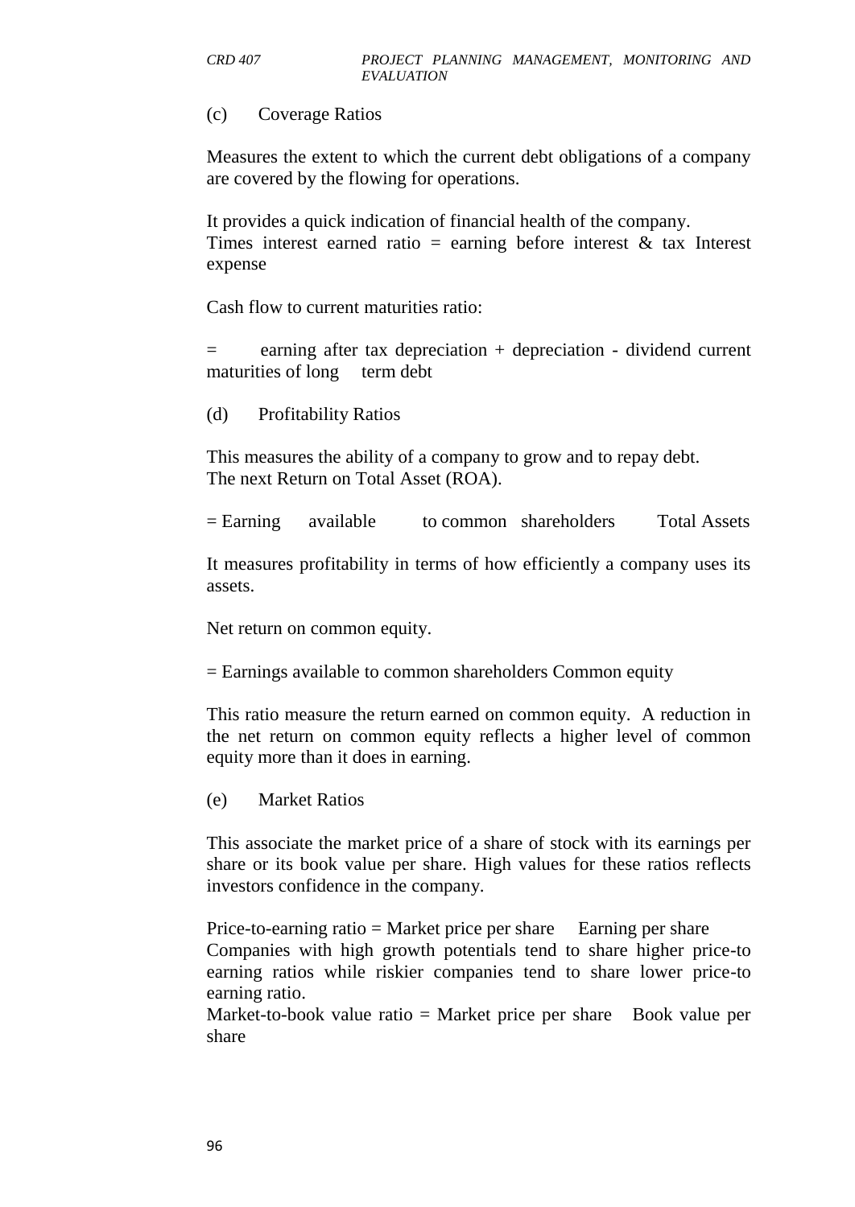(c) Coverage Ratios

Measures the extent to which the current debt obligations of a company are covered by the flowing for operations.

It provides a quick indication of financial health of the company.
Times interest earned ratio = earning before interest & tax Interest expense

Cash flow to current maturities ratio:

= earning after tax depreciation + depreciation - dividend current maturities of long term debt

(d) Profitability Ratios

This measures the ability of a company to grow and to repay debt.
The next Return on Total Asset (ROA).

= Earning available to common shareholders Total Assets

It measures profitability in terms of how efficiently a company uses its assets.

Net return on common equity.

= Earnings available to common shareholders Common equity

This ratio measure the return earned on common equity. A reduction in the net return on common equity reflects a higher level of common equity more than it does in earning.

(e) Market Ratios

This associate the market price of a share of stock with its earnings per share or its book value per share. High values for these ratios reflects investors confidence in the company.

Price-to-earning ratio = Market price per share Earning per share
Companies with high growth potentials tend to share higher price-to earning ratios while riskier companies tend to share lower price-to earning ratio.
Market-to-book value ratio = Market price per share Book value per share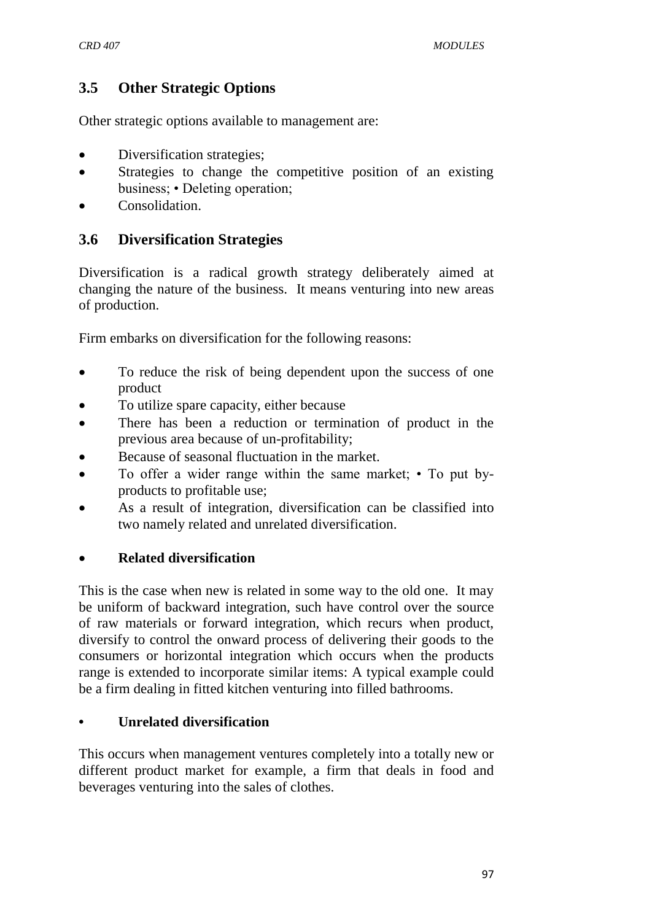## 3.5 Other Strategic Options

Other strategic options available to management are:

- Diversification strategies;
- Strategies to change the competitive position of an existing business; • Deleting operation;
- Consolidation.

## 3.6 Diversification Strategies

Diversification is a radical growth strategy deliberately aimed at changing the nature of the business. It means venturing into new areas of production.

Firm embarks on diversification for the following reasons:

- To reduce the risk of being dependent upon the success of one product
- To utilize spare capacity, either because
- There has been a reduction or termination of product in the previous area because of un-profitability;
- Because of seasonal fluctuation in the market.
- To offer a wider range within the same market; • To put by-products to profitable use;
- As a result of integration, diversification can be classified into two namely related and unrelated diversification.

- **Related diversification**

This is the case when new is related in some way to the old one. It may be uniform of backward integration, such have control over the source of raw materials or forward integration, which recurs when product, diversify to control the onward process of delivering their goods to the consumers or horizontal integration which occurs when the products range is extended to incorporate similar items: A typical example could be a firm dealing in fitted kitchen venturing into filled bathrooms.

- **Unrelated diversification**

This occurs when management ventures completely into a totally new or different product market for example, a firm that deals in food and beverages venturing into the sales of clothes.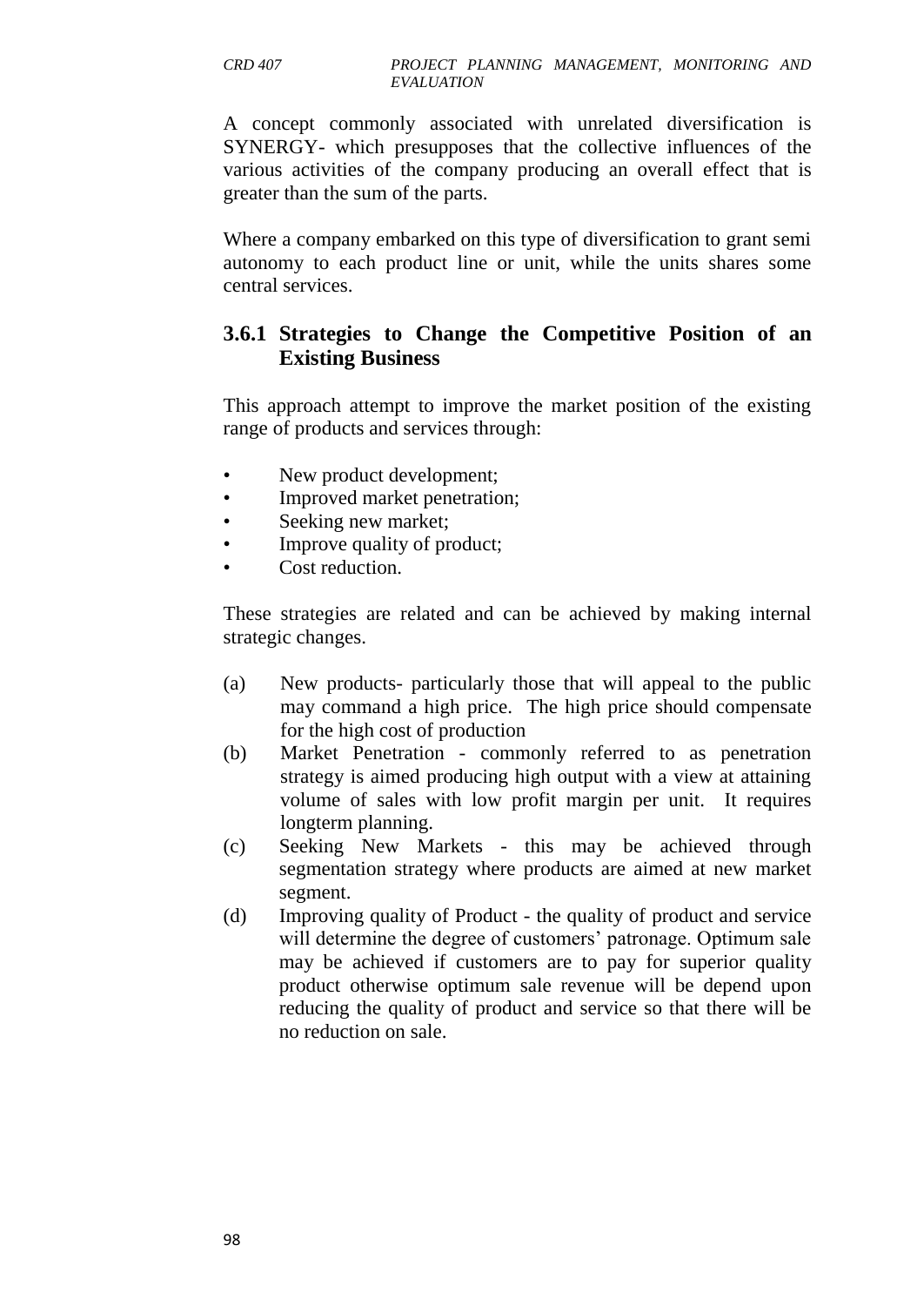A concept commonly associated with unrelated diversification is SYNERGY- which presupposes that the collective influences of the various activities of the company producing an overall effect that is greater than the sum of the parts.

Where a company embarked on this type of diversification to grant semi autonomy to each product line or unit, while the units shares some central services.

### 3.6.1 Strategies to Change the Competitive Position of an Existing Business

This approach attempt to improve the market position of the existing range of products and services through:

- New product development;
- Improved market penetration;
- Seeking new market;
- Improve quality of product;
- Cost reduction.

These strategies are related and can be achieved by making internal strategic changes.

(a) New products- particularly those that will appeal to the public may command a high price. The high price should compensate for the high cost of production

(b) Market Penetration - commonly referred to as penetration strategy is aimed producing high output with a view at attaining volume of sales with low profit margin per unit. It requires longterm planning.

(c) Seeking New Markets - this may be achieved through segmentation strategy where products are aimed at new market segment.

(d) Improving quality of Product - the quality of product and service will determine the degree of customers' patronage. Optimum sale may be achieved if customers are to pay for superior quality product otherwise optimum sale revenue will be depend upon reducing the quality of product and service so that there will be no reduction on sale.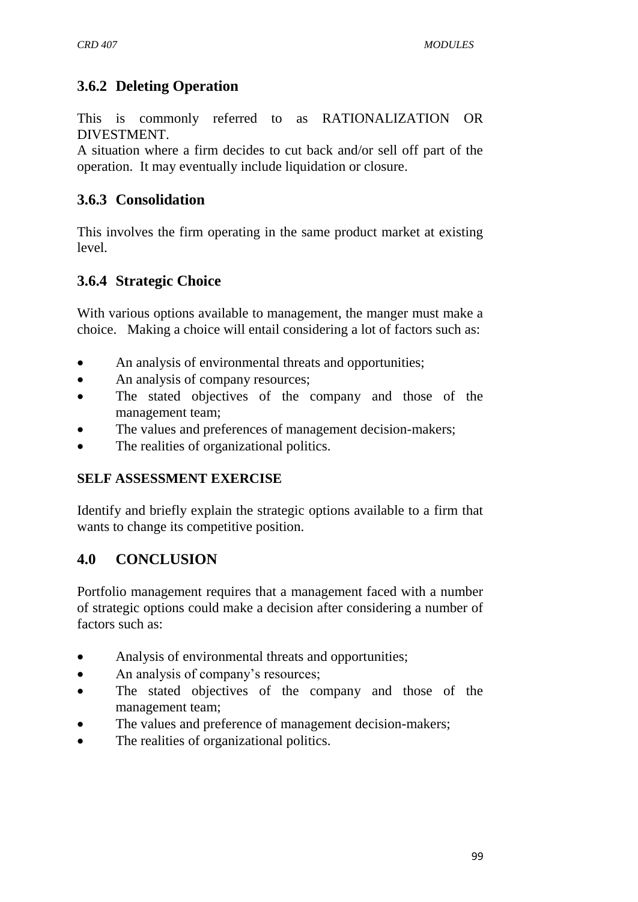### 3.6.2 Deleting Operation

This is commonly referred to as RATIONALIZATION OR DIVESTMENT.
A situation where a firm decides to cut back and/or sell off part of the operation. It may eventually include liquidation or closure.

### 3.6.3 Consolidation

This involves the firm operating in the same product market at existing level.

### 3.6.4 Strategic Choice

With various options available to management, the manger must make a choice. Making a choice will entail considering a lot of factors such as:

- An analysis of environmental threats and opportunities;
- An analysis of company resources;
- The stated objectives of the company and those of the management team;
- The values and preferences of management decision-makers;
- The realities of organizational politics.

**SELF ASSESSMENT EXERCISE**

Identify and briefly explain the strategic options available to a firm that wants to change its competitive position.

## 4.0 CONCLUSION

Portfolio management requires that a management faced with a number of strategic options could make a decision after considering a number of factors such as:

- Analysis of environmental threats and opportunities;
- An analysis of company's resources;
- The stated objectives of the company and those of the management team;
- The values and preference of management decision-makers;
- The realities of organizational politics.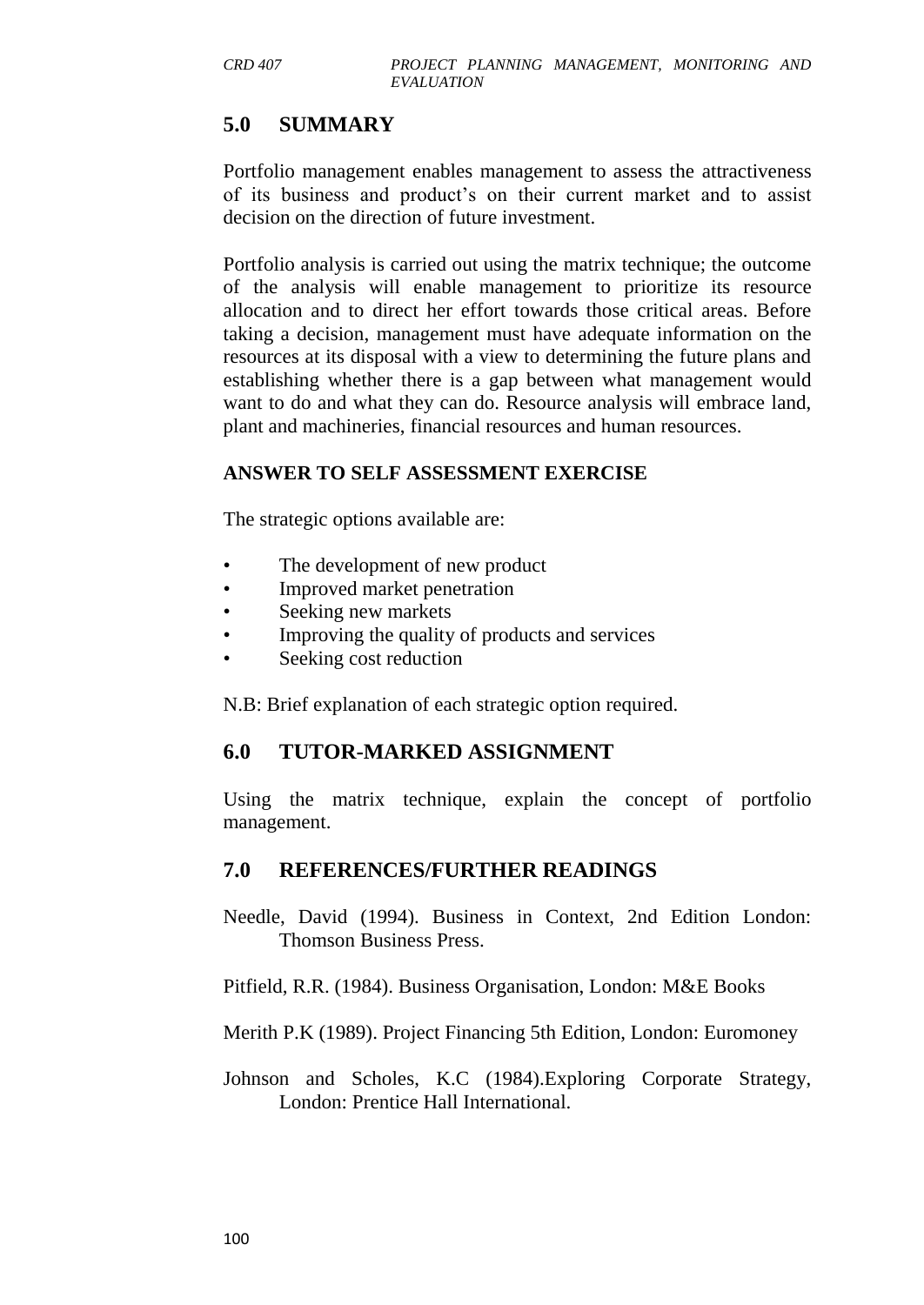## 5.0 SUMMARY

Portfolio management enables management to assess the attractiveness of its business and product's on their current market and to assist decision on the direction of future investment.

Portfolio analysis is carried out using the matrix technique; the outcome of the analysis will enable management to prioritize its resource allocation and to direct her effort towards those critical areas. Before taking a decision, management must have adequate information on the resources at its disposal with a view to determining the future plans and establishing whether there is a gap between what management would want to do and what they can do. Resource analysis will embrace land, plant and machineries, financial resources and human resources.

### ANSWER TO SELF ASSESSMENT EXERCISE

The strategic options available are:

- The development of new product
- Improved market penetration
- Seeking new markets
- Improving the quality of products and services
- Seeking cost reduction

N.B: Brief explanation of each strategic option required.

## 6.0 TUTOR-MARKED ASSIGNMENT

Using the matrix technique, explain the concept of portfolio management.

## 7.0 REFERENCES/FURTHER READINGS

Needle, David (1994). Business in Context, 2nd Edition London: Thomson Business Press.

Pitfield, R.R. (1984). Business Organisation, London: M&E Books

Merith P.K (1989). Project Financing 5th Edition, London: Euromoney

Johnson and Scholes, K.C (1984).Exploring Corporate Strategy, London: Prentice Hall International.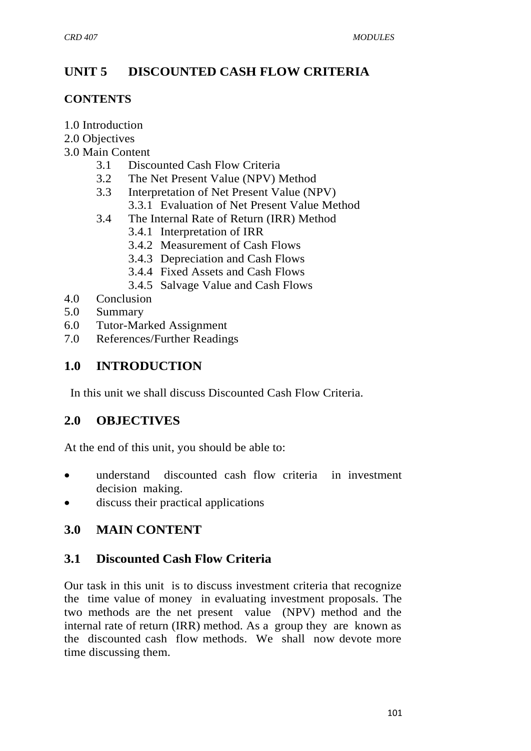# UNIT 5 DISCOUNTED CASH FLOW CRITERIA

## CONTENTS

1.0 Introduction
2.0 Objectives
3.0 Main Content
- 3.1 Discounted Cash Flow Criteria
- 3.2 The Net Present Value (NPV) Method
- 3.3 Interpretation of Net Present Value (NPV)
  - 3.3.1 Evaluation of Net Present Value Method
- 3.4 The Internal Rate of Return (IRR) Method
  - 3.4.1 Interpretation of IRR
  - 3.4.2 Measurement of Cash Flows
  - 3.4.3 Depreciation and Cash Flows
  - 3.4.4 Fixed Assets and Cash Flows
  - 3.4.5 Salvage Value and Cash Flows

4.0 Conclusion
5.0 Summary
6.0 Tutor-Marked Assignment
7.0 References/Further Readings

## 1.0 INTRODUCTION

In this unit we shall discuss Discounted Cash Flow Criteria.

## 2.0 OBJECTIVES

At the end of this unit, you should be able to:

- understand discounted cash flow criteria in investment decision making.
- discuss their practical applications

## 3.0 MAIN CONTENT

### 3.1 Discounted Cash Flow Criteria

Our task in this unit is to discuss investment criteria that recognize the time value of money in evaluating investment proposals. The two methods are the net present value (NPV) method and the internal rate of return (IRR) method. As a group they are known as the discounted cash flow methods. We shall now devote more time discussing them.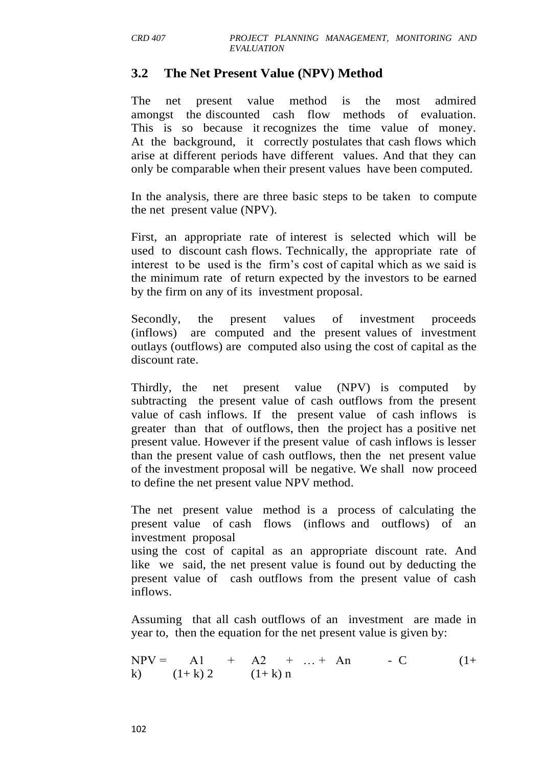## 3.2 The Net Present Value (NPV) Method

The net present value method is the most admired amongst the discounted cash flow methods of evaluation. This is so because it recognizes the time value of money. At the background, it correctly postulates that cash flows which arise at different periods have different values. And that they can only be comparable when their present values have been computed.

In the analysis, there are three basic steps to be taken to compute the net present value (NPV).

First, an appropriate rate of interest is selected which will be used to discount cash flows. Technically, the appropriate rate of interest to be used is the firm's cost of capital which as we said is the minimum rate of return expected by the investors to be earned by the firm on any of its investment proposal.

Secondly, the present values of investment proceeds (inflows) are computed and the present values of investment outlays (outflows) are computed also using the cost of capital as the discount rate.

Thirdly, the net present value (NPV) is computed by subtracting the present value of cash outflows from the present value of cash inflows. If the present value of cash inflows is greater than that of outflows, then the project has a positive net present value. However if the present value of cash inflows is lesser than the present value of cash outflows, then the net present value of the investment proposal will be negative. We shall now proceed to define the net present value NPV method.

The net present value method is a process of calculating the present value of cash flows (inflows and outflows) of an investment proposal
using the cost of capital as an appropriate discount rate. And like we said, the net present value is found out by deducting the present value of cash outflows from the present value of cash inflows.

Assuming that all cash outflows of an investment are made in year to, then the equation for the net present value is given by:

$$NPV = \frac{A1}{(1+k)} + \frac{A2}{(1+k)^2} + \ldots + \frac{An}{(1+k)^n} - C$$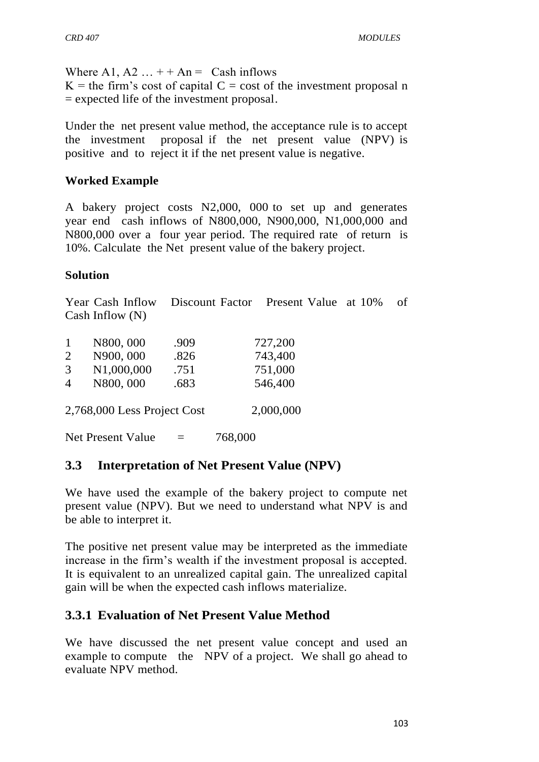Where $A_1, A_2 \ldots + + A_n$ = Cash inflows
$K$ = the firm's cost of capital $C$ = cost of the investment proposal $n$ = expected life of the investment proposal.

Under the net present value method, the acceptance rule is to accept the investment proposal if the net present value (NPV) is positive and to reject it if the net present value is negative.

**Worked Example**

A bakery project costs N2,000, 000 to set up and generates year end cash inflows of N800,000, N900,000, N1,000,000 and N800,000 over a four year period. The required rate of return is 10%. Calculate the Net present value of the bakery project.

**Solution**

| Year | Cash Inflow | Discount Factor | Present Value at 10% of Cash Inflow (N) |
|---|---|---|---|
| 1 | N800, 000 | .909 | 727,200 |
| 2 | N900, 000 | .826 | 743,400 |
| 3 | N1,000,000 | .751 | 751,000 |
| 4 | N800, 000 | .683 | 546,400 |

2,768,000 Less Project Cost 2,000,000

Net Present Value = 768,000

## 3.3 Interpretation of Net Present Value (NPV)

We have used the example of the bakery project to compute net present value (NPV). But we need to understand what NPV is and be able to interpret it.

The positive net present value may be interpreted as the immediate increase in the firm's wealth if the investment proposal is accepted. It is equivalent to an unrealized capital gain. The unrealized capital gain will be when the expected cash inflows materialize.

### 3.3.1 Evaluation of Net Present Value Method

We have discussed the net present value concept and used an example to compute the NPV of a project. We shall go ahead to evaluate NPV method.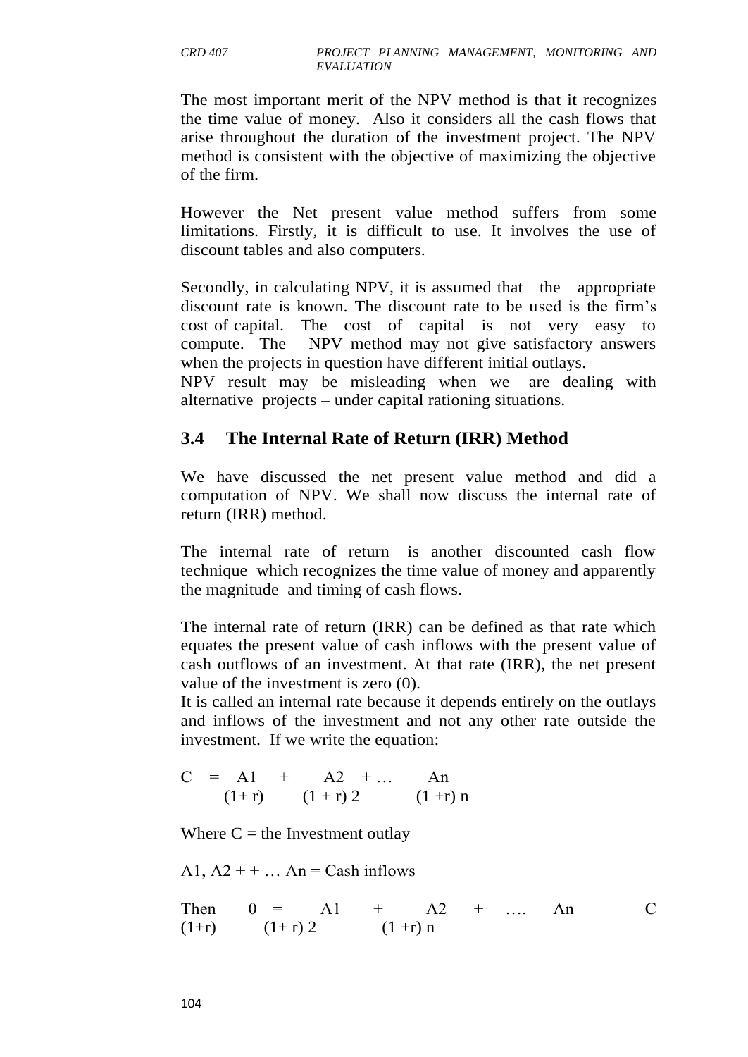The most important merit of the NPV method is that it recognizes the time value of money. Also it considers all the cash flows that arise throughout the duration of the investment project. The NPV method is consistent with the objective of maximizing the objective of the firm.

However the Net present value method suffers from some limitations. Firstly, it is difficult to use. It involves the use of discount tables and also computers.

Secondly, in calculating NPV, it is assumed that the appropriate discount rate is known. The discount rate to be used is the firm's cost of capital. The cost of capital is not very easy to compute. The NPV method may not give satisfactory answers when the projects in question have different initial outlays.
NPV result may be misleading when we are dealing with alternative projects – under capital rationing situations.

## 3.4 The Internal Rate of Return (IRR) Method

We have discussed the net present value method and did a computation of NPV. We shall now discuss the internal rate of return (IRR) method.

The internal rate of return is another discounted cash flow technique which recognizes the time value of money and apparently the magnitude and timing of cash flows.

The internal rate of return (IRR) can be defined as that rate which equates the present value of cash inflows with the present value of cash outflows of an investment. At that rate (IRR), the net present value of the investment is zero (0).
It is called an internal rate because it depends entirely on the outlays and inflows of the investment and not any other rate outside the investment. If we write the equation:

$$C = \frac{A1}{(1+r)} + \frac{A2}{(1+r)^2} + \ldots \frac{An}{(1+r)^n}$$

Where C = the Investment outlay

A1, A2 + + … An = Cash inflows

$$\text{Then} \quad 0 = \frac{A1}{(1+r)} + \frac{A2}{(1+r)^2} + \ldots \frac{An}{(1+r)^n} - C$$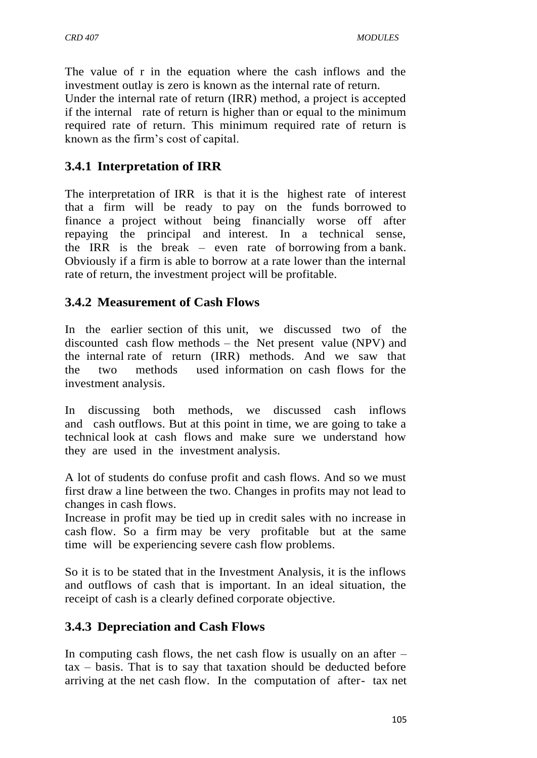The value of r in the equation where the cash inflows and the investment outlay is zero is known as the internal rate of return.
Under the internal rate of return (IRR) method, a project is accepted if the internal rate of return is higher than or equal to the minimum required rate of return. This minimum required rate of return is known as the firm's cost of capital.

### 3.4.1 Interpretation of IRR

The interpretation of IRR is that it is the highest rate of interest that a firm will be ready to pay on the funds borrowed to finance a project without being financially worse off after repaying the principal and interest. In a technical sense, the IRR is the break – even rate of borrowing from a bank. Obviously if a firm is able to borrow at a rate lower than the internal rate of return, the investment project will be profitable.

### 3.4.2 Measurement of Cash Flows

In the earlier section of this unit, we discussed two of the discounted cash flow methods – the Net present value (NPV) and the internal rate of return (IRR) methods. And we saw that the two methods used information on cash flows for the investment analysis.

In discussing both methods, we discussed cash inflows and cash outflows. But at this point in time, we are going to take a technical look at cash flows and make sure we understand how they are used in the investment analysis.

A lot of students do confuse profit and cash flows. And so we must first draw a line between the two. Changes in profits may not lead to changes in cash flows.
Increase in profit may be tied up in credit sales with no increase in cash flow. So a firm may be very profitable but at the same time will be experiencing severe cash flow problems.

So it is to be stated that in the Investment Analysis, it is the inflows and outflows of cash that is important. In an ideal situation, the receipt of cash is a clearly defined corporate objective.

### 3.4.3 Depreciation and Cash Flows

In computing cash flows, the net cash flow is usually on an after – tax – basis. That is to say that taxation should be deducted before arriving at the net cash flow. In the computation of after- tax net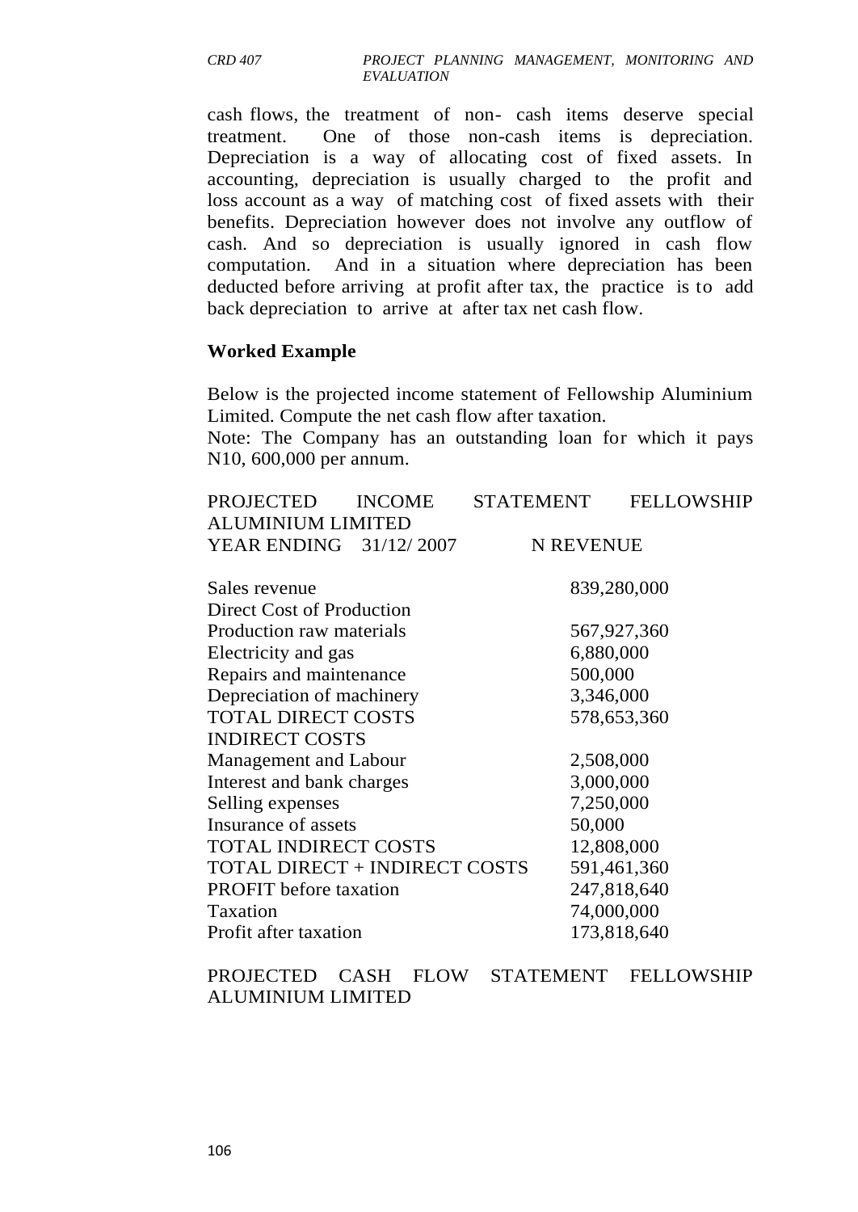cash flows, the treatment of non- cash items deserve special treatment. One of those non-cash items is depreciation. Depreciation is a way of allocating cost of fixed assets. In accounting, depreciation is usually charged to the profit and loss account as a way of matching cost of fixed assets with their benefits. Depreciation however does not involve any outflow of cash. And so depreciation is usually ignored in cash flow computation. And in a situation where depreciation has been deducted before arriving at profit after tax, the practice is to add back depreciation to arrive at after tax net cash flow.

**Worked Example**

Below is the projected income statement of Fellowship Aluminium Limited. Compute the net cash flow after taxation.

Note: The Company has an outstanding loan for which it pays N10, 600,000 per annum.

PROJECTED INCOME STATEMENT FELLOWSHIP ALUMINIUM LIMITED

| YEAR ENDING 31/12/ 2007 | N REVENUE |
|---|---|
| Sales revenue | 839,280,000 |
| Direct Cost of Production | |
| Production raw materials | 567,927,360 |
| Electricity and gas | 6,880,000 |
| Repairs and maintenance | 500,000 |
| Depreciation of machinery | 3,346,000 |
| TOTAL DIRECT COSTS | 578,653,360 |
| INDIRECT COSTS | |
| Management and Labour | 2,508,000 |
| Interest and bank charges | 3,000,000 |
| Selling expenses | 7,250,000 |
| Insurance of assets | 50,000 |
| TOTAL INDIRECT COSTS | 12,808,000 |
| TOTAL DIRECT + INDIRECT COSTS | 591,461,360 |
| PROFIT before taxation | 247,818,640 |
| Taxation | 74,000,000 |
| Profit after taxation | 173,818,640 |

PROJECTED CASH FLOW STATEMENT FELLOWSHIP ALUMINIUM LIMITED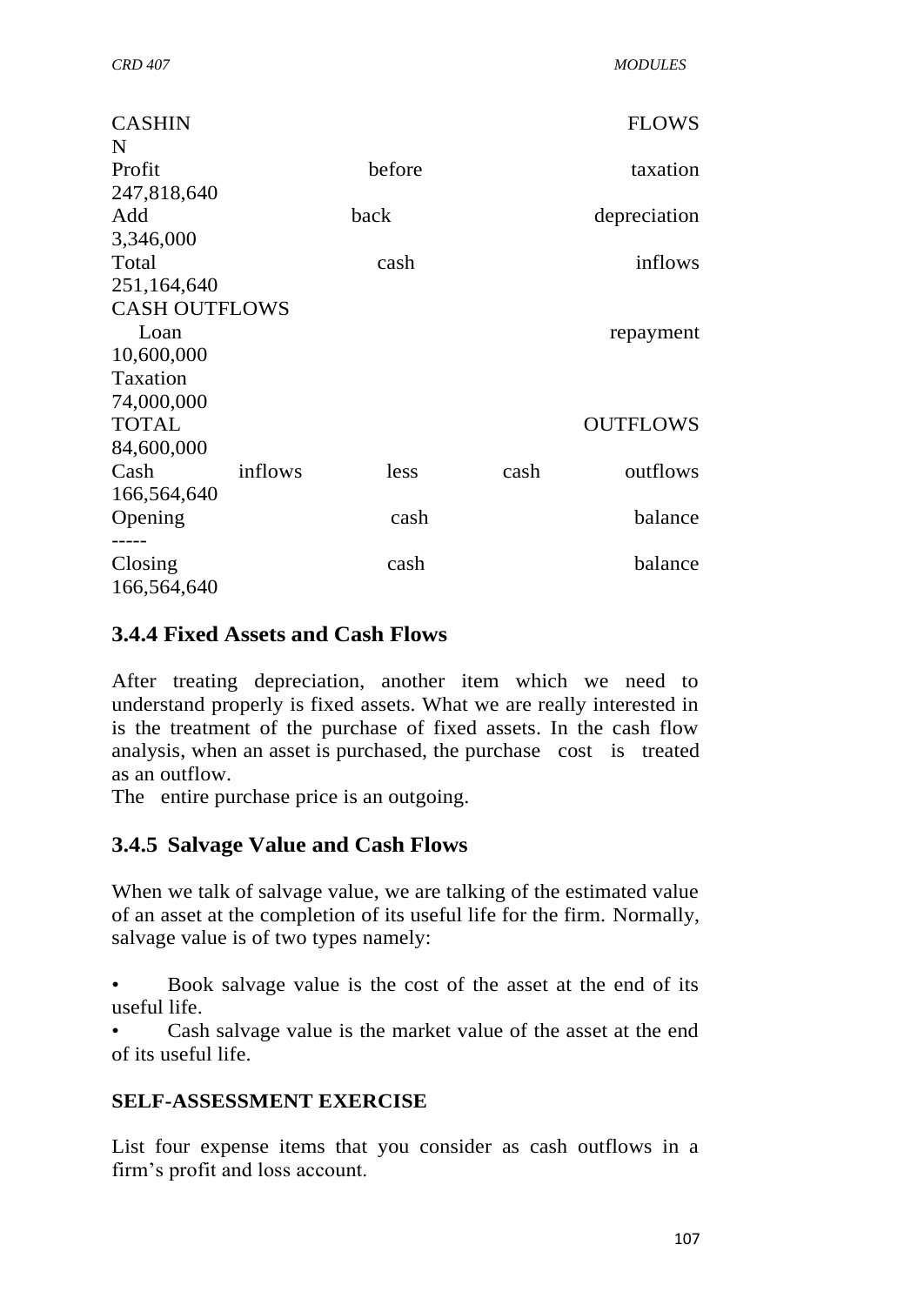| CASH INFLOWS | N |
|---|---|
| Profit before taxation | 247,818,640 |
| Add back depreciation | 3,346,000 |
| Total cash inflows | 251,164,640 |
| CASH OUTFLOWS | |
| Loan repayment | 10,600,000 |
| Taxation | 74,000,000 |
| TOTAL OUTFLOWS | 84,600,000 |
| Cash inflows less cash outflows | 166,564,640 |
| Opening cash balance | ----- |
| Closing cash balance | 166,564,640 |

### 3.4.4 Fixed Assets and Cash Flows

After treating depreciation, another item which we need to understand properly is fixed assets. What we are really interested in is the treatment of the purchase of fixed assets. In the cash flow analysis, when an asset is purchased, the purchase cost is treated as an outflow.
The entire purchase price is an outgoing.

### 3.4.5 Salvage Value and Cash Flows

When we talk of salvage value, we are talking of the estimated value of an asset at the completion of its useful life for the firm. Normally, salvage value is of two types namely:

- Book salvage value is the cost of the asset at the end of its useful life.
- Cash salvage value is the market value of the asset at the end of its useful life.

**SELF-ASSESSMENT EXERCISE**

List four expense items that you consider as cash outflows in a firm's profit and loss account.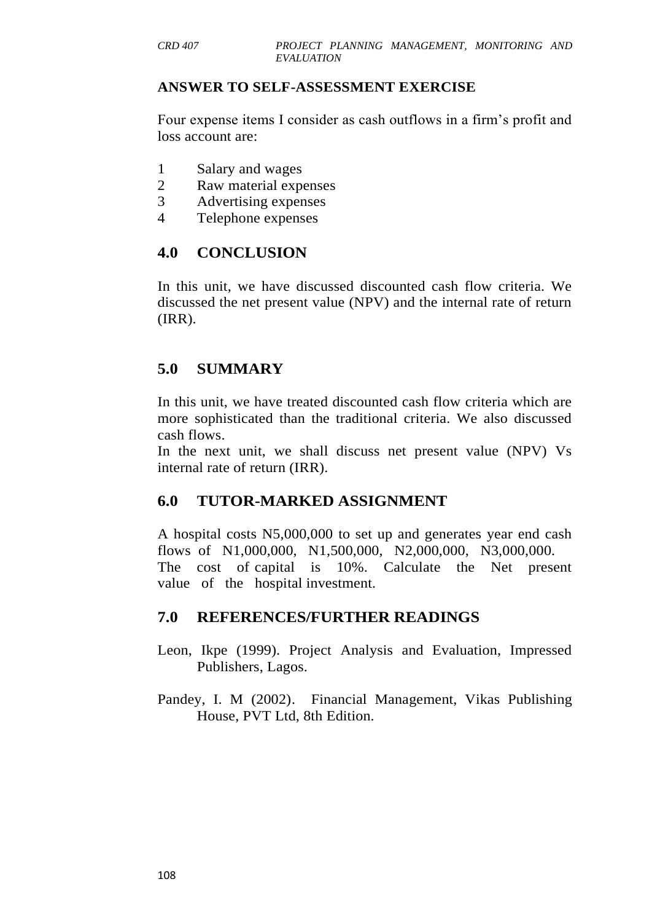**ANSWER TO SELF-ASSESSMENT EXERCISE**

Four expense items I consider as cash outflows in a firm's profit and loss account are:

1. Salary and wages
2. Raw material expenses
3. Advertising expenses
4. Telephone expenses

## 4.0 CONCLUSION

In this unit, we have discussed discounted cash flow criteria. We discussed the net present value (NPV) and the internal rate of return (IRR).

## 5.0 SUMMARY

In this unit, we have treated discounted cash flow criteria which are more sophisticated than the traditional criteria. We also discussed cash flows.

In the next unit, we shall discuss net present value (NPV) Vs internal rate of return (IRR).

## 6.0 TUTOR-MARKED ASSIGNMENT

A hospital costs N5,000,000 to set up and generates year end cash flows of N1,000,000, N1,500,000, N2,000,000, N3,000,000. The cost of capital is 10%. Calculate the Net present value of the hospital investment.

## 7.0 REFERENCES/FURTHER READINGS

Leon, Ikpe (1999). Project Analysis and Evaluation, Impressed Publishers, Lagos.

Pandey, I. M (2002). Financial Management, Vikas Publishing House, PVT Ltd, 8th Edition.